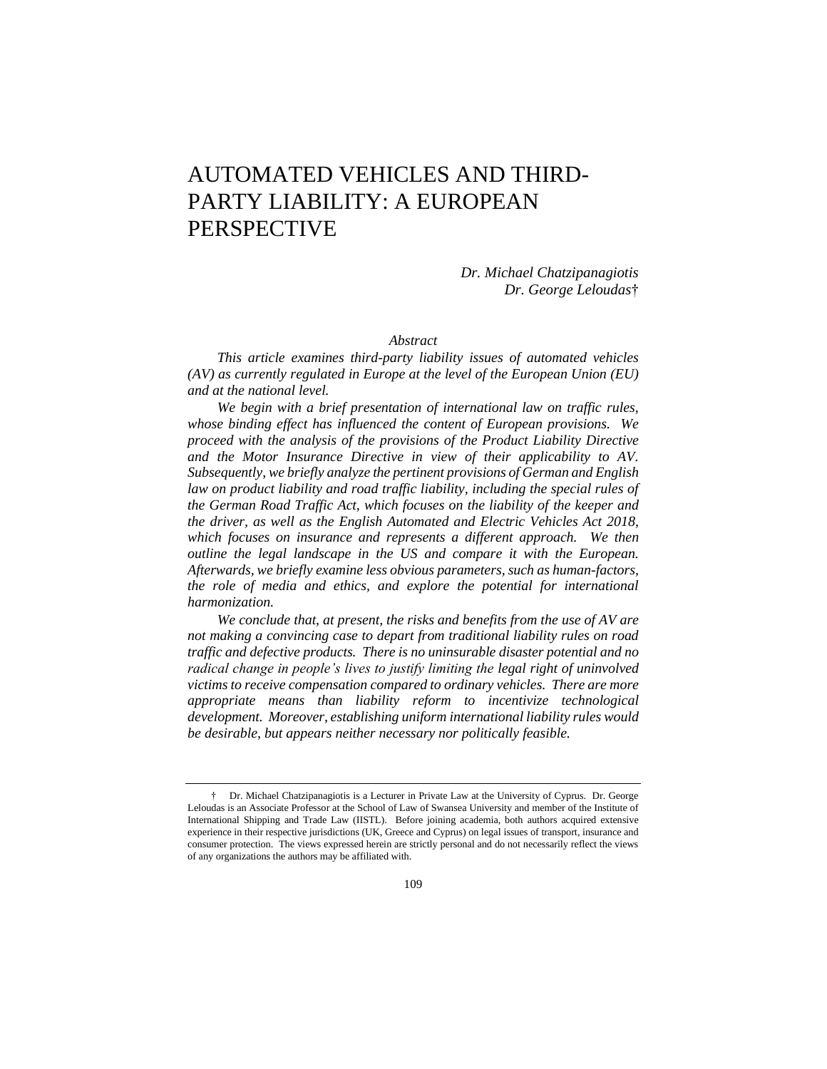# AUTOMATED VEHICLES AND THIRD-PARTY LIABILITY: A EUROPEAN PERSPECTIVE

*Dr. Michael Chatzipanagiotis*
*Dr. George Leloudas*†

*Abstract*

*This article examines third-party liability issues of automated vehicles (AV) as currently regulated in Europe at the level of the European Union (EU) and at the national level.*

*We begin with a brief presentation of international law on traffic rules, whose binding effect has influenced the content of European provisions. We proceed with the analysis of the provisions of the Product Liability Directive and the Motor Insurance Directive in view of their applicability to AV. Subsequently, we briefly analyze the pertinent provisions of German and English law on product liability and road traffic liability, including the special rules of the German Road Traffic Act, which focuses on the liability of the keeper and the driver, as well as the English Automated and Electric Vehicles Act 2018, which focuses on insurance and represents a different approach. We then outline the legal landscape in the US and compare it with the European. Afterwards, we briefly examine less obvious parameters, such as human-factors, the role of media and ethics, and explore the potential for international harmonization.*

*We conclude that, at present, the risks and benefits from the use of AV are not making a convincing case to depart from traditional liability rules on road traffic and defective products. There is no uninsurable disaster potential and no radical change in people's lives to justify limiting the legal right of uninvolved victims to receive compensation compared to ordinary vehicles. There are more appropriate means than liability reform to incentivize technological development. Moreover, establishing uniform international liability rules would be desirable, but appears neither necessary nor politically feasible.*

---

† Dr. Michael Chatzipanagiotis is a Lecturer in Private Law at the University of Cyprus. Dr. George Leloudas is an Associate Professor at the School of Law of Swansea University and member of the Institute of International Shipping and Trade Law (IISTL). Before joining academia, both authors acquired extensive experience in their respective jurisdictions (UK, Greece and Cyprus) on legal issues of transport, insurance and consumer protection. The views expressed herein are strictly personal and do not necessarily reflect the views of any organizations the authors may be affiliated with.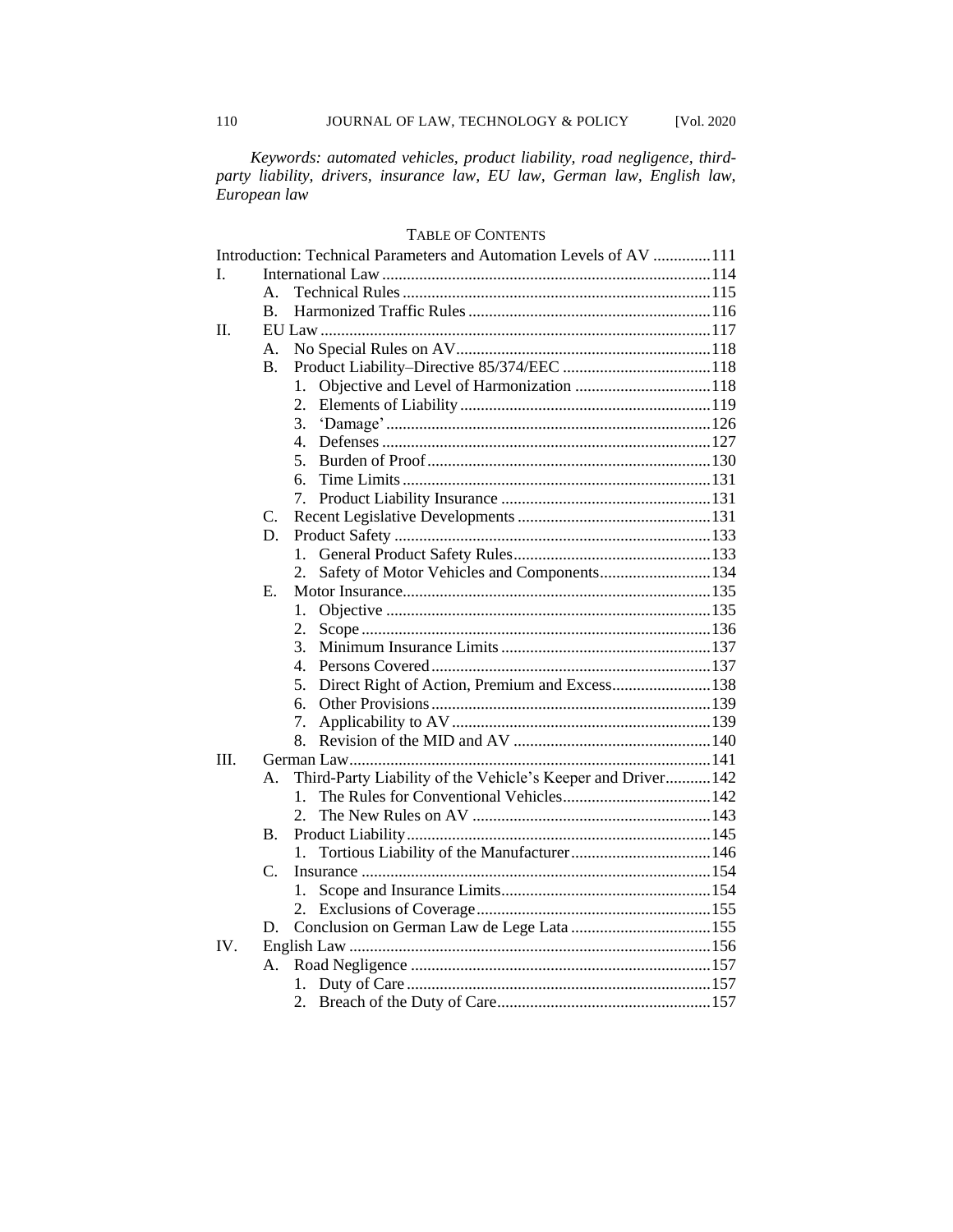*Keywords: automated vehicles, product liability, road negligence, third-party liability, drivers, insurance law, EU law, German law, English law, European law*

TABLE OF CONTENTS

Introduction: Technical Parameters and Automation Levels of AV .............111

I. International Law ...............................................................................114
   - A. Technical Rules ..........................................................................115
   - B. Harmonized Traffic Rules ..........................................................116

II. EU Law ..............................................................................................117
   - A. No Special Rules on AV.............................................................118
   - B. Product Liability–Directive 85/374/EEC ....................................118
     1. Objective and Level of Harmonization .................................118
     2. Elements of Liability ............................................................119
     3. 'Damage' ..............................................................................126
     4. Defenses ...............................................................................127
     5. Burden of Proof ....................................................................130
     6. Time Limits ..........................................................................131
     7. Product Liability Insurance ...................................................131
   - C. Recent Legislative Developments ...............................................131
   - D. Product Safety ............................................................................133
     1. General Product Safety Rules................................................133
     2. Safety of Motor Vehicles and Components...........................134
   - E. Motor Insurance..........................................................................135
     1. Objective ..............................................................................135
     2. Scope ....................................................................................136
     3. Minimum Insurance Limits ..................................................137
     4. Persons Covered ...................................................................137
     5. Direct Right of Action, Premium and Excess........................138
     6. Other Provisions ...................................................................139
     7. Applicability to AV ..............................................................139
     8. Revision of the MID and AV ................................................140

III. German Law.......................................................................................141
   - A. Third-Party Liability of the Vehicle's Keeper and Driver...........142
     1. The Rules for Conventional Vehicles....................................142
     2. The New Rules on AV ..........................................................143
   - B. Product Liability.........................................................................145
     1. Tortious Liability of the Manufacturer..................................146
   - C. Insurance ....................................................................................154
     1. Scope and Insurance Limits...................................................154
     2. Exclusions of Coverage.........................................................155
   - D. Conclusion on German Law de Lege Lata ..................................155

IV. English Law .......................................................................................156
   - A. Road Negligence ........................................................................157
     1. Duty of Care .........................................................................157
     2. Breach of the Duty of Care....................................................157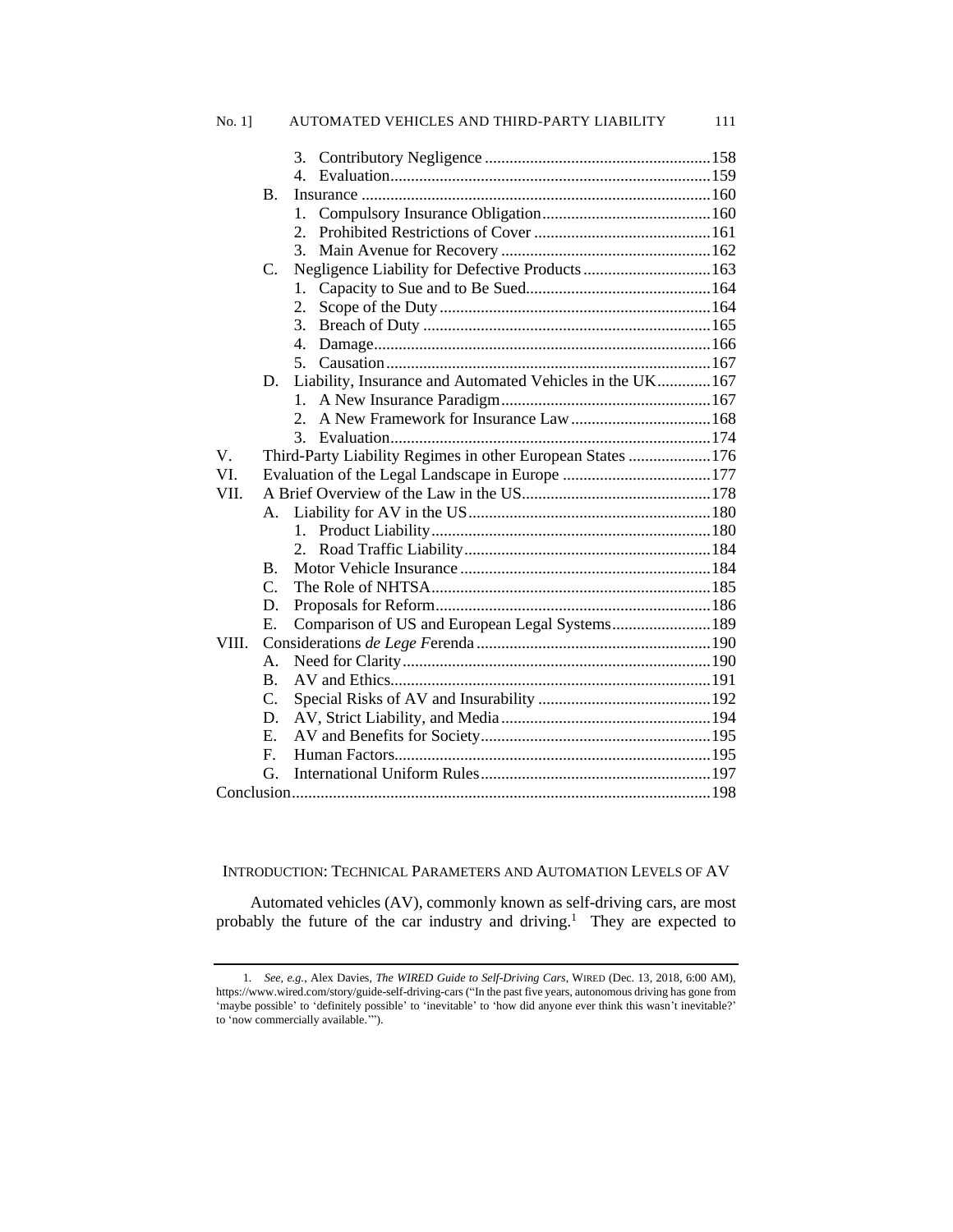3. Contributory Negligence .......................................................158
4. Evaluation.............................................................................159

B. Insurance ....................................................................................160
1. Compulsory Insurance Obligation.........................................160
2. Prohibited Restrictions of Cover ...........................................161
3. Main Avenue for Recovery ...................................................162

C. Negligence Liability for Defective Products ...............................163
1. Capacity to Sue and to Be Sued.............................................164
2. Scope of the Duty ..................................................................164
3. Breach of Duty ......................................................................165
4. Damage..................................................................................166
5. Causation...............................................................................167

D. Liability, Insurance and Automated Vehicles in the UK.............167
1. A New Insurance Paradigm...................................................167
2. A New Framework for Insurance Law..................................168
3. Evaluation.............................................................................174

V. Third-Party Liability Regimes in other European States ....................176

VI. Evaluation of the Legal Landscape in Europe ....................................177

VII. A Brief Overview of the Law in the US..............................................178

A. Liability for AV in the US...........................................................180
1. Product Liability....................................................................180
2. Road Traffic Liability............................................................184

B. Motor Vehicle Insurance .............................................................184

C. The Role of NHTSA....................................................................185

D. Proposals for Reform...................................................................186

E. Comparison of US and European Legal Systems........................189

VIII. Considerations *de Lege F*erenda .........................................................190

A. Need for Clarity...........................................................................190

B. AV and Ethics..............................................................................191

C. Special Risks of AV and Insurability ..........................................192

D. AV, Strict Liability, and Media...................................................194

E. AV and Benefits for Society........................................................195

F. Human Factors.............................................................................195

G. International Uniform Rules........................................................197

Conclusion.....................................................................................................198

## INTRODUCTION: TECHNICAL PARAMETERS AND AUTOMATION LEVELS OF AV

Automated vehicles (AV), commonly known as self-driving cars, are most probably the future of the car industry and driving.[1] They are expected to

---

1. *See, e.g.*, Alex Davies, *The WIRED Guide to Self-Driving Cars*, WIRED (Dec. 13, 2018, 6:00 AM), https://www.wired.com/story/guide-self-driving-cars ("In the past five years, autonomous driving has gone from 'maybe possible' to 'definitely possible' to 'inevitable' to 'how did anyone ever think this wasn't inevitable?' to 'now commercially available.'").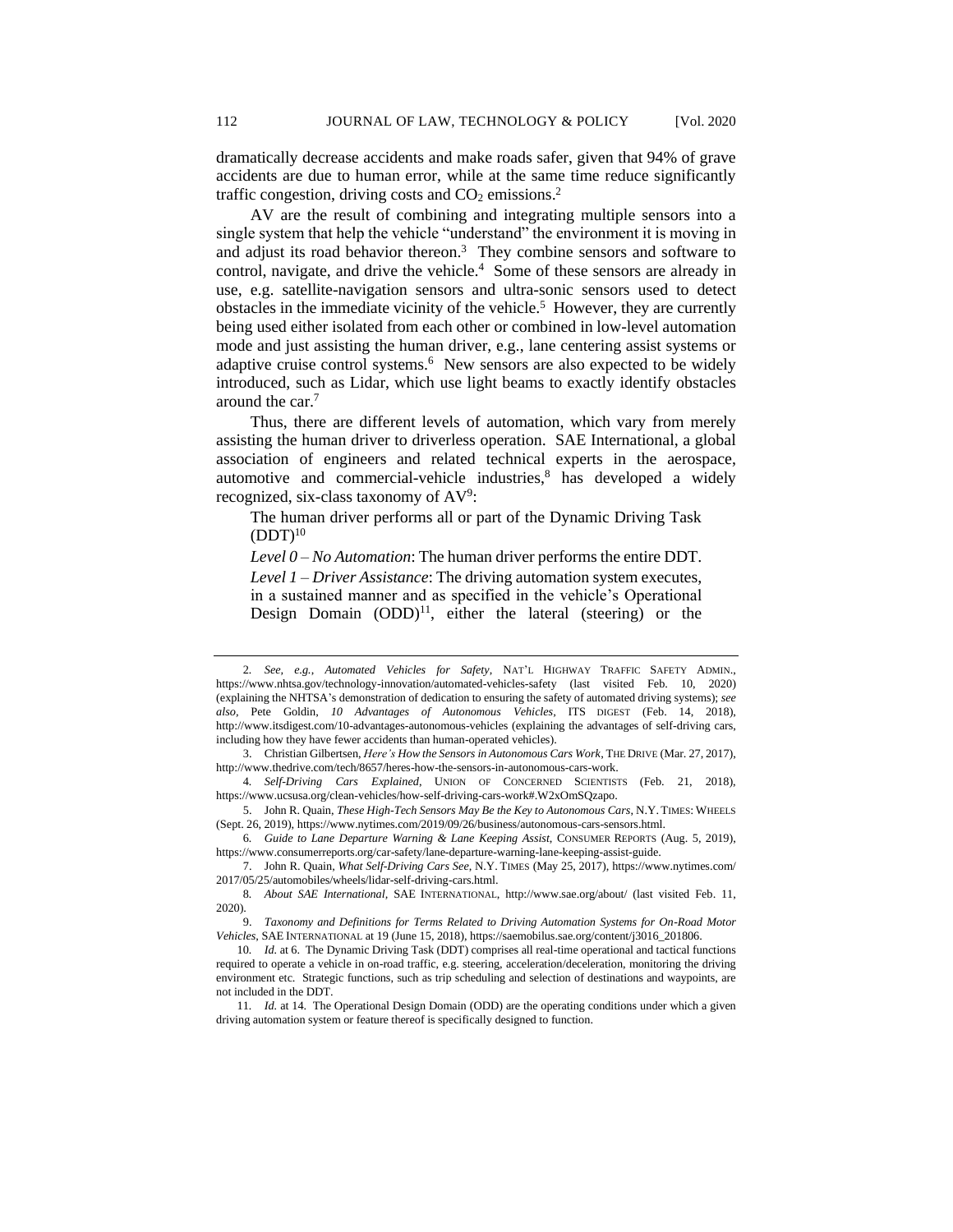dramatically decrease accidents and make roads safer, given that 94% of grave accidents are due to human error, while at the same time reduce significantly traffic congestion, driving costs and $CO_2$ emissions.[2]

AV are the result of combining and integrating multiple sensors into a single system that help the vehicle "understand" the environment it is moving in and adjust its road behavior thereon.[3] They combine sensors and software to control, navigate, and drive the vehicle.[4] Some of these sensors are already in use, e.g. satellite-navigation sensors and ultra-sonic sensors used to detect obstacles in the immediate vicinity of the vehicle.[5] However, they are currently being used either isolated from each other or combined in low-level automation mode and just assisting the human driver, e.g., lane centering assist systems or adaptive cruise control systems.[6] New sensors are also expected to be widely introduced, such as Lidar, which use light beams to exactly identify obstacles around the car.[7]

Thus, there are different levels of automation, which vary from merely assisting the human driver to driverless operation. SAE International, a global association of engineers and related technical experts in the aerospace, automotive and commercial-vehicle industries,[8] has developed a widely recognized, six-class taxonomy of AV[9]:

> The human driver performs all or part of the Dynamic Driving Task (DDT)[10]
>
> *Level 0 – No Automation*: The human driver performs the entire DDT.
>
> *Level 1 – Driver Assistance*: The driving automation system executes, in a sustained manner and as specified in the vehicle's Operational Design Domain (ODD)[11], either the lateral (steering) or the

---

2. *See, e.g.*, *Automated Vehicles for Safety*, NAT'L HIGHWAY TRAFFIC SAFETY ADMIN., https://www.nhtsa.gov/technology-innovation/automated-vehicles-safety (last visited Feb. 10, 2020) (explaining the NHTSA's demonstration of dedication to ensuring the safety of automated driving systems); *see also*, Pete Goldin, *10 Advantages of Autonomous Vehicles*, ITS DIGEST (Feb. 14, 2018), http://www.itsdigest.com/10-advantages-autonomous-vehicles (explaining the advantages of self-driving cars, including how they have fewer accidents than human-operated vehicles).

3. Christian Gilbertsen, *Here's How the Sensors in Autonomous Cars Work*, THE DRIVE (Mar. 27, 2017), http://www.thedrive.com/tech/8657/heres-how-the-sensors-in-autonomous-cars-work.

4. *Self-Driving Cars Explained*, UNION OF CONCERNED SCIENTISTS (Feb. 21, 2018), https://www.ucsusa.org/clean-vehicles/how-self-driving-cars-work#.W2xOmSQzapo.

5. John R. Quain, *These High-Tech Sensors May Be the Key to Autonomous Cars*, N.Y. TIMES: WHEELS (Sept. 26, 2019), https://www.nytimes.com/2019/09/26/business/autonomous-cars-sensors.html.

6. *Guide to Lane Departure Warning & Lane Keeping Assist*, CONSUMER REPORTS (Aug. 5, 2019), https://www.consumerreports.org/car-safety/lane-departure-warning-lane-keeping-assist-guide.

7. John R. Quain, *What Self-Driving Cars See*, N.Y. TIMES (May 25, 2017), https://www.nytimes.com/2017/05/25/automobiles/wheels/lidar-self-driving-cars.html.

8. *About SAE International*, SAE INTERNATIONAL, http://www.sae.org/about/ (last visited Feb. 11, 2020).

9. *Taxonomy and Definitions for Terms Related to Driving Automation Systems for On-Road Motor Vehicles*, SAE INTERNATIONAL at 19 (June 15, 2018), https://saemobilus.sae.org/content/j3016_201806.

10. *Id.* at 6. The Dynamic Driving Task (DDT) comprises all real-time operational and tactical functions required to operate a vehicle in on-road traffic, e.g. steering, acceleration/deceleration, monitoring the driving environment etc. Strategic functions, such as trip scheduling and selection of destinations and waypoints, are not included in the DDT.

11. *Id.* at 14. The Operational Design Domain (ODD) are the operating conditions under which a given driving automation system or feature thereof is specifically designed to function.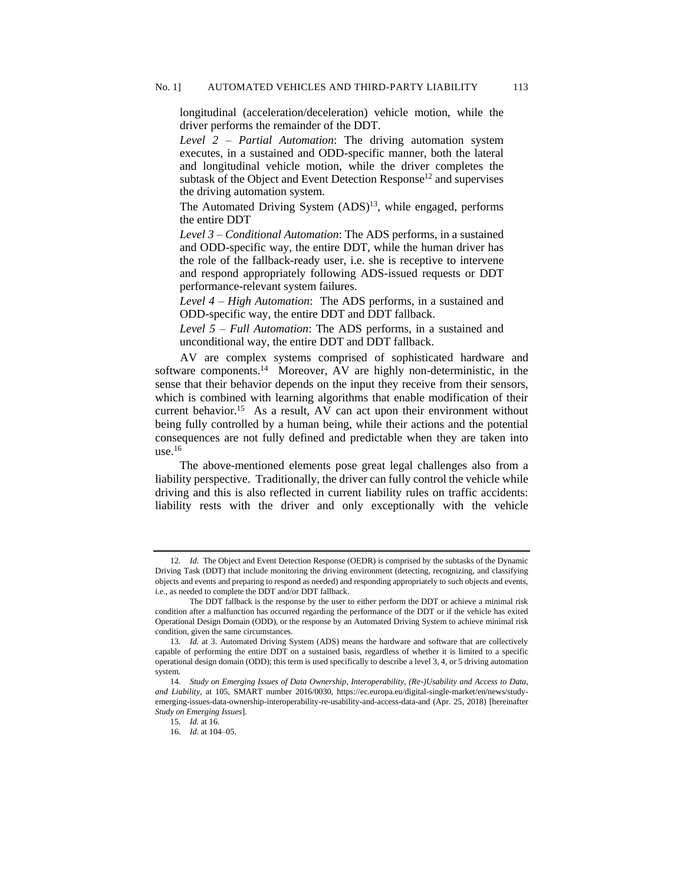longitudinal (acceleration/deceleration) vehicle motion, while the driver performs the remainder of the DDT.

*Level 2 – Partial Automation*: The driving automation system executes, in a sustained and ODD-specific manner, both the lateral and longitudinal vehicle motion, while the driver completes the subtask of the Object and Event Detection Response[12] and supervises the driving automation system.

The Automated Driving System (ADS)[13], while engaged, performs the entire DDT

*Level 3 – Conditional Automation*: The ADS performs, in a sustained and ODD-specific way, the entire DDT, while the human driver has the role of the fallback-ready user, i.e. she is receptive to intervene and respond appropriately following ADS-issued requests or DDT performance-relevant system failures.

*Level 4 – High Automation*: The ADS performs, in a sustained and ODD-specific way, the entire DDT and DDT fallback.

*Level 5 – Full Automation*: The ADS performs, in a sustained and unconditional way, the entire DDT and DDT fallback.

AV are complex systems comprised of sophisticated hardware and software components.[14] Moreover, AV are highly non-deterministic, in the sense that their behavior depends on the input they receive from their sensors, which is combined with learning algorithms that enable modification of their current behavior.[15] As a result, AV can act upon their environment without being fully controlled by a human being, while their actions and the potential consequences are not fully defined and predictable when they are taken into use.[16]

The above-mentioned elements pose great legal challenges also from a liability perspective. Traditionally, the driver can fully control the vehicle while driving and this is also reflected in current liability rules on traffic accidents: liability rests with the driver and only exceptionally with the vehicle

---

12. *Id.* The Object and Event Detection Response (OEDR) is comprised by the subtasks of the Dynamic Driving Task (DDT) that include monitoring the driving environment (detecting, recognizing, and classifying objects and events and preparing to respond as needed) and responding appropriately to such objects and events, i.e., as needed to complete the DDT and/or DDT fallback.

The DDT fallback is the response by the user to either perform the DDT or achieve a minimal risk condition after a malfunction has occurred regarding the performance of the DDT or if the vehicle has exited Operational Design Domain (ODD), or the response by an Automated Driving System to achieve minimal risk condition, given the same circumstances.

13. *Id.* at 3. Automated Driving System (ADS) means the hardware and software that are collectively capable of performing the entire DDT on a sustained basis, regardless of whether it is limited to a specific operational design domain (ODD); this term is used specifically to describe a level 3, 4, or 5 driving automation system.

14. *Study on Emerging Issues of Data Ownership, Interoperability, (Re-)Usability and Access to Data, and Liability*, at 105, SMART number 2016/0030, https://ec.europa.eu/digital-single-market/en/news/study-emerging-issues-data-ownership-interoperability-re-usability-and-access-data-and (Apr. 25, 2018) [hereinafter *Study on Emerging Issues*].

15. *Id.* at 16.

16. *Id.* at 104–05.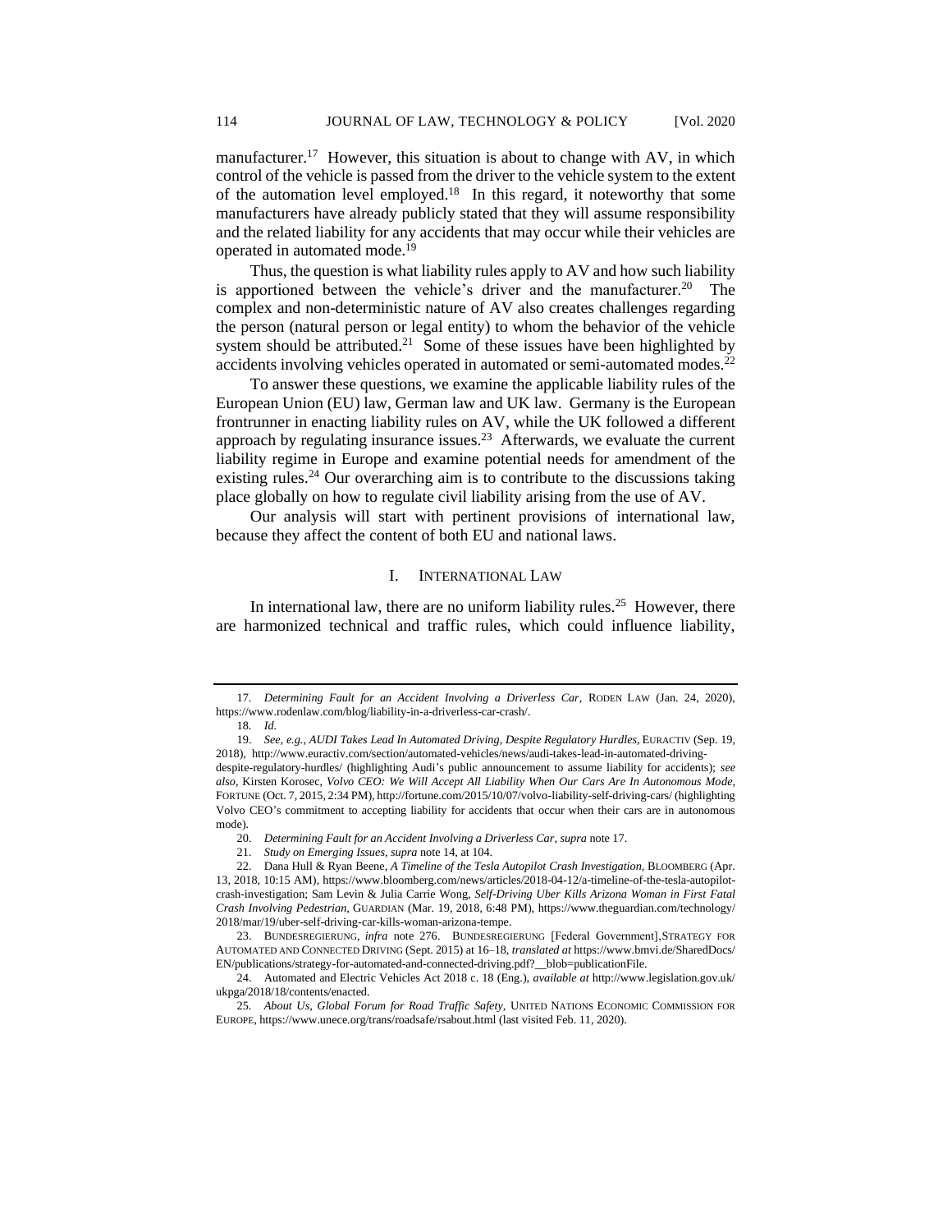manufacturer.[17] However, this situation is about to change with AV, in which control of the vehicle is passed from the driver to the vehicle system to the extent of the automation level employed.[18] In this regard, it noteworthy that some manufacturers have already publicly stated that they will assume responsibility and the related liability for any accidents that may occur while their vehicles are operated in automated mode.[19]

Thus, the question is what liability rules apply to AV and how such liability is apportioned between the vehicle's driver and the manufacturer.[20] The complex and non-deterministic nature of AV also creates challenges regarding the person (natural person or legal entity) to whom the behavior of the vehicle system should be attributed.[21] Some of these issues have been highlighted by accidents involving vehicles operated in automated or semi-automated modes.[22]

To answer these questions, we examine the applicable liability rules of the European Union (EU) law, German law and UK law. Germany is the European frontrunner in enacting liability rules on AV, while the UK followed a different approach by regulating insurance issues.[23] Afterwards, we evaluate the current liability regime in Europe and examine potential needs for amendment of the existing rules.[24] Our overarching aim is to contribute to the discussions taking place globally on how to regulate civil liability arising from the use of AV.

Our analysis will start with pertinent provisions of international law, because they affect the content of both EU and national laws.

## I. International Law

In international law, there are no uniform liability rules.[25] However, there are harmonized technical and traffic rules, which could influence liability,

---

17. *Determining Fault for an Accident Involving a Driverless Car*, RODEN LAW (Jan. 24, 2020), https://www.rodenlaw.com/blog/liability-in-a-driverless-car-crash/.

18. *Id.*

19. *See, e.g.*, *AUDI Takes Lead In Automated Driving, Despite Regulatory Hurdles*, EURACTIV (Sep. 19, 2018), http://www.euractiv.com/section/automated-vehicles/news/audi-takes-lead-in-automated-driving-despite-regulatory-hurdles/ (highlighting Audi's public announcement to assume liability for accidents); *see also*, Kirsten Korosec, *Volvo CEO: We Will Accept All Liability When Our Cars Are In Autonomous Mode*, FORTUNE (Oct. 7, 2015, 2:34 PM), http://fortune.com/2015/10/07/volvo-liability-self-driving-cars/ (highlighting Volvo CEO's commitment to accepting liability for accidents that occur when their cars are in autonomous mode).

20. *Determining Fault for an Accident Involving a Driverless Car*, *supra* note 17.

21. *Study on Emerging Issues*, *supra* note 14, at 104.

22. Dana Hull & Ryan Beene, *A Timeline of the Tesla Autopilot Crash Investigation*, BLOOMBERG (Apr. 13, 2018, 10:15 AM), https://www.bloomberg.com/news/articles/2018-04-12/a-timeline-of-the-tesla-autopilot-crash-investigation; Sam Levin & Julia Carrie Wong, *Self-Driving Uber Kills Arizona Woman in First Fatal Crash Involving Pedestrian*, GUARDIAN (Mar. 19, 2018, 6:48 PM), https://www.theguardian.com/technology/2018/mar/19/uber-self-driving-car-kills-arizona-woman-arizona-tempe.

23. BUNDESREGIERUNG, *infra* note 276. BUNDESREGIERUNG [Federal Government], STRATEGY FOR AUTOMATED AND CONNECTED DRIVING (Sept. 2015) at 16–18, *translated at* https://www.bmvi.de/SharedDocs/EN/publications/strategy-for-automated-and-connected-driving.pdf?__blob=publicationFile.

24. Automated and Electric Vehicles Act 2018 c. 18 (Eng.), *available at* http://www.legislation.gov.uk/ukpga/2018/18/contents/enacted.

25. *About Us, Global Forum for Road Traffic Safety*, UNITED NATIONS ECONOMIC COMMISSION FOR EUROPE, https://www.unece.org/trans/roadsafe/rsabout.html (last visited Feb. 11, 2020).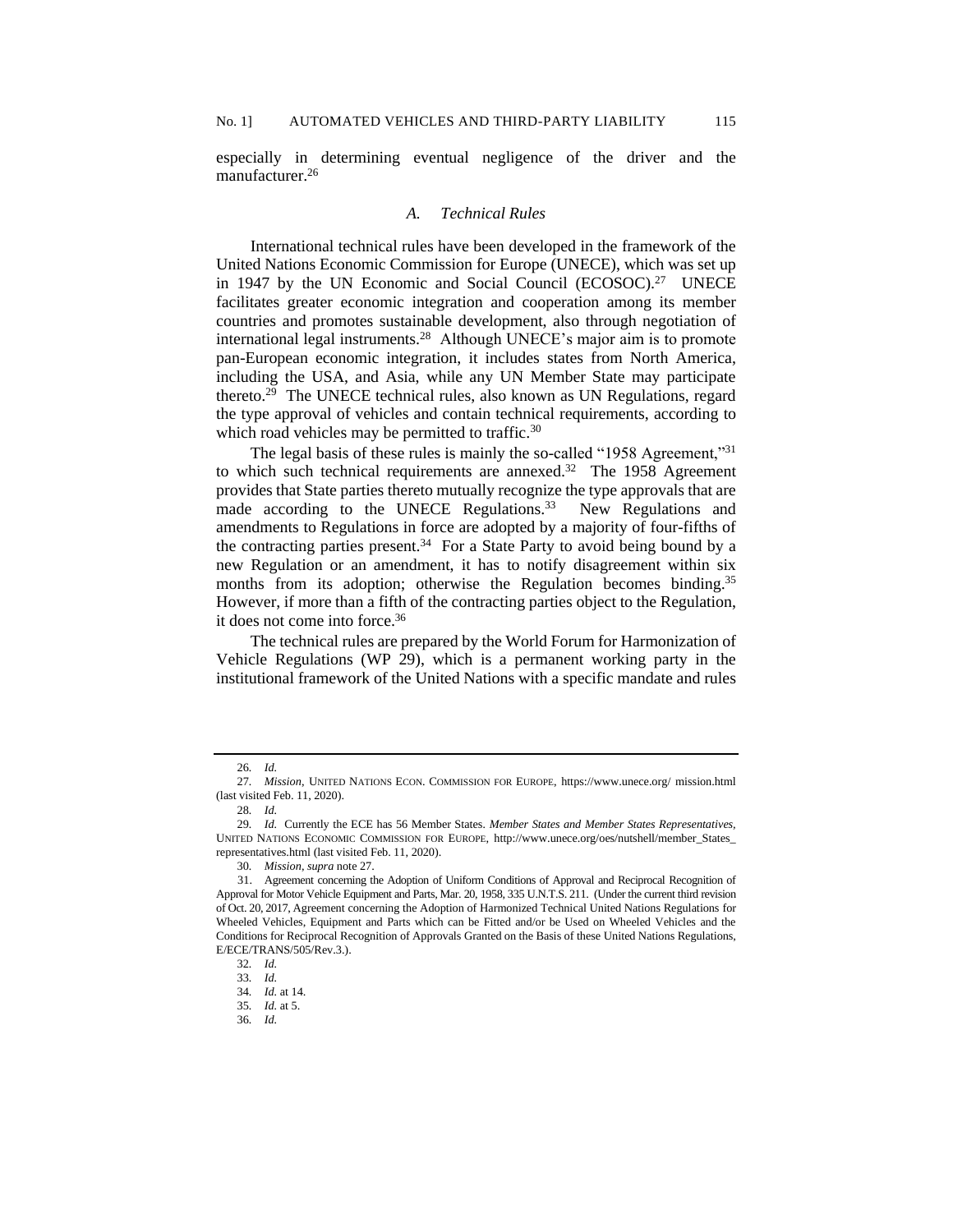especially in determining eventual negligence of the driver and the manufacturer.[26]

### *A. Technical Rules*

International technical rules have been developed in the framework of the United Nations Economic Commission for Europe (UNECE), which was set up in 1947 by the UN Economic and Social Council (ECOSOC).[27] UNECE facilitates greater economic integration and cooperation among its member countries and promotes sustainable development, also through negotiation of international legal instruments.[28] Although UNECE's major aim is to promote pan-European economic integration, it includes states from North America, including the USA, and Asia, while any UN Member State may participate thereto.[29] The UNECE technical rules, also known as UN Regulations, regard the type approval of vehicles and contain technical requirements, according to which road vehicles may be permitted to traffic.[30]

The legal basis of these rules is mainly the so-called "1958 Agreement,"[31] to which such technical requirements are annexed.[32] The 1958 Agreement provides that State parties thereto mutually recognize the type approvals that are made according to the UNECE Regulations.[33] New Regulations and amendments to Regulations in force are adopted by a majority of four-fifths of the contracting parties present.[34] For a State Party to avoid being bound by a new Regulation or an amendment, it has to notify disagreement within six months from its adoption; otherwise the Regulation becomes binding.[35] However, if more than a fifth of the contracting parties object to the Regulation, it does not come into force.[36]

The technical rules are prepared by the World Forum for Harmonization of Vehicle Regulations (WP 29), which is a permanent working party in the institutional framework of the United Nations with a specific mandate and rules

---

26. *Id.*

27. *Mission*, UNITED NATIONS ECON. COMMISSION FOR EUROPE, https://www.unece.org/ mission.html (last visited Feb. 11, 2020).

28. *Id.*

29. *Id.* Currently the ECE has 56 Member States. *Member States and Member States Representatives*, UNITED NATIONS ECONOMIC COMMISSION FOR EUROPE, http://www.unece.org/oes/nutshell/member_States_ representatives.html (last visited Feb. 11, 2020).

30. *Mission*, *supra* note 27.

31. Agreement concerning the Adoption of Uniform Conditions of Approval and Reciprocal Recognition of Approval for Motor Vehicle Equipment and Parts, Mar. 20, 1958, 335 U.N.T.S. 211. (Under the current third revision of Oct. 20, 2017, Agreement concerning the Adoption of Harmonized Technical United Nations Regulations for Wheeled Vehicles, Equipment and Parts which can be Fitted and/or be Used on Wheeled Vehicles and the Conditions for Reciprocal Recognition of Approvals Granted on the Basis of these United Nations Regulations, E/ECE/TRANS/505/Rev.3.).

32. *Id.*

33. *Id.*

34. *Id.* at 14.

35. *Id.* at 5.

36. *Id.*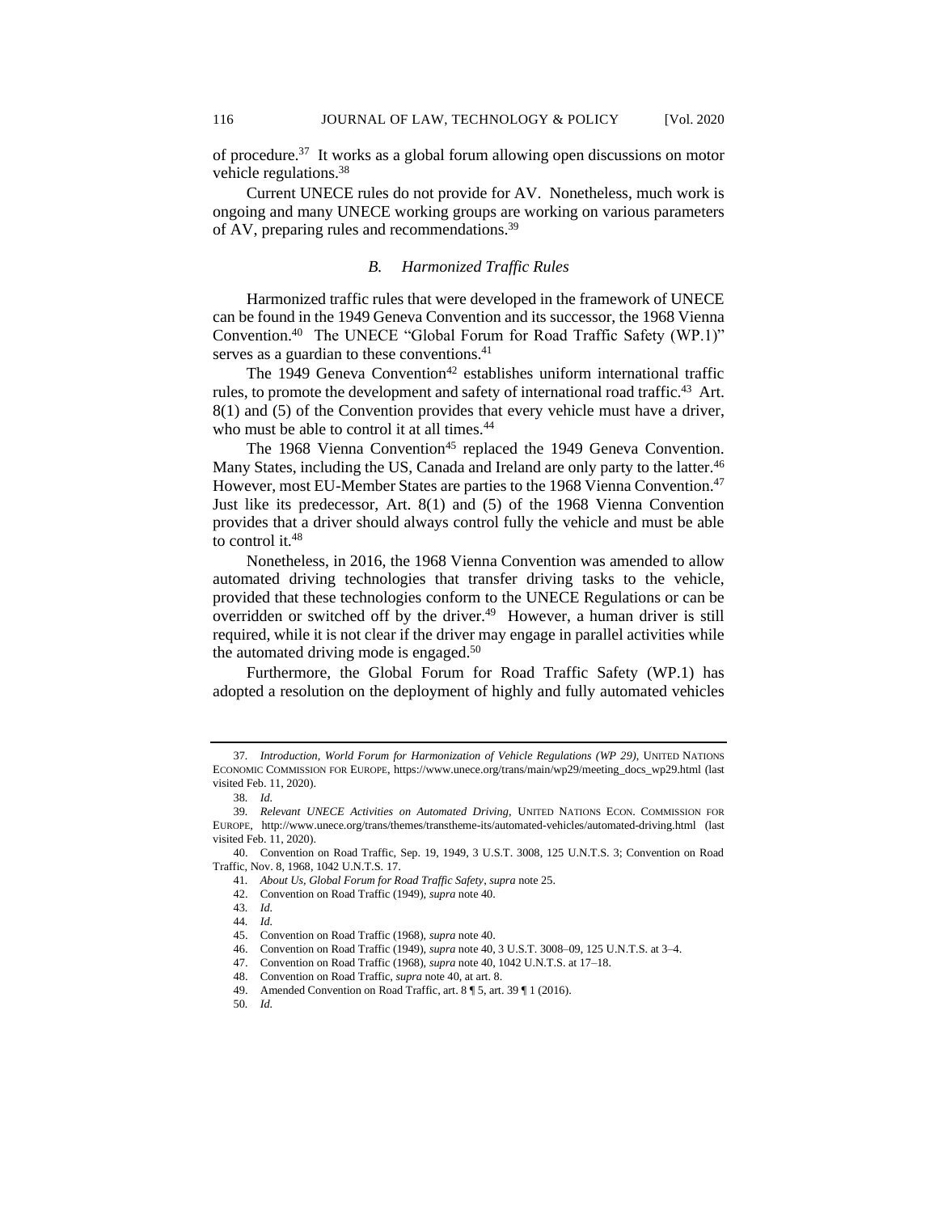of procedure.[37] It works as a global forum allowing open discussions on motor vehicle regulations.[38]

Current UNECE rules do not provide for AV. Nonetheless, much work is ongoing and many UNECE working groups are working on various parameters of AV, preparing rules and recommendations.[39]

### *B. Harmonized Traffic Rules*

Harmonized traffic rules that were developed in the framework of UNECE can be found in the 1949 Geneva Convention and its successor, the 1968 Vienna Convention.[40] The UNECE "Global Forum for Road Traffic Safety (WP.1)" serves as a guardian to these conventions.[41]

The 1949 Geneva Convention[42] establishes uniform international traffic rules, to promote the development and safety of international road traffic.[43] Art. 8(1) and (5) of the Convention provides that every vehicle must have a driver, who must be able to control it at all times.[44]

The 1968 Vienna Convention[45] replaced the 1949 Geneva Convention. Many States, including the US, Canada and Ireland are only party to the latter.[46] However, most EU-Member States are parties to the 1968 Vienna Convention.[47] Just like its predecessor, Art. 8(1) and (5) of the 1968 Vienna Convention provides that a driver should always control fully the vehicle and must be able to control it.[48]

Nonetheless, in 2016, the 1968 Vienna Convention was amended to allow automated driving technologies that transfer driving tasks to the vehicle, provided that these technologies conform to the UNECE Regulations or can be overridden or switched off by the driver.[49] However, a human driver is still required, while it is not clear if the driver may engage in parallel activities while the automated driving mode is engaged.[50]

Furthermore, the Global Forum for Road Traffic Safety (WP.1) has adopted a resolution on the deployment of highly and fully automated vehicles

---

37. *Introduction, World Forum for Harmonization of Vehicle Regulations (WP 29)*, UNITED NATIONS ECONOMIC COMMISSION FOR EUROPE, https://www.unece.org/trans/main/wp29/meeting_docs_wp29.html (last visited Feb. 11, 2020).

38. *Id.*

39. *Relevant UNECE Activities on Automated Driving*, UNITED NATIONS ECON. COMMISSION FOR EUROPE, http://www.unece.org/trans/themes/transtheme-its/automated-vehicles/automated-driving.html (last visited Feb. 11, 2020).

40. Convention on Road Traffic, Sep. 19, 1949, 3 U.S.T. 3008, 125 U.N.T.S. 3; Convention on Road Traffic, Nov. 8, 1968, 1042 U.N.T.S. 17.

41. *About Us, Global Forum for Road Traffic Safety*, *supra* note 25.

42. Convention on Road Traffic (1949), *supra* note 40.

43. *Id.*

44. *Id.*

45. Convention on Road Traffic (1968), *supra* note 40.

46. Convention on Road Traffic (1949), *supra* note 40, 3 U.S.T. 3008–09, 125 U.N.T.S. at 3–4.

47. Convention on Road Traffic (1968), *supra* note 40, 1042 U.N.T.S. at 17–18.

48. Convention on Road Traffic, *supra* note 40, at art. 8.

49. Amended Convention on Road Traffic, art. 8 ¶ 5, art. 39 ¶ 1 (2016).

50. *Id.*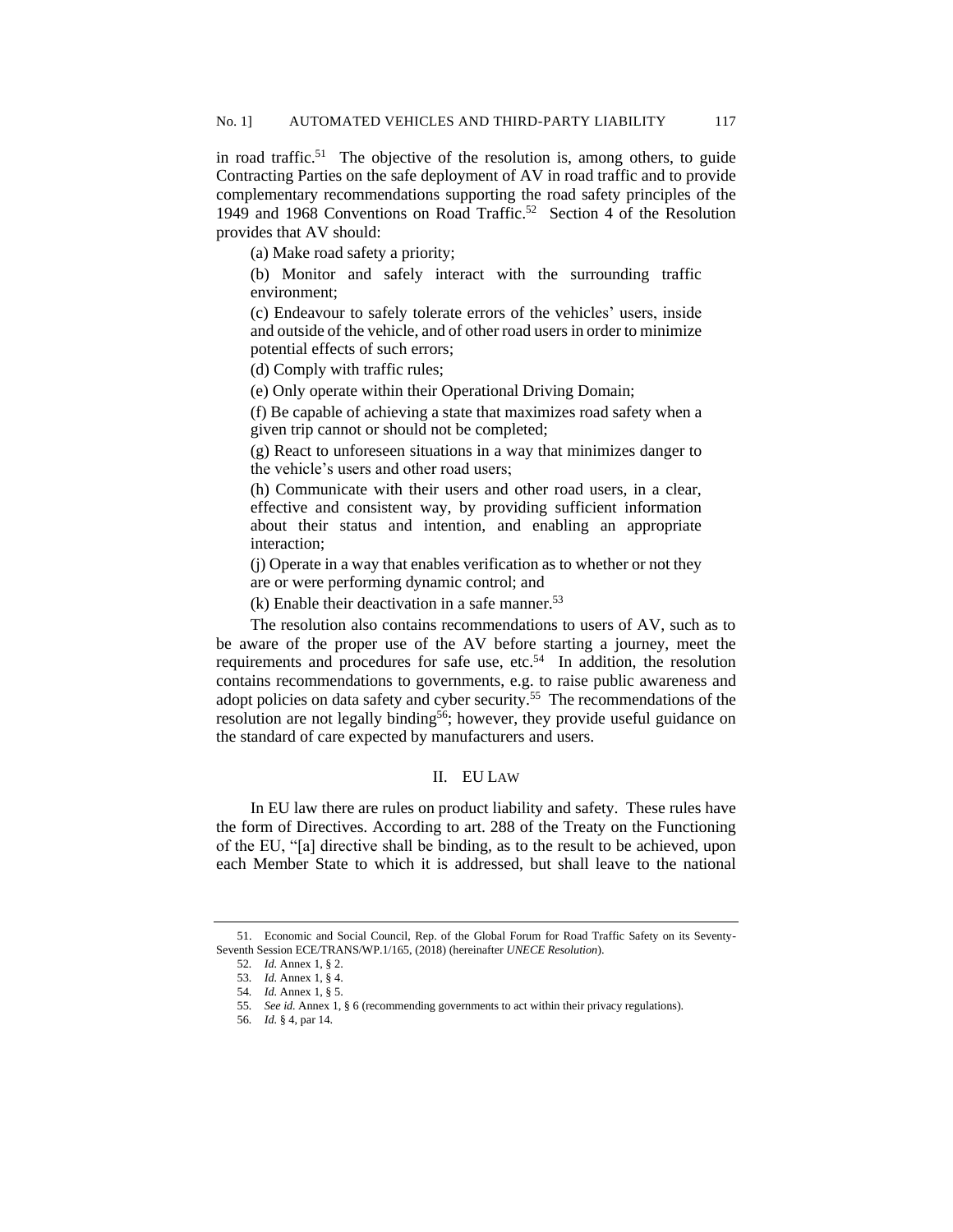in road traffic.[51] The objective of the resolution is, among others, to guide Contracting Parties on the safe deployment of AV in road traffic and to provide complementary recommendations supporting the road safety principles of the 1949 and 1968 Conventions on Road Traffic.[52] Section 4 of the Resolution provides that AV should:

> (a) Make road safety a priority;
>
> (b) Monitor and safely interact with the surrounding traffic environment;
>
> (c) Endeavour to safely tolerate errors of the vehicles' users, inside and outside of the vehicle, and of other road users in order to minimize potential effects of such errors;
>
> (d) Comply with traffic rules;
>
> (e) Only operate within their Operational Driving Domain;
>
> (f) Be capable of achieving a state that maximizes road safety when a given trip cannot or should not be completed;
>
> (g) React to unforeseen situations in a way that minimizes danger to the vehicle's users and other road users;
>
> (h) Communicate with their users and other road users, in a clear, effective and consistent way, by providing sufficient information about their status and intention, and enabling an appropriate interaction;
>
> (j) Operate in a way that enables verification as to whether or not they are or were performing dynamic control; and
>
> (k) Enable their deactivation in a safe manner.[53]

The resolution also contains recommendations to users of AV, such as to be aware of the proper use of the AV before starting a journey, meet the requirements and procedures for safe use, etc.[54] In addition, the resolution contains recommendations to governments, e.g. to raise public awareness and adopt policies on data safety and cyber security.[55] The recommendations of the resolution are not legally binding[56]; however, they provide useful guidance on the standard of care expected by manufacturers and users.

## II. EU LAW

In EU law there are rules on product liability and safety. These rules have the form of Directives. According to art. 288 of the Treaty on the Functioning of the EU, "[a] directive shall be binding, as to the result to be achieved, upon each Member State to which it is addressed, but shall leave to the national

---

51. Economic and Social Council, Rep. of the Global Forum for Road Traffic Safety on its Seventy-Seventh Session ECE/TRANS/WP.1/165, (2018) (hereinafter *UNECE Resolution*).

52. *Id.* Annex 1, § 2.

53. *Id.* Annex 1, § 4.

54. *Id.* Annex 1, § 5.

55. *See id.* Annex 1, § 6 (recommending governments to act within their privacy regulations).

56. *Id.* § 4, par 14.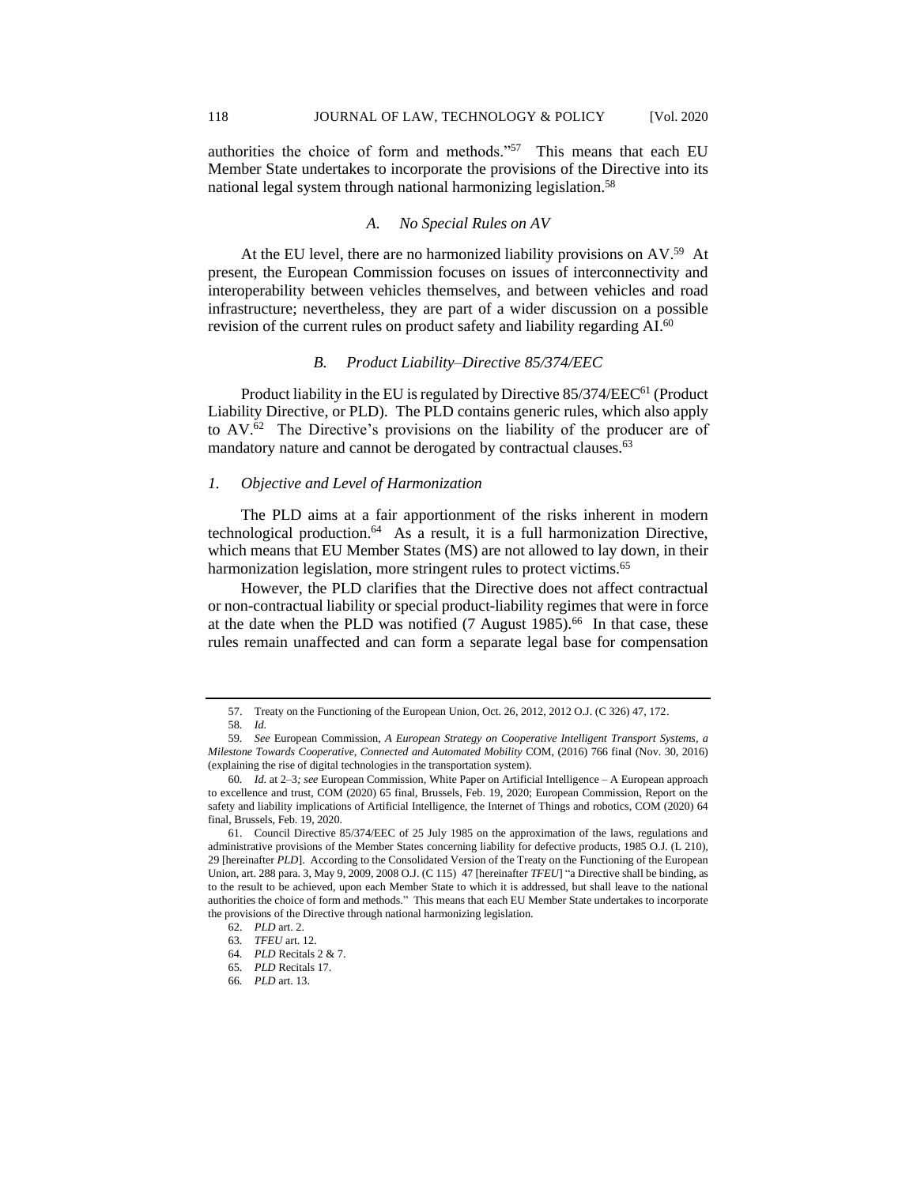authorities the choice of form and methods."[57] This means that each EU Member State undertakes to incorporate the provisions of the Directive into its national legal system through national harmonizing legislation.[58]

### *A. No Special Rules on AV*

At the EU level, there are no harmonized liability provisions on AV.[59] At present, the European Commission focuses on issues of interconnectivity and interoperability between vehicles themselves, and between vehicles and road infrastructure; nevertheless, they are part of a wider discussion on a possible revision of the current rules on product safety and liability regarding AI.[60]

### *B. Product Liability–Directive 85/374/EEC*

Product liability in the EU is regulated by Directive 85/374/EEC[61] (Product Liability Directive, or PLD). The PLD contains generic rules, which also apply to AV.[62] The Directive's provisions on the liability of the producer are of mandatory nature and cannot be derogated by contractual clauses.[63]

#### *1. Objective and Level of Harmonization*

The PLD aims at a fair apportionment of the risks inherent in modern technological production.[64] As a result, it is a full harmonization Directive, which means that EU Member States (MS) are not allowed to lay down, in their harmonization legislation, more stringent rules to protect victims.[65]

However, the PLD clarifies that the Directive does not affect contractual or non-contractual liability or special product-liability regimes that were in force at the date when the PLD was notified (7 August 1985).[66] In that case, these rules remain unaffected and can form a separate legal base for compensation

---

57. Treaty on the Functioning of the European Union, Oct. 26, 2012, 2012 O.J. (C 326) 47, 172.

58. *Id.*

59. *See* European Commission, *A European Strategy on Cooperative Intelligent Transport Systems, a Milestone Towards Cooperative, Connected and Automated Mobility* COM, (2016) 766 final (Nov. 30, 2016) (explaining the rise of digital technologies in the transportation system).

60. *Id.* at 2–3*; see* European Commission, White Paper on Artificial Intelligence – A European approach to excellence and trust, COM (2020) 65 final, Brussels, Feb. 19, 2020; European Commission, Report on the safety and liability implications of Artificial Intelligence, the Internet of Things and robotics, COM (2020) 64 final, Brussels, Feb. 19, 2020.

61. Council Directive 85/374/EEC of 25 July 1985 on the approximation of the laws, regulations and administrative provisions of the Member States concerning liability for defective products, 1985 O.J. (L 210), 29 [hereinafter *PLD*]. According to the Consolidated Version of the Treaty on the Functioning of the European Union, art. 288 para. 3, May 9, 2009, 2008 O.J. (C 115) 47 [hereinafter *TFEU*] "a Directive shall be binding, as to the result to be achieved, upon each Member State to which it is addressed, but shall leave to the national authorities the choice of form and methods." This means that each EU Member State undertakes to incorporate the provisions of the Directive through national harmonizing legislation.

62. *PLD* art. 2.

63. *TFEU* art. 12.

64. *PLD* Recitals 2 & 7.

65. *PLD* Recitals 17.

66. *PLD* art. 13.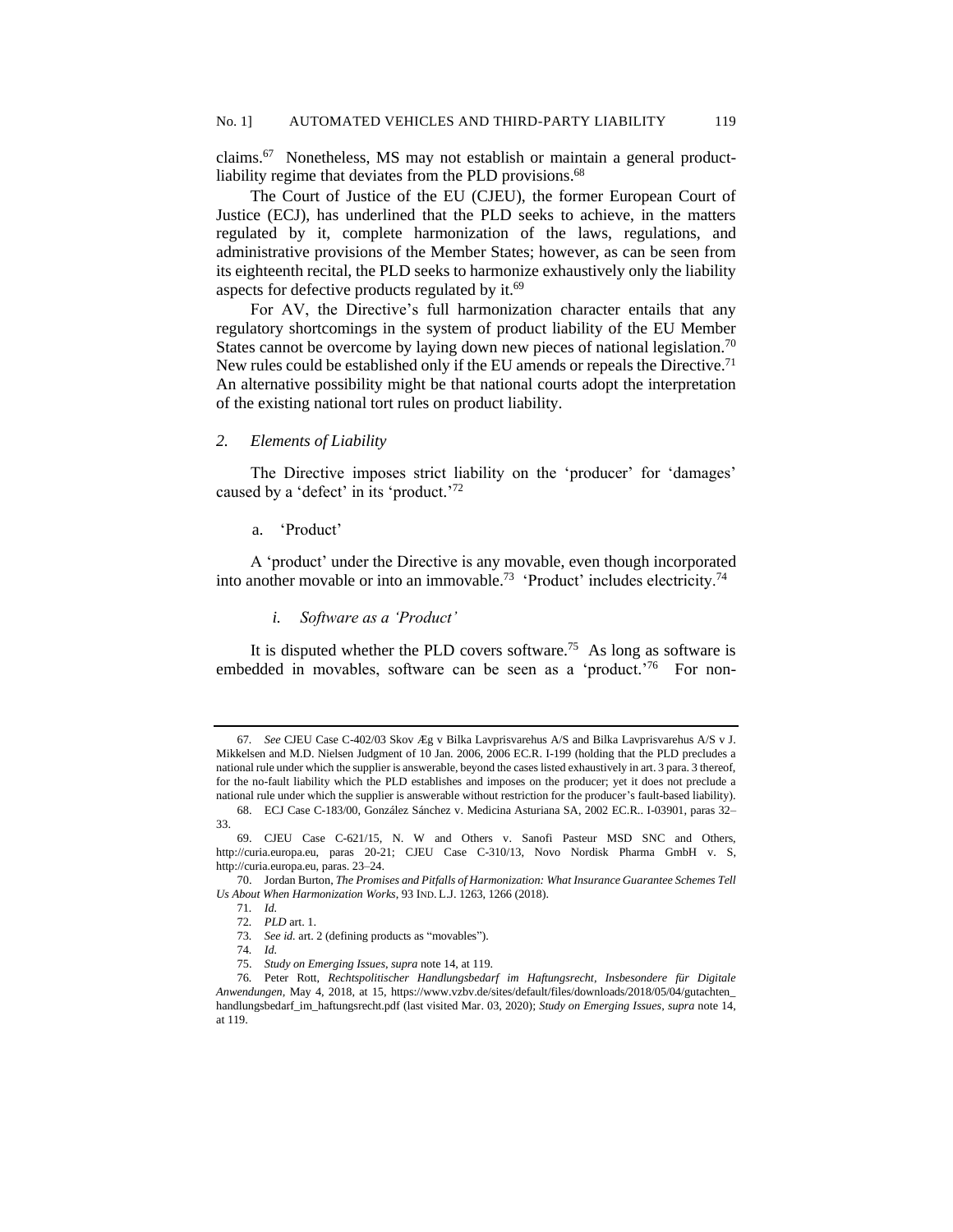claims.[67] Nonetheless, MS may not establish or maintain a general product-liability regime that deviates from the PLD provisions.[68]

The Court of Justice of the EU (CJEU), the former European Court of Justice (ECJ), has underlined that the PLD seeks to achieve, in the matters regulated by it, complete harmonization of the laws, regulations, and administrative provisions of the Member States; however, as can be seen from its eighteenth recital, the PLD seeks to harmonize exhaustively only the liability aspects for defective products regulated by it.[69]

For AV, the Directive's full harmonization character entails that any regulatory shortcomings in the system of product liability of the EU Member States cannot be overcome by laying down new pieces of national legislation.[70] New rules could be established only if the EU amends or repeals the Directive.[71] An alternative possibility might be that national courts adopt the interpretation of the existing national tort rules on product liability.

### 2. *Elements of Liability*

The Directive imposes strict liability on the 'producer' for 'damages' caused by a 'defect' in its 'product.'[72]

#### a. 'Product'

A 'product' under the Directive is any movable, even though incorporated into another movable or into an immovable.[73] 'Product' includes electricity.[74]

##### *i. Software as a 'Product'*

It is disputed whether the PLD covers software.[75] As long as software is embedded in movables, software can be seen as a 'product.'[76] For non-

---

67. *See* CJEU Case C-402/03 Skov Æg v Bilka Lavprisvarehus A/S and Bilka Lavprisvarehus A/S v J. Mikkelsen and M.D. Nielsen Judgment of 10 Jan. 2006, 2006 EC.R. I-199 (holding that the PLD precludes a national rule under which the supplier is answerable, beyond the cases listed exhaustively in art. 3 para. 3 thereof, for the no-fault liability which the PLD establishes and imposes on the producer; yet it does not preclude a national rule under which the supplier is answerable without restriction for the producer's fault-based liability).

68. ECJ Case C-183/00, González Sánchez v. Medicina Asturiana SA, 2002 EC.R.. I-03901, paras 32–33.

69. CJEU Case C-621/15, N. W and Others v. Sanofi Pasteur MSD SNC and Others, http://curia.europa.eu, paras 20-21; CJEU Case C-310/13, Novo Nordisk Pharma GmbH v. S, http://curia.europa.eu, paras. 23–24.

70. Jordan Burton, *The Promises and Pitfalls of Harmonization: What Insurance Guarantee Schemes Tell Us About When Harmonization Works*, 93 IND. L.J. 1263, 1266 (2018).

71. *Id.*

72. *PLD* art. 1.

73. *See id.* art. 2 (defining products as "movables").

74. *Id.*

75. *Study on Emerging Issues*, *supra* note 14, at 119.

76. Peter Rott, *Rechtspolitischer Handlungsbedarf im Haftungsrecht, Insbesondere für Digitale Anwendungen*, May 4, 2018, at 15, https://www.vzbv.de/sites/default/files/downloads/2018/05/04/gutachten_handlungsbedarf_im_haftungsrecht.pdf (last visited Mar. 03, 2020); *Study on Emerging Issues*, *supra* note 14, at 119.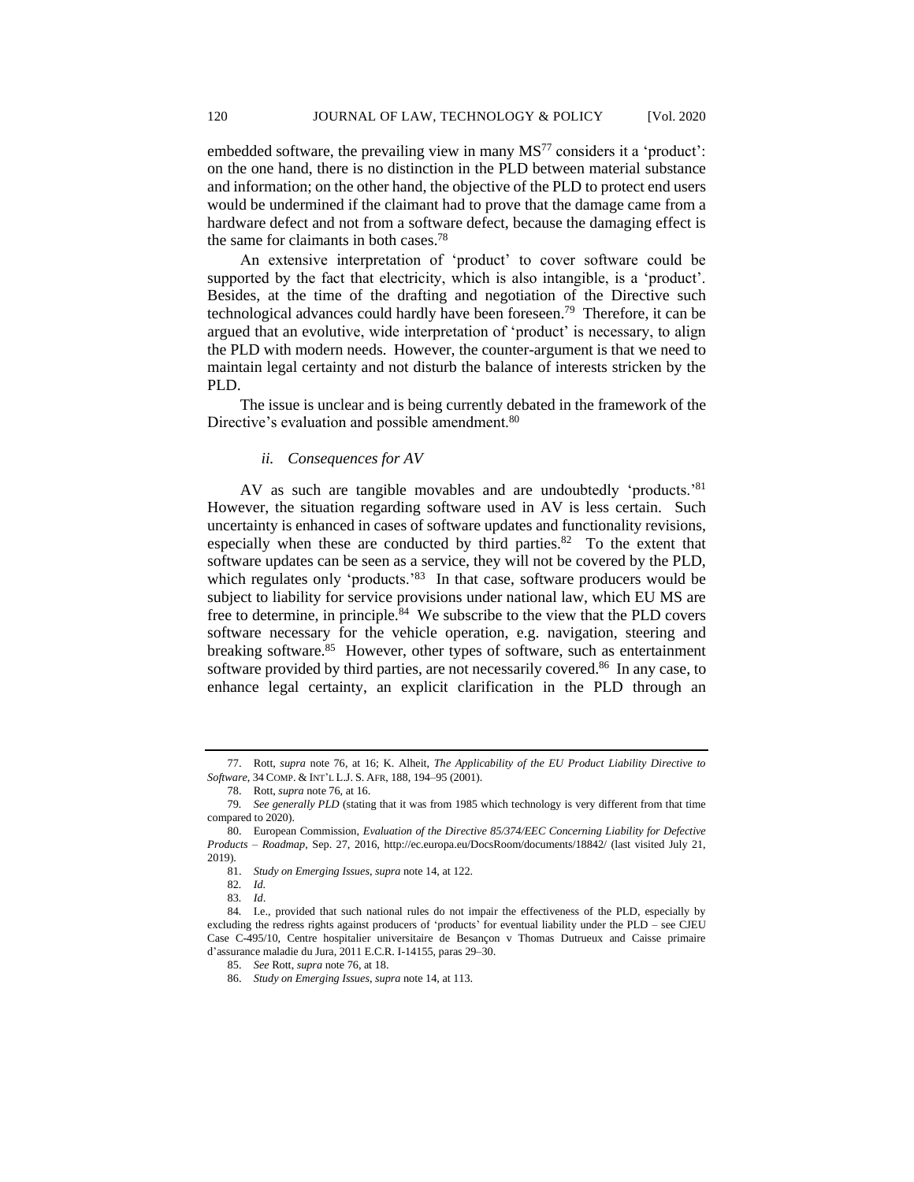embedded software, the prevailing view in many MS[77] considers it a 'product': on the one hand, there is no distinction in the PLD between material substance and information; on the other hand, the objective of the PLD to protect end users would be undermined if the claimant had to prove that the damage came from a hardware defect and not from a software defect, because the damaging effect is the same for claimants in both cases.[78]

An extensive interpretation of 'product' to cover software could be supported by the fact that electricity, which is also intangible, is a 'product'. Besides, at the time of the drafting and negotiation of the Directive such technological advances could hardly have been foreseen.[79] Therefore, it can be argued that an evolutive, wide interpretation of 'product' is necessary, to align the PLD with modern needs. However, the counter-argument is that we need to maintain legal certainty and not disturb the balance of interests stricken by the PLD.

The issue is unclear and is being currently debated in the framework of the Directive's evaluation and possible amendment.[80]

#### *ii. Consequences for AV*

AV as such are tangible movables and are undoubtedly 'products.'[81] However, the situation regarding software used in AV is less certain. Such uncertainty is enhanced in cases of software updates and functionality revisions, especially when these are conducted by third parties.[82] To the extent that software updates can be seen as a service, they will not be covered by the PLD, which regulates only 'products.'[83] In that case, software producers would be subject to liability for service provisions under national law, which EU MS are free to determine, in principle.[84] We subscribe to the view that the PLD covers software necessary for the vehicle operation, e.g. navigation, steering and breaking software.[85] However, other types of software, such as entertainment software provided by third parties, are not necessarily covered.[86] In any case, to enhance legal certainty, an explicit clarification in the PLD through an

---

77. Rott, *supra* note 76, at 16; K. Alheit, *The Applicability of the EU Product Liability Directive to Software*, 34 COMP. & INT'L L.J. S. AFR, 188, 194–95 (2001).

78. Rott, *supra* note 76, at 16.

79. *See generally PLD* (stating that it was from 1985 which technology is very different from that time compared to 2020).

80. European Commission, *Evaluation of the Directive 85/374/EEC Concerning Liability for Defective Products – Roadmap*, Sep. 27, 2016, http://ec.europa.eu/DocsRoom/documents/18842/ (last visited July 21, 2019).

81. *Study on Emerging Issues*, *supra* note 14, at 122.

82. *Id.*

83. *Id*.

84. I.e., provided that such national rules do not impair the effectiveness of the PLD, especially by excluding the redress rights against producers of 'products' for eventual liability under the PLD – see CJEU Case C-495/10, Centre hospitalier universitaire de Besançon v Thomas Dutrueux and Caisse primaire d'assurance maladie du Jura, 2011 E.C.R. I-14155, paras 29–30.

85. *See* Rott, *supra* note 76, at 18.

86. *Study on Emerging Issues*, *supra* note 14, at 113.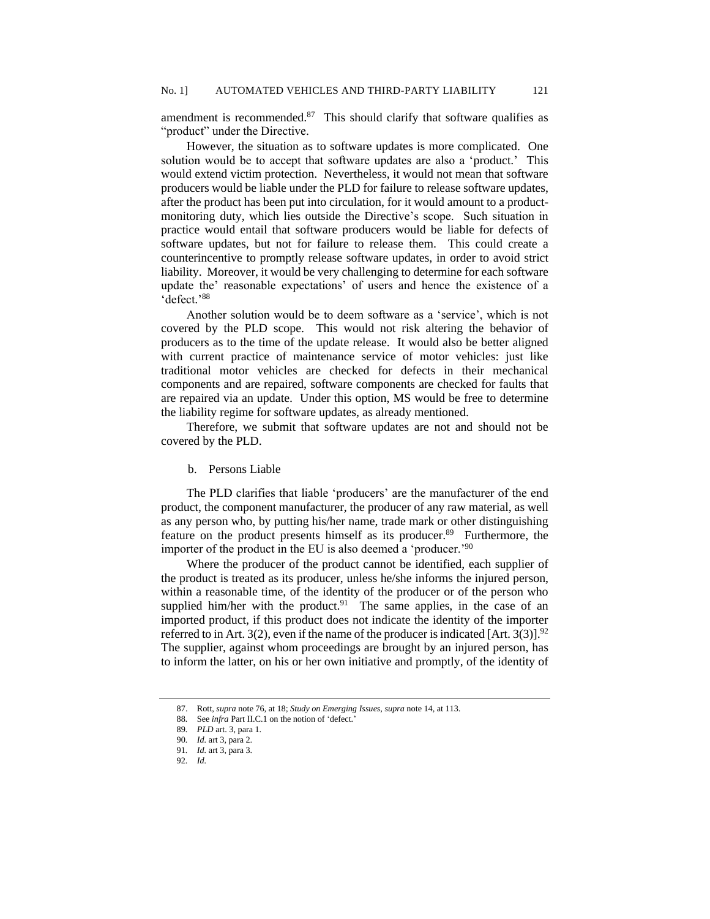amendment is recommended.[87] This should clarify that software qualifies as "product" under the Directive.

However, the situation as to software updates is more complicated. One solution would be to accept that software updates are also a 'product.' This would extend victim protection. Nevertheless, it would not mean that software producers would be liable under the PLD for failure to release software updates, after the product has been put into circulation, for it would amount to a product-monitoring duty, which lies outside the Directive's scope. Such situation in practice would entail that software producers would be liable for defects of software updates, but not for failure to release them. This could create a counterincentive to promptly release software updates, in order to avoid strict liability. Moreover, it would be very challenging to determine for each software update the' reasonable expectations' of users and hence the existence of a 'defect.'[88]

Another solution would be to deem software as a 'service', which is not covered by the PLD scope. This would not risk altering the behavior of producers as to the time of the update release. It would also be better aligned with current practice of maintenance service of motor vehicles: just like traditional motor vehicles are checked for defects in their mechanical components and are repaired, software components are checked for faults that are repaired via an update. Under this option, MS would be free to determine the liability regime for software updates, as already mentioned.

Therefore, we submit that software updates are not and should not be covered by the PLD.

b. Persons Liable

The PLD clarifies that liable 'producers' are the manufacturer of the end product, the component manufacturer, the producer of any raw material, as well as any person who, by putting his/her name, trade mark or other distinguishing feature on the product presents himself as its producer.[89] Furthermore, the importer of the product in the EU is also deemed a 'producer.'[90]

Where the producer of the product cannot be identified, each supplier of the product is treated as its producer, unless he/she informs the injured person, within a reasonable time, of the identity of the producer or of the person who supplied him/her with the product.[91] The same applies, in the case of an imported product, if this product does not indicate the identity of the importer referred to in Art. 3(2), even if the name of the producer is indicated [Art. 3(3)].[92] The supplier, against whom proceedings are brought by an injured person, has to inform the latter, on his or her own initiative and promptly, of the identity of

---

87. Rott, *supra* note 76, at 18; *Study on Emerging Issues*, *supra* note 14, at 113.

88. See *infra* Part II.C.1 on the notion of 'defect.'

89. *PLD* art. 3, para 1.

90. *Id.* art 3, para 2.

91. *Id.* art 3, para 3.

92. *Id.*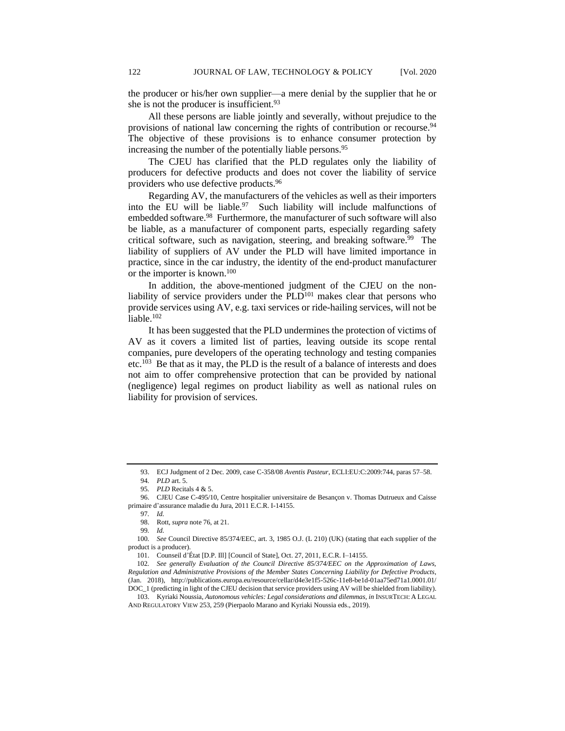the producer or his/her own supplier—a mere denial by the supplier that he or she is not the producer is insufficient.[93]

All these persons are liable jointly and severally, without prejudice to the provisions of national law concerning the rights of contribution or recourse.[94] The objective of these provisions is to enhance consumer protection by increasing the number of the potentially liable persons.[95]

The CJEU has clarified that the PLD regulates only the liability of producers for defective products and does not cover the liability of service providers who use defective products.[96]

Regarding AV, the manufacturers of the vehicles as well as their importers into the EU will be liable.[97] Such liability will include malfunctions of embedded software.[98] Furthermore, the manufacturer of such software will also be liable, as a manufacturer of component parts, especially regarding safety critical software, such as navigation, steering, and breaking software.[99] The liability of suppliers of AV under the PLD will have limited importance in practice, since in the car industry, the identity of the end-product manufacturer or the importer is known.[100]

In addition, the above-mentioned judgment of the CJEU on the non-liability of service providers under the PLD[101] makes clear that persons who provide services using AV, e.g. taxi services or ride-hailing services, will not be liable.[102]

It has been suggested that the PLD undermines the protection of victims of AV as it covers a limited list of parties, leaving outside its scope rental companies, pure developers of the operating technology and testing companies etc.[103] Be that as it may, the PLD is the result of a balance of interests and does not aim to offer comprehensive protection that can be provided by national (negligence) legal regimes on product liability as well as national rules on liability for provision of services.

---

93. ECJ Judgment of 2 Dec. 2009, case C-358/08 *Aventis Pasteur*, ECLI:EU:C:2009:744, paras 57–58.

94. *PLD* art. 5.

95. *PLD* Recitals 4 & 5.

96. CJEU Case C-495/10, Centre hospitalier universitaire de Besançon v. Thomas Dutrueux and Caisse primaire d'assurance maladie du Jura, 2011 E.C.R. I-14155.

97. *Id.*

98. Rott, *supra* note 76, at 21.

99. *Id.*

100. *See* Council Directive 85/374/EEC, art. 3, 1985 O.J. (L 210) (UK) (stating that each supplier of the product is a producer).

101. Counseil d'État [D.P. Ill] [Council of State], Oct. 27, 2011, E.C.R. I–14155.

102. *See generally Evaluation of the Council Directive 85/374/EEC on the Approximation of Laws, Regulation and Administrative Provisions of the Member States Concerning Liability for Defective Products*, (Jan. 2018), http://publications.europa.eu/resource/cellar/d4e3e1f5-526c-11e8-be1d-01aa75ed71a1.0001.01/DOC_1 (predicting in light of the CJEU decision that service providers using AV will be shielded from liability).

103. Kyriaki Noussia, *Autonomous vehicles: Legal considerations and dilemmas*, *in* INSURTECH: A LEGAL AND REGULATORY VIEW 253, 259 (Pierpaolo Marano and Kyriaki Noussia eds., 2019).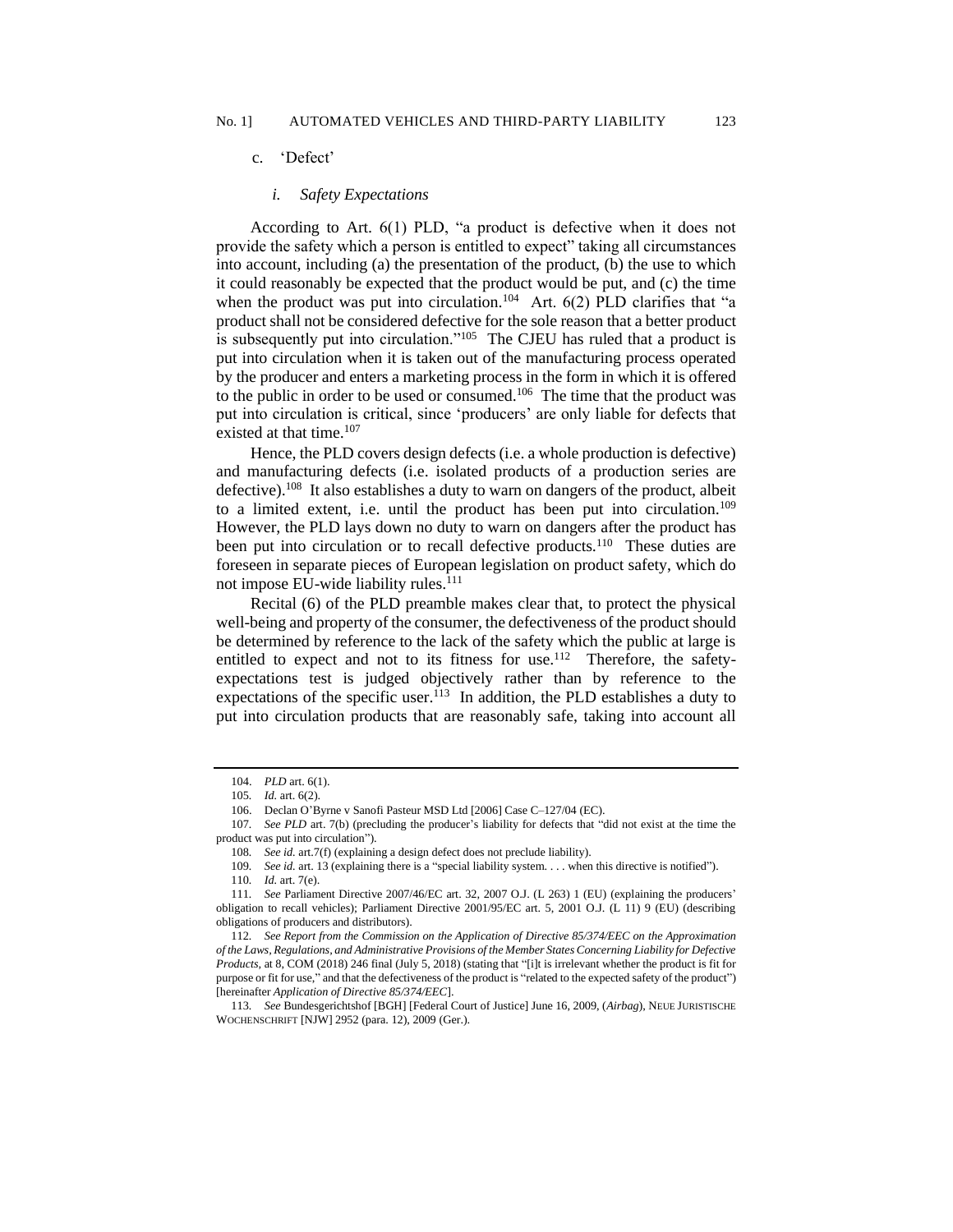c. 'Defect'

*i. Safety Expectations*

According to Art. 6(1) PLD, "a product is defective when it does not provide the safety which a person is entitled to expect" taking all circumstances into account, including (a) the presentation of the product, (b) the use to which it could reasonably be expected that the product would be put, and (c) the time when the product was put into circulation.[104] Art. 6(2) PLD clarifies that "a product shall not be considered defective for the sole reason that a better product is subsequently put into circulation."[105] The CJEU has ruled that a product is put into circulation when it is taken out of the manufacturing process operated by the producer and enters a marketing process in the form in which it is offered to the public in order to be used or consumed.[106] The time that the product was put into circulation is critical, since 'producers' are only liable for defects that existed at that time.[107]

Hence, the PLD covers design defects (i.e. a whole production is defective) and manufacturing defects (i.e. isolated products of a production series are defective).[108] It also establishes a duty to warn on dangers of the product, albeit to a limited extent, i.e. until the product has been put into circulation.[109] However, the PLD lays down no duty to warn on dangers after the product has been put into circulation or to recall defective products.[110] These duties are foreseen in separate pieces of European legislation on product safety, which do not impose EU-wide liability rules.[111]

Recital (6) of the PLD preamble makes clear that, to protect the physical well-being and property of the consumer, the defectiveness of the product should be determined by reference to the lack of the safety which the public at large is entitled to expect and not to its fitness for use.[112] Therefore, the safety-expectations test is judged objectively rather than by reference to the expectations of the specific user.[113] In addition, the PLD establishes a duty to put into circulation products that are reasonably safe, taking into account all

104. *PLD* art. 6(1).

105. *Id.* art. 6(2).

106. Declan O'Byrne v Sanofi Pasteur MSD Ltd [2006] Case C–127/04 (EC).

107. *See PLD* art. 7(b) (precluding the producer's liability for defects that "did not exist at the time the product was put into circulation").

108. *See id.* art.7(f) (explaining a design defect does not preclude liability).

109. *See id.* art. 13 (explaining there is a "special liability system. . . . when this directive is notified").

110. *Id.* art. 7(e).

111. *See* Parliament Directive 2007/46/EC art. 32, 2007 O.J. (L 263) 1 (EU) (explaining the producers' obligation to recall vehicles); Parliament Directive 2001/95/EC art. 5, 2001 O.J. (L 11) 9 (EU) (describing obligations of producers and distributors).

112. *See Report from the Commission on the Application of Directive 85/374/EEC on the Approximation of the Laws, Regulations, and Administrative Provisions of the Member States Concerning Liability for Defective Products*, at 8, COM (2018) 246 final (July 5, 2018) (stating that "[i]t is irrelevant whether the product is fit for purpose or fit for use," and that the defectiveness of the product is "related to the expected safety of the product") [hereinafter *Application of Directive 85/374/EEC*].

113. *See* Bundesgerichtshof [BGH] [Federal Court of Justice] June 16, 2009, (*Airbag*), NEUE JURISTISCHE WOCHENSCHRIFT [NJW] 2952 (para. 12), 2009 (Ger.).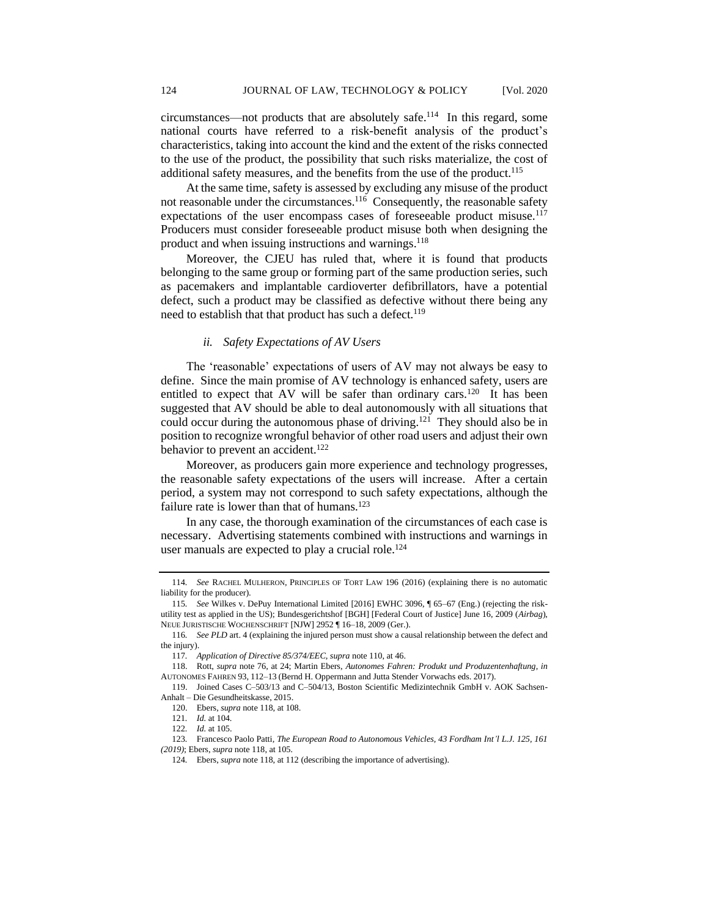circumstances—not products that are absolutely safe.[114] In this regard, some national courts have referred to a risk-benefit analysis of the product's characteristics, taking into account the kind and the extent of the risks connected to the use of the product, the possibility that such risks materialize, the cost of additional safety measures, and the benefits from the use of the product.[115]

At the same time, safety is assessed by excluding any misuse of the product not reasonable under the circumstances.[116] Consequently, the reasonable safety expectations of the user encompass cases of foreseeable product misuse.[117] Producers must consider foreseeable product misuse both when designing the product and when issuing instructions and warnings.[118]

Moreover, the CJEU has ruled that, where it is found that products belonging to the same group or forming part of the same production series, such as pacemakers and implantable cardioverter defibrillators, have a potential defect, such a product may be classified as defective without there being any need to establish that that product has such a defect.[119]

### *ii. Safety Expectations of AV Users*

The 'reasonable' expectations of users of AV may not always be easy to define. Since the main promise of AV technology is enhanced safety, users are entitled to expect that AV will be safer than ordinary cars.[120] It has been suggested that AV should be able to deal autonomously with all situations that could occur during the autonomous phase of driving.[121] They should also be in position to recognize wrongful behavior of other road users and adjust their own behavior to prevent an accident.[122]

Moreover, as producers gain more experience and technology progresses, the reasonable safety expectations of the users will increase. After a certain period, a system may not correspond to such safety expectations, although the failure rate is lower than that of humans.[123]

In any case, the thorough examination of the circumstances of each case is necessary. Advertising statements combined with instructions and warnings in user manuals are expected to play a crucial role.[124]

---

114. *See* RACHEL MULHERON, PRINCIPLES OF TORT LAW 196 (2016) (explaining there is no automatic liability for the producer).

115. *See* Wilkes v. DePuy International Limited [2016] EWHC 3096, ¶ 65–67 (Eng.) (rejecting the risk-utility test as applied in the US); Bundesgerichtshof [BGH] [Federal Court of Justice] June 16, 2009 (*Airbag*), NEUE JURISTISCHE WOCHENSCHRIFT [NJW] 2952 ¶ 16–18, 2009 (Ger.).

116. *See PLD* art. 4 (explaining the injured person must show a causal relationship between the defect and the injury).

117. *Application of Directive 85/374/EEC*, *supra* note 110, at 46.

118. Rott, *supra* note 76, at 24; Martin Ebers, *Autonomes Fahren: Produkt und Produzentenhaftung*, *in* AUTONOMES FAHREN 93, 112–13 (Bernd H. Oppermann and Jutta Stender Vorwachs eds. 2017).

119. Joined Cases C–503/13 and C–504/13, Boston Scientific Medizintechnik GmbH v. AOK Sachsen-Anhalt – Die Gesundheitskasse, 2015.

120. Ebers, *supra* note 118, at 108.

121. *Id.* at 104.

122. *Id.* at 105.

123. Francesco Paolo Patti, *The European Road to Autonomous Vehicles, 43 Fordham Int'l L.J. 125, 161 (2019)*; Ebers, *supra* note 118, at 105.

124. Ebers, *supra* note 118, at 112 (describing the importance of advertising).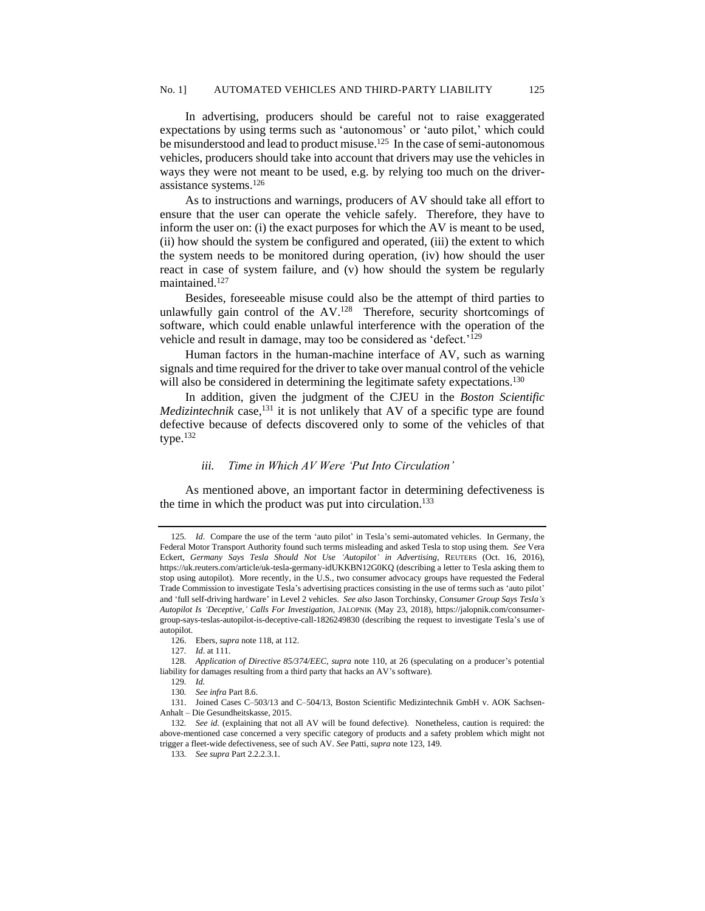In advertising, producers should be careful not to raise exaggerated expectations by using terms such as 'autonomous' or 'auto pilot,' which could be misunderstood and lead to product misuse.[125] In the case of semi-autonomous vehicles, producers should take into account that drivers may use the vehicles in ways they were not meant to be used, e.g. by relying too much on the driver-assistance systems.[126]

As to instructions and warnings, producers of AV should take all effort to ensure that the user can operate the vehicle safely. Therefore, they have to inform the user on: (i) the exact purposes for which the AV is meant to be used, (ii) how should the system be configured and operated, (iii) the extent to which the system needs to be monitored during operation, (iv) how should the user react in case of system failure, and (v) how should the system be regularly maintained.[127]

Besides, foreseeable misuse could also be the attempt of third parties to unlawfully gain control of the AV.[128] Therefore, security shortcomings of software, which could enable unlawful interference with the operation of the vehicle and result in damage, may too be considered as 'defect.'[129]

Human factors in the human-machine interface of AV, such as warning signals and time required for the driver to take over manual control of the vehicle will also be considered in determining the legitimate safety expectations.[130]

In addition, given the judgment of the CJEU in the *Boston Scientific Medizintechnik* case,[131] it is not unlikely that AV of a specific type are found defective because of defects discovered only to some of the vehicles of that type.[132]

#### *iii. Time in Which AV Were 'Put Into Circulation'*

As mentioned above, an important factor in determining defectiveness is the time in which the product was put into circulation.[133]

---

125. *Id*. Compare the use of the term 'auto pilot' in Tesla's semi-automated vehicles. In Germany, the Federal Motor Transport Authority found such terms misleading and asked Tesla to stop using them. *See* Vera Eckert, *Germany Says Tesla Should Not Use 'Autopilot' in Advertising*, REUTERS (Oct. 16, 2016), https://uk.reuters.com/article/uk-tesla-germany-idUKKBN12G0KQ (describing a letter to Tesla asking them to stop using autopilot). More recently, in the U.S., two consumer advocacy groups have requested the Federal Trade Commission to investigate Tesla's advertising practices consisting in the use of terms such as 'auto pilot' and 'full self-driving hardware' in Level 2 vehicles. *See also* Jason Torchinsky, *Consumer Group Says Tesla's Autopilot Is 'Deceptive,' Calls For Investigation*, JALOPNIK (May 23, 2018), https://jalopnik.com/consumer-group-says-teslas-autopilot-is-deceptive-call-1826249830 (describing the request to investigate Tesla's use of autopilot.

126. Ebers, *supra* note 118, at 112.

127. *Id*. at 111.

128. *Application of Directive 85/374/EEC*, *supra* note 110, at 26 (speculating on a producer's potential liability for damages resulting from a third party that hacks an AV's software).

129. *Id.*

130. *See infra* Part 8.6.

131. Joined Cases C–503/13 and C–504/13, Boston Scientific Medizintechnik GmbH v. AOK Sachsen-Anhalt – Die Gesundheitskasse, 2015.

132. *See id.* (explaining that not all AV will be found defective). Nonetheless, caution is required: the above-mentioned case concerned a very specific category of products and a safety problem which might not trigger a fleet-wide defectiveness, see of such AV. *See* Patti, *supra* note 123, 149.

133. *See supra* Part 2.2.2.3.1.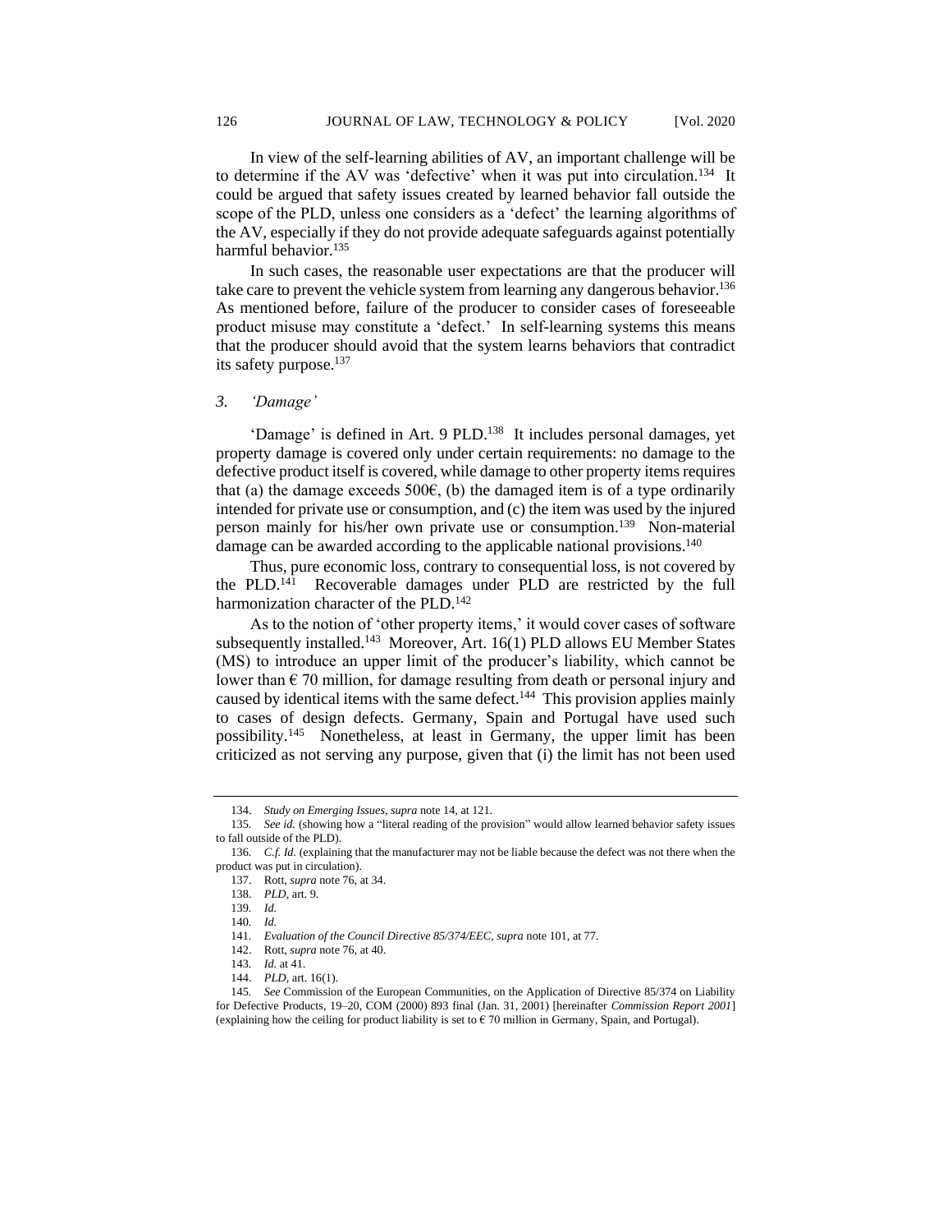In view of the self-learning abilities of AV, an important challenge will be to determine if the AV was 'defective' when it was put into circulation.[134] It could be argued that safety issues created by learned behavior fall outside the scope of the PLD, unless one considers as a 'defect' the learning algorithms of the AV, especially if they do not provide adequate safeguards against potentially harmful behavior.[135]

In such cases, the reasonable user expectations are that the producer will take care to prevent the vehicle system from learning any dangerous behavior.[136] As mentioned before, failure of the producer to consider cases of foreseeable product misuse may constitute a 'defect.' In self-learning systems this means that the producer should avoid that the system learns behaviors that contradict its safety purpose.[137]

### 3. *'Damage'*

'Damage' is defined in Art. 9 PLD.[138] It includes personal damages, yet property damage is covered only under certain requirements: no damage to the defective product itself is covered, while damage to other property items requires that (a) the damage exceeds 500€, (b) the damaged item is of a type ordinarily intended for private use or consumption, and (c) the item was used by the injured person mainly for his/her own private use or consumption.[139] Non-material damage can be awarded according to the applicable national provisions.[140]

Thus, pure economic loss, contrary to consequential loss, is not covered by the PLD.[141] Recoverable damages under PLD are restricted by the full harmonization character of the PLD.[142]

As to the notion of 'other property items,' it would cover cases of software subsequently installed.[143] Moreover, Art. 16(1) PLD allows EU Member States (MS) to introduce an upper limit of the producer's liability, which cannot be lower than € 70 million, for damage resulting from death or personal injury and caused by identical items with the same defect.[144] This provision applies mainly to cases of design defects. Germany, Spain and Portugal have used such possibility.[145] Nonetheless, at least in Germany, the upper limit has been criticized as not serving any purpose, given that (i) the limit has not been used

---

134. *Study on Emerging Issues*, *supra* note 14, at 121.

135. *See id.* (showing how a "literal reading of the provision" would allow learned behavior safety issues to fall outside of the PLD).

136. *C.f. Id.* (explaining that the manufacturer may not be liable because the defect was not there when the product was put in circulation).

137. Rott, *supra* note 76, at 34.

138. *PLD*, art. 9.

139. *Id.*

140. *Id.*

141. *Evaluation of the Council Directive 85/374/EEC*, *supra* note 101, at 77.

142. Rott, *supra* note 76, at 40.

143. *Id.* at 41.

144. *PLD*, art. 16(1).

145. *See* Commission of the European Communities, on the Application of Directive 85/374 on Liability for Defective Products, 19–20, COM (2000) 893 final (Jan. 31, 2001) [hereinafter *Commission Report 2001*] (explaining how the ceiling for product liability is set to € 70 million in Germany, Spain, and Portugal).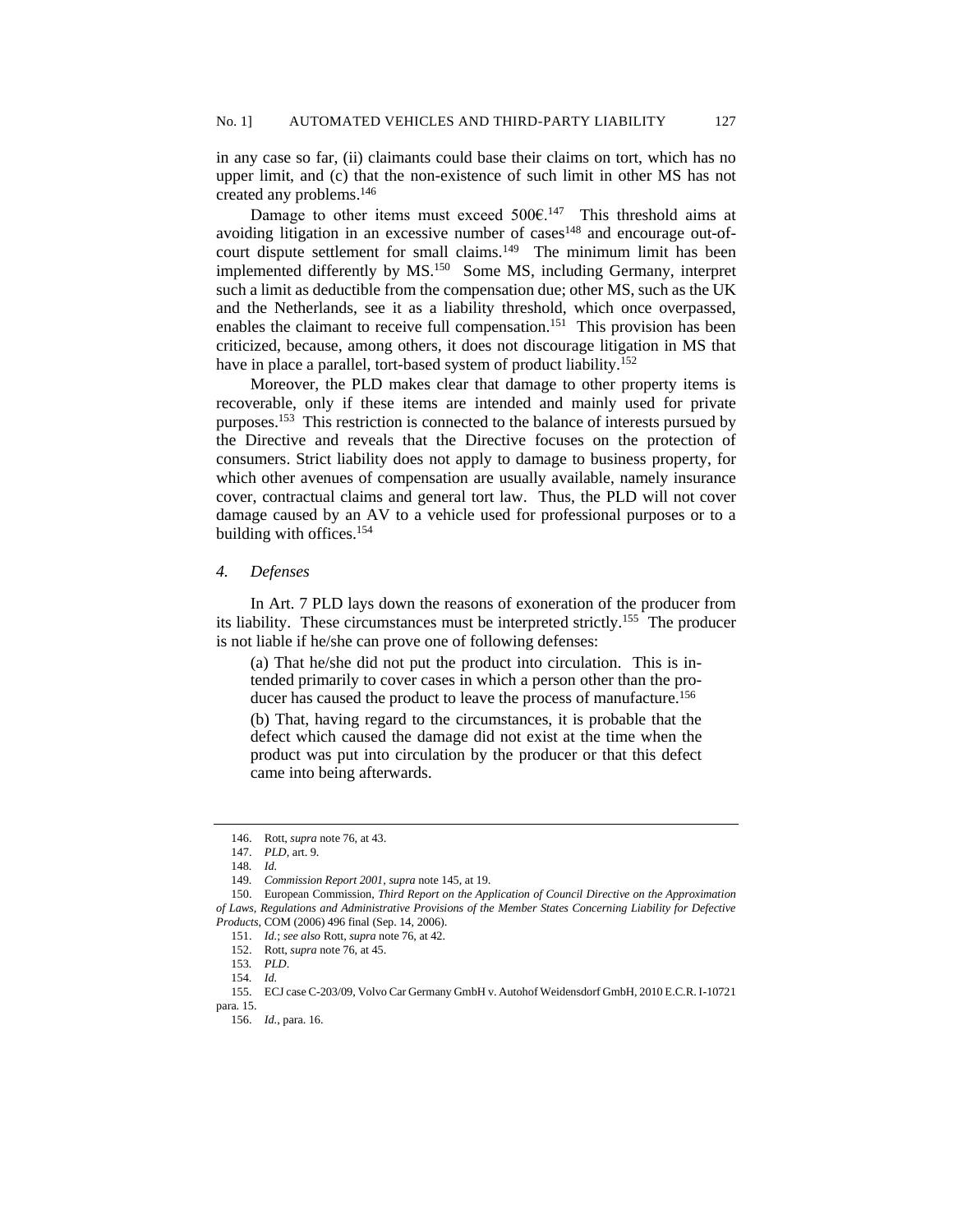in any case so far, (ii) claimants could base their claims on tort, which has no upper limit, and (c) that the non-existence of such limit in other MS has not created any problems.[146]

Damage to other items must exceed 500€.[147] This threshold aims at avoiding litigation in an excessive number of cases[148] and encourage out-of-court dispute settlement for small claims.[149] The minimum limit has been implemented differently by MS.[150] Some MS, including Germany, interpret such a limit as deductible from the compensation due; other MS, such as the UK and the Netherlands, see it as a liability threshold, which once overpassed, enables the claimant to receive full compensation.[151] This provision has been criticized, because, among others, it does not discourage litigation in MS that have in place a parallel, tort-based system of product liability.[152]

Moreover, the PLD makes clear that damage to other property items is recoverable, only if these items are intended and mainly used for private purposes.[153] This restriction is connected to the balance of interests pursued by the Directive and reveals that the Directive focuses on the protection of consumers. Strict liability does not apply to damage to business property, for which other avenues of compensation are usually available, namely insurance cover, contractual claims and general tort law. Thus, the PLD will not cover damage caused by an AV to a vehicle used for professional purposes or to a building with offices.[154]

### 4. *Defenses*

In Art. 7 PLD lays down the reasons of exoneration of the producer from its liability. These circumstances must be interpreted strictly.[155] The producer is not liable if he/she can prove one of following defenses:

> (a) That he/she did not put the product into circulation. This is intended primarily to cover cases in which a person other than the producer has caused the product to leave the process of manufacture.[156]
>
> (b) That, having regard to the circumstances, it is probable that the defect which caused the damage did not exist at the time when the product was put into circulation by the producer or that this defect came into being afterwards.

---

146. Rott, *supra* note 76, at 43.

147. *PLD*, art. 9.

148. *Id.*

149. *Commission Report 2001*, *supra* note 145, at 19.

150. European Commission, *Third Report on the Application of Council Directive on the Approximation of Laws, Regulations and Administrative Provisions of the Member States Concerning Liability for Defective Products*, COM (2006) 496 final (Sep. 14, 2006).

151. *Id.*; *see also* Rott, *supra* note 76, at 42.

152. Rott, *supra* note 76, at 45.

153. *PLD*.

154. *Id.*

155. ECJ case C-203/09, Volvo Car Germany GmbH v. Autohof Weidensdorf GmbH, 2010 E.C.R. I-10721 para. 15.

156. *Id.*, para. 16.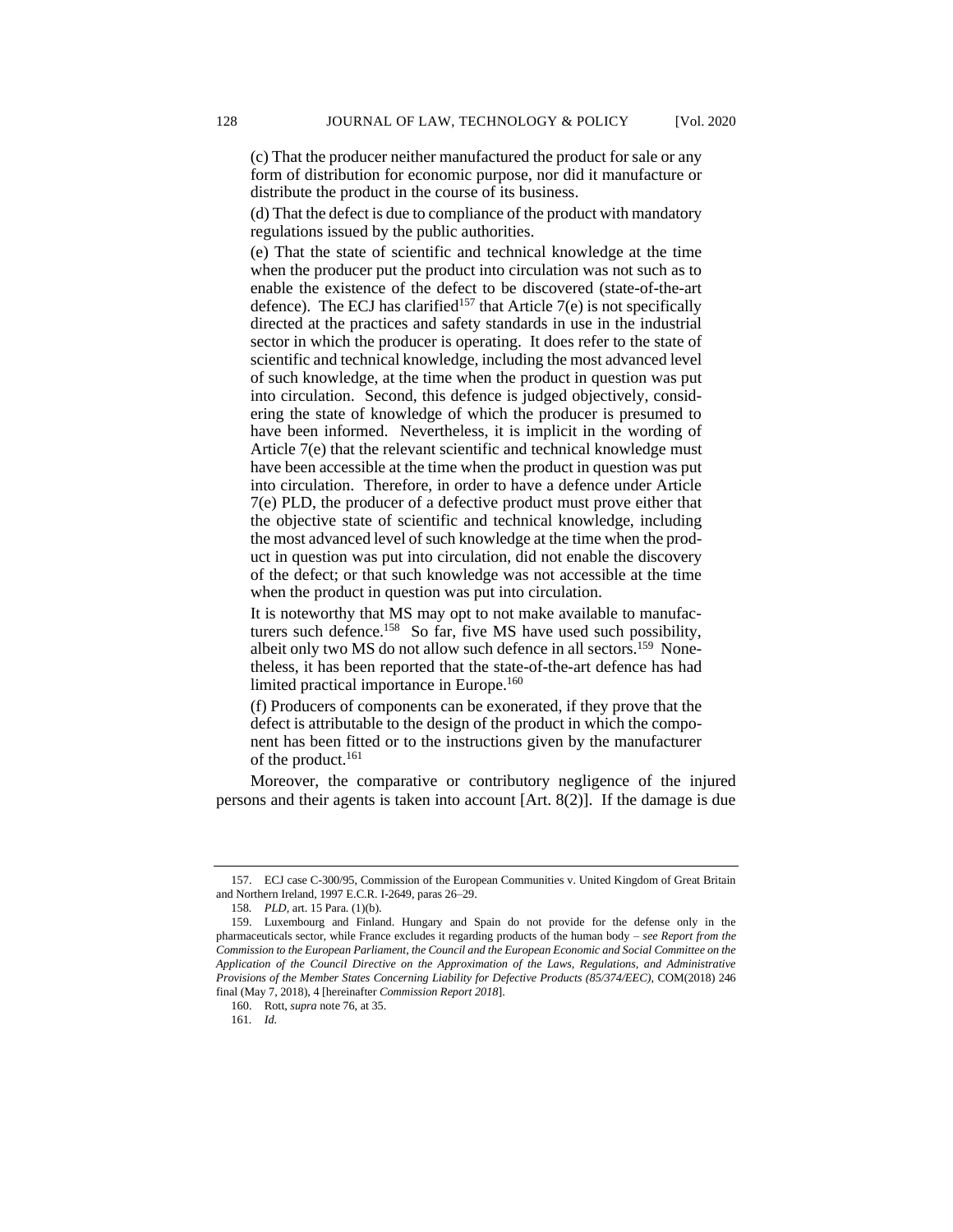(c) That the producer neither manufactured the product for sale or any form of distribution for economic purpose, nor did it manufacture or distribute the product in the course of its business.

(d) That the defect is due to compliance of the product with mandatory regulations issued by the public authorities.

(e) That the state of scientific and technical knowledge at the time when the producer put the product into circulation was not such as to enable the existence of the defect to be discovered (state-of-the-art defence). The ECJ has clarified[157] that Article 7(e) is not specifically directed at the practices and safety standards in use in the industrial sector in which the producer is operating. It does refer to the state of scientific and technical knowledge, including the most advanced level of such knowledge, at the time when the product in question was put into circulation. Second, this defence is judged objectively, considering the state of knowledge of which the producer is presumed to have been informed. Nevertheless, it is implicit in the wording of Article 7(e) that the relevant scientific and technical knowledge must have been accessible at the time when the product in question was put into circulation. Therefore, in order to have a defence under Article 7(e) PLD, the producer of a defective product must prove either that the objective state of scientific and technical knowledge, including the most advanced level of such knowledge at the time when the product in question was put into circulation, did not enable the discovery of the defect; or that such knowledge was not accessible at the time when the product in question was put into circulation.

It is noteworthy that MS may opt to not make available to manufacturers such defence.[158] So far, five MS have used such possibility, albeit only two MS do not allow such defence in all sectors.[159] Nonetheless, it has been reported that the state-of-the-art defence has had limited practical importance in Europe.[160]

(f) Producers of components can be exonerated, if they prove that the defect is attributable to the design of the product in which the component has been fitted or to the instructions given by the manufacturer of the product.[161]

Moreover, the comparative or contributory negligence of the injured persons and their agents is taken into account [Art. 8(2)]. If the damage is due

---

157. ECJ case C-300/95, Commission of the European Communities v. United Kingdom of Great Britain and Northern Ireland, 1997 E.C.R. I-2649, paras 26–29.

158. *PLD*, art. 15 Para. (1)(b).

159. Luxembourg and Finland. Hungary and Spain do not provide for the defense only in the pharmaceuticals sector, while France excludes it regarding products of the human body – *see Report from the Commission to the European Parliament, the Council and the European Economic and Social Committee on the Application of the Council Directive on the Approximation of the Laws, Regulations, and Administrative Provisions of the Member States Concerning Liability for Defective Products (85/374/EEC)*, COM(2018) 246 final (May 7, 2018), 4 [hereinafter *Commission Report 2018*].

160. Rott, *supra* note 76, at 35.

161. *Id.*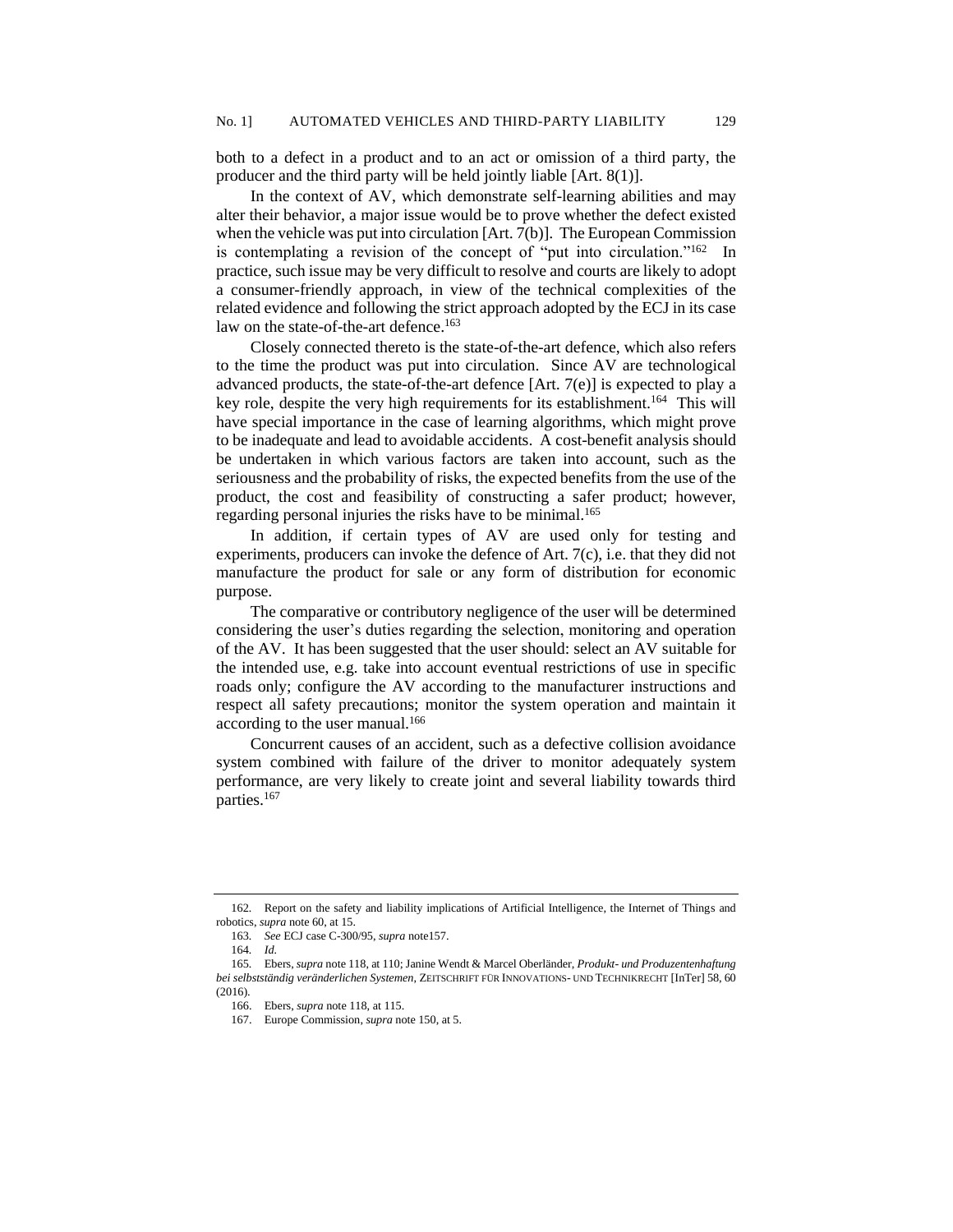both to a defect in a product and to an act or omission of a third party, the producer and the third party will be held jointly liable [Art. 8(1)].

In the context of AV, which demonstrate self-learning abilities and may alter their behavior, a major issue would be to prove whether the defect existed when the vehicle was put into circulation [Art. 7(b)]. The European Commission is contemplating a revision of the concept of "put into circulation."[162] In practice, such issue may be very difficult to resolve and courts are likely to adopt a consumer-friendly approach, in view of the technical complexities of the related evidence and following the strict approach adopted by the ECJ in its case law on the state-of-the-art defence.[163]

Closely connected thereto is the state-of-the-art defence, which also refers to the time the product was put into circulation. Since AV are technological advanced products, the state-of-the-art defence [Art. 7(e)] is expected to play a key role, despite the very high requirements for its establishment.[164] This will have special importance in the case of learning algorithms, which might prove to be inadequate and lead to avoidable accidents. A cost-benefit analysis should be undertaken in which various factors are taken into account, such as the seriousness and the probability of risks, the expected benefits from the use of the product, the cost and feasibility of constructing a safer product; however, regarding personal injuries the risks have to be minimal.[165]

In addition, if certain types of AV are used only for testing and experiments, producers can invoke the defence of Art. 7(c), i.e. that they did not manufacture the product for sale or any form of distribution for economic purpose.

The comparative or contributory negligence of the user will be determined considering the user's duties regarding the selection, monitoring and operation of the AV. It has been suggested that the user should: select an AV suitable for the intended use, e.g. take into account eventual restrictions of use in specific roads only; configure the AV according to the manufacturer instructions and respect all safety precautions; monitor the system operation and maintain it according to the user manual.[166]

Concurrent causes of an accident, such as a defective collision avoidance system combined with failure of the driver to monitor adequately system performance, are very likely to create joint and several liability towards third parties.[167]

---

162. Report on the safety and liability implications of Artificial Intelligence, the Internet of Things and robotics, *supra* note 60, at 15.

163. *See* ECJ case C-300/95, *supra* note157.

164. *Id.*

165. Ebers, *supra* note 118, at 110; Janine Wendt & Marcel Oberländer, *Produkt- und Produzentenhaftung bei selbstständig veränderlichen Systemen*, ZEITSCHRIFT FÜR INNOVATIONS- UND TECHNIKRECHT [InTer] 58, 60 (2016).

166. Ebers, *supra* note 118, at 115.

167. Europe Commission, *supra* note 150, at 5.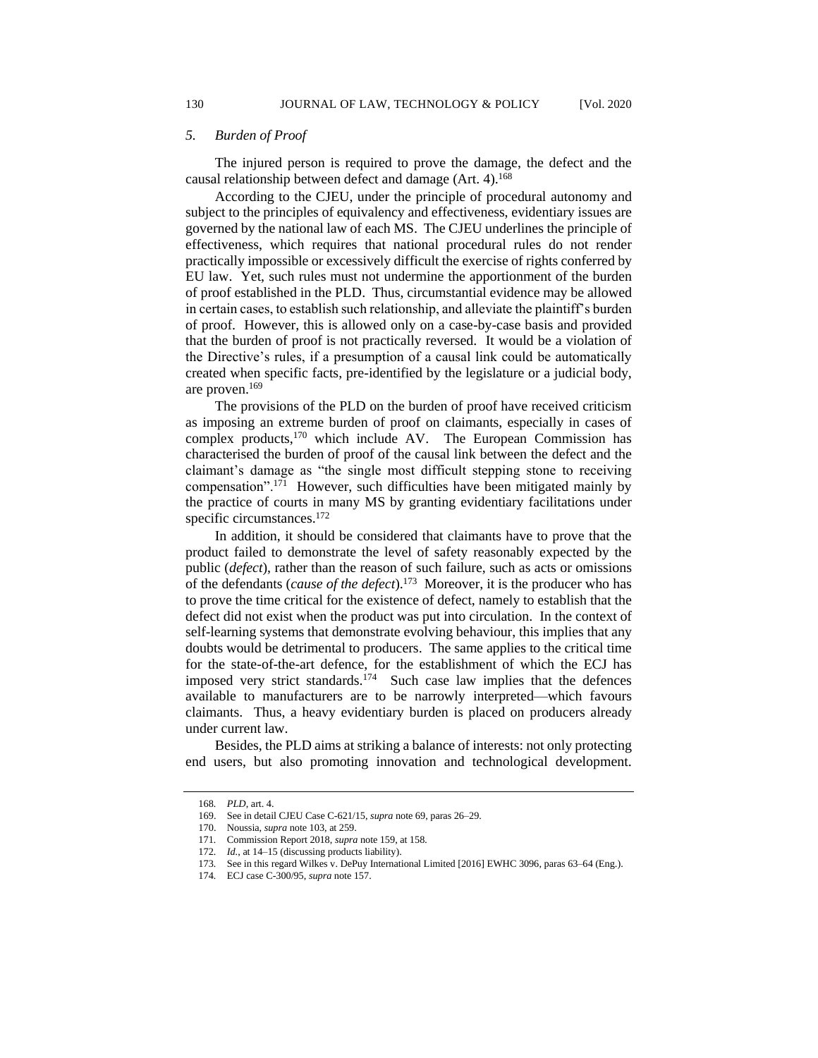### *5. Burden of Proof*

The injured person is required to prove the damage, the defect and the causal relationship between defect and damage (Art. 4).[168]

According to the CJEU, under the principle of procedural autonomy and subject to the principles of equivalency and effectiveness, evidentiary issues are governed by the national law of each MS. The CJEU underlines the principle of effectiveness, which requires that national procedural rules do not render practically impossible or excessively difficult the exercise of rights conferred by EU law. Yet, such rules must not undermine the apportionment of the burden of proof established in the PLD. Thus, circumstantial evidence may be allowed in certain cases, to establish such relationship, and alleviate the plaintiff's burden of proof. However, this is allowed only on a case-by-case basis and provided that the burden of proof is not practically reversed. It would be a violation of the Directive's rules, if a presumption of a causal link could be automatically created when specific facts, pre-identified by the legislature or a judicial body, are proven.[169]

The provisions of the PLD on the burden of proof have received criticism as imposing an extreme burden of proof on claimants, especially in cases of complex products,[170] which include AV. The European Commission has characterised the burden of proof of the causal link between the defect and the claimant's damage as "the single most difficult stepping stone to receiving compensation".[171] However, such difficulties have been mitigated mainly by the practice of courts in many MS by granting evidentiary facilitations under specific circumstances.[172]

In addition, it should be considered that claimants have to prove that the product failed to demonstrate the level of safety reasonably expected by the public (*defect*), rather than the reason of such failure, such as acts or omissions of the defendants (*cause of the defect*).[173] Moreover, it is the producer who has to prove the time critical for the existence of defect, namely to establish that the defect did not exist when the product was put into circulation. In the context of self-learning systems that demonstrate evolving behaviour, this implies that any doubts would be detrimental to producers. The same applies to the critical time for the state-of-the-art defence, for the establishment of which the ECJ has imposed very strict standards.[174] Such case law implies that the defences available to manufacturers are to be narrowly interpreted—which favours claimants. Thus, a heavy evidentiary burden is placed on producers already under current law.

Besides, the PLD aims at striking a balance of interests: not only protecting end users, but also promoting innovation and technological development.

---

168. *PLD*, art. 4.

169. See in detail CJEU Case C-621/15, *supra* note 69, paras 26–29.

170. Noussia, *supra* note 103, at 259.

171. Commission Report 2018, *supra* note 159, at 158.

172. *Id.*, at 14–15 (discussing products liability).

173. See in this regard Wilkes v. DePuy International Limited [2016] EWHC 3096, paras 63–64 (Eng.).

174. ECJ case C-300/95, *supra* note 157.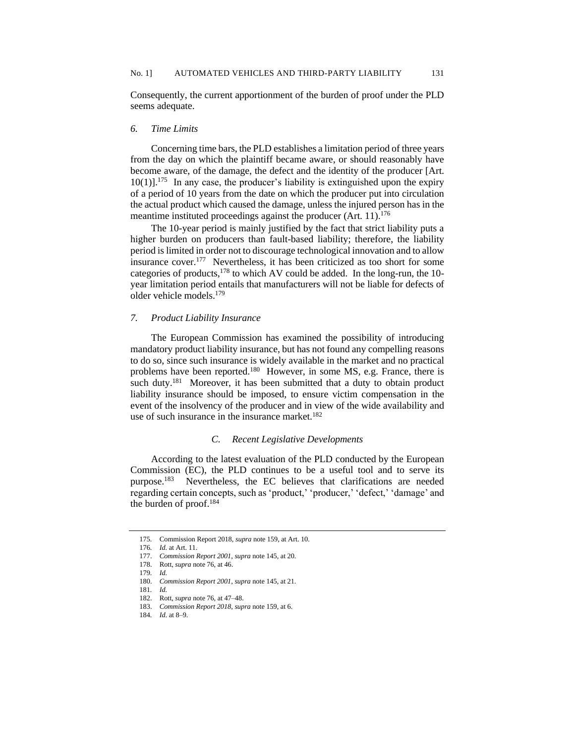Consequently, the current apportionment of the burden of proof under the PLD seems adequate.

### 6. *Time Limits*

Concerning time bars, the PLD establishes a limitation period of three years from the day on which the plaintiff became aware, or should reasonably have become aware, of the damage, the defect and the identity of the producer [Art. 10(1)].[175] In any case, the producer's liability is extinguished upon the expiry of a period of 10 years from the date on which the producer put into circulation the actual product which caused the damage, unless the injured person has in the meantime instituted proceedings against the producer (Art. 11).[176]

The 10-year period is mainly justified by the fact that strict liability puts a higher burden on producers than fault-based liability; therefore, the liability period is limited in order not to discourage technological innovation and to allow insurance cover.[177] Nevertheless, it has been criticized as too short for some categories of products,[178] to which AV could be added. In the long-run, the 10-year limitation period entails that manufacturers will not be liable for defects of older vehicle models.[179]

### 7. *Product Liability Insurance*

The European Commission has examined the possibility of introducing mandatory product liability insurance, but has not found any compelling reasons to do so, since such insurance is widely available in the market and no practical problems have been reported.[180] However, in some MS, e.g. France, there is such duty.[181] Moreover, it has been submitted that a duty to obtain product liability insurance should be imposed, to ensure victim compensation in the event of the insolvency of the producer and in view of the wide availability and use of such insurance in the insurance market.[182]

## C. *Recent Legislative Developments*

According to the latest evaluation of the PLD conducted by the European Commission (EC), the PLD continues to be a useful tool and to serve its purpose.[183] Nevertheless, the EC believes that clarifications are needed regarding certain concepts, such as 'product,' 'producer,' 'defect,' 'damage' and the burden of proof.[184]

---

175. Commission Report 2018, *supra* note 159, at Art. 10.

176. *Id.* at Art. 11.

177. *Commission Report 2001*, *supra* note 145, at 20.

178. Rott, *supra* note 76, at 46.

179. *Id.*

180. *Commission Report 2001*, *supra* note 145, at 21.

181. *Id.*

182. Rott, *supra* note 76, at 47–48.

183. *Commission Report 2018*, *supra* note 159, at 6.

184. *Id*. at 8–9.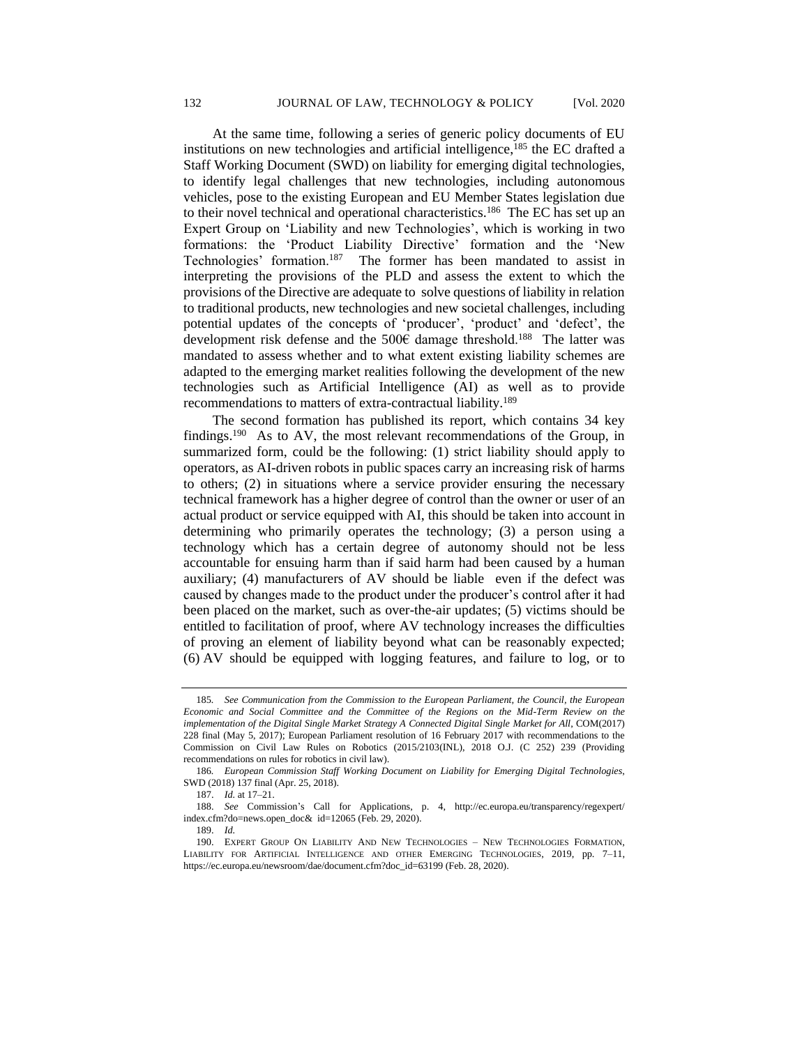At the same time, following a series of generic policy documents of EU institutions on new technologies and artificial intelligence,[185] the EC drafted a Staff Working Document (SWD) on liability for emerging digital technologies, to identify legal challenges that new technologies, including autonomous vehicles, pose to the existing European and EU Member States legislation due to their novel technical and operational characteristics.[186] The EC has set up an Expert Group on 'Liability and new Technologies', which is working in two formations: the 'Product Liability Directive' formation and the 'New Technologies' formation.[187] The former has been mandated to assist in interpreting the provisions of the PLD and assess the extent to which the provisions of the Directive are adequate to solve questions of liability in relation to traditional products, new technologies and new societal challenges, including potential updates of the concepts of 'producer', 'product' and 'defect', the development risk defense and the 500€ damage threshold.[188] The latter was mandated to assess whether and to what extent existing liability schemes are adapted to the emerging market realities following the development of the new technologies such as Artificial Intelligence (AI) as well as to provide recommendations to matters of extra-contractual liability.[189]

The second formation has published its report, which contains 34 key findings.[190] As to AV, the most relevant recommendations of the Group, in summarized form, could be the following: (1) strict liability should apply to operators, as AI-driven robots in public spaces carry an increasing risk of harms to others; (2) in situations where a service provider ensuring the necessary technical framework has a higher degree of control than the owner or user of an actual product or service equipped with AI, this should be taken into account in determining who primarily operates the technology; (3) a person using a technology which has a certain degree of autonomy should not be less accountable for ensuing harm than if said harm had been caused by a human auxiliary; (4) manufacturers of AV should be liable even if the defect was caused by changes made to the product under the producer's control after it had been placed on the market, such as over-the-air updates; (5) victims should be entitled to facilitation of proof, where AV technology increases the difficulties of proving an element of liability beyond what can be reasonably expected; (6) AV should be equipped with logging features, and failure to log, or to

---

185. *See Communication from the Commission to the European Parliament, the Council, the European Economic and Social Committee and the Committee of the Regions on the Mid-Term Review on the implementation of the Digital Single Market Strategy A Connected Digital Single Market for All*, COM(2017) 228 final (May 5, 2017); European Parliament resolution of 16 February 2017 with recommendations to the Commission on Civil Law Rules on Robotics (2015/2103(INL), 2018 O.J. (C 252) 239 (Providing recommendations on rules for robotics in civil law).

186. *European Commission Staff Working Document on Liability for Emerging Digital Technologies*, SWD (2018) 137 final (Apr. 25, 2018).

187. *Id.* at 17–21.

188. *See* Commission's Call for Applications, p. 4, http://ec.europa.eu/transparency/regexpert/index.cfm?do=news.open_doc& id=12065 (Feb. 29, 2020).

189. *Id.*

190. EXPERT GROUP ON LIABILITY AND NEW TECHNOLOGIES – NEW TECHNOLOGIES FORMATION, LIABILITY FOR ARTIFICIAL INTELLIGENCE AND OTHER EMERGING TECHNOLOGIES, 2019, pp. 7–11, https://ec.europa.eu/newsroom/dae/document.cfm?doc_id=63199 (Feb. 28, 2020).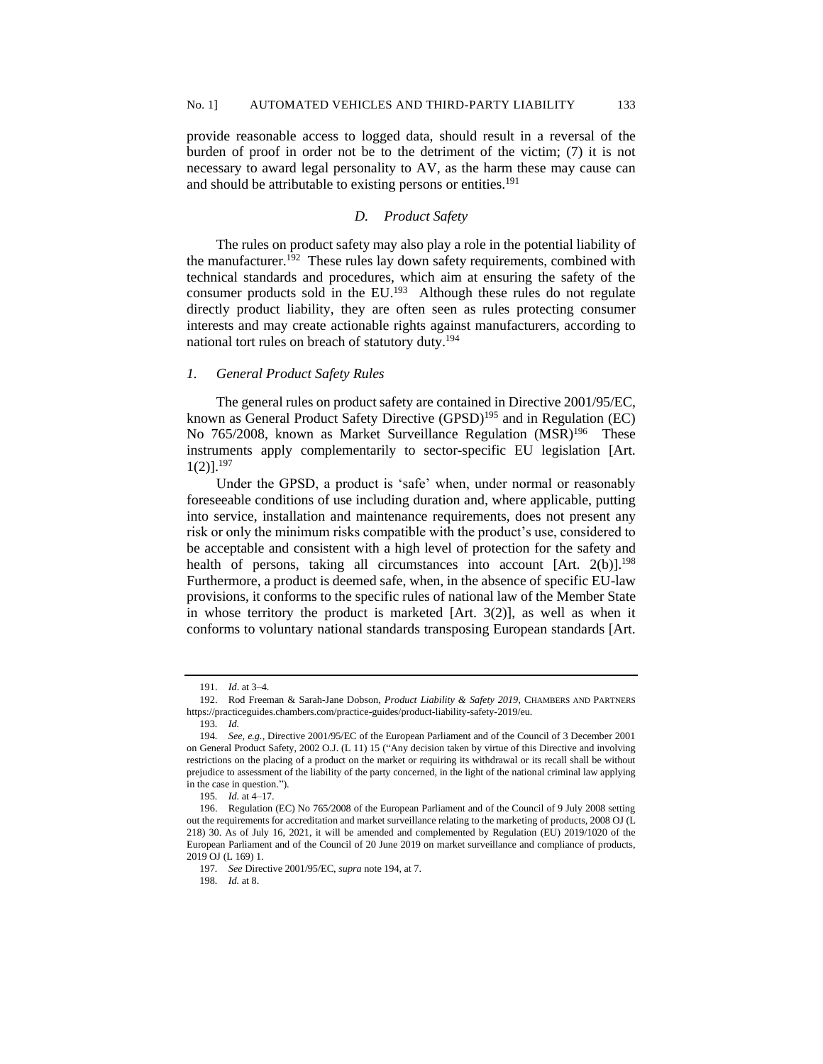provide reasonable access to logged data, should result in a reversal of the burden of proof in order not be to the detriment of the victim; (7) it is not necessary to award legal personality to AV, as the harm these may cause can and should be attributable to existing persons or entities.[191]

### *D. Product Safety*

The rules on product safety may also play a role in the potential liability of the manufacturer.[192] These rules lay down safety requirements, combined with technical standards and procedures, which aim at ensuring the safety of the consumer products sold in the EU.[193] Although these rules do not regulate directly product liability, they are often seen as rules protecting consumer interests and may create actionable rights against manufacturers, according to national tort rules on breach of statutory duty.[194]

#### *1. General Product Safety Rules*

The general rules on product safety are contained in Directive 2001/95/EC, known as General Product Safety Directive (GPSD)[195] and in Regulation (EC) No 765/2008, known as Market Surveillance Regulation (MSR)[196] These instruments apply complementarily to sector-specific EU legislation [Art. 1(2)].[197]

Under the GPSD, a product is 'safe' when, under normal or reasonably foreseeable conditions of use including duration and, where applicable, putting into service, installation and maintenance requirements, does not present any risk or only the minimum risks compatible with the product's use, considered to be acceptable and consistent with a high level of protection for the safety and health of persons, taking all circumstances into account [Art. 2(b)].[198] Furthermore, a product is deemed safe, when, in the absence of specific EU-law provisions, it conforms to the specific rules of national law of the Member State in whose territory the product is marketed [Art. 3(2)], as well as when it conforms to voluntary national standards transposing European standards [Art.

---

191. *Id*. at 3–4.

192. Rod Freeman & Sarah-Jane Dobson, *Product Liability & Safety 2019*, CHAMBERS AND PARTNERS https://practiceguides.chambers.com/practice-guides/product-liability-safety-2019/eu.

193. *Id.*

194. *See, e.g.*, Directive 2001/95/EC of the European Parliament and of the Council of 3 December 2001 on General Product Safety, 2002 O.J. (L 11) 15 ("Any decision taken by virtue of this Directive and involving restrictions on the placing of a product on the market or requiring its withdrawal or its recall shall be without prejudice to assessment of the liability of the party concerned, in the light of the national criminal law applying in the case in question.").

195. *Id.* at 4–17.

196. Regulation (EC) No 765/2008 of the European Parliament and of the Council of 9 July 2008 setting out the requirements for accreditation and market surveillance relating to the marketing of products, 2008 OJ (L 218) 30. As of July 16, 2021, it will be amended and complemented by Regulation (EU) 2019/1020 of the European Parliament and of the Council of 20 June 2019 on market surveillance and compliance of products, 2019 OJ (L 169) 1.

197. *See* Directive 2001/95/EC, *supra* note 194, at 7.

198. *Id.* at 8.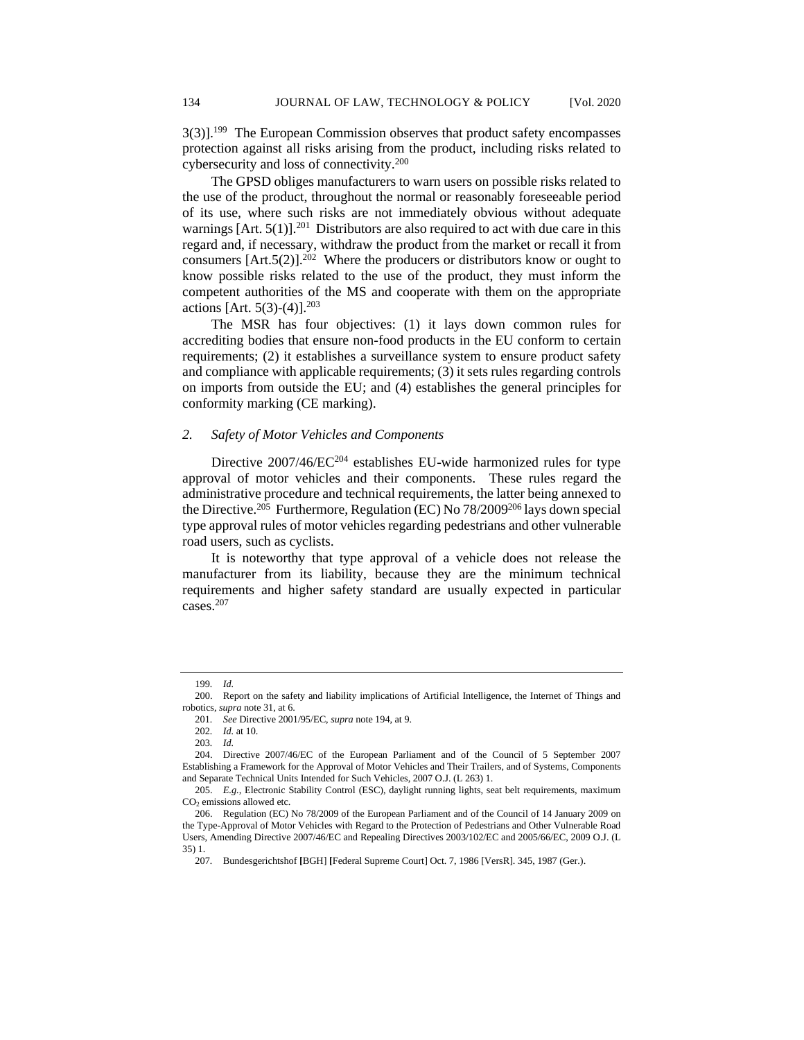3(3)].[199] The European Commission observes that product safety encompasses protection against all risks arising from the product, including risks related to cybersecurity and loss of connectivity.[200]

The GPSD obliges manufacturers to warn users on possible risks related to the use of the product, throughout the normal or reasonably foreseeable period of its use, where such risks are not immediately obvious without adequate warnings [Art. 5(1)].[201] Distributors are also required to act with due care in this regard and, if necessary, withdraw the product from the market or recall it from consumers [Art.5(2)].[202] Where the producers or distributors know or ought to know possible risks related to the use of the product, they must inform the competent authorities of the MS and cooperate with them on the appropriate actions [Art. 5(3)-(4)].[203]

The MSR has four objectives: (1) it lays down common rules for accrediting bodies that ensure non-food products in the EU conform to certain requirements; (2) it establishes a surveillance system to ensure product safety and compliance with applicable requirements; (3) it sets rules regarding controls on imports from outside the EU; and (4) establishes the general principles for conformity marking (CE marking).

### *2. Safety of Motor Vehicles and Components*

Directive 2007/46/EC[204] establishes EU-wide harmonized rules for type approval of motor vehicles and their components. These rules regard the administrative procedure and technical requirements, the latter being annexed to the Directive.[205] Furthermore, Regulation (EC) No 78/2009[206] lays down special type approval rules of motor vehicles regarding pedestrians and other vulnerable road users, such as cyclists.

It is noteworthy that type approval of a vehicle does not release the manufacturer from its liability, because they are the minimum technical requirements and higher safety standard are usually expected in particular cases.[207]

---

199. *Id.*

200. Report on the safety and liability implications of Artificial Intelligence, the Internet of Things and robotics, *supra* note 31, at 6.

201. *See* Directive 2001/95/EC, *supra* note 194, at 9.

202. *Id.* at 10.

203. *Id.*

204. Directive 2007/46/EC of the European Parliament and of the Council of 5 September 2007 Establishing a Framework for the Approval of Motor Vehicles and Their Trailers, and of Systems, Components and Separate Technical Units Intended for Such Vehicles, 2007 O.J. (L 263) 1.

205. *E.g.,* Electronic Stability Control (ESC), daylight running lights, seat belt requirements, maximum $CO_2$ emissions allowed etc.

206. Regulation (EC) No 78/2009 of the European Parliament and of the Council of 14 January 2009 on the Type-Approval of Motor Vehicles with Regard to the Protection of Pedestrians and Other Vulnerable Road Users, Amending Directive 2007/46/EC and Repealing Directives 2003/102/EC and 2005/66/EC, 2009 O.J. (L 35) 1.

207. Bundesgerichtshof [BGH] [Federal Supreme Court] Oct. 7, 1986 [VersR]. 345, 1987 (Ger.).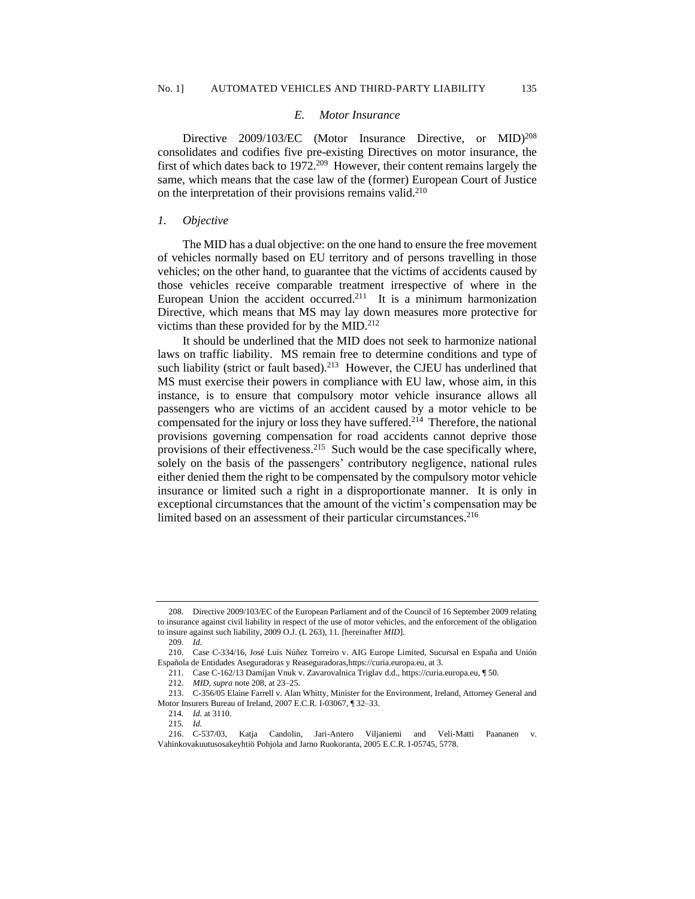### *E. Motor Insurance*

Directive 2009/103/EC (Motor Insurance Directive, or MID)[208] consolidates and codifies five pre-existing Directives on motor insurance, the first of which dates back to 1972.[209] However, their content remains largely the same, which means that the case law of the (former) European Court of Justice on the interpretation of their provisions remains valid.[210]

#### *1. Objective*

The MID has a dual objective: on the one hand to ensure the free movement of vehicles normally based on EU territory and of persons travelling in those vehicles; on the other hand, to guarantee that the victims of accidents caused by those vehicles receive comparable treatment irrespective of where in the European Union the accident occurred.[211] It is a minimum harmonization Directive, which means that MS may lay down measures more protective for victims than these provided for by the MID.[212]

It should be underlined that the MID does not seek to harmonize national laws on traffic liability. MS remain free to determine conditions and type of such liability (strict or fault based).[213] However, the CJEU has underlined that MS must exercise their powers in compliance with EU law, whose aim, in this instance, is to ensure that compulsory motor vehicle insurance allows all passengers who are victims of an accident caused by a motor vehicle to be compensated for the injury or loss they have suffered.[214] Therefore, the national provisions governing compensation for road accidents cannot deprive those provisions of their effectiveness.[215] Such would be the case specifically where, solely on the basis of the passengers' contributory negligence, national rules either denied them the right to be compensated by the compulsory motor vehicle insurance or limited such a right in a disproportionate manner. It is only in exceptional circumstances that the amount of the victim's compensation may be limited based on an assessment of their particular circumstances.[216]

---

208. Directive 2009/103/EC of the European Parliament and of the Council of 16 September 2009 relating to insurance against civil liability in respect of the use of motor vehicles, and the enforcement of the obligation to insure against such liability, 2009 O.J. (L 263), 11. [hereinafter *MID*].

209. *Id.*

210. Case C-334/16, José Luís Núñez Torreiro v. AIG Europe Limited, Sucursal en España and Unión Española de Entidades Aseguradoras y Reaseguradoras,https://curia.europa.eu, at 3.

211. Case C-162/13 Damijan Vnuk v. Zavarovalnica Triglav d.d., https://curia.europa.eu, ¶ 50.

212. *MID*, *supra* note 208, at 23–25.

213. C-356/05 Elaine Farrell v. Alan Whitty, Minister for the Environment, Ireland, Attorney General and Motor Insurers Bureau of Ireland, 2007 E.C.R. I-03067, ¶ 32–33.

214. *Id.* at 3110.

215. *Id.*

216. C-537/03, Katja Candolin, Jari-Antero Viljaniemi and Veli-Matti Paananen v. Vahinkovakuutusosakeyhtiö Pohjola and Jarno Ruokoranta, 2005 E.C.R. I-05745, 5778.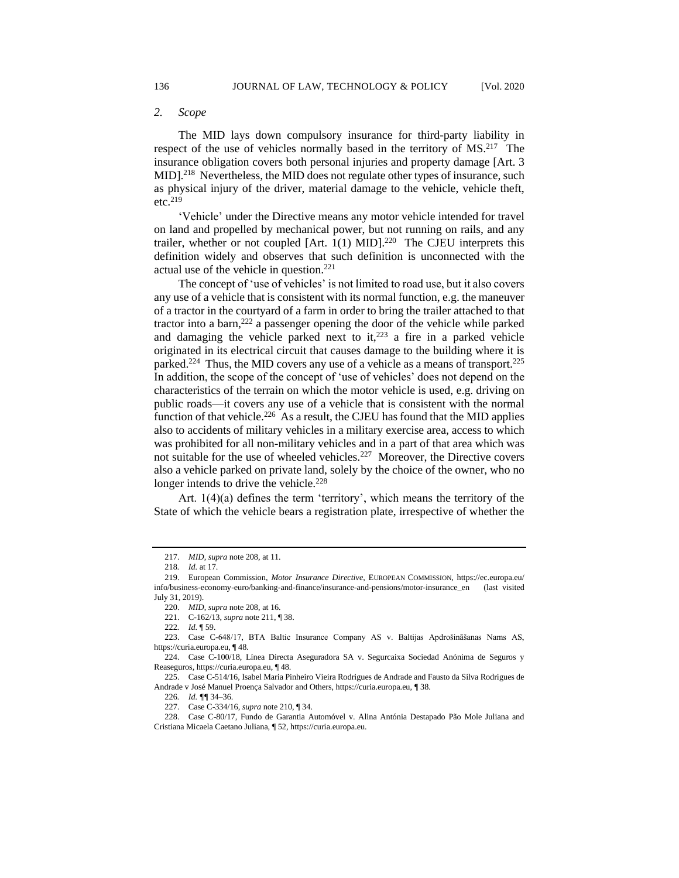### *2. Scope*

The MID lays down compulsory insurance for third-party liability in respect of the use of vehicles normally based in the territory of MS.[217] The insurance obligation covers both personal injuries and property damage [Art. 3 MID].[218] Nevertheless, the MID does not regulate other types of insurance, such as physical injury of the driver, material damage to the vehicle, vehicle theft, etc.[219]

'Vehicle' under the Directive means any motor vehicle intended for travel on land and propelled by mechanical power, but not running on rails, and any trailer, whether or not coupled [Art. 1(1) MID].[220] The CJEU interprets this definition widely and observes that such definition is unconnected with the actual use of the vehicle in question.[221]

The concept of 'use of vehicles' is not limited to road use, but it also covers any use of a vehicle that is consistent with its normal function, e.g. the maneuver of a tractor in the courtyard of a farm in order to bring the trailer attached to that tractor into a barn,[222] a passenger opening the door of the vehicle while parked and damaging the vehicle parked next to it,[223] a fire in a parked vehicle originated in its electrical circuit that causes damage to the building where it is parked.[224] Thus, the MID covers any use of a vehicle as a means of transport.[225] In addition, the scope of the concept of 'use of vehicles' does not depend on the characteristics of the terrain on which the motor vehicle is used, e.g. driving on public roads—it covers any use of a vehicle that is consistent with the normal function of that vehicle.[226] As a result, the CJEU has found that the MID applies also to accidents of military vehicles in a military exercise area, access to which was prohibited for all non-military vehicles and in a part of that area which was not suitable for the use of wheeled vehicles.[227] Moreover, the Directive covers also a vehicle parked on private land, solely by the choice of the owner, who no longer intends to drive the vehicle.[228]

Art. 1(4)(a) defines the term 'territory', which means the territory of the State of which the vehicle bears a registration plate, irrespective of whether the

---

217. *MID*, *supra* note 208, at 11.

218. *Id.* at 17.

219. European Commission, *Motor Insurance Directive*, EUROPEAN COMMISSION, https://ec.europa.eu/info/business-economy-euro/banking-and-finance/insurance-and-pensions/motor-insurance_en (last visited July 31, 2019).

220. *MID*, *supra* note 208, at 16.

221. C-162/13, *supra* note 211, ¶ 38.

222. *Id.* ¶ 59.

223. Case C-648/17, BTA Baltic Insurance Company AS v. Baltijas Apdrošināšanas Nams AS, https://curia.europa.eu, ¶ 48.

224. Case C-100/18, Línea Directa Aseguradora SA v. Segurcaixa Sociedad Anónima de Seguros y Reaseguros, https://curia.europa.eu, ¶ 48.

225. Case C-514/16, Isabel Maria Pinheiro Vieira Rodrigues de Andrade and Fausto da Silva Rodrigues de Andrade v José Manuel Proença Salvador and Others, https://curia.europa.eu, ¶ 38.

226. *Id.* ¶¶ 34–36.

227. Case C-334/16, *supra* note 210, ¶ 34.

228. Case C-80/17, Fundo de Garantia Automóvel v. Alina Antónia Destapado Pão Mole Juliana and Cristiana Micaela Caetano Juliana, ¶ 52, https://curia.europa.eu.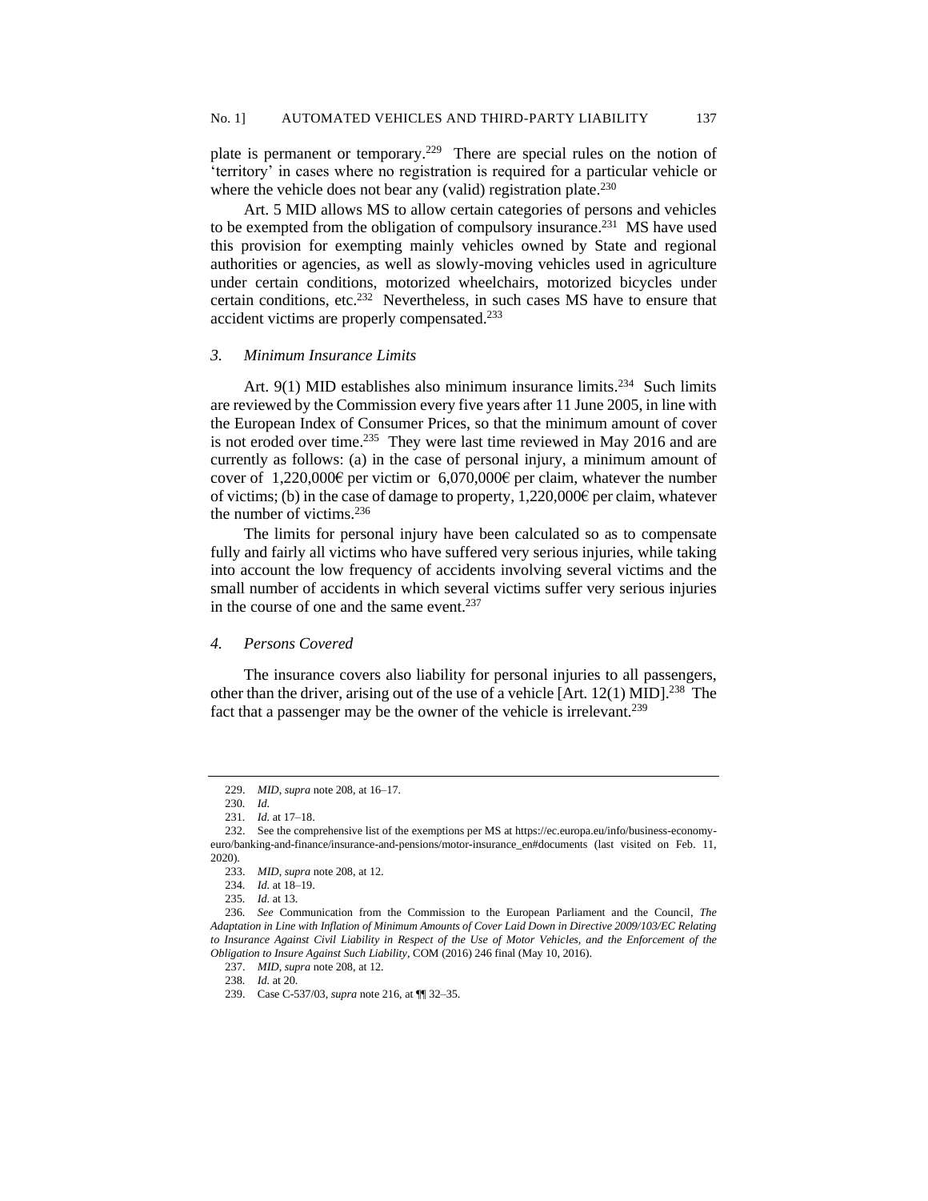plate is permanent or temporary.[229] There are special rules on the notion of 'territory' in cases where no registration is required for a particular vehicle or where the vehicle does not bear any (valid) registration plate.[230]

Art. 5 MID allows MS to allow certain categories of persons and vehicles to be exempted from the obligation of compulsory insurance.[231] MS have used this provision for exempting mainly vehicles owned by State and regional authorities or agencies, as well as slowly-moving vehicles used in agriculture under certain conditions, motorized wheelchairs, motorized bicycles under certain conditions, etc.[232] Nevertheless, in such cases MS have to ensure that accident victims are properly compensated.[233]

### *3. Minimum Insurance Limits*

Art. 9(1) MID establishes also minimum insurance limits.[234] Such limits are reviewed by the Commission every five years after 11 June 2005, in line with the European Index of Consumer Prices, so that the minimum amount of cover is not eroded over time.[235] They were last time reviewed in May 2016 and are currently as follows: (a) in the case of personal injury, a minimum amount of cover of 1,220,000€ per victim or 6,070,000€ per claim, whatever the number of victims; (b) in the case of damage to property, 1,220,000€ per claim, whatever the number of victims.[236]

The limits for personal injury have been calculated so as to compensate fully and fairly all victims who have suffered very serious injuries, while taking into account the low frequency of accidents involving several victims and the small number of accidents in which several victims suffer very serious injuries in the course of one and the same event.[237]

### *4. Persons Covered*

The insurance covers also liability for personal injuries to all passengers, other than the driver, arising out of the use of a vehicle [Art. 12(1) MID].[238] The fact that a passenger may be the owner of the vehicle is irrelevant.[239]

---

229. *MID*, *supra* note 208, at 16–17.

230. *Id.*

231. *Id.* at 17–18.

232. See the comprehensive list of the exemptions per MS at https://ec.europa.eu/info/business-economy-euro/banking-and-finance/insurance-and-pensions/motor-insurance_en#documents (last visited on Feb. 11, 2020).

233. *MID*, *supra* note 208, at 12.

234. *Id.* at 18–19.

235. *Id.* at 13.

236. *See* Communication from the Commission to the European Parliament and the Council, *The Adaptation in Line with Inflation of Minimum Amounts of Cover Laid Down in Directive 2009/103/EC Relating to Insurance Against Civil Liability in Respect of the Use of Motor Vehicles, and the Enforcement of the Obligation to Insure Against Such Liability*, COM (2016) 246 final (May 10, 2016).

237. *MID*, *supra* note 208, at 12.

238. *Id.* at 20.

239. Case C-537/03, *supra* note 216, at ¶¶ 32–35.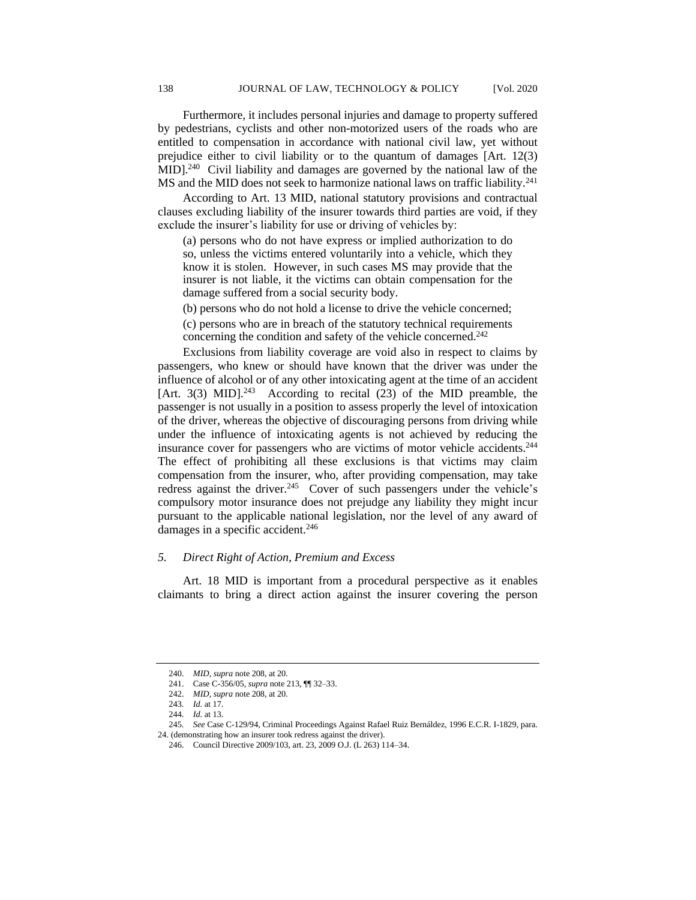Furthermore, it includes personal injuries and damage to property suffered by pedestrians, cyclists and other non-motorized users of the roads who are entitled to compensation in accordance with national civil law, yet without prejudice either to civil liability or to the quantum of damages [Art. 12(3) MID].[240] Civil liability and damages are governed by the national law of the MS and the MID does not seek to harmonize national laws on traffic liability.[241]

According to Art. 13 MID, national statutory provisions and contractual clauses excluding liability of the insurer towards third parties are void, if they exclude the insurer's liability for use or driving of vehicles by:

> (a) persons who do not have express or implied authorization to do so, unless the victims entered voluntarily into a vehicle, which they know it is stolen. However, in such cases MS may provide that the insurer is not liable, it the victims can obtain compensation for the damage suffered from a social security body.
>
> (b) persons who do not hold a license to drive the vehicle concerned;
>
> (c) persons who are in breach of the statutory technical requirements concerning the condition and safety of the vehicle concerned.[242]

Exclusions from liability coverage are void also in respect to claims by passengers, who knew or should have known that the driver was under the influence of alcohol or of any other intoxicating agent at the time of an accident [Art. 3(3) MID].[243] According to recital (23) of the MID preamble, the passenger is not usually in a position to assess properly the level of intoxication of the driver, whereas the objective of discouraging persons from driving while under the influence of intoxicating agents is not achieved by reducing the insurance cover for passengers who are victims of motor vehicle accidents.[244] The effect of prohibiting all these exclusions is that victims may claim compensation from the insurer, who, after providing compensation, may take redress against the driver.[245] Cover of such passengers under the vehicle's compulsory motor insurance does not prejudge any liability they might incur pursuant to the applicable national legislation, nor the level of any award of damages in a specific accident.[246]

### *5. Direct Right of Action, Premium and Excess*

Art. 18 MID is important from a procedural perspective as it enables claimants to bring a direct action against the insurer covering the person

---

240. *MID*, *supra* note 208, at 20.

241. Case C-356/05, *supra* note 213, ¶¶ 32–33.

242. *MID*, *supra* note 208, at 20.

243. *Id.* at 17.

244. *Id.* at 13.

245. *See* Case C-129/94, Criminal Proceedings Against Rafael Ruiz Bernáldez, 1996 E.C.R. I-1829, para. 24. (demonstrating how an insurer took redress against the driver).

246. Council Directive 2009/103, art. 23, 2009 O.J. (L 263) 114–34.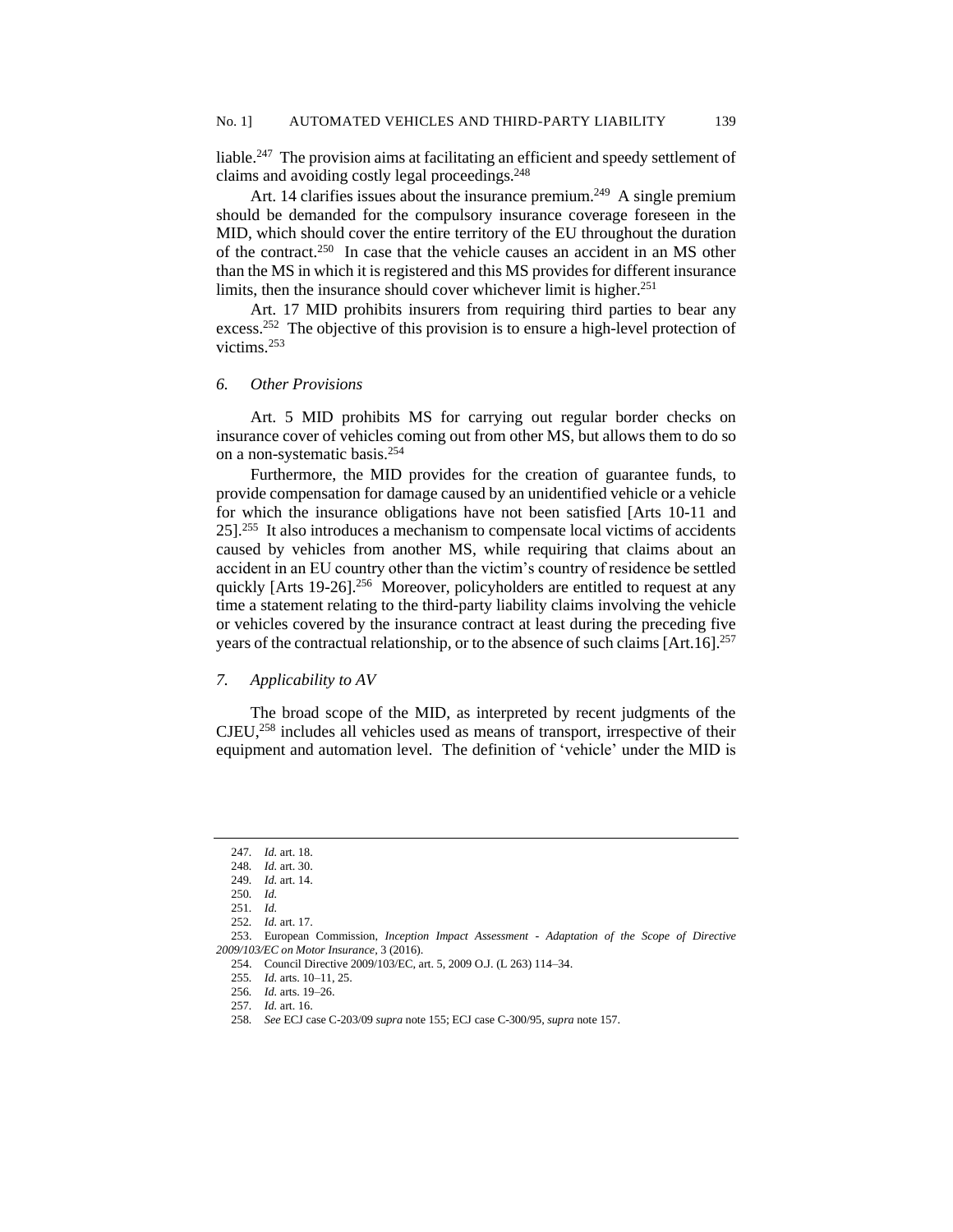liable.[247] The provision aims at facilitating an efficient and speedy settlement of claims and avoiding costly legal proceedings.[248]

Art. 14 clarifies issues about the insurance premium.[249] A single premium should be demanded for the compulsory insurance coverage foreseen in the MID, which should cover the entire territory of the EU throughout the duration of the contract.[250] In case that the vehicle causes an accident in an MS other than the MS in which it is registered and this MS provides for different insurance limits, then the insurance should cover whichever limit is higher.[251]

Art. 17 MID prohibits insurers from requiring third parties to bear any excess.[252] The objective of this provision is to ensure a high-level protection of victims.[253]

### *6. Other Provisions*

Art. 5 MID prohibits MS for carrying out regular border checks on insurance cover of vehicles coming out from other MS, but allows them to do so on a non-systematic basis.[254]

Furthermore, the MID provides for the creation of guarantee funds, to provide compensation for damage caused by an unidentified vehicle or a vehicle for which the insurance obligations have not been satisfied [Arts 10-11 and 25].[255] It also introduces a mechanism to compensate local victims of accidents caused by vehicles from another MS, while requiring that claims about an accident in an EU country other than the victim's country of residence be settled quickly [Arts 19-26].[256] Moreover, policyholders are entitled to request at any time a statement relating to the third-party liability claims involving the vehicle or vehicles covered by the insurance contract at least during the preceding five years of the contractual relationship, or to the absence of such claims [Art.16].[257]

### *7. Applicability to AV*

The broad scope of the MID, as interpreted by recent judgments of the CJEU,[258] includes all vehicles used as means of transport, irrespective of their equipment and automation level. The definition of 'vehicle' under the MID is

---

247. *Id.* art. 18.
248. *Id.* art. 30.
249. *Id.* art. 14.
250. *Id.*
251. *Id.*
252. *Id.* art. 17.
253. European Commission, *Inception Impact Assessment - Adaptation of the Scope of Directive 2009/103/EC on Motor Insurance*, 3 (2016).
254. Council Directive 2009/103/EC, art. 5, 2009 O.J. (L 263) 114–34.
255. *Id.* arts. 10–11, 25.
256. *Id.* arts. 19–26.
257. *Id.* art. 16.
258. *See* ECJ case C-203/09 *supra* note 155; ECJ case C-300/95, *supra* note 157.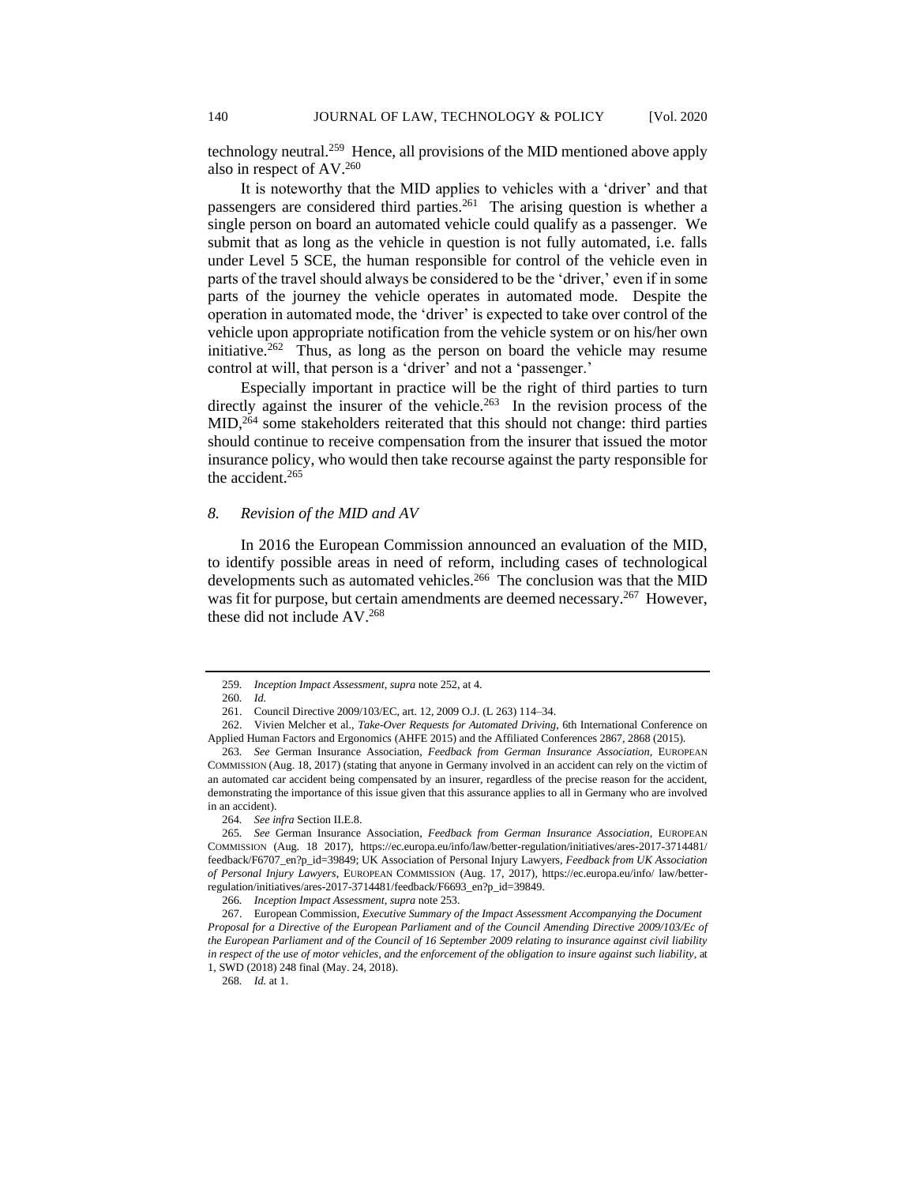technology neutral.[259] Hence, all provisions of the MID mentioned above apply also in respect of AV.[260]

It is noteworthy that the MID applies to vehicles with a 'driver' and that passengers are considered third parties.[261] The arising question is whether a single person on board an automated vehicle could qualify as a passenger. We submit that as long as the vehicle in question is not fully automated, i.e. falls under Level 5 SCE, the human responsible for control of the vehicle even in parts of the travel should always be considered to be the 'driver,' even if in some parts of the journey the vehicle operates in automated mode. Despite the operation in automated mode, the 'driver' is expected to take over control of the vehicle upon appropriate notification from the vehicle system or on his/her own initiative.[262] Thus, as long as the person on board the vehicle may resume control at will, that person is a 'driver' and not a 'passenger.'

Especially important in practice will be the right of third parties to turn directly against the insurer of the vehicle.[263] In the revision process of the MID,[264] some stakeholders reiterated that this should not change: third parties should continue to receive compensation from the insurer that issued the motor insurance policy, who would then take recourse against the party responsible for the accident.[265]

### *8. Revision of the MID and AV*

In 2016 the European Commission announced an evaluation of the MID, to identify possible areas in need of reform, including cases of technological developments such as automated vehicles.[266] The conclusion was that the MID was fit for purpose, but certain amendments are deemed necessary.[267] However, these did not include AV.[268]

---

259. *Inception Impact Assessment*, *supra* note 252, at 4.

260. *Id.*

261. Council Directive 2009/103/EC, art. 12, 2009 O.J. (L 263) 114–34.

262. Vivien Melcher et al., *Take-Over Requests for Automated Driving*, 6th International Conference on Applied Human Factors and Ergonomics (AHFE 2015) and the Affiliated Conferences 2867, 2868 (2015).

263. *See* German Insurance Association, *Feedback from German Insurance Association*, EUROPEAN COMMISSION (Aug. 18, 2017) (stating that anyone in Germany involved in an accident can rely on the victim of an automated car accident being compensated by an insurer, regardless of the precise reason for the accident, demonstrating the importance of this issue given that this assurance applies to all in Germany who are involved in an accident).

264. *See infra* Section II.E.8.

265. *See* German Insurance Association, *Feedback from German Insurance Association*, EUROPEAN COMMISSION (Aug. 18 2017), https://ec.europa.eu/info/law/better-regulation/initiatives/ares-2017-3714481/feedback/F6707_en?p_id=39849; UK Association of Personal Injury Lawyers, *Feedback from UK Association of Personal Injury Lawyers*, EUROPEAN COMMISSION (Aug. 17, 2017), https://ec.europa.eu/info/ law/better-regulation/initiatives/ares-2017-3714481/feedback/F6693_en?p_id=39849.

266. *Inception Impact Assessment*, *supra* note 253.

267. European Commission, *Executive Summary of the Impact Assessment Accompanying the Document Proposal for a Directive of the European Parliament and of the Council Amending Directive 2009/103/Ec of the European Parliament and of the Council of 16 September 2009 relating to insurance against civil liability in respect of the use of motor vehicles, and the enforcement of the obligation to insure against such liability*, at 1, SWD (2018) 248 final (May. 24, 2018).

268. *Id.* at 1.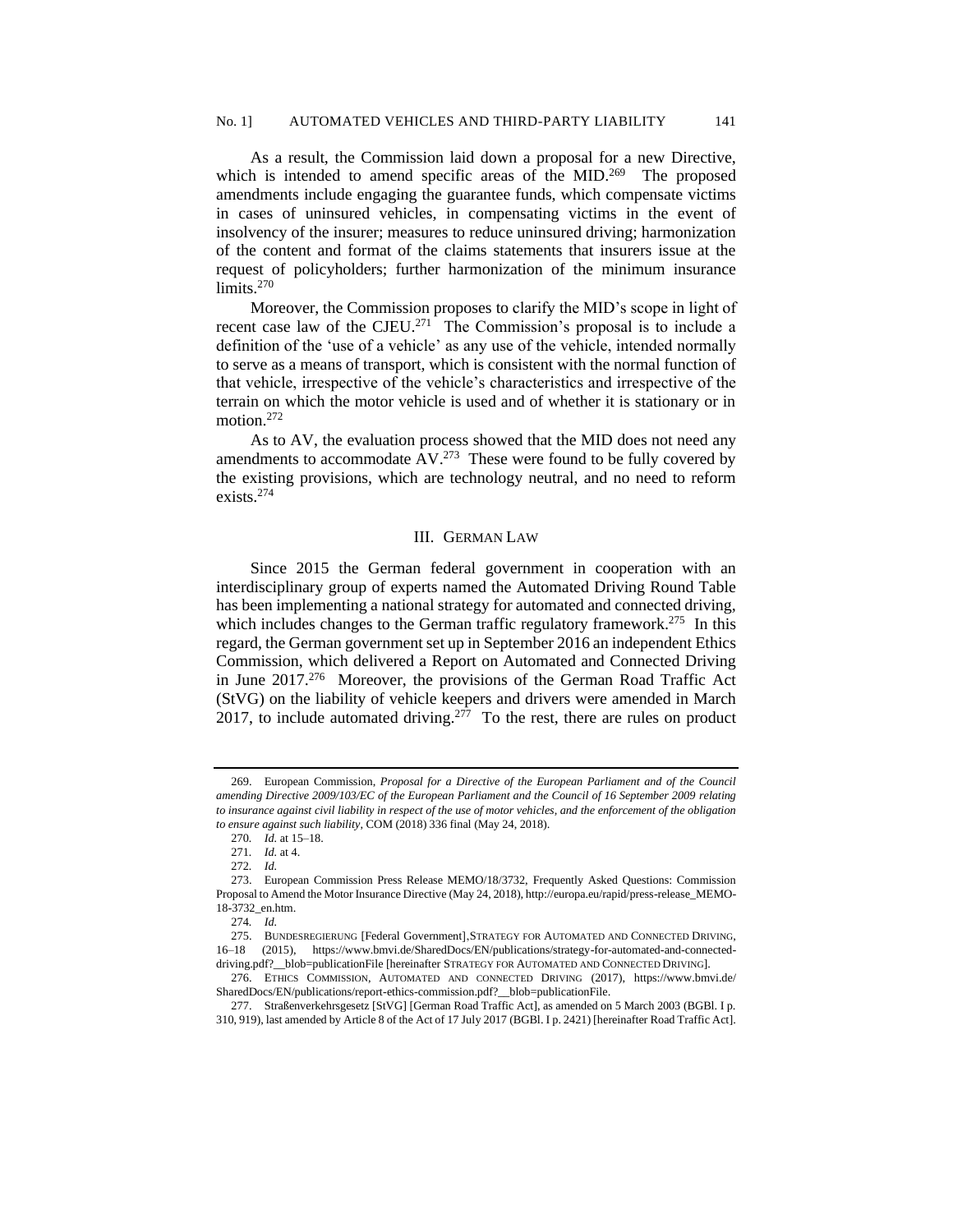As a result, the Commission laid down a proposal for a new Directive, which is intended to amend specific areas of the MID.[269] The proposed amendments include engaging the guarantee funds, which compensate victims in cases of uninsured vehicles, in compensating victims in the event of insolvency of the insurer; measures to reduce uninsured driving; harmonization of the content and format of the claims statements that insurers issue at the request of policyholders; further harmonization of the minimum insurance limits.[270]

Moreover, the Commission proposes to clarify the MID's scope in light of recent case law of the CJEU.[271] The Commission's proposal is to include a definition of the 'use of a vehicle' as any use of the vehicle, intended normally to serve as a means of transport, which is consistent with the normal function of that vehicle, irrespective of the vehicle's characteristics and irrespective of the terrain on which the motor vehicle is used and of whether it is stationary or in motion.[272]

As to AV, the evaluation process showed that the MID does not need any amendments to accommodate AV.[273] These were found to be fully covered by the existing provisions, which are technology neutral, and no need to reform exists.[274]

## III. German Law

Since 2015 the German federal government in cooperation with an interdisciplinary group of experts named the Automated Driving Round Table has been implementing a national strategy for automated and connected driving, which includes changes to the German traffic regulatory framework.[275] In this regard, the German government set up in September 2016 an independent Ethics Commission, which delivered a Report on Automated and Connected Driving in June 2017.[276] Moreover, the provisions of the German Road Traffic Act (StVG) on the liability of vehicle keepers and drivers were amended in March 2017, to include automated driving.[277] To the rest, there are rules on product

---

269. European Commission, *Proposal for a Directive of the European Parliament and of the Council amending Directive 2009/103/EC of the European Parliament and of the Council of 16 September 2009 relating to insurance against civil liability in respect of the use of motor vehicles, and the enforcement of the obligation to ensure against such liability*, COM (2018) 336 final (May 24, 2018).

270. *Id.* at 15–18.

271. *Id.* at 4.

272. *Id.*

273. European Commission Press Release MEMO/18/3732, Frequently Asked Questions: Commission Proposal to Amend the Motor Insurance Directive (May 24, 2018), http://europa.eu/rapid/press-release_MEMO-18-3732_en.htm.

274. *Id.*

275. BUNDESREGIERUNG [Federal Government], STRATEGY FOR AUTOMATED AND CONNECTED DRIVING, 16–18 (2015), https://www.bmvi.de/SharedDocs/EN/publications/strategy-for-automated-and-connected-driving.pdf?__blob=publicationFile [hereinafter STRATEGY FOR AUTOMATED AND CONNECTED DRIVING].

276. ETHICS COMMISSION, AUTOMATED AND CONNECTED DRIVING (2017), https://www.bmvi.de/SharedDocs/EN/publications/report-ethics-commission.pdf?__blob=publicationFile.

277. Straßenverkehrsgesetz [StVG] [German Road Traffic Act], as amended on 5 March 2003 (BGBl. I p. 310, 919), last amended by Article 8 of the Act of 17 July 2017 (BGBl. I p. 2421) [hereinafter Road Traffic Act].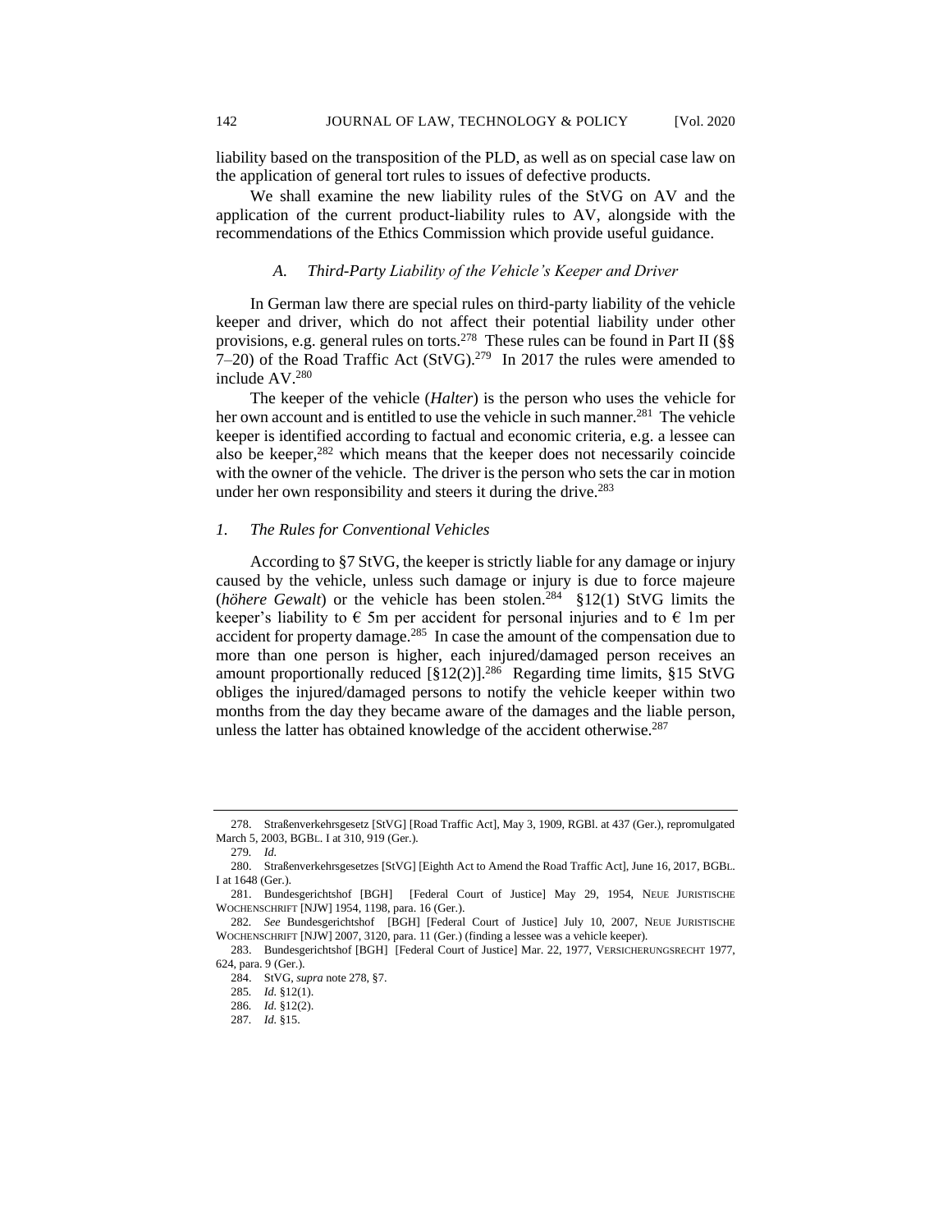liability based on the transposition of the PLD, as well as on special case law on the application of general tort rules to issues of defective products.

We shall examine the new liability rules of the StVG on AV and the application of the current product-liability rules to AV, alongside with the recommendations of the Ethics Commission which provide useful guidance.

### *A. Third-Party Liability of the Vehicle's Keeper and Driver*

In German law there are special rules on third-party liability of the vehicle keeper and driver, which do not affect their potential liability under other provisions, e.g. general rules on torts.[278] These rules can be found in Part II (§§ 7–20) of the Road Traffic Act (StVG).[279] In 2017 the rules were amended to include AV.[280]

The keeper of the vehicle (*Halter*) is the person who uses the vehicle for her own account and is entitled to use the vehicle in such manner.[281] The vehicle keeper is identified according to factual and economic criteria, e.g. a lessee can also be keeper,[282] which means that the keeper does not necessarily coincide with the owner of the vehicle. The driver is the person who sets the car in motion under her own responsibility and steers it during the drive.[283]

#### *1. The Rules for Conventional Vehicles*

According to §7 StVG, the keeper is strictly liable for any damage or injury caused by the vehicle, unless such damage or injury is due to force majeure (*höhere Gewalt*) or the vehicle has been stolen.[284] §12(1) StVG limits the keeper's liability to € 5m per accident for personal injuries and to € 1m per accident for property damage.[285] In case the amount of the compensation due to more than one person is higher, each injured/damaged person receives an amount proportionally reduced [§12(2)].[286] Regarding time limits, §15 StVG obliges the injured/damaged persons to notify the vehicle keeper within two months from the day they became aware of the damages and the liable person, unless the latter has obtained knowledge of the accident otherwise.[287]

---

278. Straßenverkehrsgesetz [StVG] [Road Traffic Act], May 3, 1909, RGBl. at 437 (Ger.), repromulgated March 5, 2003, BGBL. I at 310, 919 (Ger.).

279. *Id.*

280. Straßenverkehrsgesetzes [StVG] [Eighth Act to Amend the Road Traffic Act], June 16, 2017, BGBL. I at 1648 (Ger.).

281. Bundesgerichtshof [BGH] [Federal Court of Justice] May 29, 1954, NEUE JURISTISCHE WOCHENSCHRIFT [NJW] 1954, 1198, para. 16 (Ger.).

282. *See* Bundesgerichtshof [BGH] [Federal Court of Justice] July 10, 2007, NEUE JURISTISCHE WOCHENSCHRIFT [NJW] 2007, 3120, para. 11 (Ger.) (finding a lessee was a vehicle keeper).

283. Bundesgerichtshof [BGH] [Federal Court of Justice] Mar. 22, 1977, VERSICHERUNGSRECHT 1977, 624, para. 9 (Ger.).

284. StVG, *supra* note 278, §7.

285. *Id.* §12(1).

286. *Id.* §12(2).

287. *Id.* §15.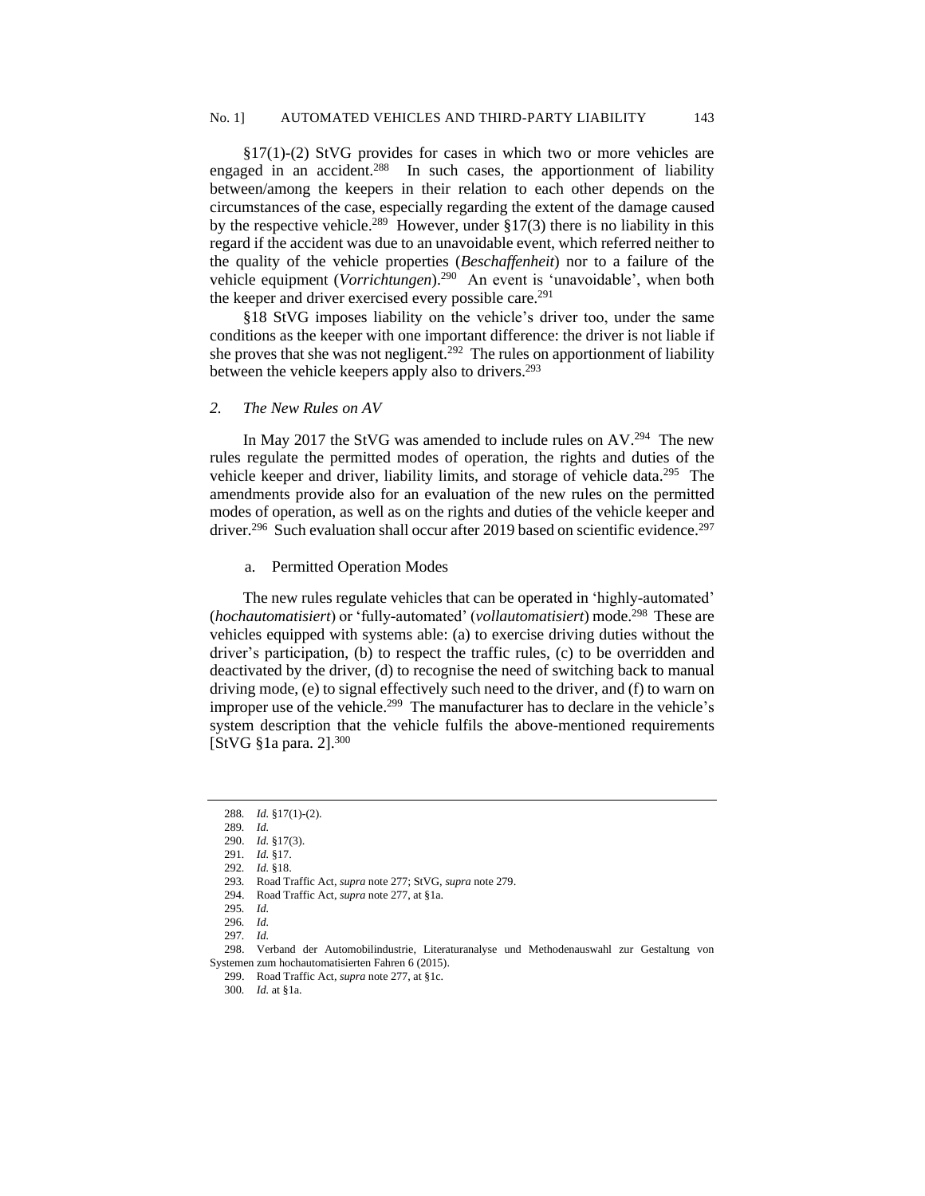§17(1)-(2) StVG provides for cases in which two or more vehicles are engaged in an accident.[288] In such cases, the apportionment of liability between/among the keepers in their relation to each other depends on the circumstances of the case, especially regarding the extent of the damage caused by the respective vehicle.[289] However, under §17(3) there is no liability in this regard if the accident was due to an unavoidable event, which referred neither to the quality of the vehicle properties (*Beschaffenheit*) nor to a failure of the vehicle equipment (*Vorrichtungen*).[290] An event is 'unavoidable', when both the keeper and driver exercised every possible care.[291]

§18 StVG imposes liability on the vehicle's driver too, under the same conditions as the keeper with one important difference: the driver is not liable if she proves that she was not negligent.[292] The rules on apportionment of liability between the vehicle keepers apply also to drivers.[293]

### *2. The New Rules on AV*

In May 2017 the StVG was amended to include rules on AV.[294] The new rules regulate the permitted modes of operation, the rights and duties of the vehicle keeper and driver, liability limits, and storage of vehicle data.[295] The amendments provide also for an evaluation of the new rules on the permitted modes of operation, as well as on the rights and duties of the vehicle keeper and driver.[296] Such evaluation shall occur after 2019 based on scientific evidence.[297]

#### a. Permitted Operation Modes

The new rules regulate vehicles that can be operated in 'highly-automated' (*hochautomatisiert*) or 'fully-automated' (*vollautomatisiert*) mode.[298] These are vehicles equipped with systems able: (a) to exercise driving duties without the driver's participation, (b) to respect the traffic rules, (c) to be overridden and deactivated by the driver, (d) to recognise the need of switching back to manual driving mode, (e) to signal effectively such need to the driver, and (f) to warn on improper use of the vehicle.[299] The manufacturer has to declare in the vehicle's system description that the vehicle fulfils the above-mentioned requirements [StVG §1a para. 2].[300]

---

288. *Id.* §17(1)-(2).
289. *Id.*
290. *Id.* §17(3).
291. *Id.* §17.
292. *Id.* §18.
293. Road Traffic Act, *supra* note 277; StVG, *supra* note 279.
294. Road Traffic Act, *supra* note 277, at §1a.
295. *Id.*
296. *Id.*
297. *Id.*
298. Verband der Automobilindustrie, Literaturanalyse und Methodenauswahl zur Gestaltung von Systemen zum hochautomatisierten Fahren 6 (2015).
299. Road Traffic Act, *supra* note 277, at §1c.
300. *Id.* at §1a.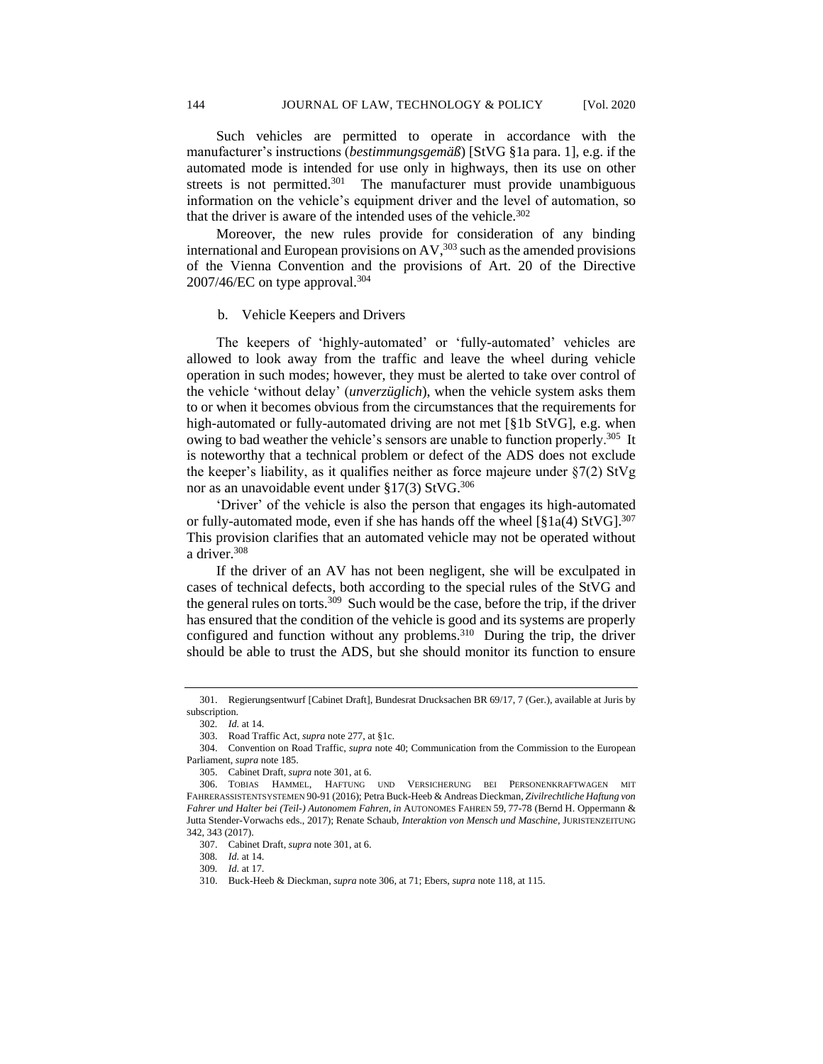Such vehicles are permitted to operate in accordance with the manufacturer's instructions (*bestimmungsgemäß*) [StVG §1a para. 1], e.g. if the automated mode is intended for use only in highways, then its use on other streets is not permitted.[301] The manufacturer must provide unambiguous information on the vehicle's equipment driver and the level of automation, so that the driver is aware of the intended uses of the vehicle.[302]

Moreover, the new rules provide for consideration of any binding international and European provisions on AV,[303] such as the amended provisions of the Vienna Convention and the provisions of Art. 20 of the Directive 2007/46/EC on type approval.[304]

b. Vehicle Keepers and Drivers

The keepers of 'highly-automated' or 'fully-automated' vehicles are allowed to look away from the traffic and leave the wheel during vehicle operation in such modes; however, they must be alerted to take over control of the vehicle 'without delay' (*unverzüglich*), when the vehicle system asks them to or when it becomes obvious from the circumstances that the requirements for high-automated or fully-automated driving are not met [§1b StVG], e.g. when owing to bad weather the vehicle's sensors are unable to function properly.[305] It is noteworthy that a technical problem or defect of the ADS does not exclude the keeper's liability, as it qualifies neither as force majeure under §7(2) StVg nor as an unavoidable event under §17(3) StVG.[306]

'Driver' of the vehicle is also the person that engages its high-automated or fully-automated mode, even if she has hands off the wheel [§1a(4) StVG].[307] This provision clarifies that an automated vehicle may not be operated without a driver.[308]

If the driver of an AV has not been negligent, she will be exculpated in cases of technical defects, both according to the special rules of the StVG and the general rules on torts.[309] Such would be the case, before the trip, if the driver has ensured that the condition of the vehicle is good and its systems are properly configured and function without any problems.[310] During the trip, the driver should be able to trust the ADS, but she should monitor its function to ensure

---

301. Regierungsentwurf [Cabinet Draft], Bundesrat Drucksachen BR 69/17, 7 (Ger.), available at Juris by subscription.

302. *Id.* at 14.

303. Road Traffic Act, *supra* note 277, at §1c.

304. Convention on Road Traffic, *supra* note 40; Communication from the Commission to the European Parliament, *supra* note 185.

305. Cabinet Draft, *supra* note 301, at 6.

306. TOBIAS HAMMEL, HAFTUNG UND VERSICHERUNG BEI PERSONENKRAFTWAGEN MIT FAHRERASSISTENTSYSTEMEN 90-91 (2016); Petra Buck-Heeb & Andreas Dieckman, *Zivilrechtliche Haftung von Fahrer und Halter bei (Teil-) Autonomem Fahren*, *in* AUTONOMES FAHREN 59, 77-78 (Bernd H. Oppermann & Jutta Stender-Vorwachs eds., 2017); Renate Schaub, *Interaktion von Mensch und Maschine*, JURISTENZEITUNG 342, 343 (2017).

307. Cabinet Draft, *supra* note 301, at 6.

308. *Id.* at 14.

309. *Id.* at 17.

310. Buck-Heeb & Dieckman, *supra* note 306, at 71; Ebers, *supra* note 118, at 115.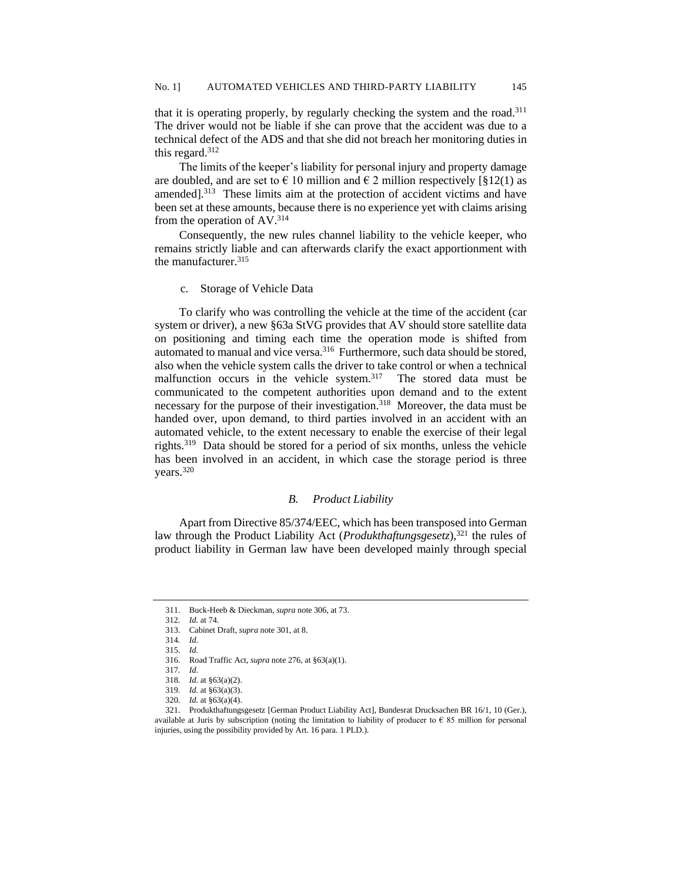that it is operating properly, by regularly checking the system and the road.[311] The driver would not be liable if she can prove that the accident was due to a technical defect of the ADS and that she did not breach her monitoring duties in this regard.[312]

The limits of the keeper's liability for personal injury and property damage are doubled, and are set to € 10 million and € 2 million respectively [§12(1) as amended].[313] These limits aim at the protection of accident victims and have been set at these amounts, because there is no experience yet with claims arising from the operation of AV.[314]

Consequently, the new rules channel liability to the vehicle keeper, who remains strictly liable and can afterwards clarify the exact apportionment with the manufacturer.[315]

c. Storage of Vehicle Data

To clarify who was controlling the vehicle at the time of the accident (car system or driver), a new §63a StVG provides that AV should store satellite data on positioning and timing each time the operation mode is shifted from automated to manual and vice versa.[316] Furthermore, such data should be stored, also when the vehicle system calls the driver to take control or when a technical malfunction occurs in the vehicle system.[317] The stored data must be communicated to the competent authorities upon demand and to the extent necessary for the purpose of their investigation.[318] Moreover, the data must be handed over, upon demand, to third parties involved in an accident with an automated vehicle, to the extent necessary to enable the exercise of their legal rights.[319] Data should be stored for a period of six months, unless the vehicle has been involved in an accident, in which case the storage period is three years.[320]

### *B. Product Liability*

Apart from Directive 85/374/EEC, which has been transposed into German law through the Product Liability Act (*Produkthaftungsgesetz*),[321] the rules of product liability in German law have been developed mainly through special

---

311. Buck-Heeb & Dieckman, *supra* note 306, at 73.
312. *Id.* at 74.
313. Cabinet Draft, *supra* note 301, at 8.
314. *Id.*
315. *Id.*
316. Road Traffic Act, *supra* note 276, at §63(a)(1).
317. *Id.*
318. *Id.* at §63(a)(2).
319. *Id.* at §63(a)(3).
320. *Id.* at §63(a)(4).
321. Produkthaftungsgesetz [German Product Liability Act], Bundesrat Drucksachen BR 16/1, 10 (Ger.), available at Juris by subscription (noting the limitation to liability of producer to € 85 million for personal injuries, using the possibility provided by Art. 16 para. 1 PLD.).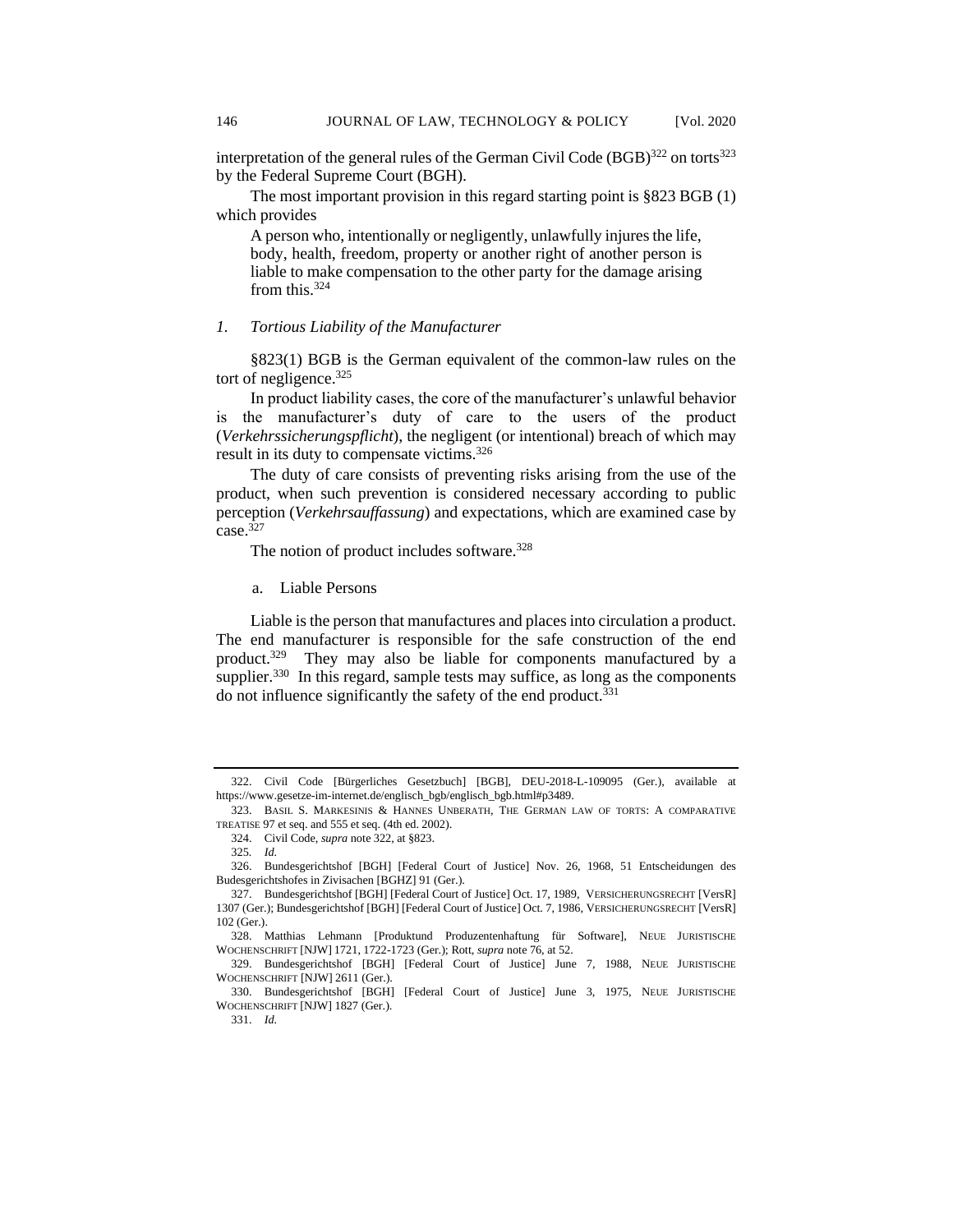interpretation of the general rules of the German Civil Code (BGB)[322] on torts[323] by the Federal Supreme Court (BGH).

The most important provision in this regard starting point is §823 BGB (1) which provides

> A person who, intentionally or negligently, unlawfully injures the life, body, health, freedom, property or another right of another person is liable to make compensation to the other party for the damage arising from this.[324]

### *1. Tortious Liability of the Manufacturer*

§823(1) BGB is the German equivalent of the common-law rules on the tort of negligence.[325]

In product liability cases, the core of the manufacturer's unlawful behavior is the manufacturer's duty of care to the users of the product (*Verkehrssicherungspflicht*), the negligent (or intentional) breach of which may result in its duty to compensate victims.[326]

The duty of care consists of preventing risks arising from the use of the product, when such prevention is considered necessary according to public perception (*Verkehrsauffassung*) and expectations, which are examined case by case.[327]

The notion of product includes software.[328]

#### a. Liable Persons

Liable is the person that manufactures and places into circulation a product. The end manufacturer is responsible for the safe construction of the end product.[329] They may also be liable for components manufactured by a supplier.[330] In this regard, sample tests may suffice, as long as the components do not influence significantly the safety of the end product.[331]

---

322. Civil Code [Bürgerliches Gesetzbuch] [BGB], DEU-2018-L-109095 (Ger.), available at https://www.gesetze-im-internet.de/englisch_bgb/englisch_bgb.html#p3489.

323. BASIL S. MARKESINIS & HANNES UNBERATH, THE GERMAN LAW OF TORTS: A COMPARATIVE TREATISE 97 et seq. and 555 et seq. (4th ed. 2002).

324. Civil Code, *supra* note 322, at §823.

325. *Id.*

326. Bundesgerichtshof [BGH] [Federal Court of Justice] Nov. 26, 1968, 51 Entscheidungen des Budesgerichtshofes in Zivisachen [BGHZ] 91 (Ger.).

327. Bundesgerichtshof [BGH] [Federal Court of Justice] Oct. 17, 1989, VERSICHERUNGSRECHT [VersR] 1307 (Ger.); Bundesgerichtshof [BGH] [Federal Court of Justice] Oct. 7, 1986, VERSICHERUNGSRECHT [VersR] 102 (Ger.).

328. Matthias Lehmann [Produktund Produzentenhaftung für Software], NEUE JURISTISCHE WOCHENSCHRIFT [NJW] 1721, 1722-1723 (Ger.); Rott, *supra* note 76, at 52.

329. Bundesgerichtshof [BGH] [Federal Court of Justice] June 7, 1988, NEUE JURISTISCHE WOCHENSCHRIFT [NJW] 2611 (Ger.).

330. Bundesgerichtshof [BGH] [Federal Court of Justice] June 3, 1975, NEUE JURISTISCHE WOCHENSCHRIFT [NJW] 1827 (Ger.).

331. *Id.*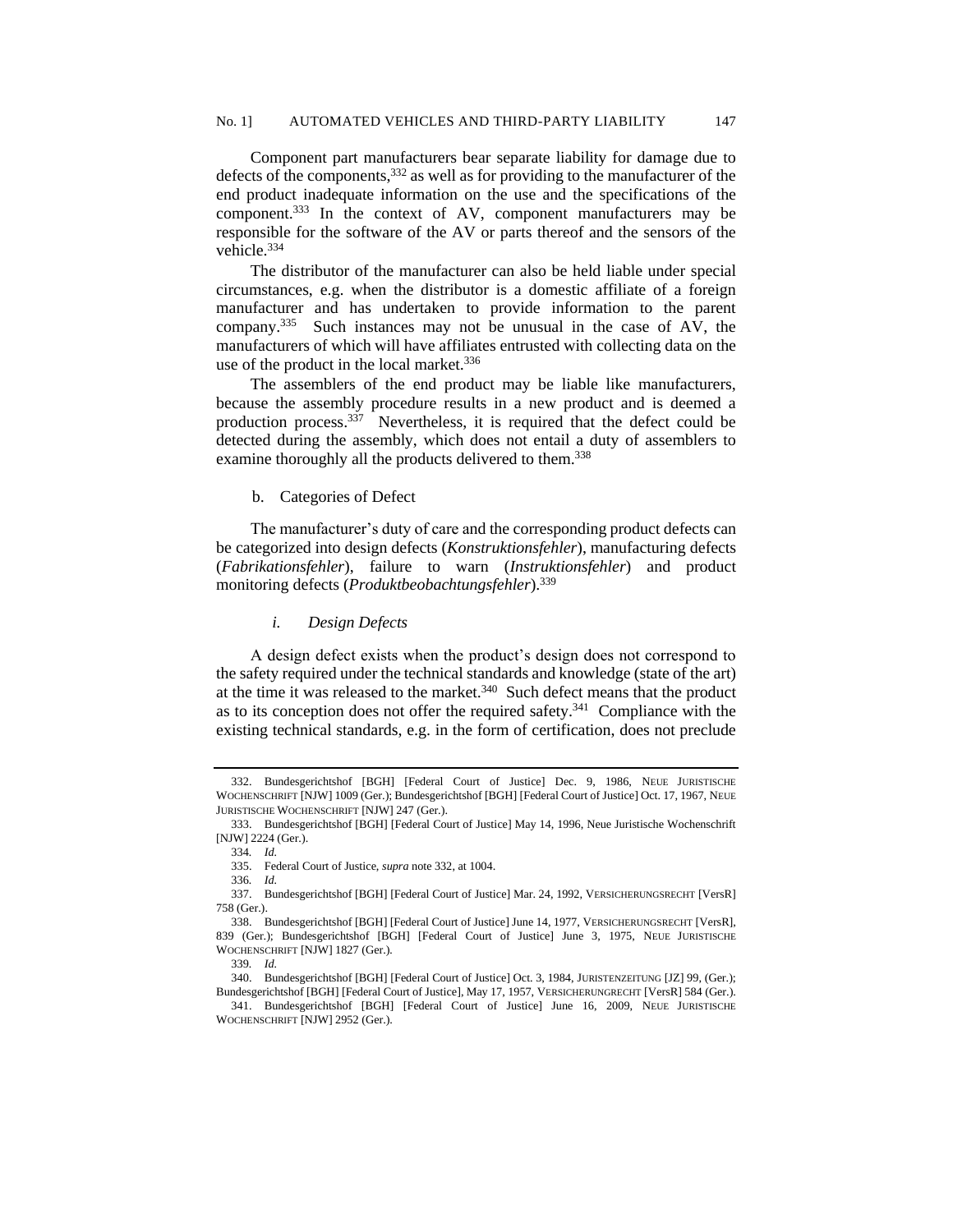Component part manufacturers bear separate liability for damage due to defects of the components,[332] as well as for providing to the manufacturer of the end product inadequate information on the use and the specifications of the component.[333] In the context of AV, component manufacturers may be responsible for the software of the AV or parts thereof and the sensors of the vehicle.[334]

The distributor of the manufacturer can also be held liable under special circumstances, e.g. when the distributor is a domestic affiliate of a foreign manufacturer and has undertaken to provide information to the parent company.[335] Such instances may not be unusual in the case of AV, the manufacturers of which will have affiliates entrusted with collecting data on the use of the product in the local market.[336]

The assemblers of the end product may be liable like manufacturers, because the assembly procedure results in a new product and is deemed a production process.[337] Nevertheless, it is required that the defect could be detected during the assembly, which does not entail a duty of assemblers to examine thoroughly all the products delivered to them.[338]

b. Categories of Defect

The manufacturer's duty of care and the corresponding product defects can be categorized into design defects (*Konstruktionsfehler*), manufacturing defects (*Fabrikationsfehler*), failure to warn (*Instruktionsfehler*) and product monitoring defects (*Produktbeobachtungsfehler*).[339]

*i. Design Defects*

A design defect exists when the product's design does not correspond to the safety required under the technical standards and knowledge (state of the art) at the time it was released to the market.[340] Such defect means that the product as to its conception does not offer the required safety.[341] Compliance with the existing technical standards, e.g. in the form of certification, does not preclude

---

332. Bundesgerichtshof [BGH] [Federal Court of Justice] Dec. 9, 1986, NEUE JURISTISCHE WOCHENSCHRIFT [NJW] 1009 (Ger.); Bundesgerichtshof [BGH] [Federal Court of Justice] Oct. 17, 1967, NEUE JURISTISCHE WOCHENSCHRIFT [NJW] 247 (Ger.).

333. Bundesgerichtshof [BGH] [Federal Court of Justice] May 14, 1996, Neue Juristische Wochenschrift [NJW] 2224 (Ger.).

334. *Id.*

335. Federal Court of Justice, *supra* note 332, at 1004.

336. *Id.*

337. Bundesgerichtshof [BGH] [Federal Court of Justice] Mar. 24, 1992, VERSICHERUNGSRECHT [VersR] 758 (Ger.).

338. Bundesgerichtshof [BGH] [Federal Court of Justice] June 14, 1977, VERSICHERUNGSRECHT [VersR], 839 (Ger.); Bundesgerichtshof [BGH] [Federal Court of Justice] June 3, 1975, NEUE JURISTISCHE WOCHENSCHRIFT [NJW] 1827 (Ger.).

339. *Id.*

340. Bundesgerichtshof [BGH] [Federal Court of Justice] Oct. 3, 1984, JURISTENZEITUNG [JZ] 99, (Ger.); Bundesgerichtshof [BGH] [Federal Court of Justice], May 17, 1957, VERSICHERUNGRECHT [VersR] 584 (Ger.).

341. Bundesgerichtshof [BGH] [Federal Court of Justice] June 16, 2009, NEUE JURISTISCHE WOCHENSCHRIFT [NJW] 2952 (Ger.).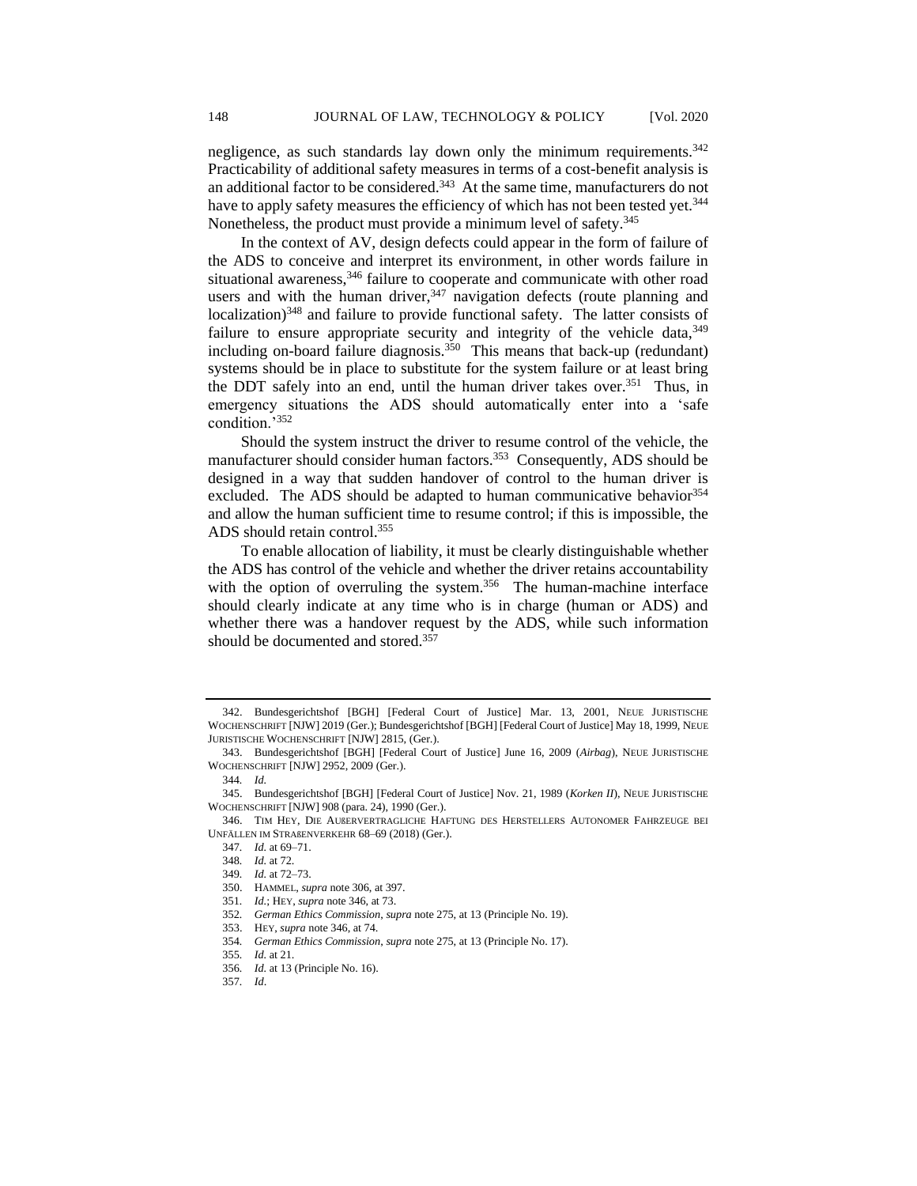negligence, as such standards lay down only the minimum requirements.[342] Practicability of additional safety measures in terms of a cost-benefit analysis is an additional factor to be considered.[343] At the same time, manufacturers do not have to apply safety measures the efficiency of which has not been tested yet.[344] Nonetheless, the product must provide a minimum level of safety.[345]

In the context of AV, design defects could appear in the form of failure of the ADS to conceive and interpret its environment, in other words failure in situational awareness,[346] failure to cooperate and communicate with other road users and with the human driver,[347] navigation defects (route planning and localization)[348] and failure to provide functional safety. The latter consists of failure to ensure appropriate security and integrity of the vehicle data,[349] including on-board failure diagnosis.[350] This means that back-up (redundant) systems should be in place to substitute for the system failure or at least bring the DDT safely into an end, until the human driver takes over.[351] Thus, in emergency situations the ADS should automatically enter into a 'safe condition.'[352]

Should the system instruct the driver to resume control of the vehicle, the manufacturer should consider human factors.[353] Consequently, ADS should be designed in a way that sudden handover of control to the human driver is excluded. The ADS should be adapted to human communicative behavior[354] and allow the human sufficient time to resume control; if this is impossible, the ADS should retain control.[355]

To enable allocation of liability, it must be clearly distinguishable whether the ADS has control of the vehicle and whether the driver retains accountability with the option of overruling the system.[356] The human-machine interface should clearly indicate at any time who is in charge (human or ADS) and whether there was a handover request by the ADS, while such information should be documented and stored.[357]

---

342. Bundesgerichtshof [BGH] [Federal Court of Justice] Mar. 13, 2001, NEUE JURISTISCHE WOCHENSCHRIFT [NJW] 2019 (Ger.); Bundesgerichtshof [BGH] [Federal Court of Justice] May 18, 1999, NEUE JURISTISCHE WOCHENSCHRIFT [NJW] 2815, (Ger.).

343. Bundesgerichtshof [BGH] [Federal Court of Justice] June 16, 2009 (*Airbag*), NEUE JURISTISCHE WOCHENSCHRIFT [NJW] 2952, 2009 (Ger.).

344. *Id.*

345. Bundesgerichtshof [BGH] [Federal Court of Justice] Nov. 21, 1989 (*Korken II*), NEUE JURISTISCHE WOCHENSCHRIFT [NJW] 908 (para. 24), 1990 (Ger.).

346. TIM HEY, DIE AUßERVERTRAGLICHE HAFTUNG DES HERSTELLERS AUTONOMER FAHRZEUGE BEI UNFÄLLEN IM STRAßENVERKEHR 68–69 (2018) (Ger.).

347. *Id.* at 69–71.

348. *Id.* at 72.

349. *Id.* at 72–73.

350. HAMMEL, *supra* note 306, at 397.

351. *Id.*; HEY, *supra* note 346, at 73.

352. *German Ethics Commission*, *supra* note 275, at 13 (Principle No. 19).

353. HEY, *supra* note 346, at 74.

354. *German Ethics Commission*, *supra* note 275, at 13 (Principle No. 17).

355. *Id.* at 21.

356. *Id.* at 13 (Principle No. 16).

357. *Id*.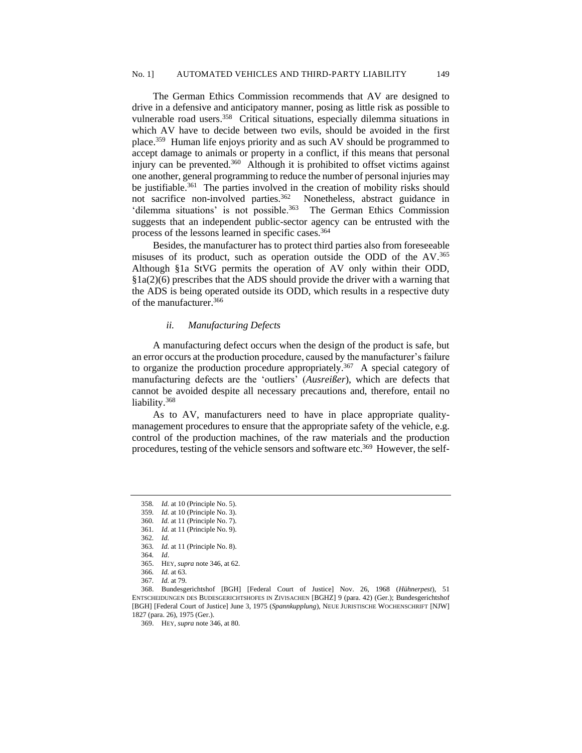The German Ethics Commission recommends that AV are designed to drive in a defensive and anticipatory manner, posing as little risk as possible to vulnerable road users.[358] Critical situations, especially dilemma situations in which AV have to decide between two evils, should be avoided in the first place.[359] Human life enjoys priority and as such AV should be programmed to accept damage to animals or property in a conflict, if this means that personal injury can be prevented.[360] Although it is prohibited to offset victims against one another, general programming to reduce the number of personal injuries may be justifiable.[361] The parties involved in the creation of mobility risks should not sacrifice non-involved parties.[362] Nonetheless, abstract guidance in 'dilemma situations' is not possible.[363] The German Ethics Commission suggests that an independent public-sector agency can be entrusted with the process of the lessons learned in specific cases.[364]

Besides, the manufacturer has to protect third parties also from foreseeable misuses of its product, such as operation outside the ODD of the AV.[365] Although §1a StVG permits the operation of AV only within their ODD, §1a(2)(6) prescribes that the ADS should provide the driver with a warning that the ADS is being operated outside its ODD, which results in a respective duty of the manufacturer.[366]

#### *ii. Manufacturing Defects*

A manufacturing defect occurs when the design of the product is safe, but an error occurs at the production procedure, caused by the manufacturer's failure to organize the production procedure appropriately.[367] A special category of manufacturing defects are the 'outliers' (*Ausreißer*), which are defects that cannot be avoided despite all necessary precautions and, therefore, entail no liability.[368]

As to AV, manufacturers need to have in place appropriate quality-management procedures to ensure that the appropriate safety of the vehicle, e.g. control of the production machines, of the raw materials and the production procedures, testing of the vehicle sensors and software etc.[369] However, the self-

---

358. *Id.* at 10 (Principle No. 5).
359. *Id.* at 10 (Principle No. 3).
360. *Id.* at 11 (Principle No. 7).
361. *Id.* at 11 (Principle No. 9).
362. *Id.*
363. *Id.* at 11 (Principle No. 8).
364. *Id*.
365. HEY, *supra* note 346, at 62.
366. *Id.* at 63.
367. *Id.* at 79.
368. Bundesgerichtshof [BGH] [Federal Court of Justice] Nov. 26, 1968 (*Hühnerpest*), 51 ENTSCHEIDUNGEN DES BUDESGERICHTSHOFES IN ZIVISACHEN [BGHZ] 9 (para. 42) (Ger.); Bundesgerichtshof [BGH] [Federal Court of Justice] June 3, 1975 (*Spannkupplung*), NEUE JURISTISCHE WOCHENSCHRIFT [NJW] 1827 (para. 26), 1975 (Ger.).
369. HEY, *supra* note 346, at 80.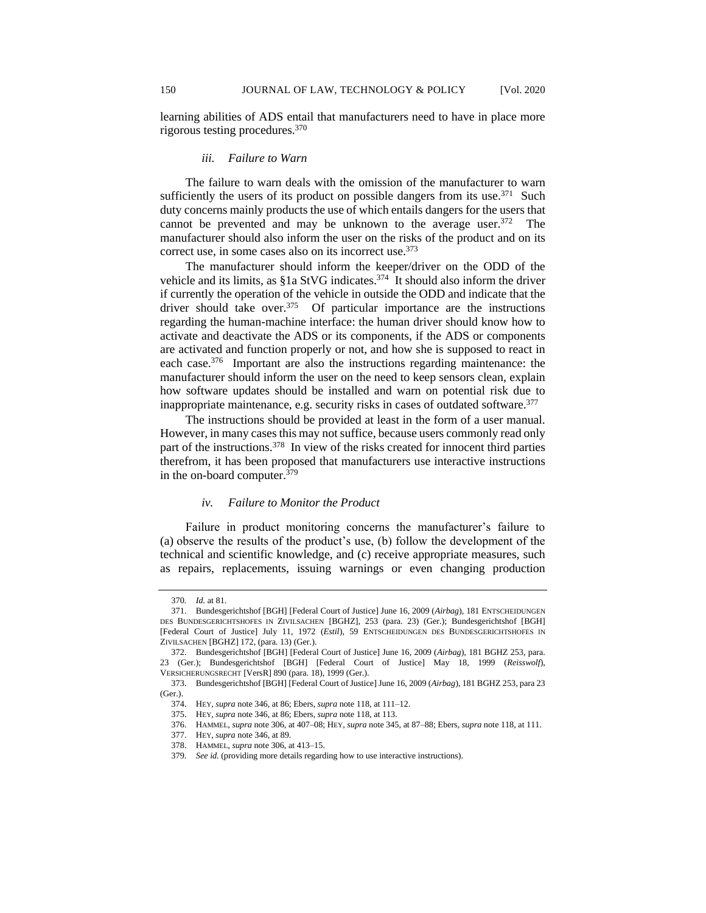learning abilities of ADS entail that manufacturers need to have in place more rigorous testing procedures.[370]

#### *iii. Failure to Warn*

The failure to warn deals with the omission of the manufacturer to warn sufficiently the users of its product on possible dangers from its use.[371] Such duty concerns mainly products the use of which entails dangers for the users that cannot be prevented and may be unknown to the average user.[372] The manufacturer should also inform the user on the risks of the product and on its correct use, in some cases also on its incorrect use.[373]

The manufacturer should inform the keeper/driver on the ODD of the vehicle and its limits, as §1a StVG indicates.[374] It should also inform the driver if currently the operation of the vehicle in outside the ODD and indicate that the driver should take over.[375] Of particular importance are the instructions regarding the human-machine interface: the human driver should know how to activate and deactivate the ADS or its components, if the ADS or components are activated and function properly or not, and how she is supposed to react in each case.[376] Important are also the instructions regarding maintenance: the manufacturer should inform the user on the need to keep sensors clean, explain how software updates should be installed and warn on potential risk due to inappropriate maintenance, e.g. security risks in cases of outdated software.[377]

The instructions should be provided at least in the form of a user manual. However, in many cases this may not suffice, because users commonly read only part of the instructions.[378] In view of the risks created for innocent third parties therefrom, it has been proposed that manufacturers use interactive instructions in the on-board computer.[379]

#### *iv. Failure to Monitor the Product*

Failure in product monitoring concerns the manufacturer's failure to (a) observe the results of the product's use, (b) follow the development of the technical and scientific knowledge, and (c) receive appropriate measures, such as repairs, replacements, issuing warnings or even changing production

---

370. *Id.* at 81.

371. Bundesgerichtshof [BGH] [Federal Court of Justice] June 16, 2009 (*Airbag*), 181 ENTSCHEIDUNGEN DES BUNDESGERICHTSHOFES IN ZIVILSACHEN [BGHZ], 253 (para. 23) (Ger.); Bundesgerichtshof [BGH] [Federal Court of Justice] July 11, 1972 (*Estil*), 59 ENTSCHEIDUNGEN DES BUNDESGERICHTSHOFES IN ZIVILSACHEN [BGHZ] 172, (para. 13) (Ger.).

372. Bundesgerichtshof [BGH] [Federal Court of Justice] June 16, 2009 (*Airbag*), 181 BGHZ 253, para. 23 (Ger.); Bundesgerichtshof [BGH] [Federal Court of Justice] May 18, 1999 (*Reisswolf*), VERSICHERUNGSRECHT [VersR] 890 (para. 18), 1999 (Ger.).

373. Bundesgerichtshof [BGH] [Federal Court of Justice] June 16, 2009 (*Airbag*), 181 BGHZ 253, para 23 (Ger.).

374. HEY, *supra* note 346, at 86; Ebers, *supra* note 118, at 111–12.

375. HEY, *supra* note 346, at 86; Ebers, *supra* note 118, at 113.

376. HAMMEL, *supra* note 306, at 407–08; HEY, *supra* note 345, at 87–88; Ebers, *supra* note 118, at 111.

377. HEY, *supra* note 346, at 89.

378. HAMMEL, *supra* note 306, at 413–15.

379. *See id.* (providing more details regarding how to use interactive instructions).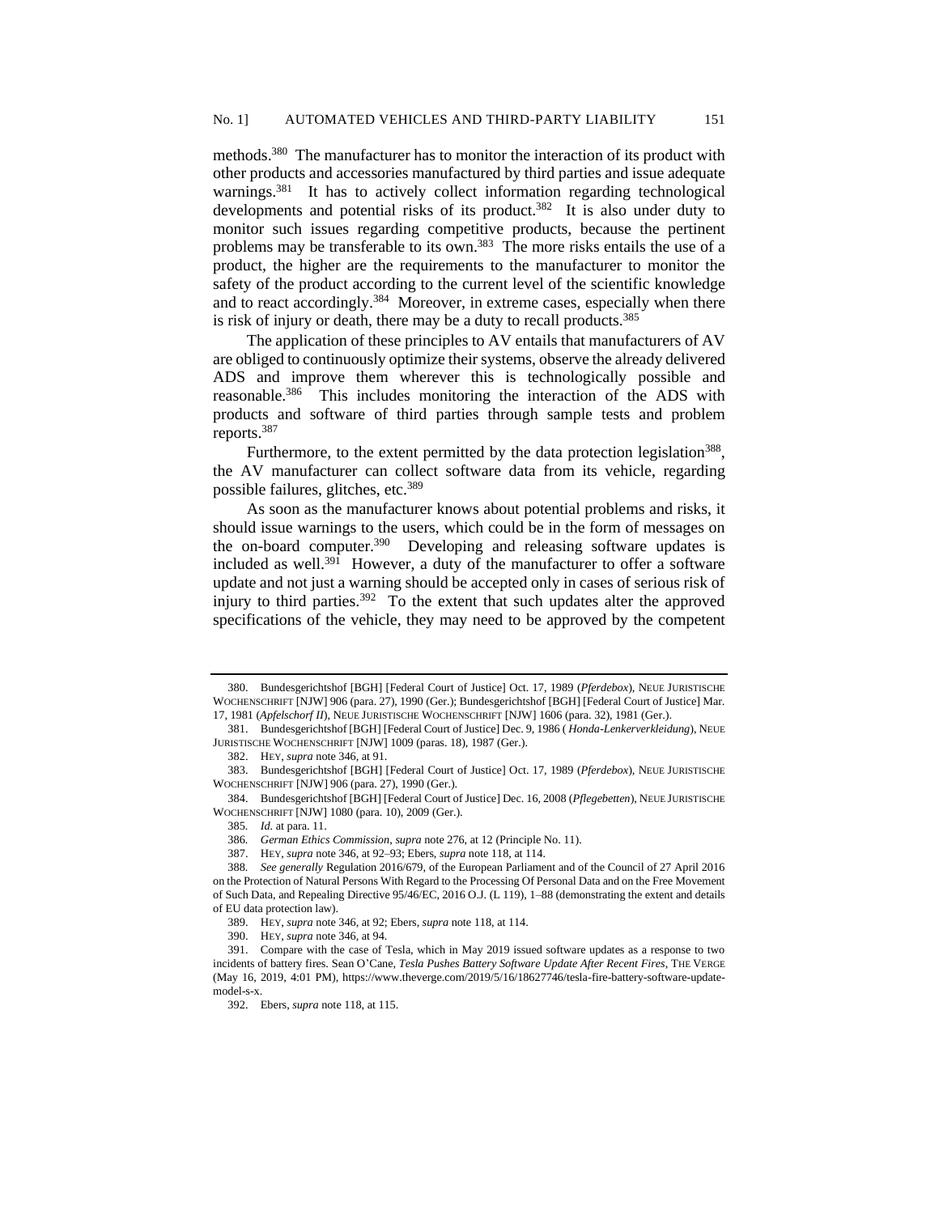methods.[380] The manufacturer has to monitor the interaction of its product with other products and accessories manufactured by third parties and issue adequate warnings.[381] It has to actively collect information regarding technological developments and potential risks of its product.[382] It is also under duty to monitor such issues regarding competitive products, because the pertinent problems may be transferable to its own.[383] The more risks entails the use of a product, the higher are the requirements to the manufacturer to monitor the safety of the product according to the current level of the scientific knowledge and to react accordingly.[384] Moreover, in extreme cases, especially when there is risk of injury or death, there may be a duty to recall products.[385]

The application of these principles to AV entails that manufacturers of AV are obliged to continuously optimize their systems, observe the already delivered ADS and improve them wherever this is technologically possible and reasonable.[386] This includes monitoring the interaction of the ADS with products and software of third parties through sample tests and problem reports.[387]

Furthermore, to the extent permitted by the data protection legislation[388], the AV manufacturer can collect software data from its vehicle, regarding possible failures, glitches, etc.[389]

As soon as the manufacturer knows about potential problems and risks, it should issue warnings to the users, which could be in the form of messages on the on-board computer.[390] Developing and releasing software updates is included as well.[391] However, a duty of the manufacturer to offer a software update and not just a warning should be accepted only in cases of serious risk of injury to third parties.[392] To the extent that such updates alter the approved specifications of the vehicle, they may need to be approved by the competent

---

380. Bundesgerichtshof [BGH] [Federal Court of Justice] Oct. 17, 1989 (*Pferdebox*), NEUE JURISTISCHE WOCHENSCHRIFT [NJW] 906 (para. 27), 1990 (Ger.); Bundesgerichtshof [BGH] [Federal Court of Justice] Mar. 17, 1981 (*Apfelschorf II*), NEUE JURISTISCHE WOCHENSCHRIFT [NJW] 1606 (para. 32), 1981 (Ger.).

381. Bundesgerichtshof [BGH] [Federal Court of Justice] Dec. 9, 1986 ( *Honda-Lenkerverkleidung*), NEUE JURISTISCHE WOCHENSCHRIFT [NJW] 1009 (paras. 18), 1987 (Ger.).

382. HEY, *supra* note 346, at 91.

383. Bundesgerichtshof [BGH] [Federal Court of Justice] Oct. 17, 1989 (*Pferdebox*), NEUE JURISTISCHE WOCHENSCHRIFT [NJW] 906 (para. 27), 1990 (Ger.).

384. Bundesgerichtshof [BGH] [Federal Court of Justice] Dec. 16, 2008 (*Pflegebetten*), NEUE JURISTISCHE WOCHENSCHRIFT [NJW] 1080 (para. 10), 2009 (Ger.).

385. *Id.* at para. 11.

386. *German Ethics Commission*, *supra* note 276, at 12 (Principle No. 11).

387. HEY, *supra* note 346, at 92–93; Ebers, *supra* note 118, at 114.

388. *See generally* Regulation 2016/679, of the European Parliament and of the Council of 27 April 2016 on the Protection of Natural Persons With Regard to the Processing Of Personal Data and on the Free Movement of Such Data, and Repealing Directive 95/46/EC, 2016 O.J. (L 119), 1–88 (demonstrating the extent and details of EU data protection law).

389. HEY, *supra* note 346, at 92; Ebers, *supra* note 118, at 114.

390. HEY, *supra* note 346, at 94.

391. Compare with the case of Tesla, which in May 2019 issued software updates as a response to two incidents of battery fires. Sean O'Cane, *Tesla Pushes Battery Software Update After Recent Fires*, THE VERGE (May 16, 2019, 4:01 PM), https://www.theverge.com/2019/5/16/18627746/tesla-fire-battery-software-update-model-s-x.

392. Ebers, *supra* note 118, at 115.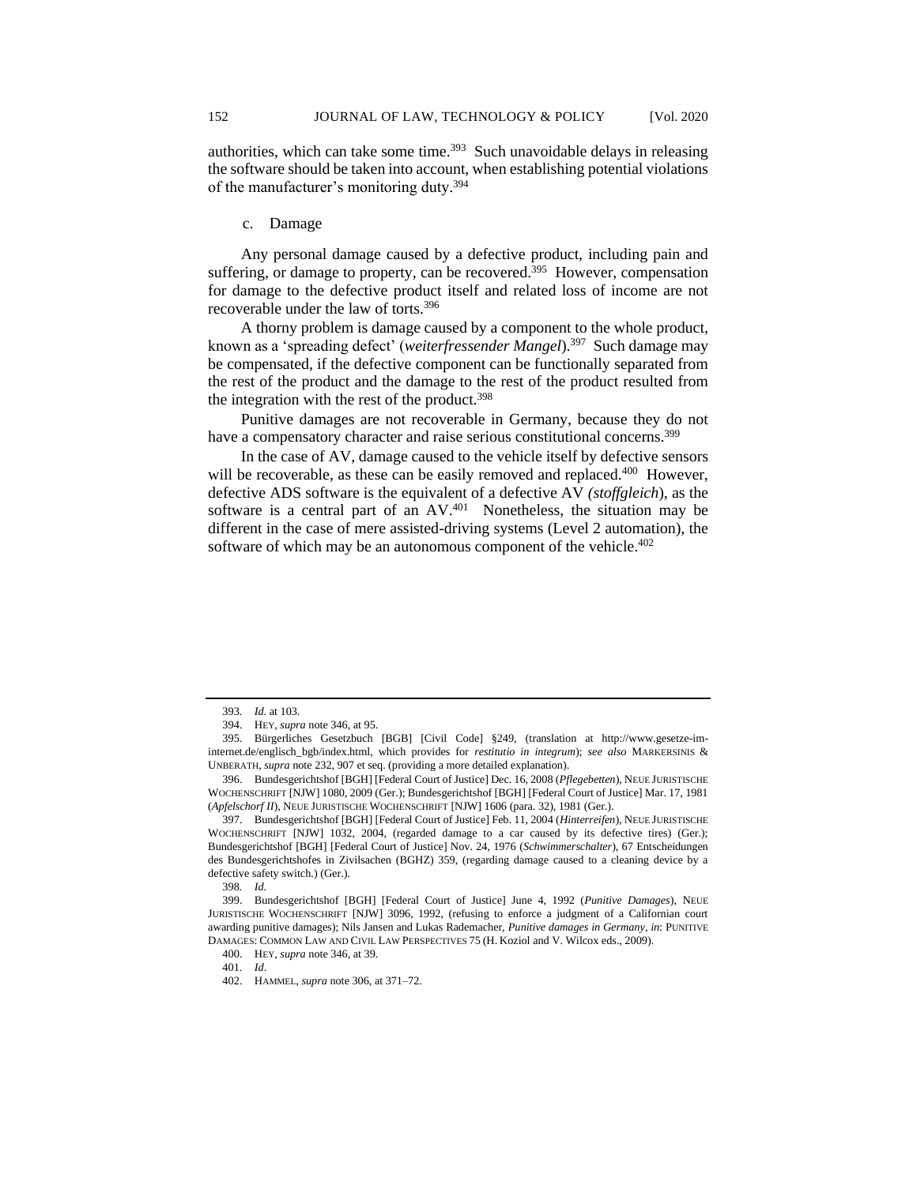authorities, which can take some time.[393] Such unavoidable delays in releasing the software should be taken into account, when establishing potential violations of the manufacturer's monitoring duty.[394]

c. Damage

Any personal damage caused by a defective product, including pain and suffering, or damage to property, can be recovered.[395] However, compensation for damage to the defective product itself and related loss of income are not recoverable under the law of torts.[396]

A thorny problem is damage caused by a component to the whole product, known as a 'spreading defect' (*weiterfressender Mangel*).[397] Such damage may be compensated, if the defective component can be functionally separated from the rest of the product and the damage to the rest of the product resulted from the integration with the rest of the product.[398]

Punitive damages are not recoverable in Germany, because they do not have a compensatory character and raise serious constitutional concerns.[399]

In the case of AV, damage caused to the vehicle itself by defective sensors will be recoverable, as these can be easily removed and replaced.[400] However, defective ADS software is the equivalent of a defective AV *(stoffgleich)*, as the software is a central part of an AV.[401] Nonetheless, the situation may be different in the case of mere assisted-driving systems (Level 2 automation), the software of which may be an autonomous component of the vehicle.[402]

---

393. *Id.* at 103.

394. HEY, *supra* note 346, at 95.

395. Bürgerliches Gesetzbuch [BGB] [Civil Code] §249, (translation at http://www.gesetze-im-internet.de/englisch_bgb/index.html, which provides for *restitutio in integrum*); *see also* MARKERSINIS & UNBERATH, *supra* note 232, 907 et seq. (providing a more detailed explanation).

396. Bundesgerichtshof [BGH] [Federal Court of Justice] Dec. 16, 2008 (*Pflegebetten*), NEUE JURISTISCHE WOCHENSCHRIFT [NJW] 1080, 2009 (Ger.); Bundesgerichtshof [BGH] [Federal Court of Justice] Mar. 17, 1981 (*Apfelschorf II*), NEUE JURISTISCHE WOCHENSCHRIFT [NJW] 1606 (para. 32), 1981 (Ger.).

397. Bundesgerichtshof [BGH] [Federal Court of Justice] Feb. 11, 2004 (*Hinterreifen*), NEUE JURISTISCHE WOCHENSCHRIFT [NJW] 1032, 2004, (regarded damage to a car caused by its defective tires) (Ger.); Bundesgerichtshof [BGH] [Federal Court of Justice] Nov. 24, 1976 (*Schwimmerschalter*), 67 Entscheidungen des Bundesgerichtshofes in Zivilsachen (BGHZ) 359, (regarding damage caused to a cleaning device by a defective safety switch.) (Ger.).

398. *Id.*

399. Bundesgerichtshof [BGH] [Federal Court of Justice] June 4, 1992 (*Punitive Damages*), NEUE JURISTISCHE WOCHENSCHRIFT [NJW] 3096, 1992, (refusing to enforce a judgment of a Californian court awarding punitive damages); Nils Jansen and Lukas Rademacher, *Punitive damages in Germany*, *in*: PUNITIVE DAMAGES: COMMON LAW AND CIVIL LAW PERSPECTIVES 75 (H. Koziol and V. Wilcox eds., 2009).

400. HEY, *supra* note 346, at 39.

401. *Id*.

402. HAMMEL, *supra* note 306, at 371–72.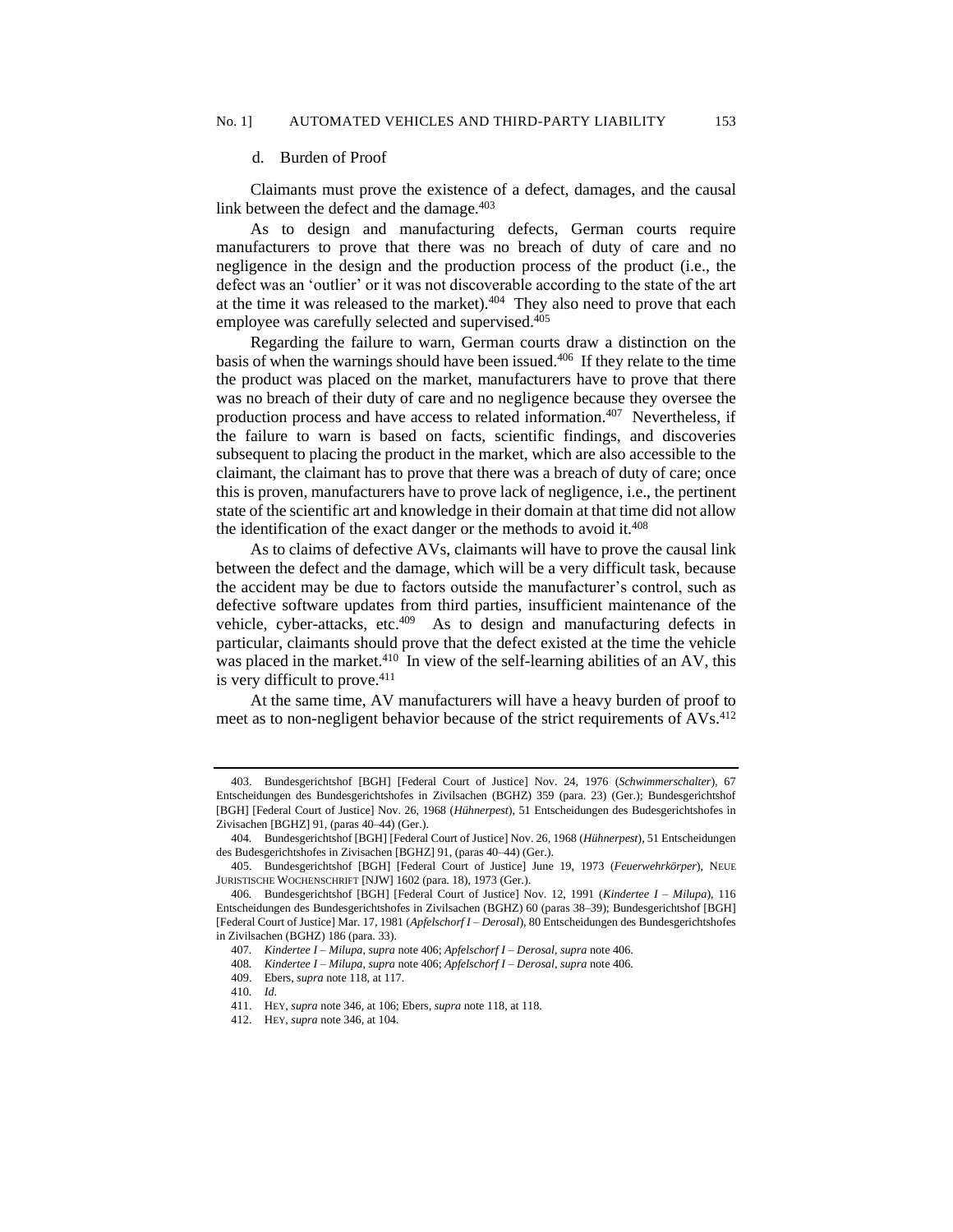#### d. Burden of Proof

Claimants must prove the existence of a defect, damages, and the causal link between the defect and the damage.[403]

As to design and manufacturing defects, German courts require manufacturers to prove that there was no breach of duty of care and no negligence in the design and the production process of the product (i.e., the defect was an 'outlier' or it was not discoverable according to the state of the art at the time it was released to the market).[404] They also need to prove that each employee was carefully selected and supervised.[405]

Regarding the failure to warn, German courts draw a distinction on the basis of when the warnings should have been issued.[406] If they relate to the time the product was placed on the market, manufacturers have to prove that there was no breach of their duty of care and no negligence because they oversee the production process and have access to related information.[407] Nevertheless, if the failure to warn is based on facts, scientific findings, and discoveries subsequent to placing the product in the market, which are also accessible to the claimant, the claimant has to prove that there was a breach of duty of care; once this is proven, manufacturers have to prove lack of negligence, i.e., the pertinent state of the scientific art and knowledge in their domain at that time did not allow the identification of the exact danger or the methods to avoid it.[408]

As to claims of defective AVs, claimants will have to prove the causal link between the defect and the damage, which will be a very difficult task, because the accident may be due to factors outside the manufacturer's control, such as defective software updates from third parties, insufficient maintenance of the vehicle, cyber-attacks, etc.[409] As to design and manufacturing defects in particular, claimants should prove that the defect existed at the time the vehicle was placed in the market.[410] In view of the self-learning abilities of an AV, this is very difficult to prove.[411]

At the same time, AV manufacturers will have a heavy burden of proof to meet as to non-negligent behavior because of the strict requirements of AVs.[412]

---

403. Bundesgerichtshof [BGH] [Federal Court of Justice] Nov. 24, 1976 (*Schwimmerschalter*), 67 Entscheidungen des Bundesgerichtshofes in Zivilsachen (BGHZ) 359 (para. 23) (Ger.); Bundesgerichtshof [BGH] [Federal Court of Justice] Nov. 26, 1968 (*Hühnerpest*), 51 Entscheidungen des Budesgerichtshofes in Zivisachen [BGHZ] 91, (paras 40–44) (Ger.).

404. Bundesgerichtshof [BGH] [Federal Court of Justice] Nov. 26, 1968 (*Hühnerpest*), 51 Entscheidungen des Budesgerichtshofes in Zivisachen [BGHZ] 91, (paras 40–44) (Ger.).

405. Bundesgerichtshof [BGH] [Federal Court of Justice] June 19, 1973 (*Feuerwehrkörper*), NEUE JURISTISCHE WOCHENSCHRIFT [NJW] 1602 (para. 18), 1973 (Ger.).

406. Bundesgerichtshof [BGH] [Federal Court of Justice] Nov. 12, 1991 (*Kindertee I – Milupa*), 116 Entscheidungen des Bundesgerichtshofes in Zivilsachen (BGHZ) 60 (paras 38–39); Bundesgerichtshof [BGH] [Federal Court of Justice] Mar. 17, 1981 (*Apfelschorf I – Derosal*), 80 Entscheidungen des Bundesgerichtshofes in Zivilsachen (BGHZ) 186 (para. 33).

407. *Kindertee I – Milupa*, *supra* note 406; *Apfelschorf I – Derosal*, *supra* note 406.

408. *Kindertee I – Milupa*, *supra* note 406; *Apfelschorf I – Derosal*, *supra* note 406.

409. Ebers, *supra* note 118, at 117.

410. *Id.*

411. HEY, *supra* note 346, at 106; Ebers, *supra* note 118, at 118.

412. HEY, *supra* note 346, at 104.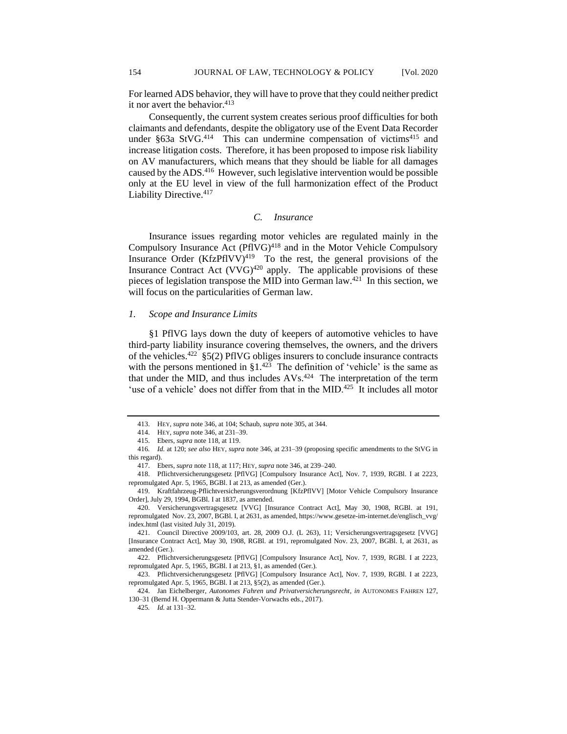For learned ADS behavior, they will have to prove that they could neither predict it nor avert the behavior.[413]

Consequently, the current system creates serious proof difficulties for both claimants and defendants, despite the obligatory use of the Event Data Recorder under §63a StVG.[414] This can undermine compensation of victims[415] and increase litigation costs. Therefore, it has been proposed to impose risk liability on AV manufacturers, which means that they should be liable for all damages caused by the ADS.[416] However, such legislative intervention would be possible only at the EU level in view of the full harmonization effect of the Product Liability Directive.[417]

### *C. Insurance*

Insurance issues regarding motor vehicles are regulated mainly in the Compulsory Insurance Act (PflVG)[418] and in the Motor Vehicle Compulsory Insurance Order (KfzPflVV)[419] To the rest, the general provisions of the Insurance Contract Act (VVG)[420] apply. The applicable provisions of these pieces of legislation transpose the MID into German law.[421] In this section, we will focus on the particularities of German law.

#### *1. Scope and Insurance Limits*

§1 PflVG lays down the duty of keepers of automotive vehicles to have third-party liability insurance covering themselves, the owners, and the drivers of the vehicles.[422] §5(2) PflVG obliges insurers to conclude insurance contracts with the persons mentioned in §1.[423] The definition of 'vehicle' is the same as that under the MID, and thus includes AVs.[424] The interpretation of the term 'use of a vehicle' does not differ from that in the MID.[425] It includes all motor

---

413. HEY, *supra* note 346, at 104; Schaub, *supra* note 305, at 344.

414. HEY, *supra* note 346, at 231–39.

415. Ebers, *supra* note 118, at 119.

416. *Id.* at 120; *see also* HEY, *supra* note 346, at 231–39 (proposing specific amendments to the StVG in this regard).

417. Ebers, *supra* note 118, at 117; HEY, *supra* note 346, at 239–240.

418. Pflichtversicherungsgesetz [PflVG] [Compulsory Insurance Act], Nov. 7, 1939, RGBl. I at 2223, repromulgated Apr. 5, 1965, BGBl. I at 213, as amended (Ger.).

419. Kraftfahrzeug-Pflichtversicherungsverordnung [KfzPflVV] [Motor Vehicle Compulsory Insurance Order], July 29, 1994, BGBl. I at 1837, as amended.

420. Versicherungsvertragsgesetz [VVG] [Insurance Contract Act], May 30, 1908, RGBl. at 191, repromulgated Nov. 23, 2007, BGBl. I, at 2631, as amended, https://www.gesetze-im-internet.de/englisch_vvg/index.html (last visited July 31, 2019).

421. Council Directive 2009/103, art. 28, 2009 O.J. (L 263), 11; Versicherungsvertragsgesetz [VVG] [Insurance Contract Act], May 30, 1908, RGBl. at 191, repromulgated Nov. 23, 2007, BGBl. I, at 2631, as amended (Ger.).

422. Pflichtversicherungsgesetz [PflVG] [Compulsory Insurance Act], Nov. 7, 1939, RGBl. I at 2223, repromulgated Apr. 5, 1965, BGBl. I at 213, §1, as amended (Ger.).

423. Pflichtversicherungsgesetz [PflVG] [Compulsory Insurance Act], Nov. 7, 1939, RGBl. I at 2223, repromulgated Apr. 5, 1965, BGBl. I at 213, §5(2), as amended (Ger.).

424. Jan Eichelberger, *Autonomes Fahren und Privatversicherungsrecht*, *in* AUTONOMES FAHREN 127, 130–31 (Bernd H. Oppermann & Jutta Stender-Vorwachs eds., 2017).

425. *Id.* at 131–32.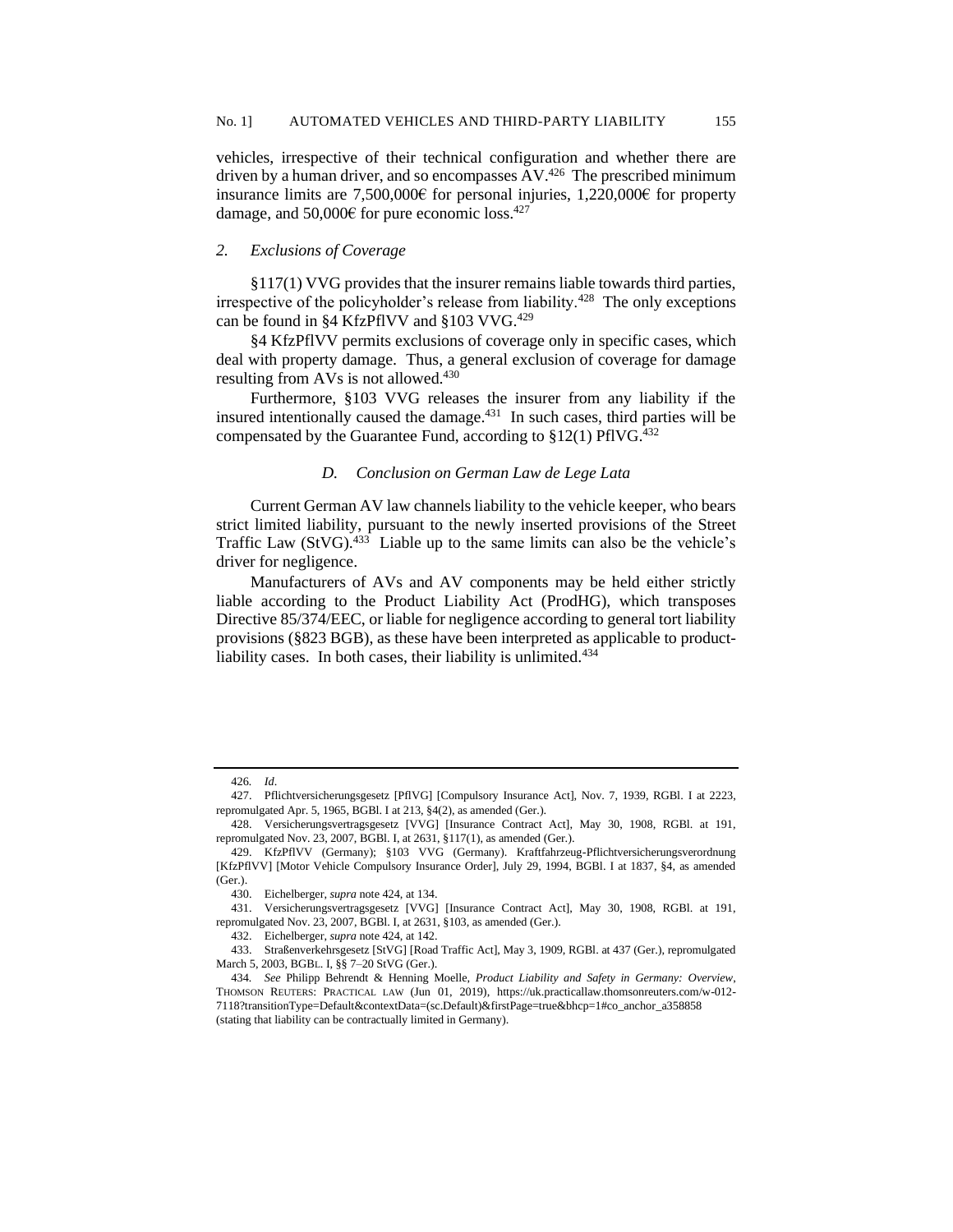vehicles, irrespective of their technical configuration and whether there are driven by a human driver, and so encompasses AV.[426] The prescribed minimum insurance limits are 7,500,000€ for personal injuries, 1,220,000€ for property damage, and 50,000€ for pure economic loss.[427]

### 2. *Exclusions of Coverage*

§117(1) VVG provides that the insurer remains liable towards third parties, irrespective of the policyholder's release from liability.[428] The only exceptions can be found in §4 KfzPflVV and §103 VVG.[429]

§4 KfzPflVV permits exclusions of coverage only in specific cases, which deal with property damage. Thus, a general exclusion of coverage for damage resulting from AVs is not allowed.[430]

Furthermore, §103 VVG releases the insurer from any liability if the insured intentionally caused the damage.[431] In such cases, third parties will be compensated by the Guarantee Fund, according to §12(1) PflVG.[432]

## *D. Conclusion on German Law de Lege Lata*

Current German AV law channels liability to the vehicle keeper, who bears strict limited liability, pursuant to the newly inserted provisions of the Street Traffic Law (StVG).[433] Liable up to the same limits can also be the vehicle's driver for negligence.

Manufacturers of AVs and AV components may be held either strictly liable according to the Product Liability Act (ProdHG), which transposes Directive 85/374/EEC, or liable for negligence according to general tort liability provisions (§823 BGB), as these have been interpreted as applicable to product-liability cases. In both cases, their liability is unlimited.[434]

---

426. *Id*.

427. Pflichtversicherungsgesetz [PflVG] [Compulsory Insurance Act], Nov. 7, 1939, RGBl. I at 2223, repromulgated Apr. 5, 1965, BGBl. I at 213, §4(2), as amended (Ger.).

428. Versicherungsvertragsgesetz [VVG] [Insurance Contract Act], May 30, 1908, RGBl. at 191, repromulgated Nov. 23, 2007, BGBl. I, at 2631, §117(1), as amended (Ger.).

429. KfzPflVV (Germany); §103 VVG (Germany). Kraftfahrzeug-Pflichtversicherungsverordnung [KfzPflVV] [Motor Vehicle Compulsory Insurance Order], July 29, 1994, BGBl. I at 1837, §4, as amended (Ger.).

430. Eichelberger, *supra* note 424, at 134.

431. Versicherungsvertragsgesetz [VVG] [Insurance Contract Act], May 30, 1908, RGBl. at 191, repromulgated Nov. 23, 2007, BGBl. I, at 2631, §103, as amended (Ger.).

432. Eichelberger, *supra* note 424, at 142.

433. Straßenverkehrsgesetz [StVG] [Road Traffic Act], May 3, 1909, RGBl. at 437 (Ger.), repromulgated March 5, 2003, BGBL. I, §§ 7–20 StVG (Ger.).

434. *See* Philipp Behrendt & Henning Moelle, *Product Liability and Safety in Germany: Overview*, THOMSON REUTERS: PRACTICAL LAW (Jun 01, 2019), https://uk.practicallaw.thomsonreuters.com/w-012-7118?transitionType=Default&contextData=(sc.Default)&firstPage=true&bhcp=1#co_anchor_a358858 (stating that liability can be contractually limited in Germany).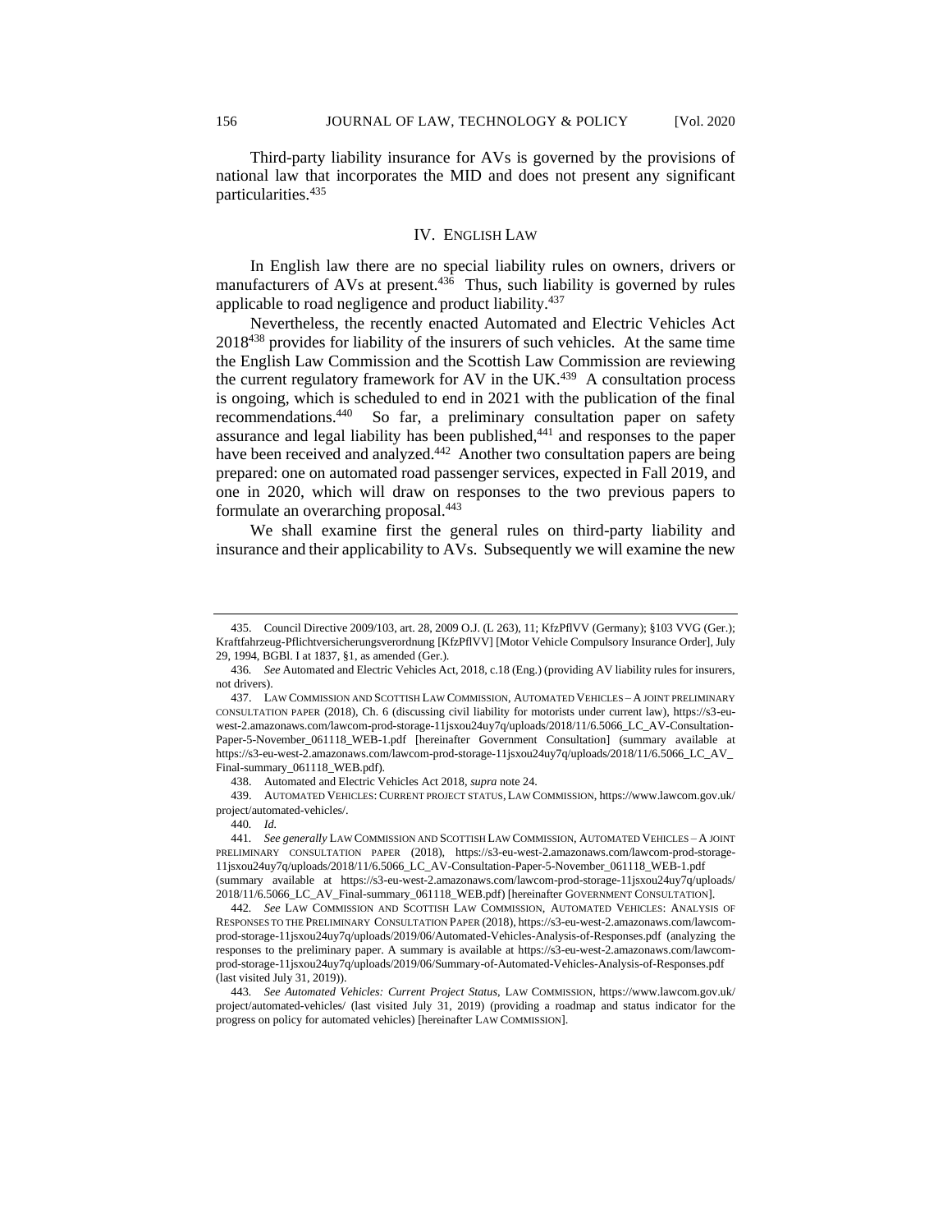Third-party liability insurance for AVs is governed by the provisions of national law that incorporates the MID and does not present any significant particularities.[435]

## IV. English Law

In English law there are no special liability rules on owners, drivers or manufacturers of AVs at present.[436] Thus, such liability is governed by rules applicable to road negligence and product liability.[437]

Nevertheless, the recently enacted Automated and Electric Vehicles Act 2018[438] provides for liability of the insurers of such vehicles. At the same time the English Law Commission and the Scottish Law Commission are reviewing the current regulatory framework for AV in the UK.[439] A consultation process is ongoing, which is scheduled to end in 2021 with the publication of the final recommendations.[440] So far, a preliminary consultation paper on safety assurance and legal liability has been published,[441] and responses to the paper have been received and analyzed.[442] Another two consultation papers are being prepared: one on automated road passenger services, expected in Fall 2019, and one in 2020, which will draw on responses to the two previous papers to formulate an overarching proposal.[443]

We shall examine first the general rules on third-party liability and insurance and their applicability to AVs. Subsequently we will examine the new

---

435. Council Directive 2009/103, art. 28, 2009 O.J. (L 263), 11; KfzPflVV (Germany); §103 VVG (Ger.); Kraftfahrzeug-Pflichtversicherungsverordnung [KfzPflVV] [Motor Vehicle Compulsory Insurance Order], July 29, 1994, BGBl. I at 1837, §1, as amended (Ger.).

436. *See* Automated and Electric Vehicles Act, 2018, c.18 (Eng.) (providing AV liability rules for insurers, not drivers).

437. Law Commission and Scottish Law Commission, Automated Vehicles – A joint preliminary consultation paper (2018), Ch. 6 (discussing civil liability for motorists under current law), https://s3-eu-west-2.amazonaws.com/lawcom-prod-storage-11jsxou24uy7q/uploads/2018/11/6.5066_LC_AV-Consultation-Paper-5-November_061118_WEB-1.pdf [hereinafter Government Consultation] (summary available at https://s3-eu-west-2.amazonaws.com/lawcom-prod-storage-11jsxou24uy7q/uploads/2018/11/6.5066_LC_AV_Final-summary_061118_WEB.pdf).

438. Automated and Electric Vehicles Act 2018, *supra* note 24.

439. Automated Vehicles: Current project status, Law Commission, https://www.lawcom.gov.uk/project/automated-vehicles/.

440. *Id.*

441. *See generally* Law Commission and Scottish Law Commission, Automated Vehicles – A joint preliminary consultation paper (2018), https://s3-eu-west-2.amazonaws.com/lawcom-prod-storage-11jsxou24uy7q/uploads/2018/11/6.5066_LC_AV-Consultation-Paper-5-November_061118_WEB-1.pdf (summary available at https://s3-eu-west-2.amazonaws.com/lawcom-prod-storage-11jsxou24uy7q/uploads/2018/11/6.5066_LC_AV_Final-summary_061118_WEB.pdf) [hereinafter Government Consultation].

442. *See* Law Commission and Scottish Law Commission, Automated Vehicles: Analysis of Responses to the Preliminary Consultation Paper (2018), https://s3-eu-west-2.amazonaws.com/lawcom-prod-storage-11jsxou24uy7q/uploads/2019/06/Automated-Vehicles-Analysis-of-Responses.pdf (analyzing the responses to the preliminary paper. A summary is available at https://s3-eu-west-2.amazonaws.com/lawcom-prod-storage-11jsxou24uy7q/uploads/2019/06/Summary-of-Automated-Vehicles-Analysis-of-Responses.pdf (last visited July 31, 2019)).

443. *See Automated Vehicles: Current Project Status*, Law Commission, https://www.lawcom.gov.uk/project/automated-vehicles/ (last visited July 31, 2019) (providing a roadmap and status indicator for the progress on policy for automated vehicles) [hereinafter Law Commission].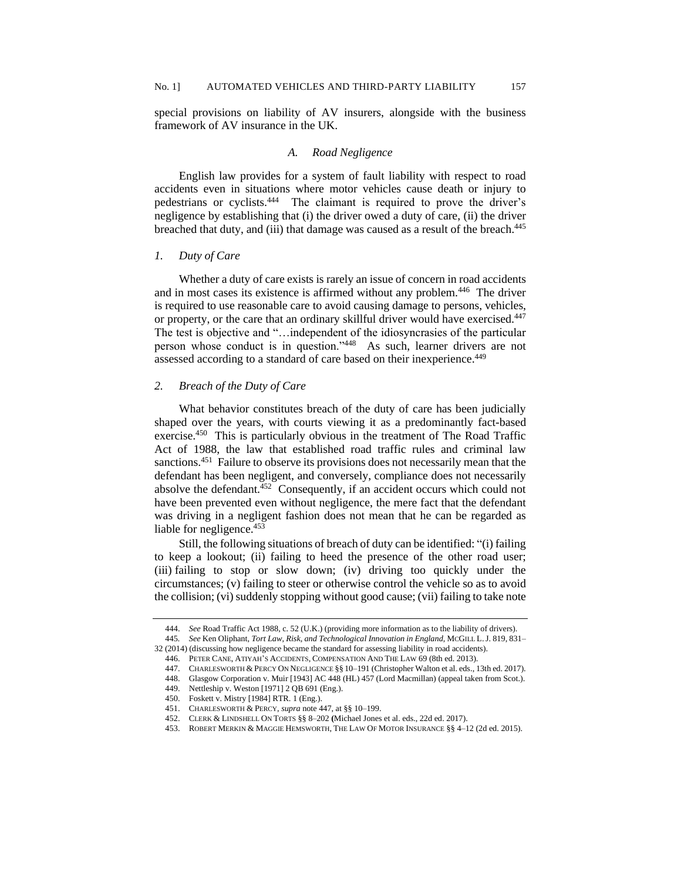special provisions on liability of AV insurers, alongside with the business framework of AV insurance in the UK.

### *A. Road Negligence*

English law provides for a system of fault liability with respect to road accidents even in situations where motor vehicles cause death or injury to pedestrians or cyclists.[444] The claimant is required to prove the driver's negligence by establishing that (i) the driver owed a duty of care, (ii) the driver breached that duty, and (iii) that damage was caused as a result of the breach.[445]

#### *1. Duty of Care*

Whether a duty of care exists is rarely an issue of concern in road accidents and in most cases its existence is affirmed without any problem.[446] The driver is required to use reasonable care to avoid causing damage to persons, vehicles, or property, or the care that an ordinary skillful driver would have exercised.[447] The test is objective and "…independent of the idiosyncrasies of the particular person whose conduct is in question."[448] As such, learner drivers are not assessed according to a standard of care based on their inexperience.[449]

#### *2. Breach of the Duty of Care*

What behavior constitutes breach of the duty of care has been judicially shaped over the years, with courts viewing it as a predominantly fact-based exercise.[450] This is particularly obvious in the treatment of The Road Traffic Act of 1988, the law that established road traffic rules and criminal law sanctions.[451] Failure to observe its provisions does not necessarily mean that the defendant has been negligent, and conversely, compliance does not necessarily absolve the defendant.[452] Consequently, if an accident occurs which could not have been prevented even without negligence, the mere fact that the defendant was driving in a negligent fashion does not mean that he can be regarded as liable for negligence.[453]

Still, the following situations of breach of duty can be identified: "(i) failing to keep a lookout; (ii) failing to heed the presence of the other road user; (iii) failing to stop or slow down; (iv) driving too quickly under the circumstances; (v) failing to steer or otherwise control the vehicle so as to avoid the collision; (vi) suddenly stopping without good cause; (vii) failing to take note

---

444. *See* Road Traffic Act 1988, c. 52 (U.K.) (providing more information as to the liability of drivers).

445. *See* Ken Oliphant, *Tort Law, Risk, and Technological Innovation in England*, McGILL L. J. 819, 831–32 (2014) (discussing how negligence became the standard for assessing liability in road accidents).

446. PETER CANE, ATIYAH'S ACCIDENTS, COMPENSATION AND THE LAW 69 (8th ed. 2013).

447. CHARLESWORTH & PERCY ON NEGLIGENCE §§ 10–191 (Christopher Walton et al. eds., 13th ed. 2017).

448. Glasgow Corporation v. Muir [1943] AC 448 (HL) 457 (Lord Macmillan) (appeal taken from Scot.).

449. Nettleship v. Weston [1971] 2 QB 691 (Eng.).

450. Foskett v. Mistry [1984] RTR. 1 (Eng.).

451. CHARLESWORTH & PERCY, *supra* note 447, at §§ 10–199.

452. CLERK & LINDSHELL ON TORTS §§ 8–202 (Michael Jones et al. eds., 22d ed. 2017).

453. ROBERT MERKIN & MAGGIE HEMSWORTH, THE LAW OF MOTOR INSURANCE §§ 4–12 (2d ed. 2015).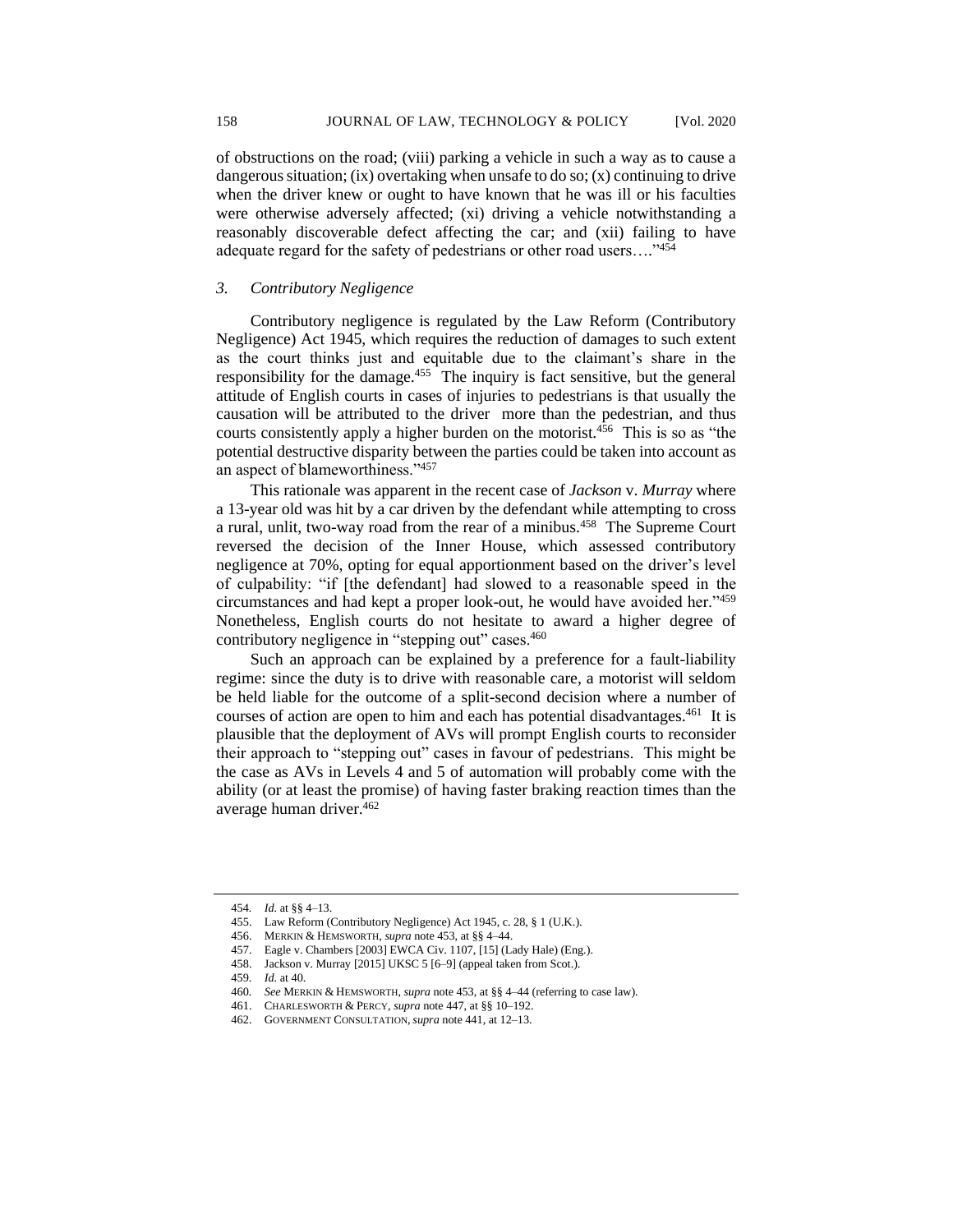of obstructions on the road; (viii) parking a vehicle in such a way as to cause a dangerous situation; (ix) overtaking when unsafe to do so; (x) continuing to drive when the driver knew or ought to have known that he was ill or his faculties were otherwise adversely affected; (xi) driving a vehicle notwithstanding a reasonably discoverable defect affecting the car; and (xii) failing to have adequate regard for the safety of pedestrians or other road users…."[454]

### *3. Contributory Negligence*

Contributory negligence is regulated by the Law Reform (Contributory Negligence) Act 1945, which requires the reduction of damages to such extent as the court thinks just and equitable due to the claimant's share in the responsibility for the damage.[455] The inquiry is fact sensitive, but the general attitude of English courts in cases of injuries to pedestrians is that usually the causation will be attributed to the driver more than the pedestrian, and thus courts consistently apply a higher burden on the motorist.[456] This is so as "the potential destructive disparity between the parties could be taken into account as an aspect of blameworthiness."[457]

This rationale was apparent in the recent case of *Jackson* v. *Murray* where a 13-year old was hit by a car driven by the defendant while attempting to cross a rural, unlit, two-way road from the rear of a minibus.[458] The Supreme Court reversed the decision of the Inner House, which assessed contributory negligence at 70%, opting for equal apportionment based on the driver's level of culpability: "if [the defendant] had slowed to a reasonable speed in the circumstances and had kept a proper look-out, he would have avoided her."[459] Nonetheless, English courts do not hesitate to award a higher degree of contributory negligence in "stepping out" cases.[460]

Such an approach can be explained by a preference for a fault-liability regime: since the duty is to drive with reasonable care, a motorist will seldom be held liable for the outcome of a split-second decision where a number of courses of action are open to him and each has potential disadvantages.[461] It is plausible that the deployment of AVs will prompt English courts to reconsider their approach to "stepping out" cases in favour of pedestrians. This might be the case as AVs in Levels 4 and 5 of automation will probably come with the ability (or at least the promise) of having faster braking reaction times than the average human driver.[462]

---

454. *Id.* at §§ 4–13.
455. Law Reform (Contributory Negligence) Act 1945, c. 28, § 1 (U.K.).
456. MERKIN & HEMSWORTH, *supra* note 453, at §§ 4–44.
457. Eagle v. Chambers [2003] EWCA Civ. 1107, [15] (Lady Hale) (Eng.).
458. Jackson v. Murray [2015] UKSC 5 [6–9] (appeal taken from Scot.).
459. *Id.* at 40.
460. *See* MERKIN & HEMSWORTH, *supra* note 453, at §§ 4–44 (referring to case law).
461. CHARLESWORTH & PERCY, *supra* note 447, at §§ 10–192.
462. GOVERNMENT CONSULTATION, *supra* note 441, at 12–13.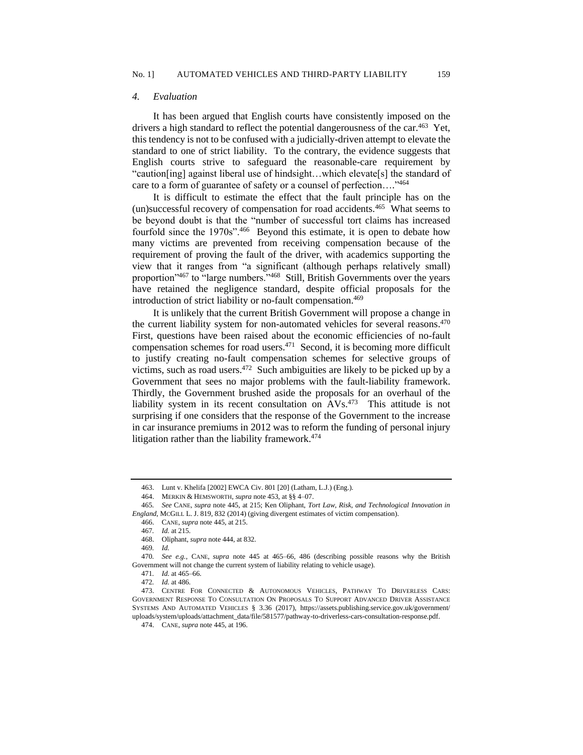### 4. *Evaluation*

It has been argued that English courts have consistently imposed on the drivers a high standard to reflect the potential dangerousness of the car.[463] Yet, this tendency is not to be confused with a judicially-driven attempt to elevate the standard to one of strict liability. To the contrary, the evidence suggests that English courts strive to safeguard the reasonable-care requirement by "caution[ing] against liberal use of hindsight…which elevate[s] the standard of care to a form of guarantee of safety or a counsel of perfection…."[464]

It is difficult to estimate the effect that the fault principle has on the (un)successful recovery of compensation for road accidents.[465] What seems to be beyond doubt is that the "number of successful tort claims has increased fourfold since the 1970s".[466] Beyond this estimate, it is open to debate how many victims are prevented from receiving compensation because of the requirement of proving the fault of the driver, with academics supporting the view that it ranges from "a significant (although perhaps relatively small) proportion"[467] to "large numbers."[468] Still, British Governments over the years have retained the negligence standard, despite official proposals for the introduction of strict liability or no-fault compensation.[469]

It is unlikely that the current British Government will propose a change in the current liability system for non-automated vehicles for several reasons.[470] First, questions have been raised about the economic efficiencies of no-fault compensation schemes for road users.[471] Second, it is becoming more difficult to justify creating no-fault compensation schemes for selective groups of victims, such as road users.[472] Such ambiguities are likely to be picked up by a Government that sees no major problems with the fault-liability framework. Thirdly, the Government brushed aside the proposals for an overhaul of the liability system in its recent consultation on AVs.[473] This attitude is not surprising if one considers that the response of the Government to the increase in car insurance premiums in 2012 was to reform the funding of personal injury litigation rather than the liability framework.[474]

---

463. Lunt v. Khelifa [2002] EWCA Civ. 801 [20] (Latham, L.J.) (Eng.).

464. MERKIN & HEMSWORTH, *supra* note 453, at §§ 4–07.

465. *See* CANE, *supra* note 445, at 215; Ken Oliphant, *Tort Law, Risk, and Technological Innovation in England*, MCGILL L. J. 819, 832 (2014) (giving divergent estimates of victim compensation).

466. CANE, *supra* note 445, at 215.

467. *Id.* at 215.

468. Oliphant, *supra* note 444, at 832.

469. *Id.*

470. *See e.g.*, CANE, *supra* note 445 at 465–66, 486 (describing possible reasons why the British Government will not change the current system of liability relating to vehicle usage).

471. *Id.* at 465–66.

472. *Id.* at 486.

473. CENTRE FOR CONNECTED & AUTONOMOUS VEHICLES, PATHWAY TO DRIVERLESS CARS: GOVERNMENT RESPONSE TO CONSULTATION ON PROPOSALS TO SUPPORT ADVANCED DRIVER ASSISTANCE SYSTEMS AND AUTOMATED VEHICLES § 3.36 (2017), https://assets.publishing.service.gov.uk/government/uploads/system/uploads/attachment_data/file/581577/pathway-to-driverless-cars-consultation-response.pdf.

474. CANE, *supra* note 445, at 196.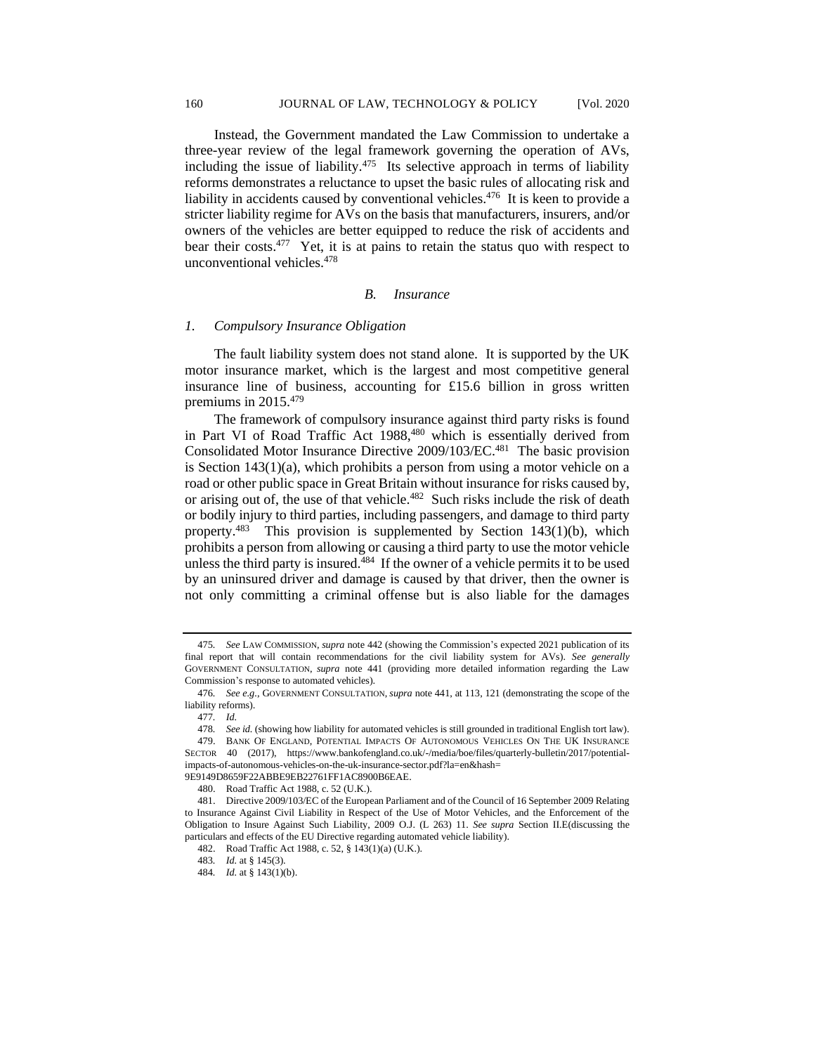Instead, the Government mandated the Law Commission to undertake a three-year review of the legal framework governing the operation of AVs, including the issue of liability.[475] Its selective approach in terms of liability reforms demonstrates a reluctance to upset the basic rules of allocating risk and liability in accidents caused by conventional vehicles.[476] It is keen to provide a stricter liability regime for AVs on the basis that manufacturers, insurers, and/or owners of the vehicles are better equipped to reduce the risk of accidents and bear their costs.[477] Yet, it is at pains to retain the status quo with respect to unconventional vehicles.[478]

### *B. Insurance*

#### *1. Compulsory Insurance Obligation*

The fault liability system does not stand alone. It is supported by the UK motor insurance market, which is the largest and most competitive general insurance line of business, accounting for £15.6 billion in gross written premiums in 2015.[479]

The framework of compulsory insurance against third party risks is found in Part VI of Road Traffic Act 1988,[480] which is essentially derived from Consolidated Motor Insurance Directive 2009/103/EC.[481] The basic provision is Section 143(1)(a), which prohibits a person from using a motor vehicle on a road or other public space in Great Britain without insurance for risks caused by, or arising out of, the use of that vehicle.[482] Such risks include the risk of death or bodily injury to third parties, including passengers, and damage to third party property.[483] This provision is supplemented by Section 143(1)(b), which prohibits a person from allowing or causing a third party to use the motor vehicle unless the third party is insured.[484] If the owner of a vehicle permits it to be used by an uninsured driver and damage is caused by that driver, then the owner is not only committing a criminal offense but is also liable for the damages

---

475. *See* LAW COMMISSION, *supra* note 442 (showing the Commission's expected 2021 publication of its final report that will contain recommendations for the civil liability system for AVs). *See generally* GOVERNMENT CONSULTATION, *supra* note 441 (providing more detailed information regarding the Law Commission's response to automated vehicles).

476. *See e.g.*, GOVERNMENT CONSULTATION, *supra* note 441, at 113, 121 (demonstrating the scope of the liability reforms).

477. *Id.*

478. *See id.* (showing how liability for automated vehicles is still grounded in traditional English tort law).

479. BANK OF ENGLAND, POTENTIAL IMPACTS OF AUTONOMOUS VEHICLES ON THE UK INSURANCE SECTOR 40 (2017), https://www.bankofengland.co.uk/-/media/boe/files/quarterly-bulletin/2017/potential-impacts-of-autonomous-vehicles-on-the-uk-insurance-sector.pdf?la=en&hash=9E9149D8659F22ABBE9EB22761FF1AC8900B6EAE.

480. Road Traffic Act 1988, c. 52 (U.K.).

481. Directive 2009/103/EC of the European Parliament and of the Council of 16 September 2009 Relating to Insurance Against Civil Liability in Respect of the Use of Motor Vehicles, and the Enforcement of the Obligation to Insure Against Such Liability, 2009 O.J. (L 263) 11. *See supra* Section II.E(discussing the particulars and effects of the EU Directive regarding automated vehicle liability).

482. Road Traffic Act 1988, c. 52, § 143(1)(a) (U.K.).

483. *Id.* at § 145(3).

484. *Id.* at § 143(1)(b).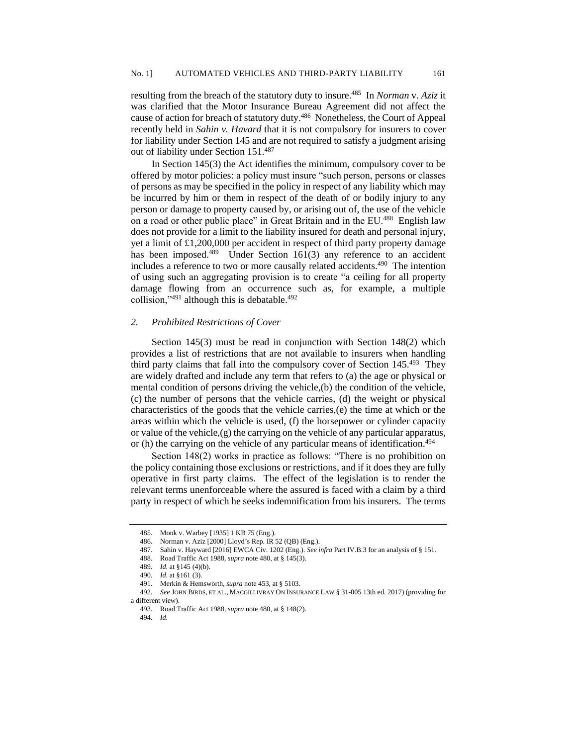resulting from the breach of the statutory duty to insure.[485] In *Norman* v. *Aziz* it was clarified that the Motor Insurance Bureau Agreement did not affect the cause of action for breach of statutory duty.[486] Nonetheless, the Court of Appeal recently held in *Sahin v. Havard* that it is not compulsory for insurers to cover for liability under Section 145 and are not required to satisfy a judgment arising out of liability under Section 151.[487]

In Section 145(3) the Act identifies the minimum, compulsory cover to be offered by motor policies: a policy must insure "such person, persons or classes of persons as may be specified in the policy in respect of any liability which may be incurred by him or them in respect of the death of or bodily injury to any person or damage to property caused by, or arising out of, the use of the vehicle on a road or other public place" in Great Britain and in the EU.[488] English law does not provide for a limit to the liability insured for death and personal injury, yet a limit of £1,200,000 per accident in respect of third party property damage has been imposed.[489] Under Section 161(3) any reference to an accident includes a reference to two or more causally related accidents.[490] The intention of using such an aggregating provision is to create "a ceiling for all property damage flowing from an occurrence such as, for example, a multiple collision,"[491] although this is debatable.[492]

### *2. Prohibited Restrictions of Cover*

Section 145(3) must be read in conjunction with Section 148(2) which provides a list of restrictions that are not available to insurers when handling third party claims that fall into the compulsory cover of Section 145.[493] They are widely drafted and include any term that refers to (a) the age or physical or mental condition of persons driving the vehicle,(b) the condition of the vehicle, (c) the number of persons that the vehicle carries, (d) the weight or physical characteristics of the goods that the vehicle carries,(e) the time at which or the areas within which the vehicle is used, (f) the horsepower or cylinder capacity or value of the vehicle,(g) the carrying on the vehicle of any particular apparatus, or (h) the carrying on the vehicle of any particular means of identification.[494]

Section 148(2) works in practice as follows: "There is no prohibition on the policy containing those exclusions or restrictions, and if it does they are fully operative in first party claims. The effect of the legislation is to render the relevant terms unenforceable where the assured is faced with a claim by a third party in respect of which he seeks indemnification from his insurers. The terms

---

485. Monk v. Warbey [1935] 1 KB 75 (Eng.).

486. Norman v. Aziz [2000] Lloyd's Rep. IR 52 (QB) (Eng.).

487. Sahin v. Hayward [2016] EWCA Civ. 1202 (Eng.). *See infra* Part IV.B.3 for an analysis of § 151.

488. Road Traffic Act 1988, *supra* note 480, at § 145(3).

489. *Id.* at §145 (4)(b).

490. *Id.* at §161 (3).

491. Merkin & Hemsworth, *supra* note 453, at § 5103.

492. *See* JOHN BIRDS, ET AL., MACGILLIVRAY ON INSURANCE LAW § 31-005 13th ed. 2017) (providing for a different view).

493. Road Traffic Act 1988, *supra* note 480, at § 148(2).

494. *Id.*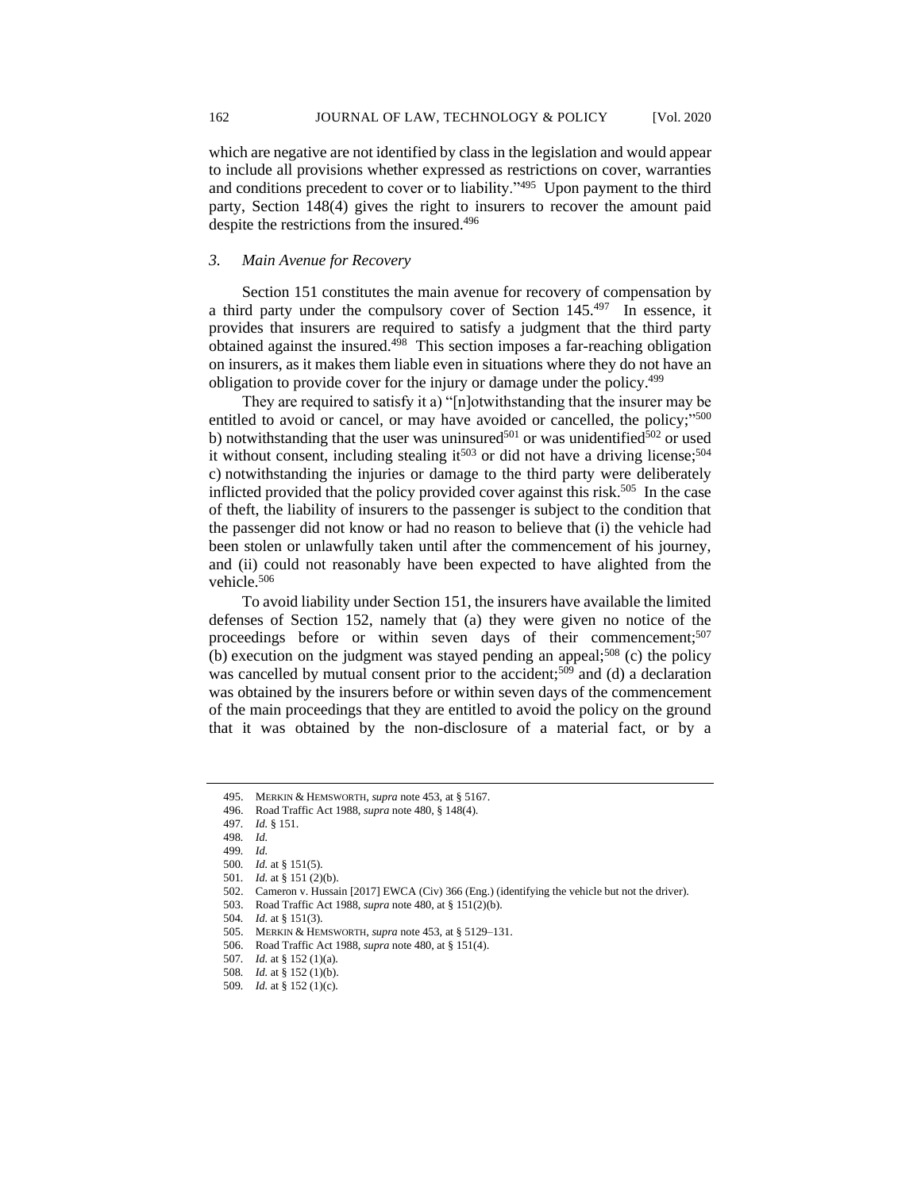which are negative are not identified by class in the legislation and would appear to include all provisions whether expressed as restrictions on cover, warranties and conditions precedent to cover or to liability."[495] Upon payment to the third party, Section 148(4) gives the right to insurers to recover the amount paid despite the restrictions from the insured.[496]

### *3. Main Avenue for Recovery*

Section 151 constitutes the main avenue for recovery of compensation by a third party under the compulsory cover of Section 145.[497] In essence, it provides that insurers are required to satisfy a judgment that the third party obtained against the insured.[498] This section imposes a far-reaching obligation on insurers, as it makes them liable even in situations where they do not have an obligation to provide cover for the injury or damage under the policy.[499]

They are required to satisfy it a) "[n]otwithstanding that the insurer may be entitled to avoid or cancel, or may have avoided or cancelled, the policy;"[500] b) notwithstanding that the user was uninsured[501] or was unidentified[502] or used it without consent, including stealing it[503] or did not have a driving license;[504] c) notwithstanding the injuries or damage to the third party were deliberately inflicted provided that the policy provided cover against this risk.[505] In the case of theft, the liability of insurers to the passenger is subject to the condition that the passenger did not know or had no reason to believe that (i) the vehicle had been stolen or unlawfully taken until after the commencement of his journey, and (ii) could not reasonably have been expected to have alighted from the vehicle.[506]

To avoid liability under Section 151, the insurers have available the limited defenses of Section 152, namely that (a) they were given no notice of the proceedings before or within seven days of their commencement;[507] (b) execution on the judgment was stayed pending an appeal;[508] (c) the policy was cancelled by mutual consent prior to the accident;[509] and (d) a declaration was obtained by the insurers before or within seven days of the commencement of the main proceedings that they are entitled to avoid the policy on the ground that it was obtained by the non-disclosure of a material fact, or by a

---

495. MERKIN & HEMSWORTH, *supra* note 453, at § 5167.
496. Road Traffic Act 1988, *supra* note 480, § 148(4).
497. *Id.* § 151.
498. *Id.*
499. *Id.*
500. *Id.* at § 151(5).
501. *Id.* at § 151 (2)(b).
502. Cameron v. Hussain [2017] EWCA (Civ) 366 (Eng.) (identifying the vehicle but not the driver).
503. Road Traffic Act 1988, *supra* note 480, at § 151(2)(b).
504. *Id.* at § 151(3).
505. MERKIN & HEMSWORTH, *supra* note 453, at § 5129–131.
506. Road Traffic Act 1988, *supra* note 480, at § 151(4).
507. *Id.* at § 152 (1)(a).
508. *Id.* at § 152 (1)(b).
509. *Id.* at § 152 (1)(c).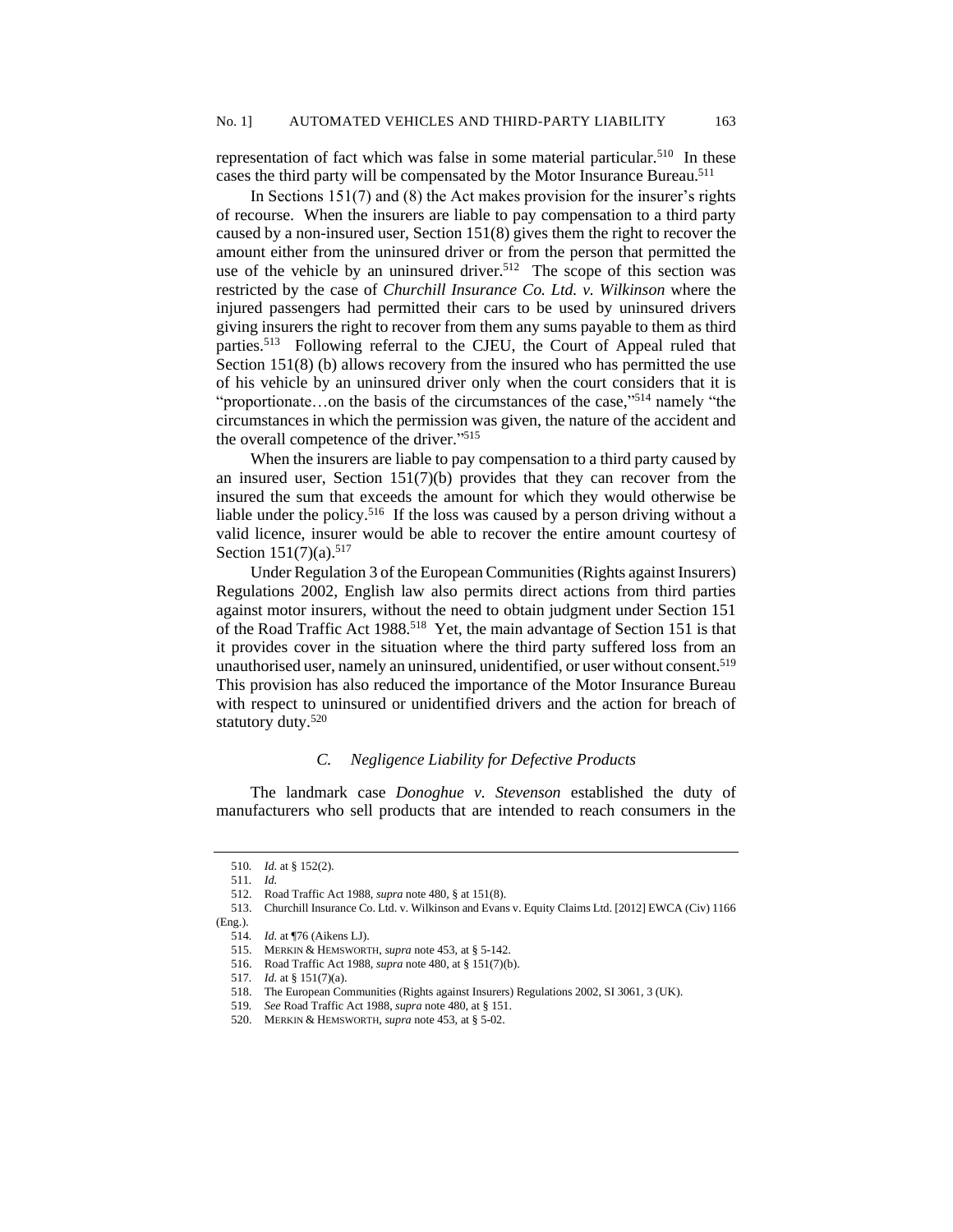representation of fact which was false in some material particular.[510] In these cases the third party will be compensated by the Motor Insurance Bureau.[511]

In Sections 151(7) and (8) the Act makes provision for the insurer's rights of recourse. When the insurers are liable to pay compensation to a third party caused by a non-insured user, Section 151(8) gives them the right to recover the amount either from the uninsured driver or from the person that permitted the use of the vehicle by an uninsured driver.[512] The scope of this section was restricted by the case of *Churchill Insurance Co. Ltd. v. Wilkinson* where the injured passengers had permitted their cars to be used by uninsured drivers giving insurers the right to recover from them any sums payable to them as third parties.[513] Following referral to the CJEU, the Court of Appeal ruled that Section 151(8) (b) allows recovery from the insured who has permitted the use of his vehicle by an uninsured driver only when the court considers that it is "proportionate…on the basis of the circumstances of the case,"[514] namely "the circumstances in which the permission was given, the nature of the accident and the overall competence of the driver."[515]

When the insurers are liable to pay compensation to a third party caused by an insured user, Section 151(7)(b) provides that they can recover from the insured the sum that exceeds the amount for which they would otherwise be liable under the policy.[516] If the loss was caused by a person driving without a valid licence, insurer would be able to recover the entire amount courtesy of Section 151(7)(a).[517]

Under Regulation 3 of the European Communities (Rights against Insurers) Regulations 2002, English law also permits direct actions from third parties against motor insurers, without the need to obtain judgment under Section 151 of the Road Traffic Act 1988.[518] Yet, the main advantage of Section 151 is that it provides cover in the situation where the third party suffered loss from an unauthorised user, namely an uninsured, unidentified, or user without consent.[519] This provision has also reduced the importance of the Motor Insurance Bureau with respect to uninsured or unidentified drivers and the action for breach of statutory duty.[520]

### *C. Negligence Liability for Defective Products*

The landmark case *Donoghue v. Stevenson* established the duty of manufacturers who sell products that are intended to reach consumers in the

---

510. *Id.* at § 152(2).

511. *Id.*

512. Road Traffic Act 1988, *supra* note 480, § at 151(8).

513. Churchill Insurance Co. Ltd. v. Wilkinson and Evans v. Equity Claims Ltd. [2012] EWCA (Civ) 1166 (Eng.).

514. *Id.* at ¶76 (Aikens LJ).

515. MERKIN & HEMSWORTH, *supra* note 453, at § 5-142.

516. Road Traffic Act 1988, *supra* note 480, at § 151(7)(b).

517. *Id.* at § 151(7)(a).

518. The European Communities (Rights against Insurers) Regulations 2002, SI 3061, 3 (UK).

519. *See* Road Traffic Act 1988, *supra* note 480, at § 151.

520. MERKIN & HEMSWORTH, *supra* note 453, at § 5-02.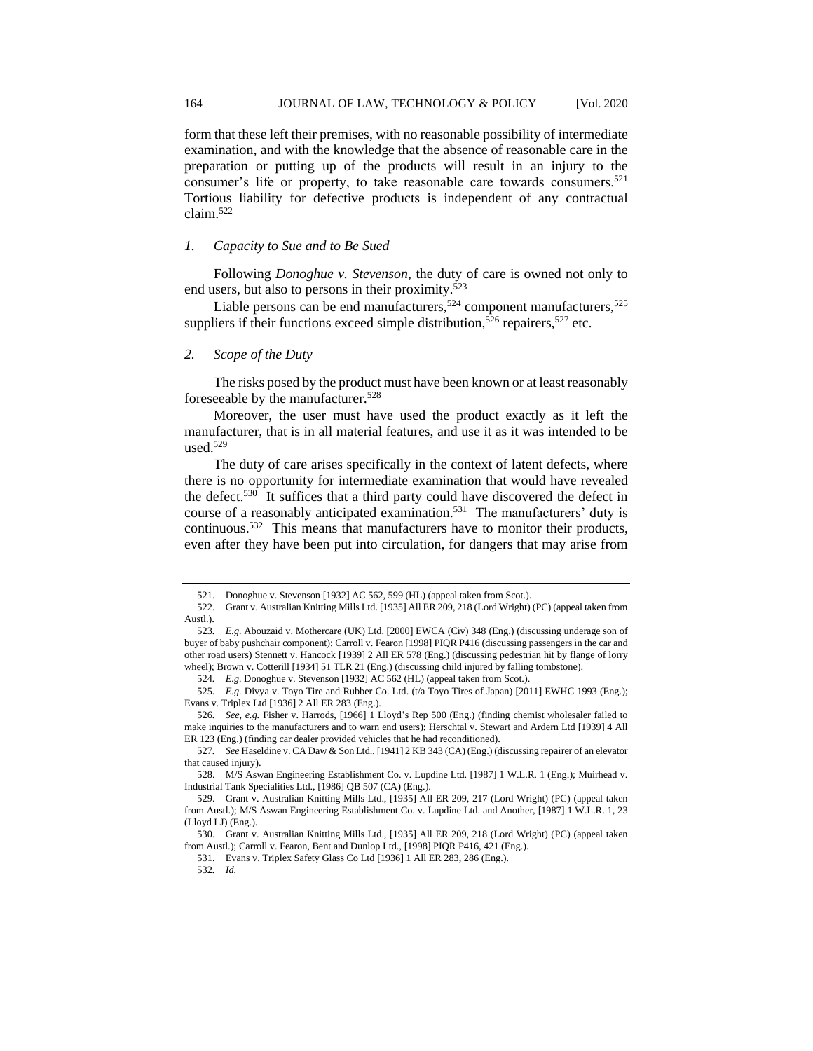form that these left their premises, with no reasonable possibility of intermediate examination, and with the knowledge that the absence of reasonable care in the preparation or putting up of the products will result in an injury to the consumer's life or property, to take reasonable care towards consumers.[521] Tortious liability for defective products is independent of any contractual claim.[522]

### *1. Capacity to Sue and to Be Sued*

Following *Donoghue v. Stevenson*, the duty of care is owned not only to end users, but also to persons in their proximity.[523]

Liable persons can be end manufacturers,[524] component manufacturers,[525] suppliers if their functions exceed simple distribution,[526] repairers,[527] etc.

### *2. Scope of the Duty*

The risks posed by the product must have been known or at least reasonably foreseeable by the manufacturer.[528]

Moreover, the user must have used the product exactly as it left the manufacturer, that is in all material features, and use it as it was intended to be used.[529]

The duty of care arises specifically in the context of latent defects, where there is no opportunity for intermediate examination that would have revealed the defect.[530] It suffices that a third party could have discovered the defect in course of a reasonably anticipated examination.[531] The manufacturers' duty is continuous.[532] This means that manufacturers have to monitor their products, even after they have been put into circulation, for dangers that may arise from

---

521. Donoghue v. Stevenson [1932] AC 562, 599 (HL) (appeal taken from Scot.).

522. Grant v. Australian Knitting Mills Ltd. [1935] All ER 209, 218 (Lord Wright) (PC) (appeal taken from Austl.).

523. *E.g.* Abouzaid v. Mothercare (UK) Ltd. [2000] EWCA (Civ) 348 (Eng.) (discussing underage son of buyer of baby pushchair component); Carroll v. Fearon [1998] PIQR P416 (discussing passengers in the car and other road users) Stennett v. Hancock [1939] 2 All ER 578 (Eng.) (discussing pedestrian hit by flange of lorry wheel); Brown v. Cotterill [1934] 51 TLR 21 (Eng.) (discussing child injured by falling tombstone).

524. *E.g.* Donoghue v. Stevenson [1932] AC 562 (HL) (appeal taken from Scot.).

525. *E.g.* Divya v. Toyo Tire and Rubber Co. Ltd. (t/a Toyo Tires of Japan) [2011] EWHC 1993 (Eng.); Evans v. Triplex Ltd [1936] 2 All ER 283 (Eng.).

526. *See, e.g.* Fisher v. Harrods, [1966] 1 Lloyd's Rep 500 (Eng.) (finding chemist wholesaler failed to make inquiries to the manufacturers and to warn end users); Herschtal v. Stewart and Ardern Ltd [1939] 4 All ER 123 (Eng.) (finding car dealer provided vehicles that he had reconditioned).

527. *See* Haseldine v. CA Daw & Son Ltd., [1941] 2 KB 343 (CA) (Eng.) (discussing repairer of an elevator that caused injury).

528. M/S Aswan Engineering Establishment Co. v. Lupdine Ltd. [1987] 1 W.L.R. 1 (Eng.); Muirhead v. Industrial Tank Specialities Ltd., [1986] QB 507 (CA) (Eng.).

529. Grant v. Australian Knitting Mills Ltd., [1935] All ER 209, 217 (Lord Wright) (PC) (appeal taken from Austl.); M/S Aswan Engineering Establishment Co. v. Lupdine Ltd. and Another, [1987] 1 W.L.R. 1, 23 (Lloyd LJ) (Eng.).

530. Grant v. Australian Knitting Mills Ltd., [1935] All ER 209, 218 (Lord Wright) (PC) (appeal taken from Austl.); Carroll v. Fearon, Bent and Dunlop Ltd., [1998] PIQR P416, 421 (Eng.).

531. Evans v. Triplex Safety Glass Co Ltd [1936] 1 All ER 283, 286 (Eng.).

532. *Id.*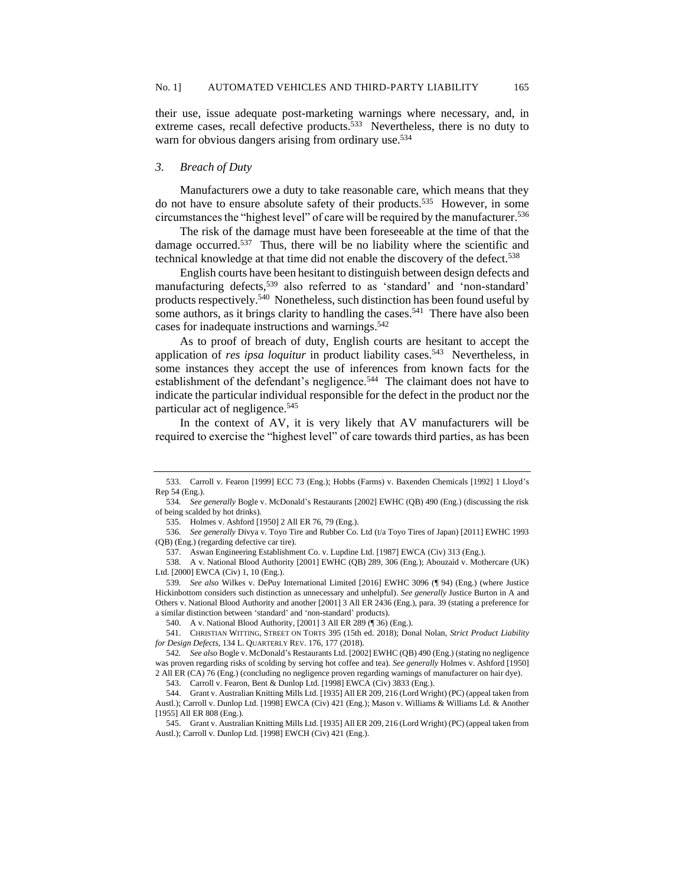their use, issue adequate post-marketing warnings where necessary, and, in extreme cases, recall defective products.[533] Nevertheless, there is no duty to warn for obvious dangers arising from ordinary use.[534]

### 3. *Breach of Duty*

Manufacturers owe a duty to take reasonable care, which means that they do not have to ensure absolute safety of their products.[535] However, in some circumstances the "highest level" of care will be required by the manufacturer.[536]

The risk of the damage must have been foreseeable at the time of that the damage occurred.[537] Thus, there will be no liability where the scientific and technical knowledge at that time did not enable the discovery of the defect.[538]

English courts have been hesitant to distinguish between design defects and manufacturing defects,[539] also referred to as 'standard' and 'non-standard' products respectively.[540] Nonetheless, such distinction has been found useful by some authors, as it brings clarity to handling the cases.[541] There have also been cases for inadequate instructions and warnings.[542]

As to proof of breach of duty, English courts are hesitant to accept the application of *res ipsa loquitur* in product liability cases.[543] Nevertheless, in some instances they accept the use of inferences from known facts for the establishment of the defendant's negligence.[544] The claimant does not have to indicate the particular individual responsible for the defect in the product nor the particular act of negligence.[545]

In the context of AV, it is very likely that AV manufacturers will be required to exercise the "highest level" of care towards third parties, as has been

---

533. Carroll v. Fearon [1999] ECC 73 (Eng.); Hobbs (Farms) v. Baxenden Chemicals [1992] 1 Lloyd's Rep 54 (Eng.).

534. *See generally* Bogle v. McDonald's Restaurants [2002] EWHC (QB) 490 (Eng.) (discussing the risk of being scalded by hot drinks).

535. Holmes v. Ashford [1950] 2 All ER 76, 79 (Eng.).

536. *See generally* Divya v. Toyo Tire and Rubber Co. Ltd (t/a Toyo Tires of Japan) [2011] EWHC 1993 (QB) (Eng.) (regarding defective car tire).

537. Aswan Engineering Establishment Co. v. Lupdine Ltd. [1987] EWCA (Civ) 313 (Eng.).

538. A v. National Blood Authority [2001] EWHC (QB) 289, 306 (Eng.); Abouzaid v. Mothercare (UK) Ltd. [2000] EWCA (Civ) 1, 10 (Eng.).

539. *See also* Wilkes v. DePuy International Limited [2016] EWHC 3096 (¶ 94) (Eng.) (where Justice Hickinbottom considers such distinction as unnecessary and unhelpful). *See generally* Justice Burton in A and Others v. National Blood Authority and another [2001] 3 All ER 2436 (Eng.), para. 39 (stating a preference for a similar distinction between 'standard' and 'non-standard' products).

540. A v. National Blood Authority, [2001] 3 All ER 289 (¶ 36) (Eng.).

541. CHRISTIAN WITTING, STREET ON TORTS 395 (15th ed. 2018); Donal Nolan, *Strict Product Liability for Design Defects*, 134 L. QUARTERLY REV. 176, 177 (2018).

542. *See also* Bogle v. McDonald's Restaurants Ltd. [2002] EWHC (QB) 490 (Eng.) (stating no negligence was proven regarding risks of scolding by serving hot coffee and tea). *See generally* Holmes v. Ashford [1950] 2 All ER (CA) 76 (Eng.) (concluding no negligence proven regarding warnings of manufacturer on hair dye).

543. Carroll v. Fearon, Bent & Dunlop Ltd. [1998] EWCA (Civ) 3833 (Eng.).

544. Grant v. Australian Knitting Mills Ltd. [1935] All ER 209, 216 (Lord Wright) (PC) (appeal taken from Austl.); Carroll v. Dunlop Ltd. [1998] EWCA (Civ) 421 (Eng.); Mason v. Williams & Williams Ld. & Another [1955] All ER 808 (Eng.).

545. Grant v. Australian Knitting Mills Ltd. [1935] All ER 209, 216 (Lord Wright) (PC) (appeal taken from Austl.); Carroll v. Dunlop Ltd. [1998] EWCH (Civ) 421 (Eng.).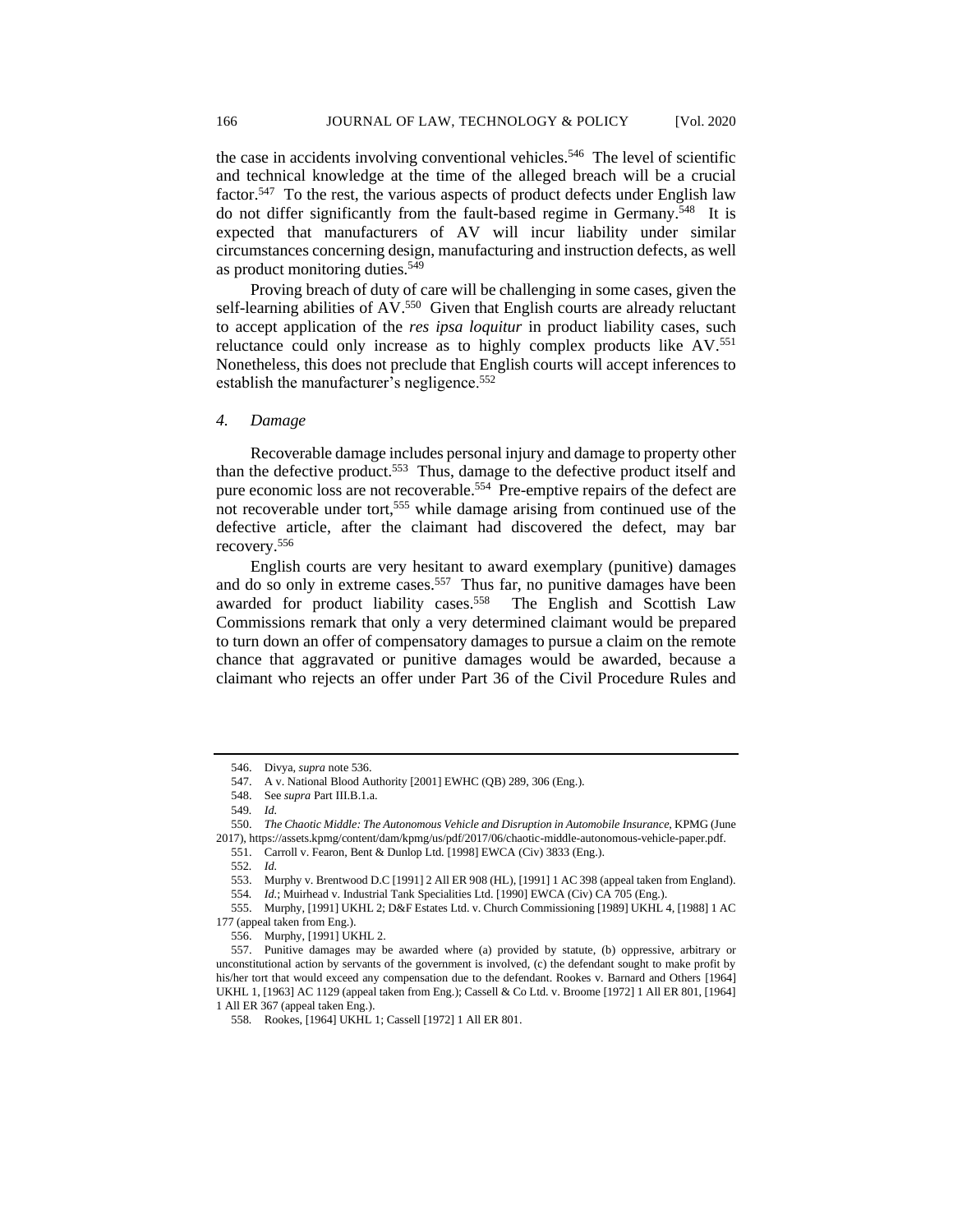the case in accidents involving conventional vehicles.[546] The level of scientific and technical knowledge at the time of the alleged breach will be a crucial factor.[547] To the rest, the various aspects of product defects under English law do not differ significantly from the fault-based regime in Germany.[548] It is expected that manufacturers of AV will incur liability under similar circumstances concerning design, manufacturing and instruction defects, as well as product monitoring duties.[549]

Proving breach of duty of care will be challenging in some cases, given the self-learning abilities of AV.[550] Given that English courts are already reluctant to accept application of the *res ipsa loquitur* in product liability cases, such reluctance could only increase as to highly complex products like AV.[551] Nonetheless, this does not preclude that English courts will accept inferences to establish the manufacturer's negligence.[552]

#### 4. *Damage*

Recoverable damage includes personal injury and damage to property other than the defective product.[553] Thus, damage to the defective product itself and pure economic loss are not recoverable.[554] Pre-emptive repairs of the defect are not recoverable under tort,[555] while damage arising from continued use of the defective article, after the claimant had discovered the defect, may bar recovery.[556]

English courts are very hesitant to award exemplary (punitive) damages and do so only in extreme cases.[557] Thus far, no punitive damages have been awarded for product liability cases.[558] The English and Scottish Law Commissions remark that only a very determined claimant would be prepared to turn down an offer of compensatory damages to pursue a claim on the remote chance that aggravated or punitive damages would be awarded, because a claimant who rejects an offer under Part 36 of the Civil Procedure Rules and

---

546. Divya, *supra* note 536.

547. A v. National Blood Authority [2001] EWHC (QB) 289, 306 (Eng.).

548. See *supra* Part III.B.1.a.

549. *Id.*

550. *The Chaotic Middle: The Autonomous Vehicle and Disruption in Automobile Insurance*, KPMG (June 2017), https://assets.kpmg/content/dam/kpmg/us/pdf/2017/06/chaotic-middle-autonomous-vehicle-paper.pdf.

551. Carroll v. Fearon, Bent & Dunlop Ltd. [1998] EWCA (Civ) 3833 (Eng.).

552. *Id.*

553. Murphy v. Brentwood D.C [1991] 2 All ER 908 (HL), [1991] 1 AC 398 (appeal taken from England).

554. *Id.*; Muirhead v. Industrial Tank Specialities Ltd. [1990] EWCA (Civ) CA 705 (Eng.).

555. Murphy, [1991] UKHL 2; D&F Estates Ltd. v. Church Commissioning [1989] UKHL 4, [1988] 1 AC 177 (appeal taken from Eng.).

556. Murphy, [1991] UKHL 2.

557. Punitive damages may be awarded where (a) provided by statute, (b) oppressive, arbitrary or unconstitutional action by servants of the government is involved, (c) the defendant sought to make profit by his/her tort that would exceed any compensation due to the defendant. Rookes v. Barnard and Others [1964] UKHL 1, [1963] AC 1129 (appeal taken from Eng.); Cassell & Co Ltd. v. Broome [1972] 1 All ER 801, [1964] 1 All ER 367 (appeal taken Eng.).

558. Rookes, [1964] UKHL 1; Cassell [1972] 1 All ER 801.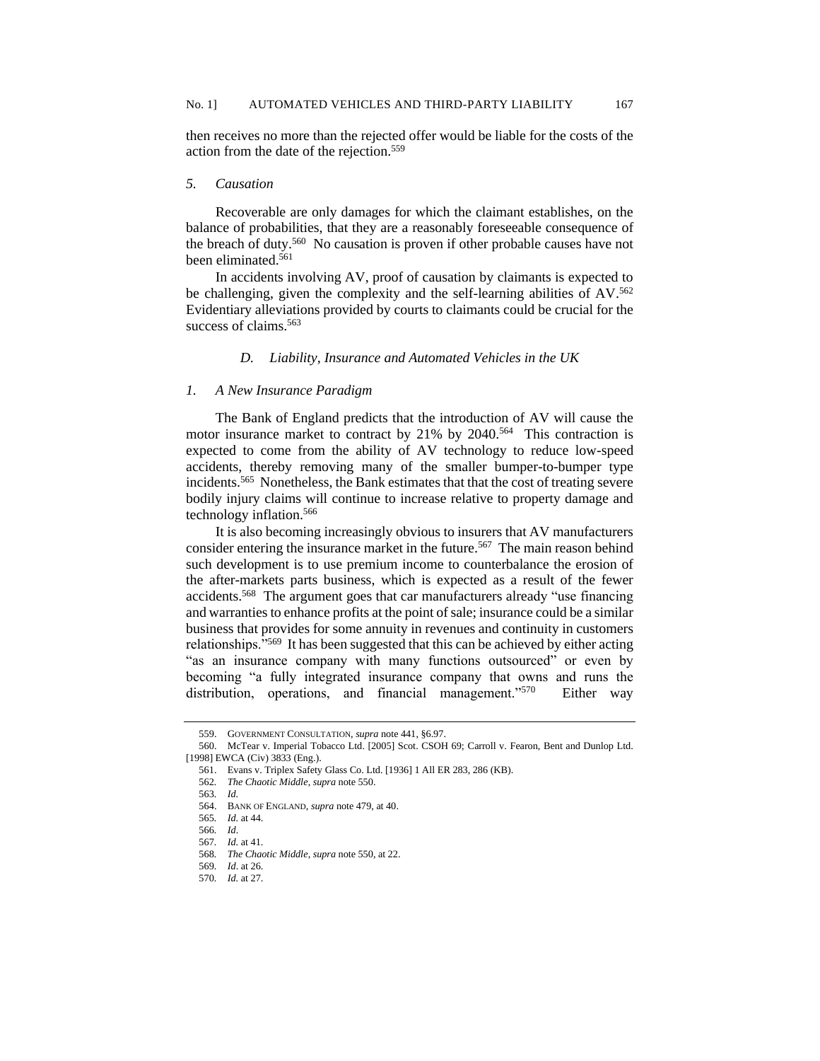then receives no more than the rejected offer would be liable for the costs of the action from the date of the rejection.[559]

#### 5. *Causation*

Recoverable are only damages for which the claimant establishes, on the balance of probabilities, that they are a reasonably foreseeable consequence of the breach of duty.[560] No causation is proven if other probable causes have not been eliminated.[561]

In accidents involving AV, proof of causation by claimants is expected to be challenging, given the complexity and the self-learning abilities of AV.[562] Evidentiary alleviations provided by courts to claimants could be crucial for the success of claims.[563]

### D. *Liability, Insurance and Automated Vehicles in the UK*

#### 1. *A New Insurance Paradigm*

The Bank of England predicts that the introduction of AV will cause the motor insurance market to contract by 21% by 2040.[564] This contraction is expected to come from the ability of AV technology to reduce low-speed accidents, thereby removing many of the smaller bumper-to-bumper type incidents.[565] Nonetheless, the Bank estimates that that the cost of treating severe bodily injury claims will continue to increase relative to property damage and technology inflation.[566]

It is also becoming increasingly obvious to insurers that AV manufacturers consider entering the insurance market in the future.[567] The main reason behind such development is to use premium income to counterbalance the erosion of the after-markets parts business, which is expected as a result of the fewer accidents.[568] The argument goes that car manufacturers already "use financing and warranties to enhance profits at the point of sale; insurance could be a similar business that provides for some annuity in revenues and continuity in customers relationships."[569] It has been suggested that this can be achieved by either acting "as an insurance company with many functions outsourced" or even by becoming "a fully integrated insurance company that owns and runs the distribution, operations, and financial management."[570] Either way

---

559. GOVERNMENT CONSULTATION, *supra* note 441, §6.97.

560. McTear v. Imperial Tobacco Ltd. [2005] Scot. CSOH 69; Carroll v. Fearon, Bent and Dunlop Ltd. [1998] EWCA (Civ) 3833 (Eng.).

561. Evans v. Triplex Safety Glass Co. Ltd. [1936] 1 All ER 283, 286 (KB).

562. *The Chaotic Middle*, *supra* note 550.

563. *Id.*

564. BANK OF ENGLAND, *supra* note 479, at 40.

565. *Id.* at 44.

566. *Id*.

567. *Id.* at 41.

568. *The Chaotic Middle*, *supra* note 550, at 22.

569. *Id*. at 26.

570. *Id.* at 27.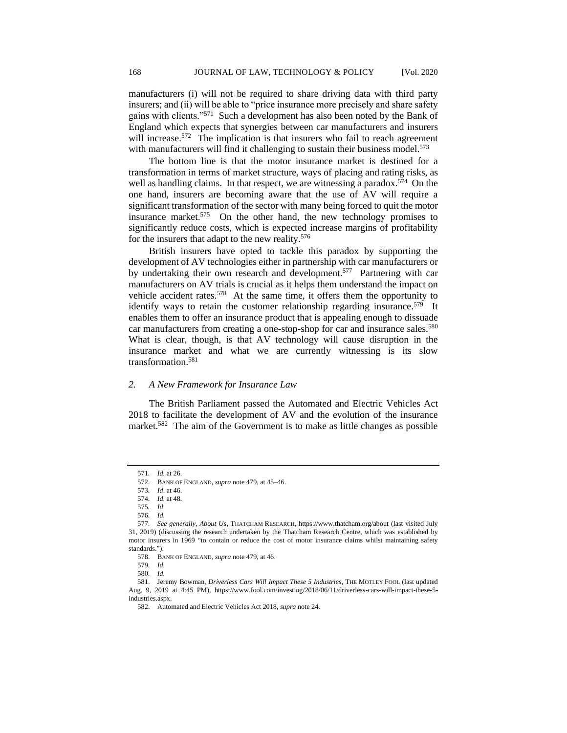manufacturers (i) will not be required to share driving data with third party insurers; and (ii) will be able to "price insurance more precisely and share safety gains with clients."[571] Such a development has also been noted by the Bank of England which expects that synergies between car manufacturers and insurers will increase.[572] The implication is that insurers who fail to reach agreement with manufacturers will find it challenging to sustain their business model.[573]

The bottom line is that the motor insurance market is destined for a transformation in terms of market structure, ways of placing and rating risks, as well as handling claims. In that respect, we are witnessing a paradox.[574] On the one hand, insurers are becoming aware that the use of AV will require a significant transformation of the sector with many being forced to quit the motor insurance market.[575] On the other hand, the new technology promises to significantly reduce costs, which is expected increase margins of profitability for the insurers that adapt to the new reality.[576]

British insurers have opted to tackle this paradox by supporting the development of AV technologies either in partnership with car manufacturers or by undertaking their own research and development.[577] Partnering with car manufacturers on AV trials is crucial as it helps them understand the impact on vehicle accident rates.[578] At the same time, it offers them the opportunity to identify ways to retain the customer relationship regarding insurance.[579] It enables them to offer an insurance product that is appealing enough to dissuade car manufacturers from creating a one-stop-shop for car and insurance sales.[580] What is clear, though, is that AV technology will cause disruption in the insurance market and what we are currently witnessing is its slow transformation.[581]

### 2. *A New Framework for Insurance Law*

The British Parliament passed the Automated and Electric Vehicles Act 2018 to facilitate the development of AV and the evolution of the insurance market.[582] The aim of the Government is to make as little changes as possible

---

571. *Id.* at 26.

572. BANK OF ENGLAND, *supra* note 479, at 45–46.

573. *Id.* at 46.

574. *Id.* at 48.

575. *Id.*

576. *Id.*

577. *See generally*, *About Us*, THATCHAM RESEARCH, https://www.thatcham.org/about (last visited July 31, 2019) (discussing the research undertaken by the Thatcham Research Centre, which was established by motor insurers in 1969 "to contain or reduce the cost of motor insurance claims whilst maintaining safety standards.").

578. BANK OF ENGLAND, *supra* note 479, at 46.

579. *Id.*

580. *Id.*

581. Jeremy Bowman, *Driverless Cars Will Impact These 5 Industries*, THE MOTLEY FOOL (last updated Aug. 9, 2019 at 4:45 PM), https://www.fool.com/investing/2018/06/11/driverless-cars-will-impact-these-5-industries.aspx.

582. Automated and Electric Vehicles Act 2018, *supra* note 24.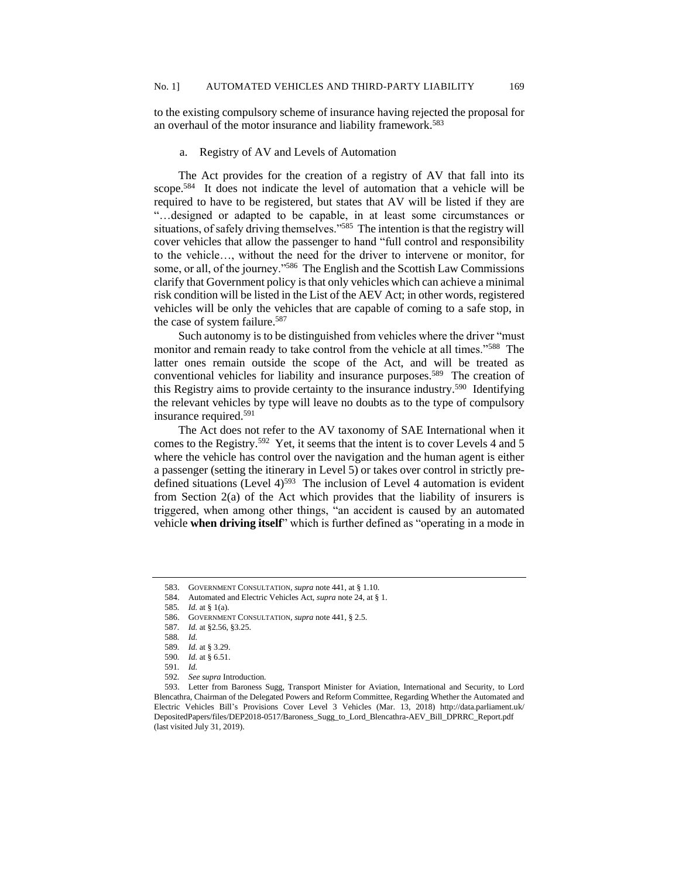to the existing compulsory scheme of insurance having rejected the proposal for an overhaul of the motor insurance and liability framework.[583]

a. Registry of AV and Levels of Automation

The Act provides for the creation of a registry of AV that fall into its scope.[584] It does not indicate the level of automation that a vehicle will be required to have to be registered, but states that AV will be listed if they are "…designed or adapted to be capable, in at least some circumstances or situations, of safely driving themselves."[585] The intention is that the registry will cover vehicles that allow the passenger to hand "full control and responsibility to the vehicle…, without the need for the driver to intervene or monitor, for some, or all, of the journey."[586] The English and the Scottish Law Commissions clarify that Government policy is that only vehicles which can achieve a minimal risk condition will be listed in the List of the AEV Act; in other words, registered vehicles will be only the vehicles that are capable of coming to a safe stop, in the case of system failure.[587]

Such autonomy is to be distinguished from vehicles where the driver "must monitor and remain ready to take control from the vehicle at all times."[588] The latter ones remain outside the scope of the Act, and will be treated as conventional vehicles for liability and insurance purposes.[589] The creation of this Registry aims to provide certainty to the insurance industry.[590] Identifying the relevant vehicles by type will leave no doubts as to the type of compulsory insurance required.[591]

The Act does not refer to the AV taxonomy of SAE International when it comes to the Registry.[592] Yet, it seems that the intent is to cover Levels 4 and 5 where the vehicle has control over the navigation and the human agent is either a passenger (setting the itinerary in Level 5) or takes over control in strictly pre-defined situations (Level 4)[593] The inclusion of Level 4 automation is evident from Section 2(a) of the Act which provides that the liability of insurers is triggered, when among other things, "an accident is caused by an automated vehicle **when driving itself**" which is further defined as "operating in a mode in

---

583. GOVERNMENT CONSULTATION, *supra* note 441, at § 1.10.

584. Automated and Electric Vehicles Act, *supra* note 24, at § 1.

585. *Id.* at § 1(a).

586. GOVERNMENT CONSULTATION, *supra* note 441, § 2.5.

587. *Id.* at §2.56, §3.25.

588. *Id.*

589. *Id.* at § 3.29.

590. *Id.* at § 6.51.

591. *Id.*

592. *See supra* Introduction.

593. Letter from Baroness Sugg, Transport Minister for Aviation, International and Security, to Lord Blencathra, Chairman of the Delegated Powers and Reform Committee, Regarding Whether the Automated and Electric Vehicles Bill's Provisions Cover Level 3 Vehicles (Mar. 13, 2018) http://data.parliament.uk/DepositedPapers/files/DEP2018-0517/Baroness_Sugg_to_Lord_Blencathra-AEV_Bill_DPRRC_Report.pdf (last visited July 31, 2019).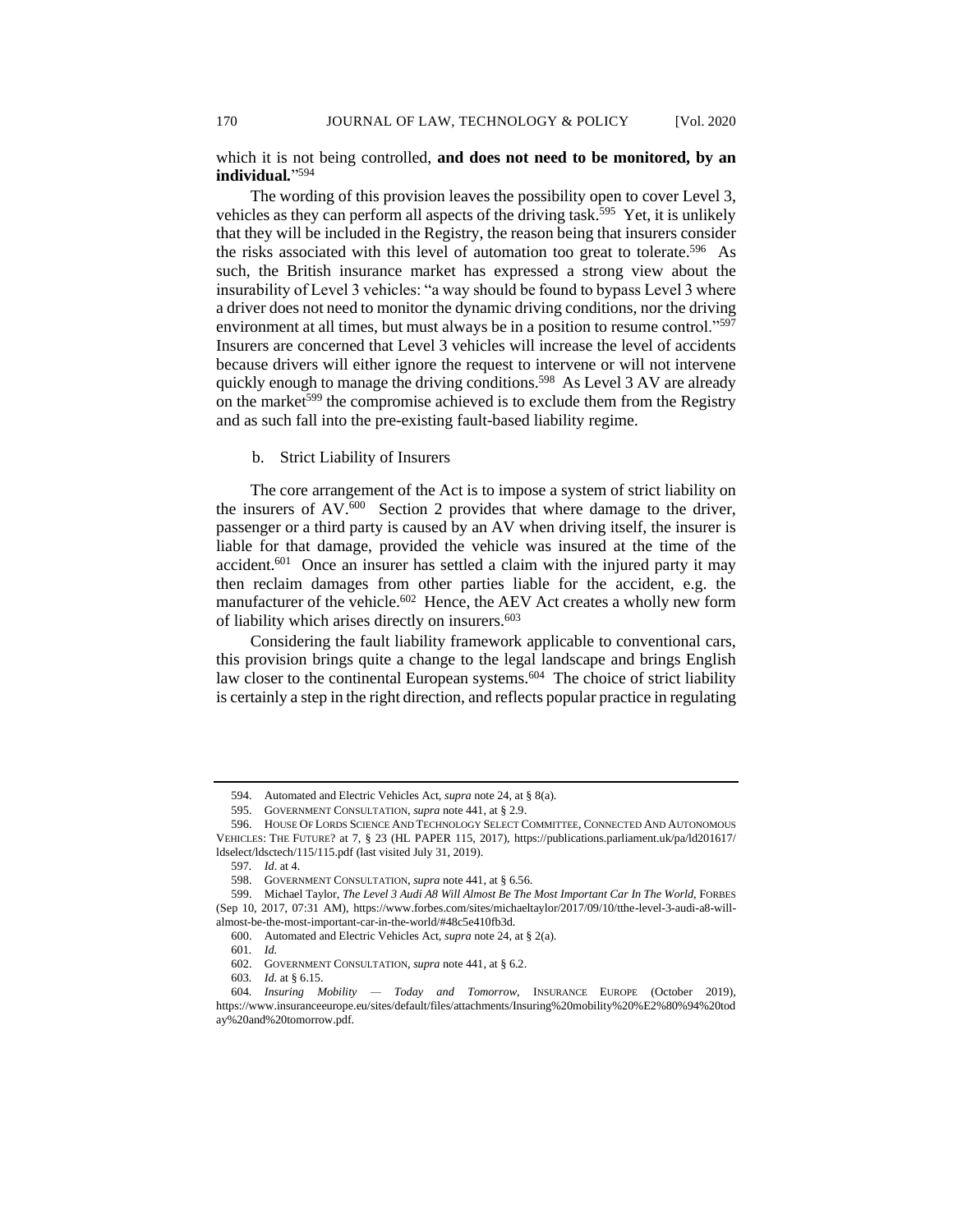which it is not being controlled, **and does not need to be monitored, by an individual.**"[594]

The wording of this provision leaves the possibility open to cover Level 3, vehicles as they can perform all aspects of the driving task.[595] Yet, it is unlikely that they will be included in the Registry, the reason being that insurers consider the risks associated with this level of automation too great to tolerate.[596] As such, the British insurance market has expressed a strong view about the insurability of Level 3 vehicles: "a way should be found to bypass Level 3 where a driver does not need to monitor the dynamic driving conditions, nor the driving environment at all times, but must always be in a position to resume control."[597] Insurers are concerned that Level 3 vehicles will increase the level of accidents because drivers will either ignore the request to intervene or will not intervene quickly enough to manage the driving conditions.[598] As Level 3 AV are already on the market[599] the compromise achieved is to exclude them from the Registry and as such fall into the pre-existing fault-based liability regime.

b. Strict Liability of Insurers

The core arrangement of the Act is to impose a system of strict liability on the insurers of AV.[600] Section 2 provides that where damage to the driver, passenger or a third party is caused by an AV when driving itself, the insurer is liable for that damage, provided the vehicle was insured at the time of the accident.[601] Once an insurer has settled a claim with the injured party it may then reclaim damages from other parties liable for the accident, e.g. the manufacturer of the vehicle.[602] Hence, the AEV Act creates a wholly new form of liability which arises directly on insurers.[603]

Considering the fault liability framework applicable to conventional cars, this provision brings quite a change to the legal landscape and brings English law closer to the continental European systems.[604] The choice of strict liability is certainly a step in the right direction, and reflects popular practice in regulating

---

594. Automated and Electric Vehicles Act, *supra* note 24, at § 8(a).

595. GOVERNMENT CONSULTATION, *supra* note 441, at § 2.9.

596. HOUSE OF LORDS SCIENCE AND TECHNOLOGY SELECT COMMITTEE, CONNECTED AND AUTONOMOUS VEHICLES: THE FUTURE? at 7, § 23 (HL PAPER 115, 2017), https://publications.parliament.uk/pa/ld201617/ldselect/ldsctech/115/115.pdf (last visited July 31, 2019).

597. *Id*. at 4.

598. GOVERNMENT CONSULTATION, *supra* note 441, at § 6.56.

599. Michael Taylor, *The Level 3 Audi A8 Will Almost Be The Most Important Car In The World*, FORBES (Sep 10, 2017, 07:31 AM), https://www.forbes.com/sites/michaeltaylor/2017/09/10/tthe-level-3-audi-a8-will-almost-be-the-most-important-car-in-the-world/#48c5e410fb3d.

600. Automated and Electric Vehicles Act, *supra* note 24, at § 2(a).

601. *Id.*

602. GOVERNMENT CONSULTATION, *supra* note 441, at § 6.2.

603. *Id.* at § 6.15.

604. *Insuring Mobility — Today and Tomorrow*, INSURANCE EUROPE (October 2019), https://www.insuranceeurope.eu/sites/default/files/attachments/Insuring%20mobility%20%E2%80%94%20today%20and%20tomorrow.pdf.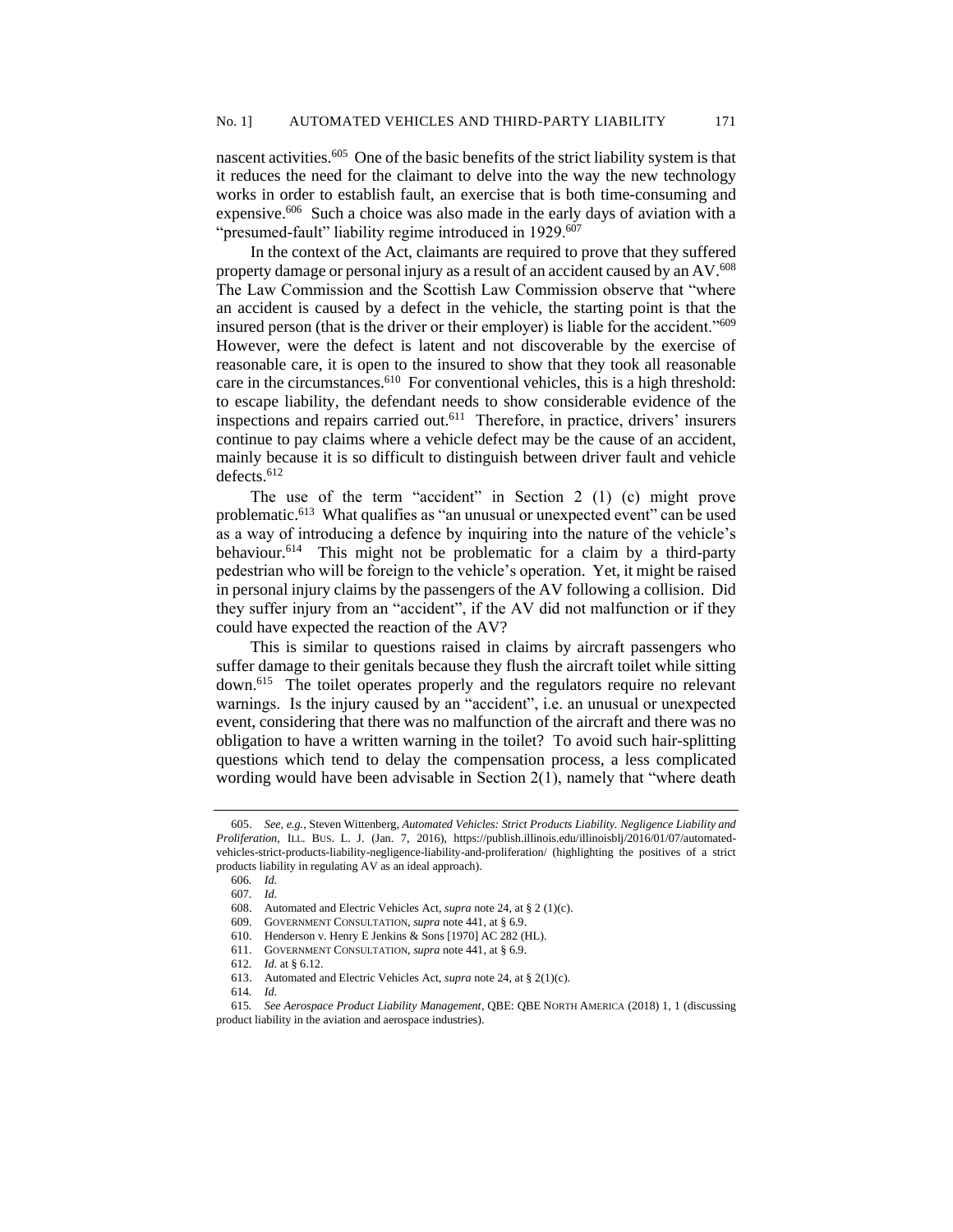nascent activities.[605] One of the basic benefits of the strict liability system is that it reduces the need for the claimant to delve into the way the new technology works in order to establish fault, an exercise that is both time-consuming and expensive.[606] Such a choice was also made in the early days of aviation with a "presumed-fault" liability regime introduced in 1929.[607]

In the context of the Act, claimants are required to prove that they suffered property damage or personal injury as a result of an accident caused by an AV.[608] The Law Commission and the Scottish Law Commission observe that "where an accident is caused by a defect in the vehicle, the starting point is that the insured person (that is the driver or their employer) is liable for the accident."[609] However, were the defect is latent and not discoverable by the exercise of reasonable care, it is open to the insured to show that they took all reasonable care in the circumstances.[610] For conventional vehicles, this is a high threshold: to escape liability, the defendant needs to show considerable evidence of the inspections and repairs carried out.[611] Therefore, in practice, drivers' insurers continue to pay claims where a vehicle defect may be the cause of an accident, mainly because it is so difficult to distinguish between driver fault and vehicle defects.[612]

The use of the term "accident" in Section 2 (1) (c) might prove problematic.[613] What qualifies as "an unusual or unexpected event" can be used as a way of introducing a defence by inquiring into the nature of the vehicle's behaviour.[614] This might not be problematic for a claim by a third-party pedestrian who will be foreign to the vehicle's operation. Yet, it might be raised in personal injury claims by the passengers of the AV following a collision. Did they suffer injury from an "accident", if the AV did not malfunction or if they could have expected the reaction of the AV?

This is similar to questions raised in claims by aircraft passengers who suffer damage to their genitals because they flush the aircraft toilet while sitting down.[615] The toilet operates properly and the regulators require no relevant warnings. Is the injury caused by an "accident", i.e. an unusual or unexpected event, considering that there was no malfunction of the aircraft and there was no obligation to have a written warning in the toilet? To avoid such hair-splitting questions which tend to delay the compensation process, a less complicated wording would have been advisable in Section 2(1), namely that "where death

---

605. *See, e.g.*, Steven Wittenberg, *Automated Vehicles: Strict Products Liability. Negligence Liability and Proliferation*, ILL. BUS. L. J. (Jan. 7, 2016), https://publish.illinois.edu/illinoisblj/2016/01/07/automated-vehicles-strict-products-liability-negligence-liability-and-proliferation/ (highlighting the positives of a strict products liability in regulating AV as an ideal approach).

606. *Id.*

607. *Id.*

608. Automated and Electric Vehicles Act, *supra* note 24, at § 2 (1)(c).

609. GOVERNMENT CONSULTATION, *supra* note 441, at § 6.9.

610. Henderson v. Henry E Jenkins & Sons [1970] AC 282 (HL).

611. GOVERNMENT CONSULTATION, *supra* note 441, at § 6.9.

612. *Id.* at § 6.12.

613. Automated and Electric Vehicles Act, *supra* note 24, at § 2(1)(c).

614. *Id.*

615. *See Aerospace Product Liability Management*, QBE: QBE NORTH AMERICA (2018) 1, 1 (discussing product liability in the aviation and aerospace industries).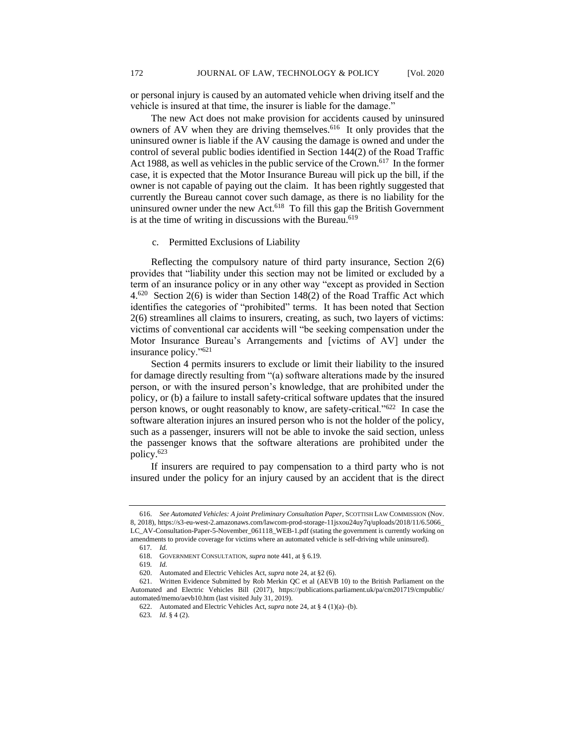or personal injury is caused by an automated vehicle when driving itself and the vehicle is insured at that time, the insurer is liable for the damage."

The new Act does not make provision for accidents caused by uninsured owners of AV when they are driving themselves.[616] It only provides that the uninsured owner is liable if the AV causing the damage is owned and under the control of several public bodies identified in Section 144(2) of the Road Traffic Act 1988, as well as vehicles in the public service of the Crown.[617] In the former case, it is expected that the Motor Insurance Bureau will pick up the bill, if the owner is not capable of paying out the claim. It has been rightly suggested that currently the Bureau cannot cover such damage, as there is no liability for the uninsured owner under the new Act.[618] To fill this gap the British Government is at the time of writing in discussions with the Bureau.[619]

c. Permitted Exclusions of Liability

Reflecting the compulsory nature of third party insurance, Section 2(6) provides that "liability under this section may not be limited or excluded by a term of an insurance policy or in any other way "except as provided in Section 4.[620] Section 2(6) is wider than Section 148(2) of the Road Traffic Act which identifies the categories of "prohibited" terms. It has been noted that Section 2(6) streamlines all claims to insurers, creating, as such, two layers of victims: victims of conventional car accidents will "be seeking compensation under the Motor Insurance Bureau's Arrangements and [victims of AV] under the insurance policy."[621]

Section 4 permits insurers to exclude or limit their liability to the insured for damage directly resulting from "(a) software alterations made by the insured person, or with the insured person's knowledge, that are prohibited under the policy, or (b) a failure to install safety-critical software updates that the insured person knows, or ought reasonably to know, are safety-critical."[622] In case the software alteration injures an insured person who is not the holder of the policy, such as a passenger, insurers will not be able to invoke the said section, unless the passenger knows that the software alterations are prohibited under the policy.[623]

If insurers are required to pay compensation to a third party who is not insured under the policy for an injury caused by an accident that is the direct

---

616. *See Automated Vehicles: A joint Preliminary Consultation Paper*, SCOTTISH LAW COMMISSION (Nov. 8, 2018), https://s3-eu-west-2.amazonaws.com/lawcom-prod-storage-11jsxou24uy7q/uploads/2018/11/6.5066_LC_AV-Consultation-Paper-5-November_061118_WEB-1.pdf (stating the government is currently working on amendments to provide coverage for victims where an automated vehicle is self-driving while uninsured).

617. *Id.*

618. GOVERNMENT CONSULTATION, *supra* note 441, at § 6.19.

619. *Id.*

620. Automated and Electric Vehicles Act, *supra* note 24, at §2 (6).

621. Written Evidence Submitted by Rob Merkin QC et al (AEVB 10) to the British Parliament on the Automated and Electric Vehicles Bill (2017), https://publications.parliament.uk/pa/cm201719/cmpublic/automated/memo/aevb10.htm (last visited July 31, 2019).

622. Automated and Electric Vehicles Act, *supra* note 24, at § 4 (1)(a)–(b).

623. *Id*. § 4 (2).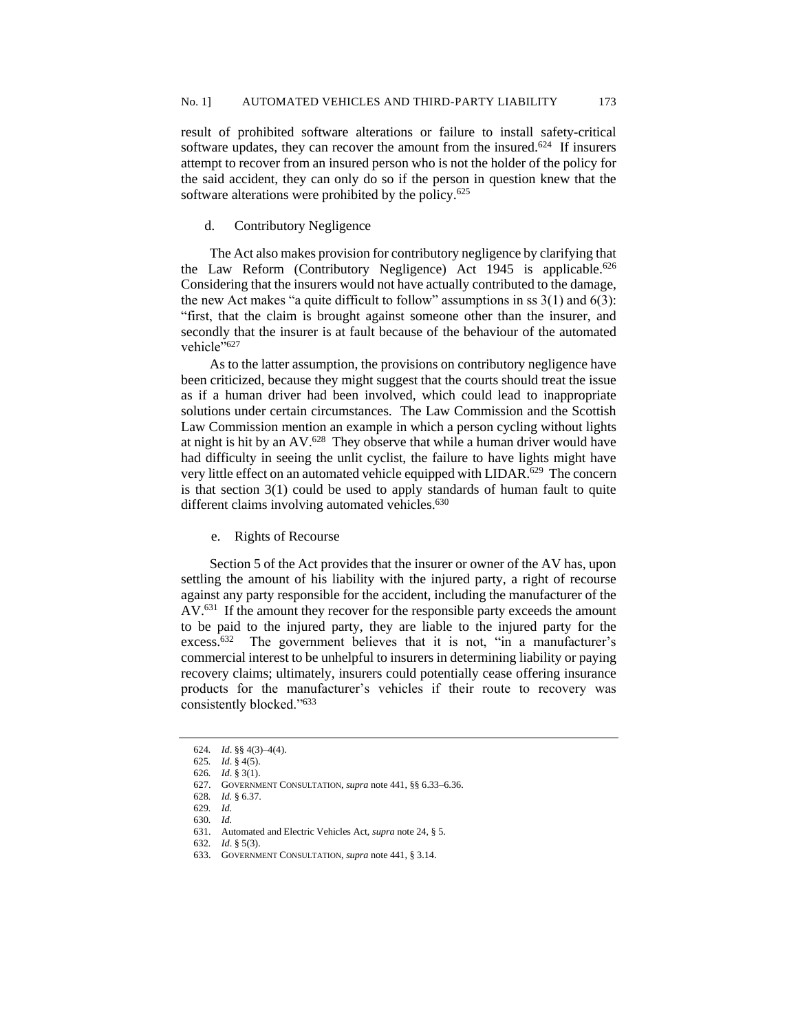result of prohibited software alterations or failure to install safety-critical software updates, they can recover the amount from the insured.[624] If insurers attempt to recover from an insured person who is not the holder of the policy for the said accident, they can only do so if the person in question knew that the software alterations were prohibited by the policy.[625]

#### d. Contributory Negligence

The Act also makes provision for contributory negligence by clarifying that the Law Reform (Contributory Negligence) Act 1945 is applicable.[626] Considering that the insurers would not have actually contributed to the damage, the new Act makes "a quite difficult to follow" assumptions in ss 3(1) and 6(3): "first, that the claim is brought against someone other than the insurer, and secondly that the insurer is at fault because of the behaviour of the automated vehicle"[627]

As to the latter assumption, the provisions on contributory negligence have been criticized, because they might suggest that the courts should treat the issue as if a human driver had been involved, which could lead to inappropriate solutions under certain circumstances. The Law Commission and the Scottish Law Commission mention an example in which a person cycling without lights at night is hit by an AV.[628] They observe that while a human driver would have had difficulty in seeing the unlit cyclist, the failure to have lights might have very little effect on an automated vehicle equipped with LIDAR.[629] The concern is that section 3(1) could be used to apply standards of human fault to quite different claims involving automated vehicles.[630]

#### e. Rights of Recourse

Section 5 of the Act provides that the insurer or owner of the AV has, upon settling the amount of his liability with the injured party, a right of recourse against any party responsible for the accident, including the manufacturer of the AV.[631] If the amount they recover for the responsible party exceeds the amount to be paid to the injured party, they are liable to the injured party for the excess.[632] The government believes that it is not, "in a manufacturer's commercial interest to be unhelpful to insurers in determining liability or paying recovery claims; ultimately, insurers could potentially cease offering insurance products for the manufacturer's vehicles if their route to recovery was consistently blocked."[633]

---

624. *Id*. §§ 4(3)–4(4).
625. *Id*. § 4(5).
626. *Id*. § 3(1).
627. GOVERNMENT CONSULTATION, *supra* note 441, §§ 6.33–6.36.
628. *Id.* § 6.37.
629. *Id.*
630. *Id.*
631. Automated and Electric Vehicles Act, *supra* note 24, § 5.
632. *Id*. § 5(3).
633. GOVERNMENT CONSULTATION, *supra* note 441, § 3.14.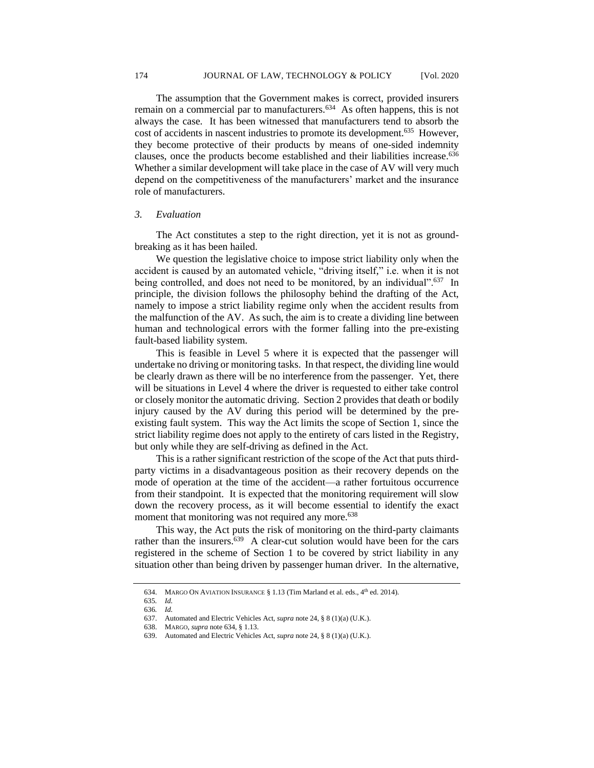The assumption that the Government makes is correct, provided insurers remain on a commercial par to manufacturers.[634] As often happens, this is not always the case. It has been witnessed that manufacturers tend to absorb the cost of accidents in nascent industries to promote its development.[635] However, they become protective of their products by means of one-sided indemnity clauses, once the products become established and their liabilities increase.[636] Whether a similar development will take place in the case of AV will very much depend on the competitiveness of the manufacturers' market and the insurance role of manufacturers.

### 3. *Evaluation*

The Act constitutes a step to the right direction, yet it is not as ground-breaking as it has been hailed.

We question the legislative choice to impose strict liability only when the accident is caused by an automated vehicle, "driving itself," i.e. when it is not being controlled, and does not need to be monitored, by an individual".[637] In principle, the division follows the philosophy behind the drafting of the Act, namely to impose a strict liability regime only when the accident results from the malfunction of the AV. As such, the aim is to create a dividing line between human and technological errors with the former falling into the pre-existing fault-based liability system.

This is feasible in Level 5 where it is expected that the passenger will undertake no driving or monitoring tasks. In that respect, the dividing line would be clearly drawn as there will be no interference from the passenger. Yet, there will be situations in Level 4 where the driver is requested to either take control or closely monitor the automatic driving. Section 2 provides that death or bodily injury caused by the AV during this period will be determined by the pre-existing fault system. This way the Act limits the scope of Section 1, since the strict liability regime does not apply to the entirety of cars listed in the Registry, but only while they are self-driving as defined in the Act.

This is a rather significant restriction of the scope of the Act that puts third-party victims in a disadvantageous position as their recovery depends on the mode of operation at the time of the accident—a rather fortuitous occurrence from their standpoint. It is expected that the monitoring requirement will slow down the recovery process, as it will become essential to identify the exact moment that monitoring was not required any more.[638]

This way, the Act puts the risk of monitoring on the third-party claimants rather than the insurers.[639] A clear-cut solution would have been for the cars registered in the scheme of Section 1 to be covered by strict liability in any situation other than being driven by passenger human driver. In the alternative,

---

634. MARGO ON AVIATION INSURANCE § 1.13 (Tim Marland et al. eds., 4th ed. 2014).

635. *Id.*

636. *Id.*

637. Automated and Electric Vehicles Act, *supra* note 24, § 8 (1)(a) (U.K.).

638. MARGO, *supra* note 634, § 1.13.

639. Automated and Electric Vehicles Act, *supra* note 24, § 8 (1)(a) (U.K.).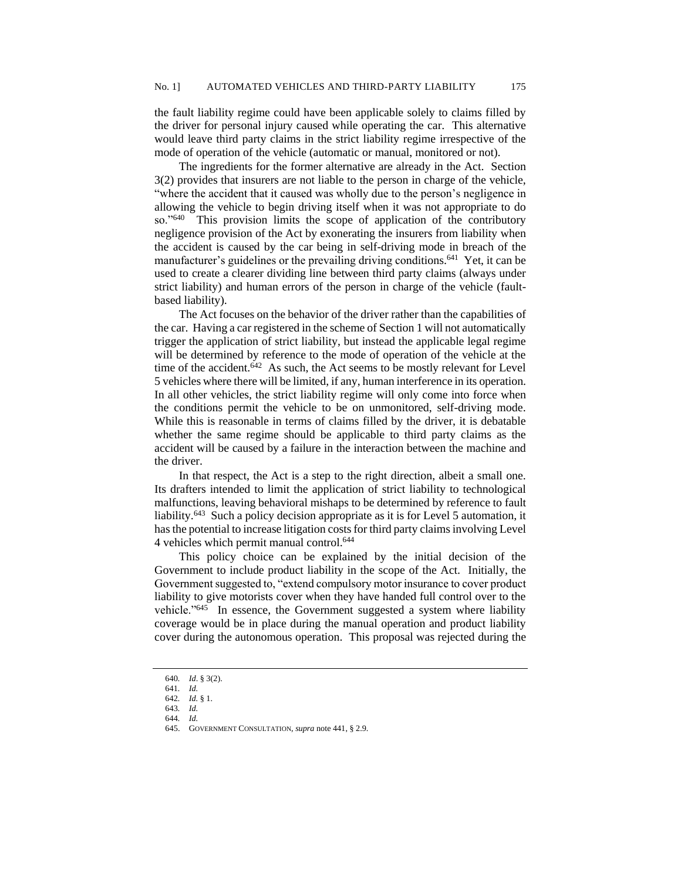the fault liability regime could have been applicable solely to claims filled by the driver for personal injury caused while operating the car. This alternative would leave third party claims in the strict liability regime irrespective of the mode of operation of the vehicle (automatic or manual, monitored or not).

The ingredients for the former alternative are already in the Act. Section 3(2) provides that insurers are not liable to the person in charge of the vehicle, "where the accident that it caused was wholly due to the person's negligence in allowing the vehicle to begin driving itself when it was not appropriate to do so."[640] This provision limits the scope of application of the contributory negligence provision of the Act by exonerating the insurers from liability when the accident is caused by the car being in self-driving mode in breach of the manufacturer's guidelines or the prevailing driving conditions.[641] Yet, it can be used to create a clearer dividing line between third party claims (always under strict liability) and human errors of the person in charge of the vehicle (fault-based liability).

The Act focuses on the behavior of the driver rather than the capabilities of the car. Having a car registered in the scheme of Section 1 will not automatically trigger the application of strict liability, but instead the applicable legal regime will be determined by reference to the mode of operation of the vehicle at the time of the accident.[642] As such, the Act seems to be mostly relevant for Level 5 vehicles where there will be limited, if any, human interference in its operation. In all other vehicles, the strict liability regime will only come into force when the conditions permit the vehicle to be on unmonitored, self-driving mode. While this is reasonable in terms of claims filled by the driver, it is debatable whether the same regime should be applicable to third party claims as the accident will be caused by a failure in the interaction between the machine and the driver.

In that respect, the Act is a step to the right direction, albeit a small one. Its drafters intended to limit the application of strict liability to technological malfunctions, leaving behavioral mishaps to be determined by reference to fault liability.[643] Such a policy decision appropriate as it is for Level 5 automation, it has the potential to increase litigation costs for third party claims involving Level 4 vehicles which permit manual control.[644]

This policy choice can be explained by the initial decision of the Government to include product liability in the scope of the Act. Initially, the Government suggested to, "extend compulsory motor insurance to cover product liability to give motorists cover when they have handed full control over to the vehicle."[645] In essence, the Government suggested a system where liability coverage would be in place during the manual operation and product liability cover during the autonomous operation. This proposal was rejected during the

---

640. *Id*. § 3(2).

641. *Id.*

642. *Id.* § 1.

643. *Id.*

644. *Id.*

645. GOVERNMENT CONSULTATION, *supra* note 441, § 2.9.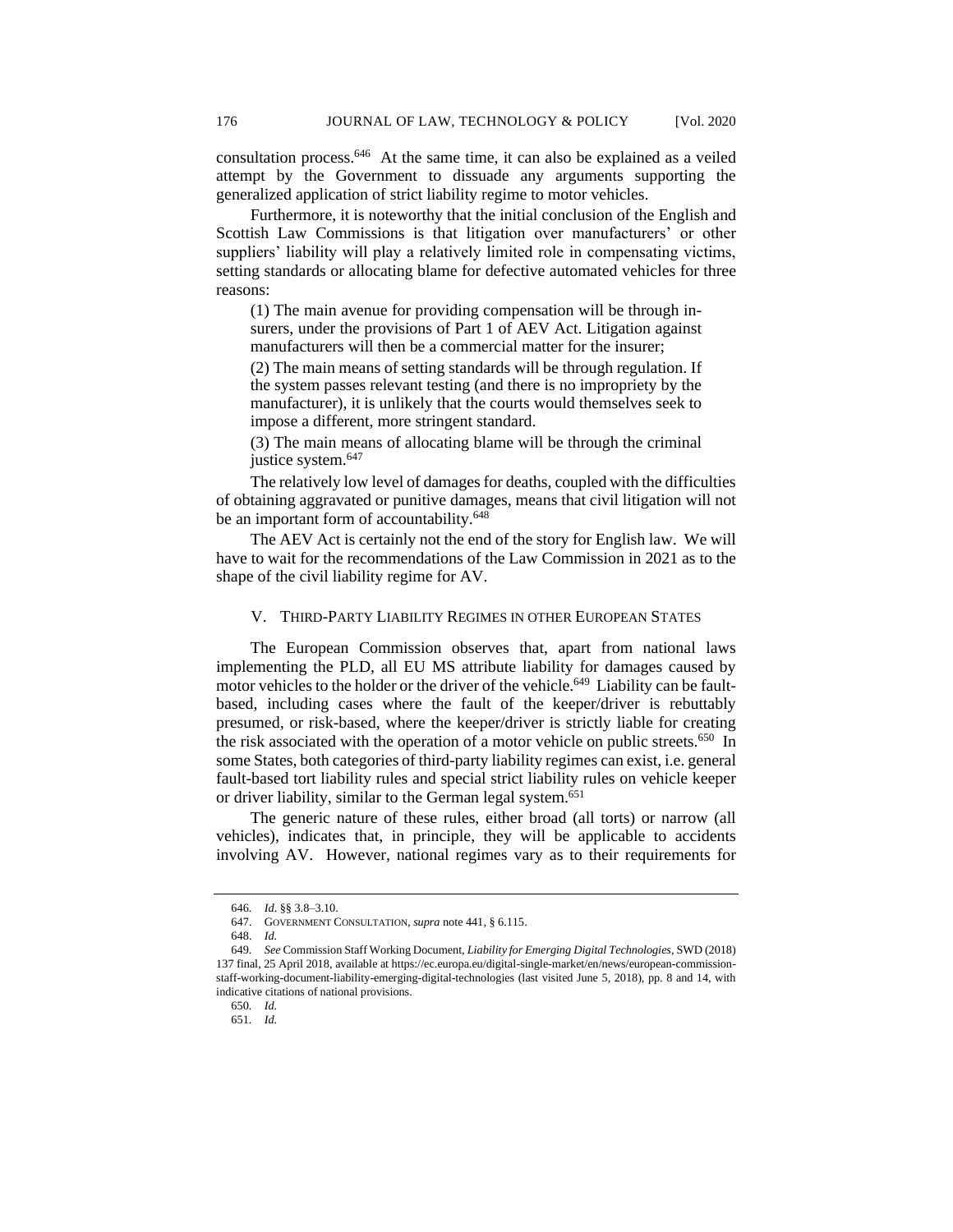consultation process.[646] At the same time, it can also be explained as a veiled attempt by the Government to dissuade any arguments supporting the generalized application of strict liability regime to motor vehicles.

Furthermore, it is noteworthy that the initial conclusion of the English and Scottish Law Commissions is that litigation over manufacturers' or other suppliers' liability will play a relatively limited role in compensating victims, setting standards or allocating blame for defective automated vehicles for three reasons:

> (1) The main avenue for providing compensation will be through insurers, under the provisions of Part 1 of AEV Act. Litigation against manufacturers will then be a commercial matter for the insurer;
>
> (2) The main means of setting standards will be through regulation. If the system passes relevant testing (and there is no impropriety by the manufacturer), it is unlikely that the courts would themselves seek to impose a different, more stringent standard.
>
> (3) The main means of allocating blame will be through the criminal justice system.[647]

The relatively low level of damages for deaths, coupled with the difficulties of obtaining aggravated or punitive damages, means that civil litigation will not be an important form of accountability.[648]

The AEV Act is certainly not the end of the story for English law. We will have to wait for the recommendations of the Law Commission in 2021 as to the shape of the civil liability regime for AV.

## V. THIRD-PARTY LIABILITY REGIMES IN OTHER EUROPEAN STATES

The European Commission observes that, apart from national laws implementing the PLD, all EU MS attribute liability for damages caused by motor vehicles to the holder or the driver of the vehicle.[649] Liability can be fault-based, including cases where the fault of the keeper/driver is rebuttably presumed, or risk-based, where the keeper/driver is strictly liable for creating the risk associated with the operation of a motor vehicle on public streets.[650] In some States, both categories of third-party liability regimes can exist, i.e. general fault-based tort liability rules and special strict liability rules on vehicle keeper or driver liability, similar to the German legal system.[651]

The generic nature of these rules, either broad (all torts) or narrow (all vehicles), indicates that, in principle, they will be applicable to accidents involving AV. However, national regimes vary as to their requirements for

---

646. *Id*. §§ 3.8–3.10.

647. GOVERNMENT CONSULTATION, *supra* note 441, § 6.115.

648. *Id.*

649. *See* Commission Staff Working Document, *Liability for Emerging Digital Technologies*, SWD (2018) 137 final, 25 April 2018, available at https://ec.europa.eu/digital-single-market/en/news/european-commission-staff-working-document-liability-emerging-digital-technologies (last visited June 5, 2018), pp. 8 and 14, with indicative citations of national provisions.

650. *Id.*

651. *Id.*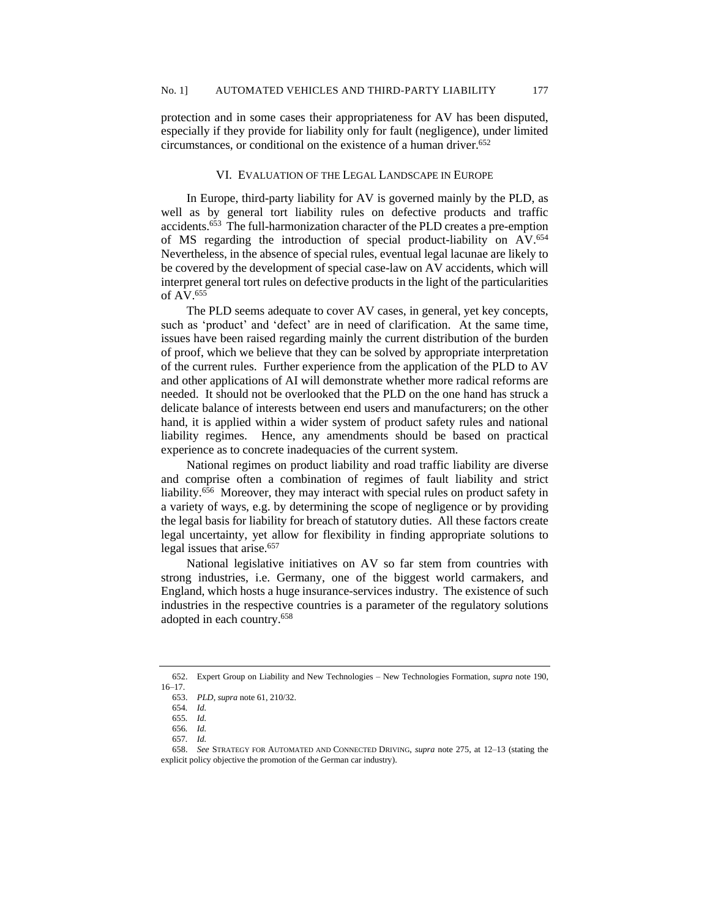protection and in some cases their appropriateness for AV has been disputed, especially if they provide for liability only for fault (negligence), under limited circumstances, or conditional on the existence of a human driver.[652]

## VI. Evaluation of the Legal Landscape in Europe

In Europe, third-party liability for AV is governed mainly by the PLD, as well as by general tort liability rules on defective products and traffic accidents.[653] The full-harmonization character of the PLD creates a pre-emption of MS regarding the introduction of special product-liability on AV.[654] Nevertheless, in the absence of special rules, eventual legal lacunae are likely to be covered by the development of special case-law on AV accidents, which will interpret general tort rules on defective products in the light of the particularities of AV.[655]

The PLD seems adequate to cover AV cases, in general, yet key concepts, such as 'product' and 'defect' are in need of clarification. At the same time, issues have been raised regarding mainly the current distribution of the burden of proof, which we believe that they can be solved by appropriate interpretation of the current rules. Further experience from the application of the PLD to AV and other applications of AI will demonstrate whether more radical reforms are needed. It should not be overlooked that the PLD on the one hand has struck a delicate balance of interests between end users and manufacturers; on the other hand, it is applied within a wider system of product safety rules and national liability regimes. Hence, any amendments should be based on practical experience as to concrete inadequacies of the current system.

National regimes on product liability and road traffic liability are diverse and comprise often a combination of regimes of fault liability and strict liability.[656] Moreover, they may interact with special rules on product safety in a variety of ways, e.g. by determining the scope of negligence or by providing the legal basis for liability for breach of statutory duties. All these factors create legal uncertainty, yet allow for flexibility in finding appropriate solutions to legal issues that arise.[657]

National legislative initiatives on AV so far stem from countries with strong industries, i.e. Germany, one of the biggest world carmakers, and England, which hosts a huge insurance-services industry. The existence of such industries in the respective countries is a parameter of the regulatory solutions adopted in each country.[658]

---

652. Expert Group on Liability and New Technologies – New Technologies Formation, *supra* note 190, 16–17.

653. *PLD*, *supra* note 61, 210/32.

654. *Id.*

655. *Id.*

656. *Id.*

657. *Id.*

658. *See* STRATEGY FOR AUTOMATED AND CONNECTED DRIVING, *supra* note 275, at 12–13 (stating the explicit policy objective the promotion of the German car industry).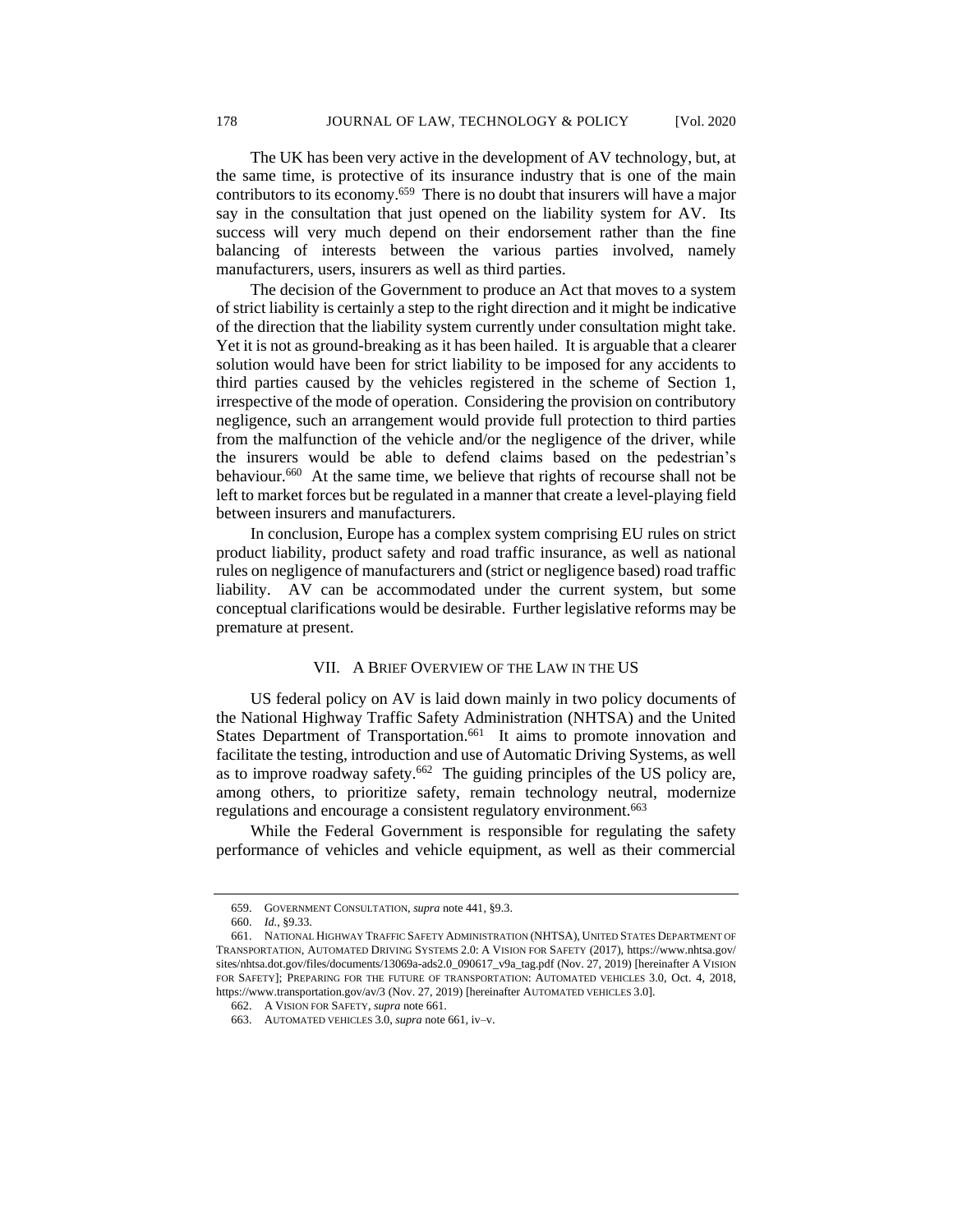The UK has been very active in the development of AV technology, but, at the same time, is protective of its insurance industry that is one of the main contributors to its economy.[659] There is no doubt that insurers will have a major say in the consultation that just opened on the liability system for AV. Its success will very much depend on their endorsement rather than the fine balancing of interests between the various parties involved, namely manufacturers, users, insurers as well as third parties.

The decision of the Government to produce an Act that moves to a system of strict liability is certainly a step to the right direction and it might be indicative of the direction that the liability system currently under consultation might take. Yet it is not as ground-breaking as it has been hailed. It is arguable that a clearer solution would have been for strict liability to be imposed for any accidents to third parties caused by the vehicles registered in the scheme of Section 1, irrespective of the mode of operation. Considering the provision on contributory negligence, such an arrangement would provide full protection to third parties from the malfunction of the vehicle and/or the negligence of the driver, while the insurers would be able to defend claims based on the pedestrian's behaviour.[660] At the same time, we believe that rights of recourse shall not be left to market forces but be regulated in a manner that create a level-playing field between insurers and manufacturers.

In conclusion, Europe has a complex system comprising EU rules on strict product liability, product safety and road traffic insurance, as well as national rules on negligence of manufacturers and (strict or negligence based) road traffic liability. AV can be accommodated under the current system, but some conceptual clarifications would be desirable. Further legislative reforms may be premature at present.

## VII. A Brief Overview of the Law in the US

US federal policy on AV is laid down mainly in two policy documents of the National Highway Traffic Safety Administration (NHTSA) and the United States Department of Transportation.[661] It aims to promote innovation and facilitate the testing, introduction and use of Automatic Driving Systems, as well as to improve roadway safety.[662] The guiding principles of the US policy are, among others, to prioritize safety, remain technology neutral, modernize regulations and encourage a consistent regulatory environment.[663]

While the Federal Government is responsible for regulating the safety performance of vehicles and vehicle equipment, as well as their commercial

---

659. Government Consultation, *supra* note 441, §9.3.

660. *Id.*, §9.33.

661. National Highway Traffic Safety Administration (NHTSA), United States Department of Transportation, Automated Driving Systems 2.0: A Vision for Safety (2017), https://www.nhtsa.gov/sites/nhtsa.dot.gov/files/documents/13069a-ads2.0_090617_v9a_tag.pdf (Nov. 27, 2019) [hereinafter A Vision for Safety]; Preparing for the future of transportation: Automated vehicles 3.0, Oct. 4, 2018, https://www.transportation.gov/av/3 (Nov. 27, 2019) [hereinafter Automated vehicles 3.0].

662. A Vision for Safety, *supra* note 661.

663. Automated vehicles 3.0, *supra* note 661, iv–v.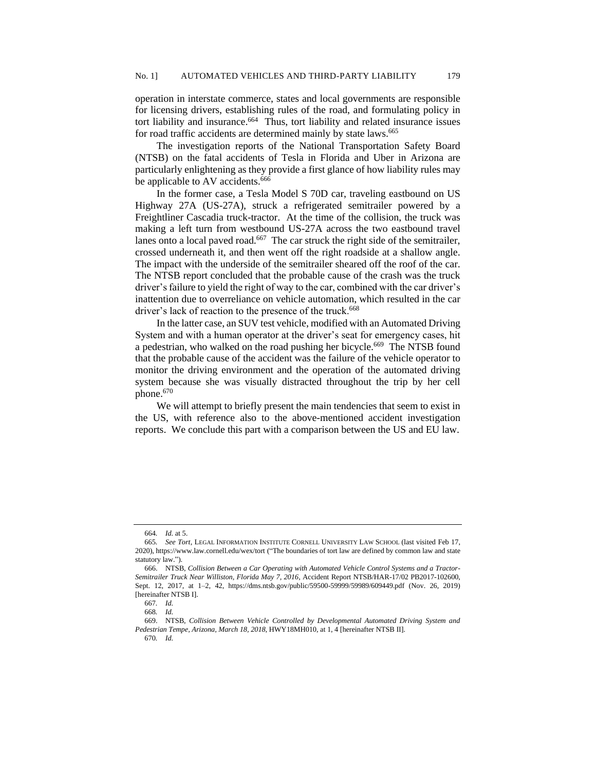operation in interstate commerce, states and local governments are responsible for licensing drivers, establishing rules of the road, and formulating policy in tort liability and insurance.[664] Thus, tort liability and related insurance issues for road traffic accidents are determined mainly by state laws.[665]

The investigation reports of the National Transportation Safety Board (NTSB) on the fatal accidents of Tesla in Florida and Uber in Arizona are particularly enlightening as they provide a first glance of how liability rules may be applicable to AV accidents.[666]

In the former case, a Tesla Model S 70D car, traveling eastbound on US Highway 27A (US-27A), struck a refrigerated semitrailer powered by a Freightliner Cascadia truck-tractor. At the time of the collision, the truck was making a left turn from westbound US-27A across the two eastbound travel lanes onto a local paved road.[667] The car struck the right side of the semitrailer, crossed underneath it, and then went off the right roadside at a shallow angle. The impact with the underside of the semitrailer sheared off the roof of the car. The NTSB report concluded that the probable cause of the crash was the truck driver's failure to yield the right of way to the car, combined with the car driver's inattention due to overreliance on vehicle automation, which resulted in the car driver's lack of reaction to the presence of the truck.[668]

In the latter case, an SUV test vehicle, modified with an Automated Driving System and with a human operator at the driver's seat for emergency cases, hit a pedestrian, who walked on the road pushing her bicycle.[669] The NTSB found that the probable cause of the accident was the failure of the vehicle operator to monitor the driving environment and the operation of the automated driving system because she was visually distracted throughout the trip by her cell phone.[670]

We will attempt to briefly present the main tendencies that seem to exist in the US, with reference also to the above-mentioned accident investigation reports. We conclude this part with a comparison between the US and EU law.

---

664. *Id.* at 5.

665. *See Tort*, LEGAL INFORMATION INSTITUTE CORNELL UNIVERSITY LAW SCHOOL (last visited Feb 17, 2020), https://www.law.cornell.edu/wex/tort ("The boundaries of tort law are defined by common law and state statutory law.").

666. NTSB, *Collision Between a Car Operating with Automated Vehicle Control Systems and a Tractor-Semitrailer Truck Near Williston, Florida May 7, 2016*, Accident Report NTSB/HAR-17/02 PB2017-102600, Sept. 12, 2017, at 1–2, 42, https://dms.ntsb.gov/public/59500-59999/59989/609449.pdf (Nov. 26, 2019) [hereinafter NTSB I].

667. *Id.*

668. *Id.*

669. NTSB, *Collision Between Vehicle Controlled by Developmental Automated Driving System and Pedestrian Tempe, Arizona, March 18, 2018*, HWY18MH010, at 1, 4 [hereinafter NTSB II].

670. *Id.*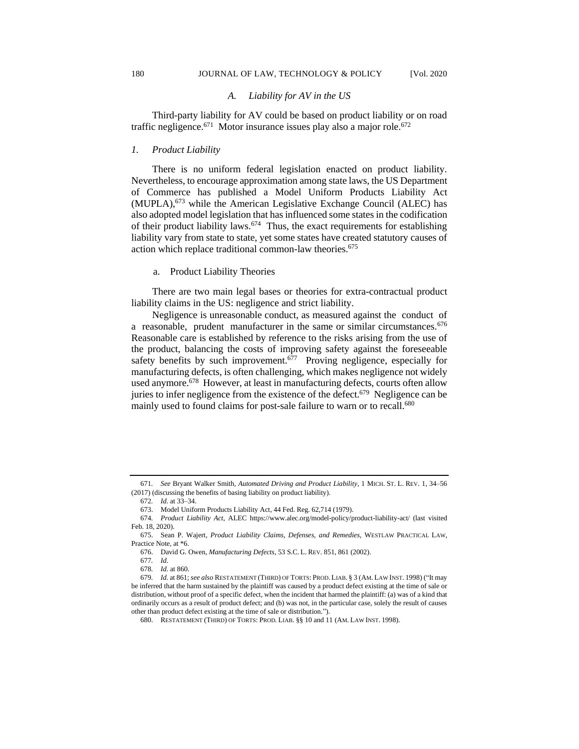### A. *Liability for AV in the US*

Third-party liability for AV could be based on product liability or on road traffic negligence.[671] Motor insurance issues play also a major role.[672]

#### 1. *Product Liability*

There is no uniform federal legislation enacted on product liability. Nevertheless, to encourage approximation among state laws, the US Department of Commerce has published a Model Uniform Products Liability Act (MUPLA),[673] while the American Legislative Exchange Council (ALEC) has also adopted model legislation that has influenced some states in the codification of their product liability laws.[674] Thus, the exact requirements for establishing liability vary from state to state, yet some states have created statutory causes of action which replace traditional common-law theories.[675]

a. Product Liability Theories

There are two main legal bases or theories for extra-contractual product liability claims in the US: negligence and strict liability.

Negligence is unreasonable conduct, as measured against the conduct of a reasonable, prudent manufacturer in the same or similar circumstances.[676] Reasonable care is established by reference to the risks arising from the use of the product, balancing the costs of improving safety against the foreseeable safety benefits by such improvement.[677] Proving negligence, especially for manufacturing defects, is often challenging, which makes negligence not widely used anymore.[678] However, at least in manufacturing defects, courts often allow juries to infer negligence from the existence of the defect.[679] Negligence can be mainly used to found claims for post-sale failure to warn or to recall.[680]

---

671. *See* Bryant Walker Smith, *Automated Driving and Product Liability*, 1 MICH. ST. L. REV. 1, 34–56 (2017) (discussing the benefits of basing liability on product liability).

672. *Id.* at 33–34.

673. Model Uniform Products Liability Act, 44 Fed. Reg. 62,714 (1979).

674. *Product Liability Act*, ALEC https://www.alec.org/model-policy/product-liability-act/ (last visited Feb. 18, 2020).

675. Sean P. Wajert, *Product Liability Claims, Defenses, and Remedies*, WESTLAW PRACTICAL LAW, Practice Note, at *6.

676. David G. Owen, *Manufacturing Defects*, 53 S.C. L. REV. 851, 861 (2002).

677. *Id.*

678. *Id.* at 860.

679. *Id.* at 861; *see also* RESTATEMENT (THIRD) OF TORTS: PROD. LIAB. § 3 (AM. LAW INST. 1998) ("It may be inferred that the harm sustained by the plaintiff was caused by a product defect existing at the time of sale or distribution, without proof of a specific defect, when the incident that harmed the plaintiff: (a) was of a kind that ordinarily occurs as a result of product defect; and (b) was not, in the particular case, solely the result of causes other than product defect existing at the time of sale or distribution.").

680. RESTATEMENT (THIRD) OF TORTS: PROD. LIAB. §§ 10 and 11 (AM. LAW INST. 1998).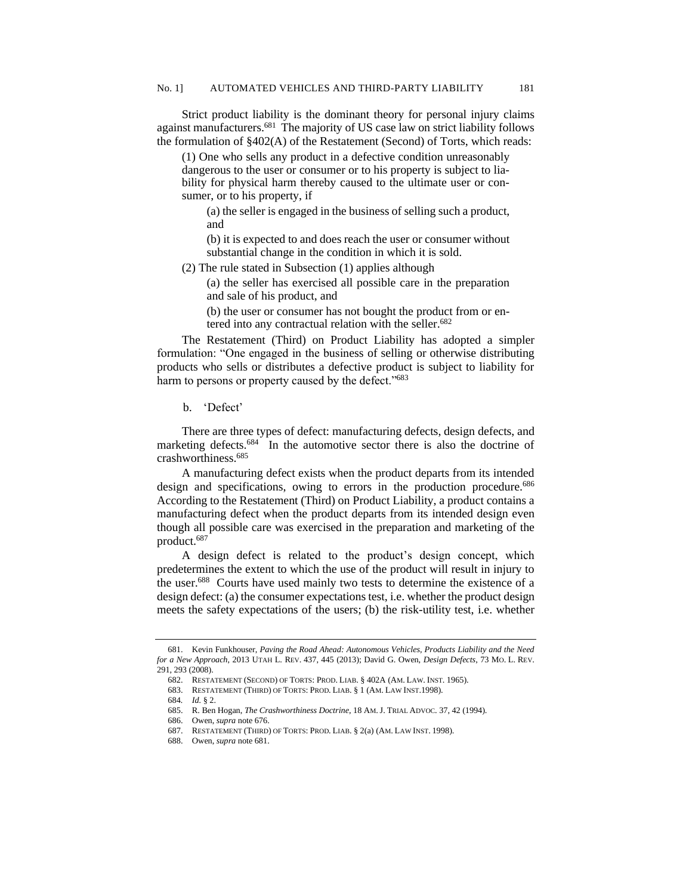Strict product liability is the dominant theory for personal injury claims against manufacturers.[681] The majority of US case law on strict liability follows the formulation of §402(A) of the Restatement (Second) of Torts, which reads:

> (1) One who sells any product in a defective condition unreasonably dangerous to the user or consumer or to his property is subject to liability for physical harm thereby caused to the ultimate user or consumer, or to his property, if
>
> > (a) the seller is engaged in the business of selling such a product, and
> >
> > (b) it is expected to and does reach the user or consumer without substantial change in the condition in which it is sold.
>
> (2) The rule stated in Subsection (1) applies although
>
> > (a) the seller has exercised all possible care in the preparation and sale of his product, and
> >
> > (b) the user or consumer has not bought the product from or entered into any contractual relation with the seller.[682]

The Restatement (Third) on Product Liability has adopted a simpler formulation: "One engaged in the business of selling or otherwise distributing products who sells or distributes a defective product is subject to liability for harm to persons or property caused by the defect."[683]

### b. 'Defect'

There are three types of defect: manufacturing defects, design defects, and marketing defects.[684] In the automotive sector there is also the doctrine of crashworthiness.[685]

A manufacturing defect exists when the product departs from its intended design and specifications, owing to errors in the production procedure.[686] According to the Restatement (Third) on Product Liability, a product contains a manufacturing defect when the product departs from its intended design even though all possible care was exercised in the preparation and marketing of the product.[687]

A design defect is related to the product's design concept, which predetermines the extent to which the use of the product will result in injury to the user.[688] Courts have used mainly two tests to determine the existence of a design defect: (a) the consumer expectations test, i.e. whether the product design meets the safety expectations of the users; (b) the risk-utility test, i.e. whether

---

681. Kevin Funkhouser, *Paving the Road Ahead: Autonomous Vehicles, Products Liability and the Need for a New Approach*, 2013 UTAH L. REV. 437, 445 (2013); David G. Owen, *Design Defects*, 73 MO. L. REV. 291, 293 (2008).

682. RESTATEMENT (SECOND) OF TORTS: PROD. LIAB. § 402A (AM. LAW. INST. 1965).

683. RESTATEMENT (THIRD) OF TORTS: PROD. LIAB. § 1 (AM. LAW INST.1998).

684. *Id.* § 2.

685. R. Ben Hogan, *The Crashworthiness Doctrine*, 18 AM. J. TRIAL ADVOC. 37, 42 (1994).

686. Owen, *supra* note 676.

687. RESTATEMENT (THIRD) OF TORTS: PROD. LIAB. § 2(a) (AM. LAW INST. 1998).

688. Owen, *supra* note 681.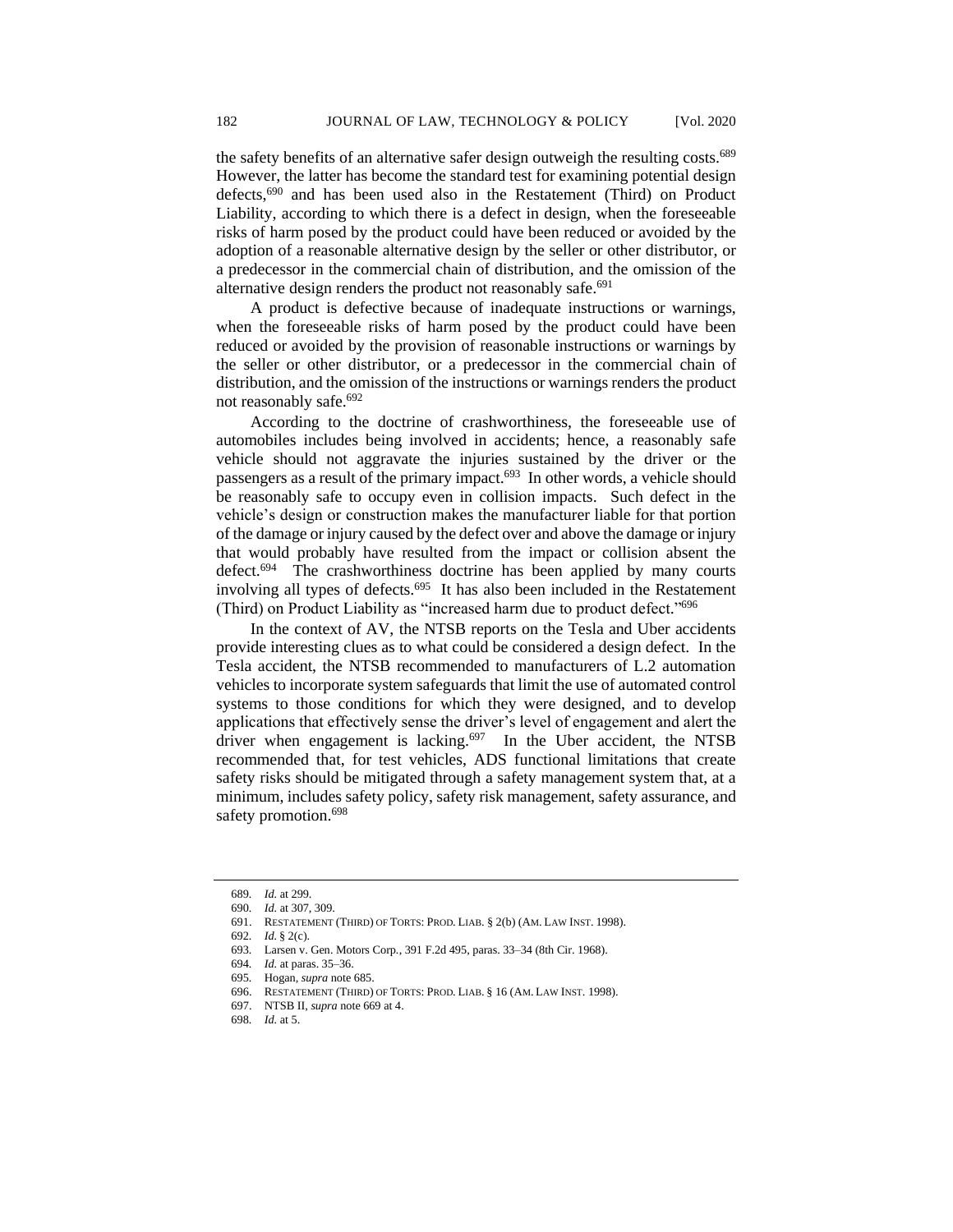the safety benefits of an alternative safer design outweigh the resulting costs.[689] However, the latter has become the standard test for examining potential design defects,[690] and has been used also in the Restatement (Third) on Product Liability, according to which there is a defect in design, when the foreseeable risks of harm posed by the product could have been reduced or avoided by the adoption of a reasonable alternative design by the seller or other distributor, or a predecessor in the commercial chain of distribution, and the omission of the alternative design renders the product not reasonably safe.[691]

A product is defective because of inadequate instructions or warnings, when the foreseeable risks of harm posed by the product could have been reduced or avoided by the provision of reasonable instructions or warnings by the seller or other distributor, or a predecessor in the commercial chain of distribution, and the omission of the instructions or warnings renders the product not reasonably safe.[692]

According to the doctrine of crashworthiness, the foreseeable use of automobiles includes being involved in accidents; hence, a reasonably safe vehicle should not aggravate the injuries sustained by the driver or the passengers as a result of the primary impact.[693] In other words, a vehicle should be reasonably safe to occupy even in collision impacts. Such defect in the vehicle's design or construction makes the manufacturer liable for that portion of the damage or injury caused by the defect over and above the damage or injury that would probably have resulted from the impact or collision absent the defect.[694] The crashworthiness doctrine has been applied by many courts involving all types of defects.[695] It has also been included in the Restatement (Third) on Product Liability as "increased harm due to product defect."[696]

In the context of AV, the NTSB reports on the Tesla and Uber accidents provide interesting clues as to what could be considered a design defect. In the Tesla accident, the NTSB recommended to manufacturers of L.2 automation vehicles to incorporate system safeguards that limit the use of automated control systems to those conditions for which they were designed, and to develop applications that effectively sense the driver's level of engagement and alert the driver when engagement is lacking.[697] In the Uber accident, the NTSB recommended that, for test vehicles, ADS functional limitations that create safety risks should be mitigated through a safety management system that, at a minimum, includes safety policy, safety risk management, safety assurance, and safety promotion.[698]

---

689. *Id.* at 299.
690. *Id.* at 307, 309.
691. RESTATEMENT (THIRD) OF TORTS: PROD. LIAB. § 2(b) (AM. LAW INST. 1998).
692. *Id.* § 2(c).
693. Larsen v. Gen. Motors Corp., 391 F.2d 495, paras. 33–34 (8th Cir. 1968).
694. *Id.* at paras. 35–36.
695. Hogan, *supra* note 685.
696. RESTATEMENT (THIRD) OF TORTS: PROD. LIAB. § 16 (AM. LAW INST. 1998).
697. NTSB II, *supra* note 669 at 4.
698. *Id.* at 5.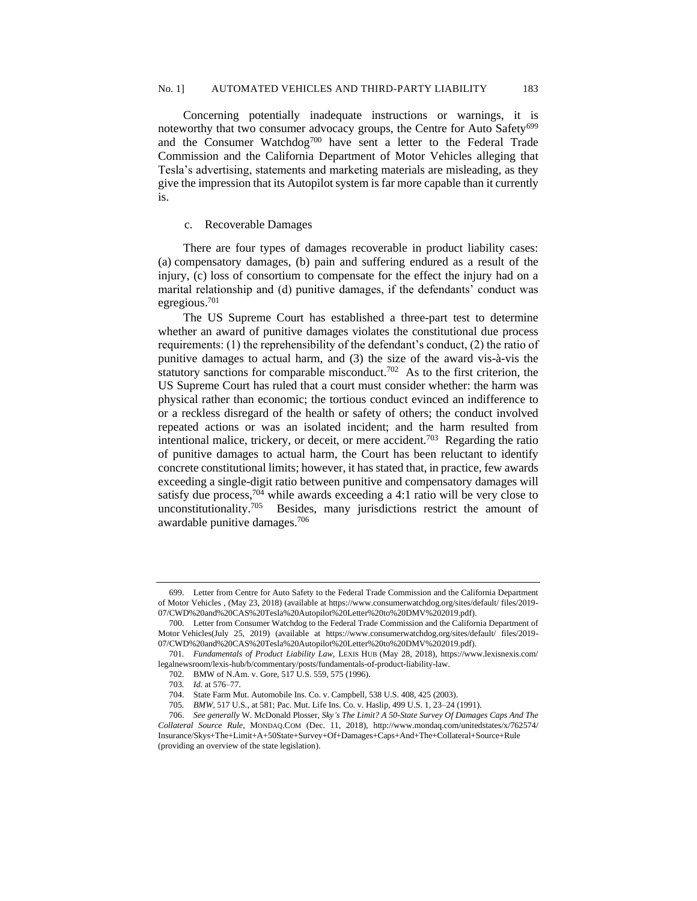Concerning potentially inadequate instructions or warnings, it is noteworthy that two consumer advocacy groups, the Centre for Auto Safety[699] and the Consumer Watchdog[700] have sent a letter to the Federal Trade Commission and the California Department of Motor Vehicles alleging that Tesla's advertising, statements and marketing materials are misleading, as they give the impression that its Autopilot system is far more capable than it currently is.

c. Recoverable Damages

There are four types of damages recoverable in product liability cases: (a) compensatory damages, (b) pain and suffering endured as a result of the injury, (c) loss of consortium to compensate for the effect the injury had on a marital relationship and (d) punitive damages, if the defendants' conduct was egregious.[701]

The US Supreme Court has established a three-part test to determine whether an award of punitive damages violates the constitutional due process requirements: (1) the reprehensibility of the defendant's conduct, (2) the ratio of punitive damages to actual harm, and (3) the size of the award vis-à-vis the statutory sanctions for comparable misconduct.[702] As to the first criterion, the US Supreme Court has ruled that a court must consider whether: the harm was physical rather than economic; the tortious conduct evinced an indifference to or a reckless disregard of the health or safety of others; the conduct involved repeated actions or was an isolated incident; and the harm resulted from intentional malice, trickery, or deceit, or mere accident.[703] Regarding the ratio of punitive damages to actual harm, the Court has been reluctant to identify concrete constitutional limits; however, it has stated that, in practice, few awards exceeding a single-digit ratio between punitive and compensatory damages will satisfy due process,[704] while awards exceeding a 4:1 ratio will be very close to unconstitutionality.[705] Besides, many jurisdictions restrict the amount of awardable punitive damages.[706]

---

699. Letter from Centre for Auto Safety to the Federal Trade Commission and the California Department of Motor Vehicles , (May 23, 2018) (available at https://www.consumerwatchdog.org/sites/default/ files/2019-07/CWD%20and%20CAS%20Tesla%20Autopilot%20Letter%20to%20DMV%202019.pdf).

700. Letter from Consumer Watchdog to the Federal Trade Commission and the California Department of Motor Vehicles(July 25, 2019) (available at https://www.consumerwatchdog.org/sites/default/ files/2019-07/CWD%20and%20CAS%20Tesla%20Autopilot%20Letter%20to%20DMV%202019.pdf).

701. *Fundamentals of Product Liability Law*, LEXIS HUB (May 28, 2018), https://www.lexisnexis.com/ legalnewsroom/lexis-hub/b/commentary/posts/fundamentals-of-product-liability-law.

702. BMW of N.Am. v. Gore, 517 U.S. 559, 575 (1996).

703. *Id.* at 576–77.

704. State Farm Mut. Automobile Ins. Co. v. Campbell, 538 U.S. 408, 425 (2003).

705. *BMW*, 517 U.S., at 581; Pac. Mut. Life Ins. Co. v. Haslip, 499 U.S. 1, 23–24 (1991).

706. *See generally* W. McDonald Plosser, *Sky's The Limit? A 50-State Survey Of Damages Caps And The Collateral Source Rule*, MONDAQ.COM (Dec. 11, 2018), http://www.mondaq.com/unitedstates/x/762574/ Insurance/Skys+The+Limit+A+50State+Survey+Of+Damages+Caps+And+The+Collateral+Source+Rule (providing an overview of the state legislation).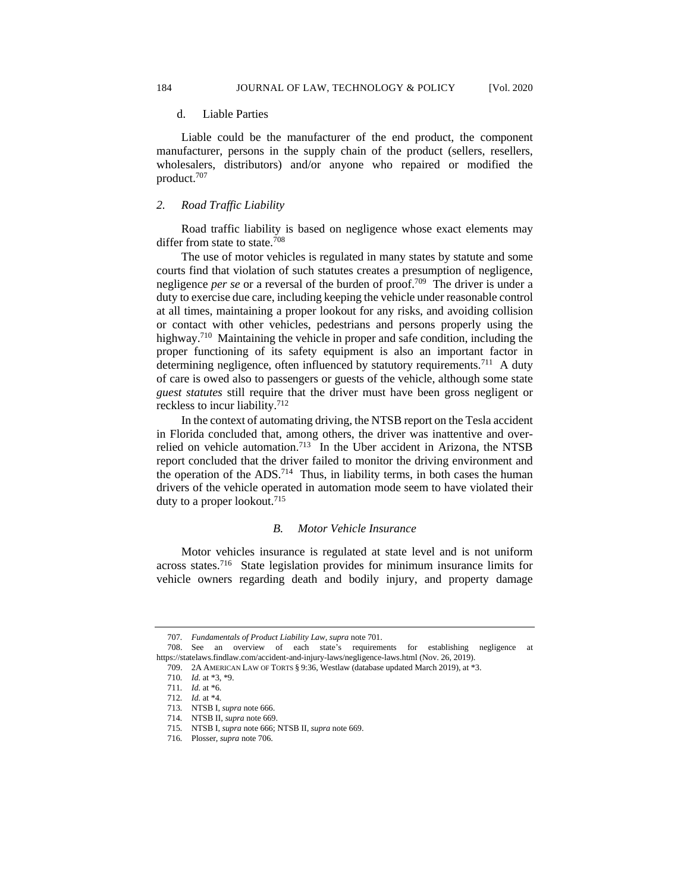d. Liable Parties

Liable could be the manufacturer of the end product, the component manufacturer, persons in the supply chain of the product (sellers, resellers, wholesalers, distributors) and/or anyone who repaired or modified the product.[707]

### 2. *Road Traffic Liability*

Road traffic liability is based on negligence whose exact elements may differ from state to state.[708]

The use of motor vehicles is regulated in many states by statute and some courts find that violation of such statutes creates a presumption of negligence, negligence *per se* or a reversal of the burden of proof.[709] The driver is under a duty to exercise due care, including keeping the vehicle under reasonable control at all times, maintaining a proper lookout for any risks, and avoiding collision or contact with other vehicles, pedestrians and persons properly using the highway.[710] Maintaining the vehicle in proper and safe condition, including the proper functioning of its safety equipment is also an important factor in determining negligence, often influenced by statutory requirements.[711] A duty of care is owed also to passengers or guests of the vehicle, although some state *guest statutes* still require that the driver must have been gross negligent or reckless to incur liability.[712]

In the context of automating driving, the NTSB report on the Tesla accident in Florida concluded that, among others, the driver was inattentive and over-relied on vehicle automation.[713] In the Uber accident in Arizona, the NTSB report concluded that the driver failed to monitor the driving environment and the operation of the ADS.[714] Thus, in liability terms, in both cases the human drivers of the vehicle operated in automation mode seem to have violated their duty to a proper lookout.[715]

## *B. Motor Vehicle Insurance*

Motor vehicles insurance is regulated at state level and is not uniform across states.[716] State legislation provides for minimum insurance limits for vehicle owners regarding death and bodily injury, and property damage

---

707. *Fundamentals of Product Liability Law*, *supra* note 701.

708. See an overview of each state's requirements for establishing negligence at https://statelaws.findlaw.com/accident-and-injury-laws/negligence-laws.html (Nov. 26, 2019).

709. 2A AMERICAN LAW OF TORTS § 9:36, Westlaw (database updated March 2019), at *3.

710. *Id.* at *3, *9.

711. *Id.* at *6.

712. *Id.* at *4.

713. NTSB I, *supra* note 666.

714. NTSB II, *supra* note 669.

715. NTSB I, *supra* note 666; NTSB II, *supra* note 669.

716. Plosser, *supra* note 706.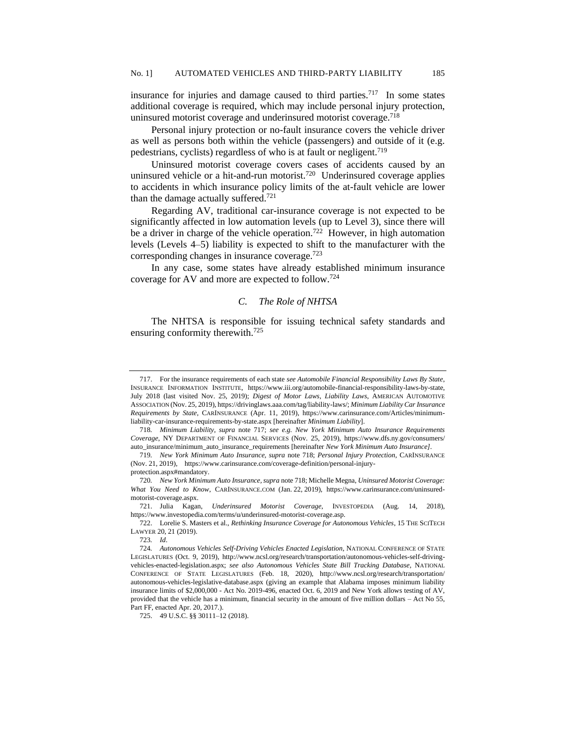insurance for injuries and damage caused to third parties.[717] In some states additional coverage is required, which may include personal injury protection, uninsured motorist coverage and underinsured motorist coverage.[718]

Personal injury protection or no-fault insurance covers the vehicle driver as well as persons both within the vehicle (passengers) and outside of it (e.g. pedestrians, cyclists) regardless of who is at fault or negligent.[719]

Uninsured motorist coverage covers cases of accidents caused by an uninsured vehicle or a hit-and-run motorist.[720] Underinsured coverage applies to accidents in which insurance policy limits of the at-fault vehicle are lower than the damage actually suffered.[721]

Regarding AV, traditional car-insurance coverage is not expected to be significantly affected in low automation levels (up to Level 3), since there will be a driver in charge of the vehicle operation.[722] However, in high automation levels (Levels 4–5) liability is expected to shift to the manufacturer with the corresponding changes in insurance coverage.[723]

In any case, some states have already established minimum insurance coverage for AV and more are expected to follow.[724]

### *C. The Role of NHTSA*

The NHTSA is responsible for issuing technical safety standards and ensuring conformity therewith.[725]

---

717. For the insurance requirements of each state *see Automobile Financial Responsibility Laws By State*, INSURANCE INFORMATION INSTITUTE, https://www.iii.org/automobile-financial-responsibility-laws-by-state, July 2018 (last visited Nov. 25, 2019); *Digest of Motor Laws, Liability Laws*, AMERICAN AUTOMOTIVE ASSOCIATION (Nov. 25, 2019), https://drivinglaws.aaa.com/tag/liability-laws/; *Minimum Liability Car Insurance Requirements by State*, CARINSURANCE (Apr. 11, 2019), https://www.carinsurance.com/Articles/minimum-liability-car-insurance-requirements-by-state.aspx [hereinafter *Minimum Liability*].

718. *Minimum Liability*, *supra* note 717; *see e.g. New York Minimum Auto Insurance Requirements Coverage*, NY DEPARTMENT OF FINANCIAL SERVICES (Nov. 25, 2019), https://www.dfs.ny.gov/consumers/auto_insurance/minimum_auto_insurance_requirements [hereinafter *New York Minimum Auto Insurance]*.

719. *New York Minimum Auto Insurance*, *supra* note 718; *Personal Injury Protection*, CARINSURANCE (Nov. 21, 2019), https://www.carinsurance.com/coverage-definition/personal-injury-protection.aspx#mandatory.

720. *New York Minimum Auto Insurance*, *supra* note 718; Michelle Megna, *Uninsured Motorist Coverage: What You Need to Know*, CARINSURANCE.COM (Jan. 22, 2019), https://www.carinsurance.com/uninsured-motorist-coverage.aspx.

721. Julia Kagan, *Underinsured Motorist Coverage*, INVESTOPEDIA (Aug. 14, 2018), https://www.investopedia.com/terms/u/underinsured-motorist-coverage.asp.

722. Lorelie S. Masters et al., *Rethinking Insurance Coverage for Autonomous Vehicles*, 15 THE SCITECH LAWYER 20, 21 (2019).

723. *Id*.

724. *Autonomous Vehicles Self-Driving Vehicles Enacted Legislation*, NATIONAL CONFERENCE OF STATE LEGISLATURES (Oct. 9, 2019), http://www.ncsl.org/research/transportation/autonomous-vehicles-self-driving-vehicles-enacted-legislation.aspx; *see also Autonomous Vehicles State Bill Tracking Database*, NATIONAL CONFERENCE OF STATE LEGISLATURES (Feb. 18, 2020), http://www.ncsl.org/research/transportation/autonomous-vehicles-legislative-database.aspx (giving an example that Alabama imposes minimum liability insurance limits of $2,000,000 - Act No. 2019-496, enacted Oct. 6, 2019 and New York allows testing of AV, provided that the vehicle has a minimum, financial security in the amount of five million dollars – Act No 55, Part FF, enacted Apr. 20, 2017.).

725. 49 U.S.C. §§ 30111–12 (2018).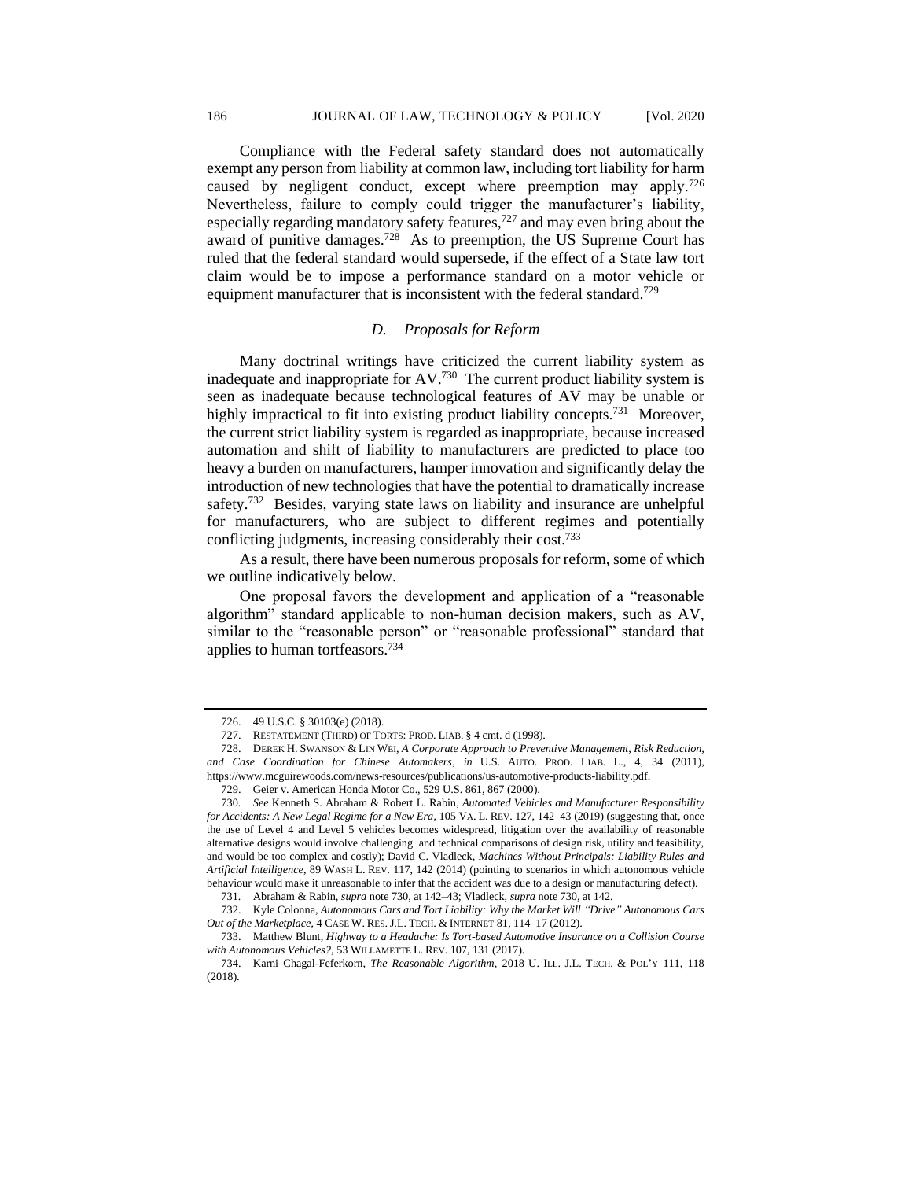Compliance with the Federal safety standard does not automatically exempt any person from liability at common law, including tort liability for harm caused by negligent conduct, except where preemption may apply.[726] Nevertheless, failure to comply could trigger the manufacturer's liability, especially regarding mandatory safety features,[727] and may even bring about the award of punitive damages.[728] As to preemption, the US Supreme Court has ruled that the federal standard would supersede, if the effect of a State law tort claim would be to impose a performance standard on a motor vehicle or equipment manufacturer that is inconsistent with the federal standard.[729]

### *D. Proposals for Reform*

Many doctrinal writings have criticized the current liability system as inadequate and inappropriate for AV.[730] The current product liability system is seen as inadequate because technological features of AV may be unable or highly impractical to fit into existing product liability concepts.[731] Moreover, the current strict liability system is regarded as inappropriate, because increased automation and shift of liability to manufacturers are predicted to place too heavy a burden on manufacturers, hamper innovation and significantly delay the introduction of new technologies that have the potential to dramatically increase safety.[732] Besides, varying state laws on liability and insurance are unhelpful for manufacturers, who are subject to different regimes and potentially conflicting judgments, increasing considerably their cost.[733]

As a result, there have been numerous proposals for reform, some of which we outline indicatively below.

One proposal favors the development and application of a "reasonable algorithm" standard applicable to non-human decision makers, such as AV, similar to the "reasonable person" or "reasonable professional" standard that applies to human tortfeasors.[734]

---

726. 49 U.S.C. § 30103(e) (2018).

727. RESTATEMENT (THIRD) OF TORTS: PROD. LIAB. § 4 cmt. d (1998).

728. DEREK H. SWANSON & LIN WEI, *A Corporate Approach to Preventive Management, Risk Reduction, and Case Coordination for Chinese Automakers*, *in* U.S. AUTO. PROD. LIAB. L., 4, 34 (2011), https://www.mcguirewoods.com/news-resources/publications/us-automotive-products-liability.pdf.

729. Geier v. American Honda Motor Co., 529 U.S. 861, 867 (2000).

730. *See* Kenneth S. Abraham & Robert L. Rabin, *Automated Vehicles and Manufacturer Responsibility for Accidents: A New Legal Regime for a New Era*, 105 VA. L. REV. 127, 142–43 (2019) (suggesting that, once the use of Level 4 and Level 5 vehicles becomes widespread, litigation over the availability of reasonable alternative designs would involve challenging and technical comparisons of design risk, utility and feasibility, and would be too complex and costly); David C. Vladleck, *Machines Without Principals: Liability Rules and Artificial Intelligence*, 89 WASH L. REV. 117, 142 (2014) (pointing to scenarios in which autonomous vehicle behaviour would make it unreasonable to infer that the accident was due to a design or manufacturing defect).

731. Abraham & Rabin, *supra* note 730, at 142–43; Vladleck, *supra* note 730, at 142.

732. Kyle Colonna, *Autonomous Cars and Tort Liability: Why the Market Will "Drive" Autonomous Cars Out of the Marketplace*, 4 CASE W. RES. J.L. TECH. & INTERNET 81, 114–17 (2012).

733. Matthew Blunt, *Highway to a Headache: Is Tort-based Automotive Insurance on a Collision Course with Autonomous Vehicles?*, 53 WILLAMETTE L. REV. 107, 131 (2017).

734. Karni Chagal-Feferkorn, *The Reasonable Algorithm*, 2018 U. ILL. J.L. TECH. & POL'Y 111, 118 (2018).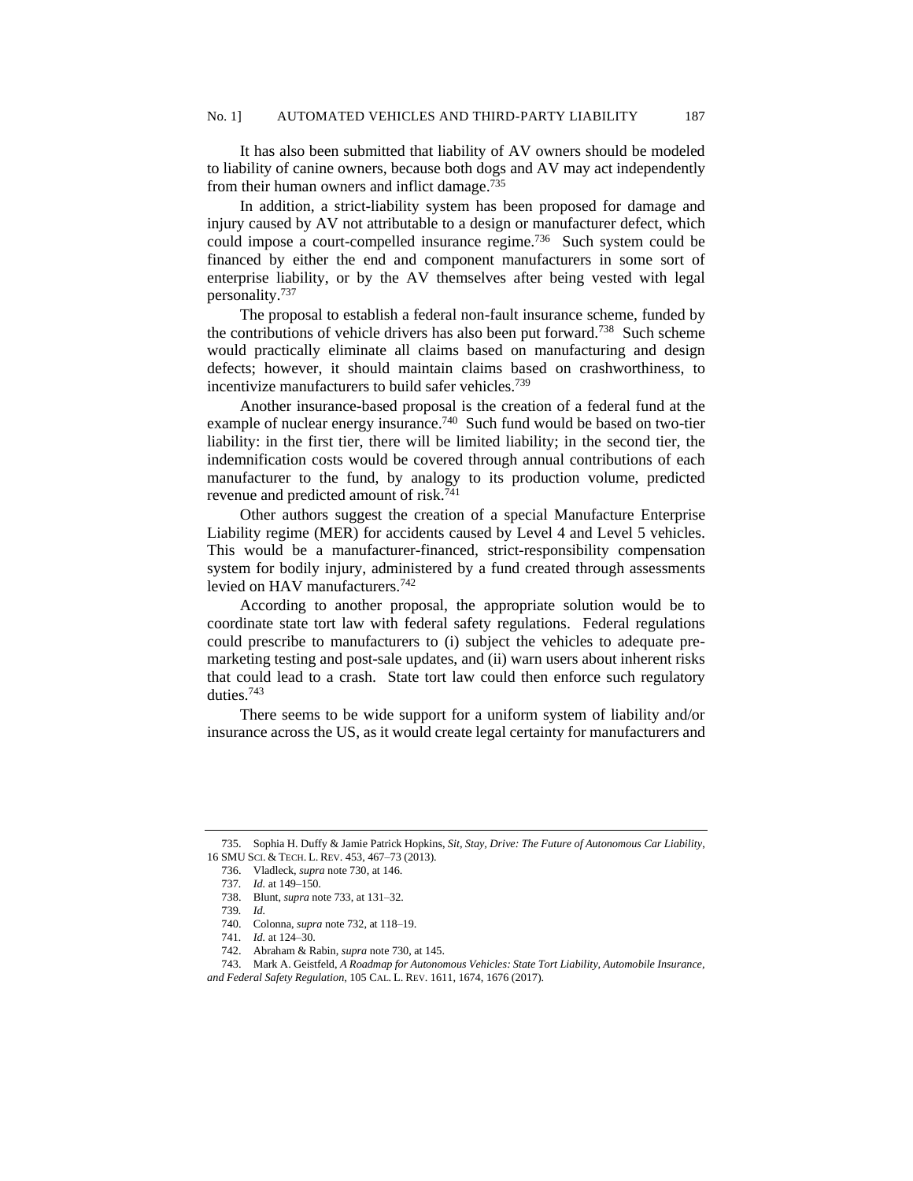It has also been submitted that liability of AV owners should be modeled to liability of canine owners, because both dogs and AV may act independently from their human owners and inflict damage.[735]

In addition, a strict-liability system has been proposed for damage and injury caused by AV not attributable to a design or manufacturer defect, which could impose a court-compelled insurance regime.[736] Such system could be financed by either the end and component manufacturers in some sort of enterprise liability, or by the AV themselves after being vested with legal personality.[737]

The proposal to establish a federal non-fault insurance scheme, funded by the contributions of vehicle drivers has also been put forward.[738] Such scheme would practically eliminate all claims based on manufacturing and design defects; however, it should maintain claims based on crashworthiness, to incentivize manufacturers to build safer vehicles.[739]

Another insurance-based proposal is the creation of a federal fund at the example of nuclear energy insurance.[740] Such fund would be based on two-tier liability: in the first tier, there will be limited liability; in the second tier, the indemnification costs would be covered through annual contributions of each manufacturer to the fund, by analogy to its production volume, predicted revenue and predicted amount of risk.[741]

Other authors suggest the creation of a special Manufacture Enterprise Liability regime (MER) for accidents caused by Level 4 and Level 5 vehicles. This would be a manufacturer-financed, strict-responsibility compensation system for bodily injury, administered by a fund created through assessments levied on HAV manufacturers.[742]

According to another proposal, the appropriate solution would be to coordinate state tort law with federal safety regulations. Federal regulations could prescribe to manufacturers to (i) subject the vehicles to adequate pre-marketing testing and post-sale updates, and (ii) warn users about inherent risks that could lead to a crash. State tort law could then enforce such regulatory duties.[743]

There seems to be wide support for a uniform system of liability and/or insurance across the US, as it would create legal certainty for manufacturers and

---

735. Sophia H. Duffy & Jamie Patrick Hopkins, *Sit, Stay, Drive: The Future of Autonomous Car Liability*, 16 SMU SCI. & TECH. L. REV. 453, 467–73 (2013).

736. Vladleck, *supra* note 730, at 146.

737. *Id.* at 149–150.

738. Blunt, *supra* note 733, at 131–32.

739. *Id.*

740. Colonna, *supra* note 732, at 118–19.

741. *Id.* at 124–30.

742. Abraham & Rabin, *supra* note 730, at 145.

743. Mark A. Geistfeld, *A Roadmap for Autonomous Vehicles: State Tort Liability, Automobile Insurance, and Federal Safety Regulation*, 105 CAL. L. REV. 1611, 1674, 1676 (2017).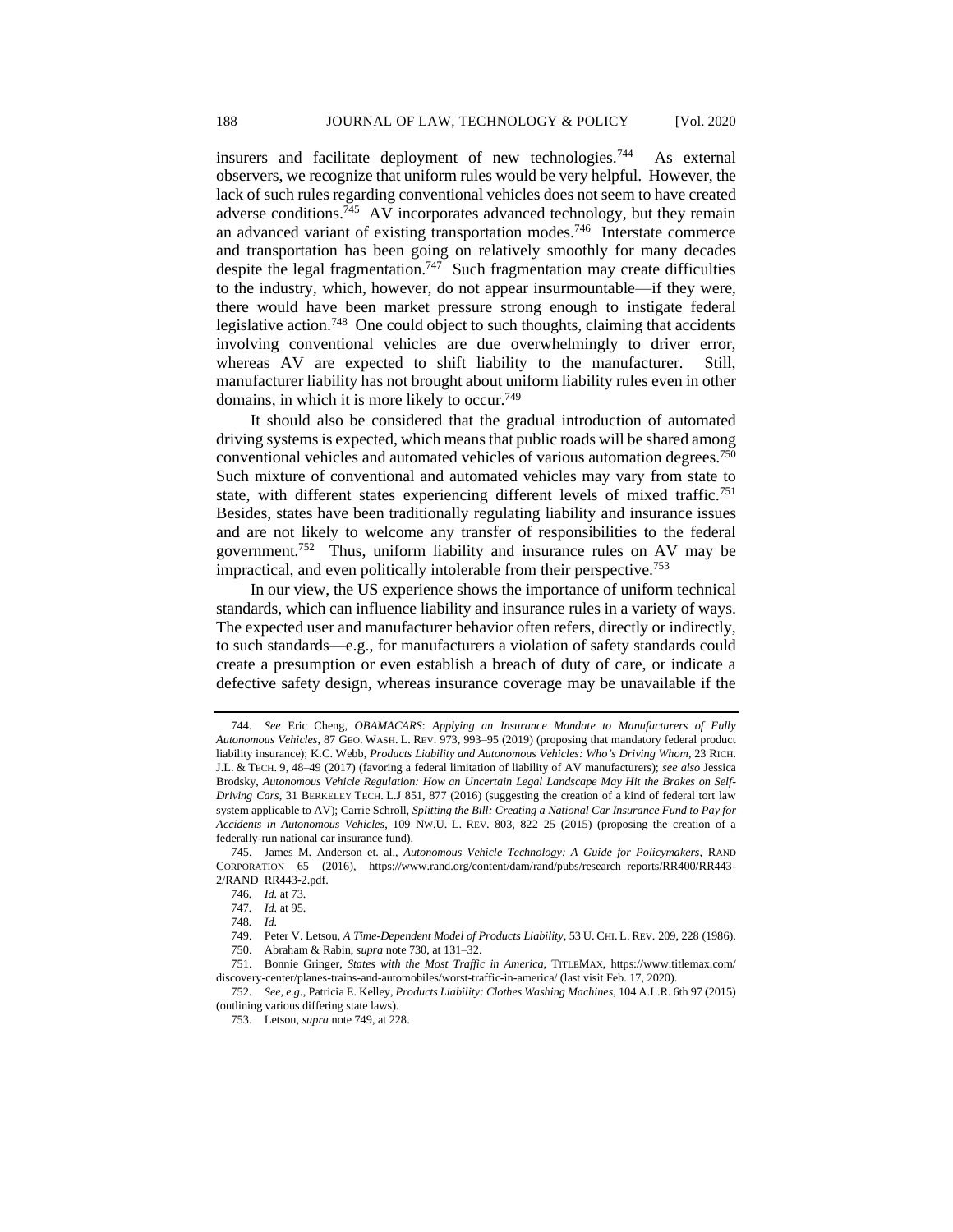insurers and facilitate deployment of new technologies.[744] As external observers, we recognize that uniform rules would be very helpful. However, the lack of such rules regarding conventional vehicles does not seem to have created adverse conditions.[745] AV incorporates advanced technology, but they remain an advanced variant of existing transportation modes.[746] Interstate commerce and transportation has been going on relatively smoothly for many decades despite the legal fragmentation.[747] Such fragmentation may create difficulties to the industry, which, however, do not appear insurmountable—if they were, there would have been market pressure strong enough to instigate federal legislative action.[748] One could object to such thoughts, claiming that accidents involving conventional vehicles are due overwhelmingly to driver error, whereas AV are expected to shift liability to the manufacturer. Still, manufacturer liability has not brought about uniform liability rules even in other domains, in which it is more likely to occur.[749]

It should also be considered that the gradual introduction of automated driving systems is expected, which means that public roads will be shared among conventional vehicles and automated vehicles of various automation degrees.[750] Such mixture of conventional and automated vehicles may vary from state to state, with different states experiencing different levels of mixed traffic.[751] Besides, states have been traditionally regulating liability and insurance issues and are not likely to welcome any transfer of responsibilities to the federal government.[752] Thus, uniform liability and insurance rules on AV may be impractical, and even politically intolerable from their perspective.[753]

In our view, the US experience shows the importance of uniform technical standards, which can influence liability and insurance rules in a variety of ways. The expected user and manufacturer behavior often refers, directly or indirectly, to such standards—e.g., for manufacturers a violation of safety standards could create a presumption or even establish a breach of duty of care, or indicate a defective safety design, whereas insurance coverage may be unavailable if the

---

744. *See* Eric Cheng, *OBAMACARS*: *Applying an Insurance Mandate to Manufacturers of Fully Autonomous Vehicles*, 87 GEO. WASH. L. REV. 973, 993–95 (2019) (proposing that mandatory federal product liability insurance); K.C. Webb, *Products Liability and Autonomous Vehicles: Who's Driving Whom*, 23 RICH. J.L. & TECH. 9, 48–49 (2017) (favoring a federal limitation of liability of AV manufacturers); *see also* Jessica Brodsky, *Autonomous Vehicle Regulation: How an Uncertain Legal Landscape May Hit the Brakes on Self-Driving Cars*, 31 BERKELEY TECH. L.J 851, 877 (2016) (suggesting the creation of a kind of federal tort law system applicable to AV); Carrie Schroll, *Splitting the Bill: Creating a National Car Insurance Fund to Pay for Accidents in Autonomous Vehicles*, 109 NW.U. L. REV. 803, 822–25 (2015) (proposing the creation of a federally-run national car insurance fund).

745. James M. Anderson et. al., *Autonomous Vehicle Technology: A Guide for Policymakers*, RAND CORPORATION 65 (2016), https://www.rand.org/content/dam/rand/pubs/research_reports/RR400/RR443-2/RAND_RR443-2.pdf.

746. *Id.* at 73.

747. *Id.* at 95.

748. *Id.*

749. Peter V. Letsou, *A Time-Dependent Model of Products Liability*, 53 U. CHI. L. REV. 209, 228 (1986).

750. Abraham & Rabin, *supra* note 730, at 131–32.

751. Bonnie Gringer, *States with the Most Traffic in America*, TITLEMAX, https://www.titlemax.com/discovery-center/planes-trains-and-automobiles/worst-traffic-in-america/ (last visit Feb. 17, 2020).

752. *See, e.g.*, Patricia E. Kelley, *Products Liability: Clothes Washing Machines*, 104 A.L.R. 6th 97 (2015) (outlining various differing state laws).

753. Letsou, *supra* note 749, at 228.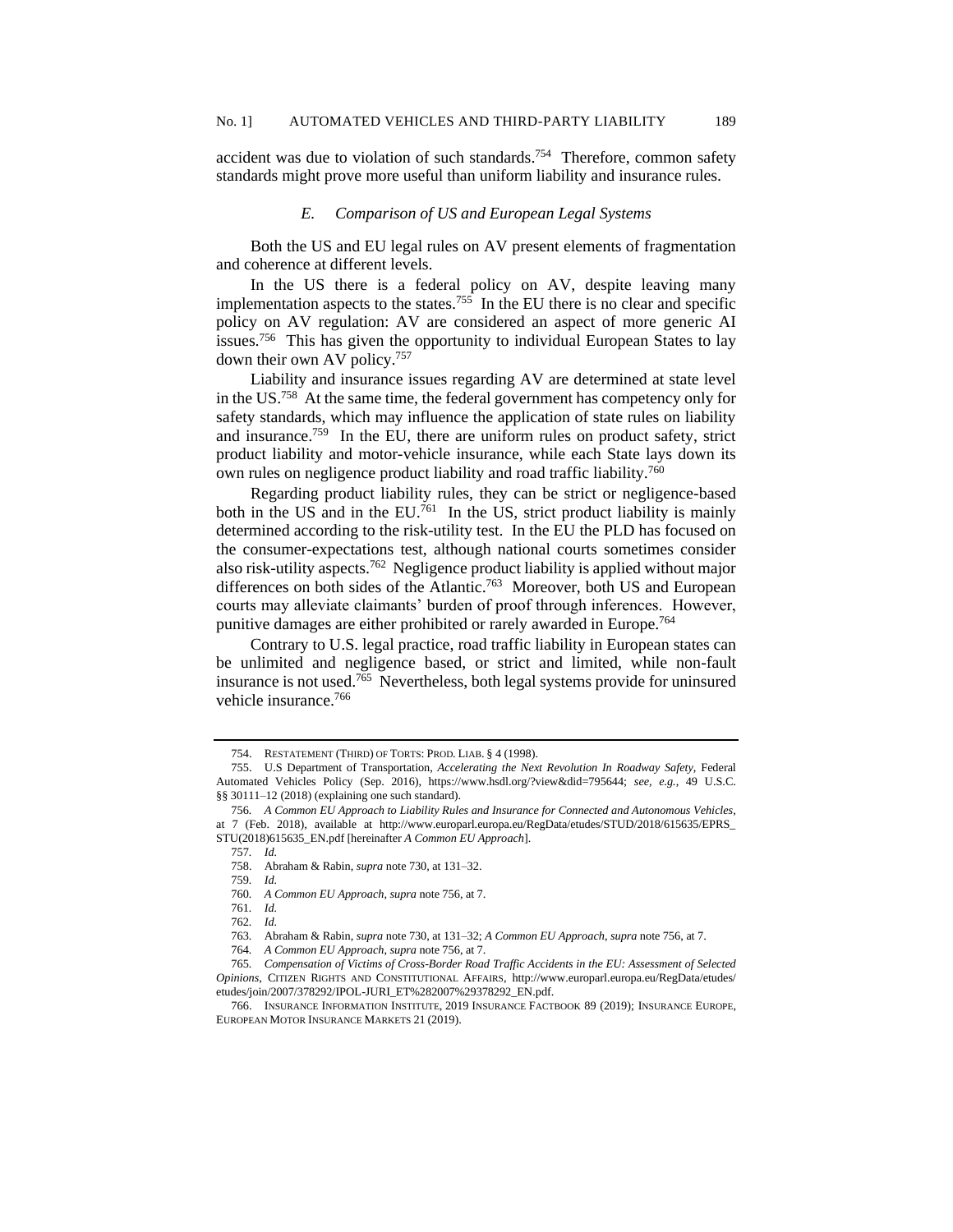accident was due to violation of such standards.[754] Therefore, common safety standards might prove more useful than uniform liability and insurance rules.

### *E. Comparison of US and European Legal Systems*

Both the US and EU legal rules on AV present elements of fragmentation and coherence at different levels.

In the US there is a federal policy on AV, despite leaving many implementation aspects to the states.[755] In the EU there is no clear and specific policy on AV regulation: AV are considered an aspect of more generic AI issues.[756] This has given the opportunity to individual European States to lay down their own AV policy.[757]

Liability and insurance issues regarding AV are determined at state level in the US.[758] At the same time, the federal government has competency only for safety standards, which may influence the application of state rules on liability and insurance.[759] In the EU, there are uniform rules on product safety, strict product liability and motor-vehicle insurance, while each State lays down its own rules on negligence product liability and road traffic liability.[760]

Regarding product liability rules, they can be strict or negligence-based both in the US and in the EU.[761] In the US, strict product liability is mainly determined according to the risk-utility test. In the EU the PLD has focused on the consumer-expectations test, although national courts sometimes consider also risk-utility aspects.[762] Negligence product liability is applied without major differences on both sides of the Atlantic.[763] Moreover, both US and European courts may alleviate claimants' burden of proof through inferences. However, punitive damages are either prohibited or rarely awarded in Europe.[764]

Contrary to U.S. legal practice, road traffic liability in European states can be unlimited and negligence based, or strict and limited, while non-fault insurance is not used.[765] Nevertheless, both legal systems provide for uninsured vehicle insurance.[766]

---

754. RESTATEMENT (THIRD) OF TORTS: PROD. LIAB. § 4 (1998).

755. U.S Department of Transportation, *Accelerating the Next Revolution In Roadway Safety*, Federal Automated Vehicles Policy (Sep. 2016), https://www.hsdl.org/?view&did=795644; *see, e.g.*, 49 U.S.C. §§ 30111–12 (2018) (explaining one such standard).

756. *A Common EU Approach to Liability Rules and Insurance for Connected and Autonomous Vehicles*, at 7 (Feb. 2018), available at http://www.europarl.europa.eu/RegData/etudes/STUD/2018/615635/EPRS_STU(2018)615635_EN.pdf [hereinafter *A Common EU Approach*].

757. *Id.*

758. Abraham & Rabin, *supra* note 730, at 131–32.

759. *Id.*

760. *A Common EU Approach*, *supra* note 756, at 7.

761. *Id.*

762. *Id.*

763. Abraham & Rabin, *supra* note 730, at 131–32; *A Common EU Approach*, *supra* note 756, at 7.

764. *A Common EU Approach*, *supra* note 756, at 7.

765. *Compensation of Victims of Cross-Border Road Traffic Accidents in the EU: Assessment of Selected Opinions*, CITIZEN RIGHTS AND CONSTITUTIONAL AFFAIRS, http://www.europarl.europa.eu/RegData/etudes/etudes/join/2007/378292/IPOL-JURI_ET%282007%29378292_EN.pdf.

766. INSURANCE INFORMATION INSTITUTE, 2019 INSURANCE FACTBOOK 89 (2019); INSURANCE EUROPE, EUROPEAN MOTOR INSURANCE MARKETS 21 (2019).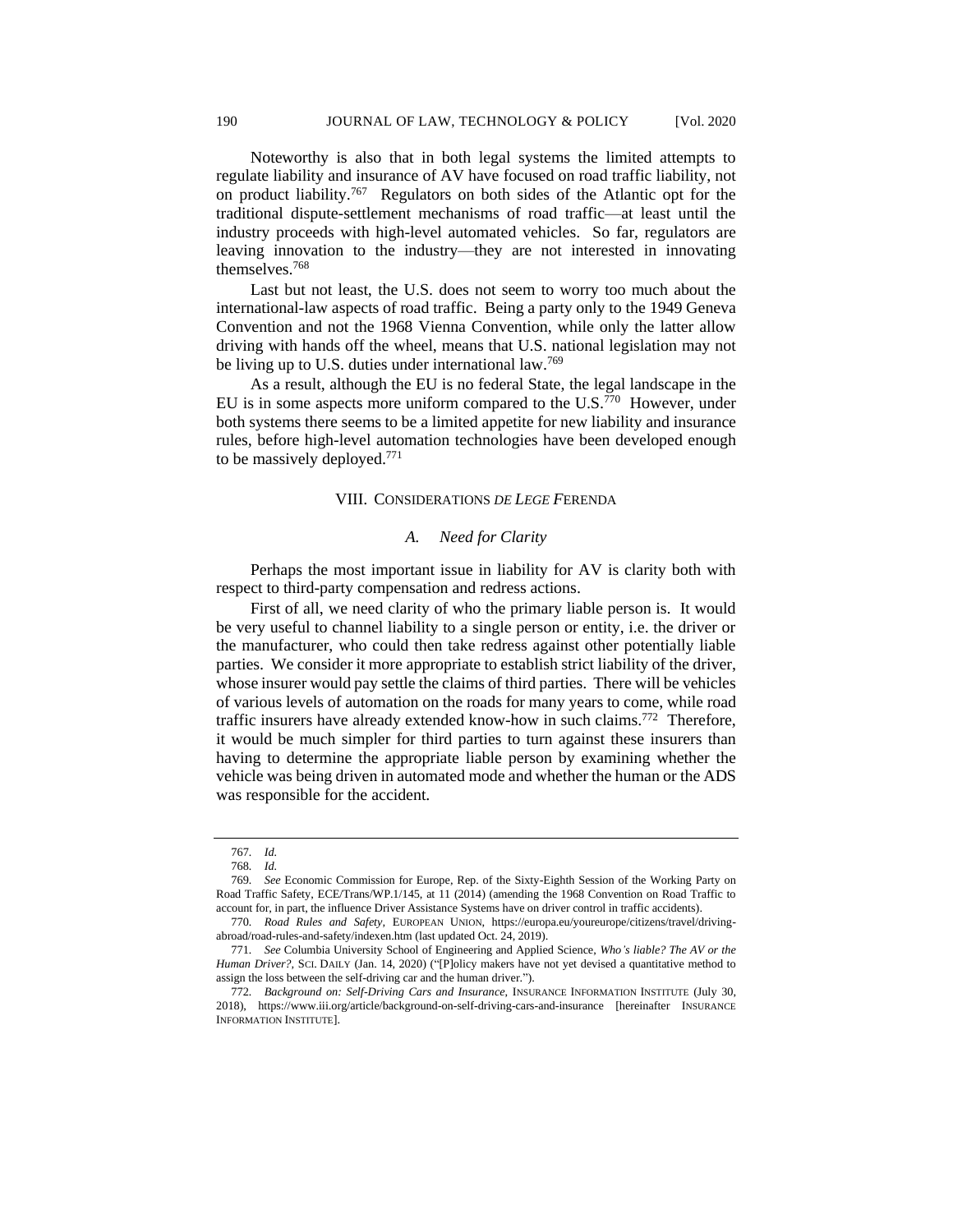Noteworthy is also that in both legal systems the limited attempts to regulate liability and insurance of AV have focused on road traffic liability, not on product liability.[767] Regulators on both sides of the Atlantic opt for the traditional dispute-settlement mechanisms of road traffic—at least until the industry proceeds with high-level automated vehicles. So far, regulators are leaving innovation to the industry—they are not interested in innovating themselves.[768]

Last but not least, the U.S. does not seem to worry too much about the international-law aspects of road traffic. Being a party only to the 1949 Geneva Convention and not the 1968 Vienna Convention, while only the latter allow driving with hands off the wheel, means that U.S. national legislation may not be living up to U.S. duties under international law.[769]

As a result, although the EU is no federal State, the legal landscape in the EU is in some aspects more uniform compared to the U.S.[770] However, under both systems there seems to be a limited appetite for new liability and insurance rules, before high-level automation technologies have been developed enough to be massively deployed.[771]

## VIII. CONSIDERATIONS *DE LEGE F*ERENDA

### *A. Need for Clarity*

Perhaps the most important issue in liability for AV is clarity both with respect to third-party compensation and redress actions.

First of all, we need clarity of who the primary liable person is. It would be very useful to channel liability to a single person or entity, i.e. the driver or the manufacturer, who could then take redress against other potentially liable parties. We consider it more appropriate to establish strict liability of the driver, whose insurer would pay settle the claims of third parties. There will be vehicles of various levels of automation on the roads for many years to come, while road traffic insurers have already extended know-how in such claims.[772] Therefore, it would be much simpler for third parties to turn against these insurers than having to determine the appropriate liable person by examining whether the vehicle was being driven in automated mode and whether the human or the ADS was responsible for the accident.

---

767. *Id.*

768. *Id.*

769. *See* Economic Commission for Europe, Rep. of the Sixty-Eighth Session of the Working Party on Road Traffic Safety, ECE/Trans/WP.1/145, at 11 (2014) (amending the 1968 Convention on Road Traffic to account for, in part, the influence Driver Assistance Systems have on driver control in traffic accidents).

770. *Road Rules and Safety*, EUROPEAN UNION, https://europa.eu/youreurope/citizens/travel/driving-abroad/road-rules-and-safety/indexen.htm (last updated Oct. 24, 2019).

771. *See* Columbia University School of Engineering and Applied Science, *Who's liable? The AV or the Human Driver?*, SCI. DAILY (Jan. 14, 2020) ("[P]olicy makers have not yet devised a quantitative method to assign the loss between the self-driving car and the human driver.").

772. *Background on: Self-Driving Cars and Insurance*, INSURANCE INFORMATION INSTITUTE (July 30, 2018), https://www.iii.org/article/background-on-self-driving-cars-and-insurance [hereinafter INSURANCE INFORMATION INSTITUTE].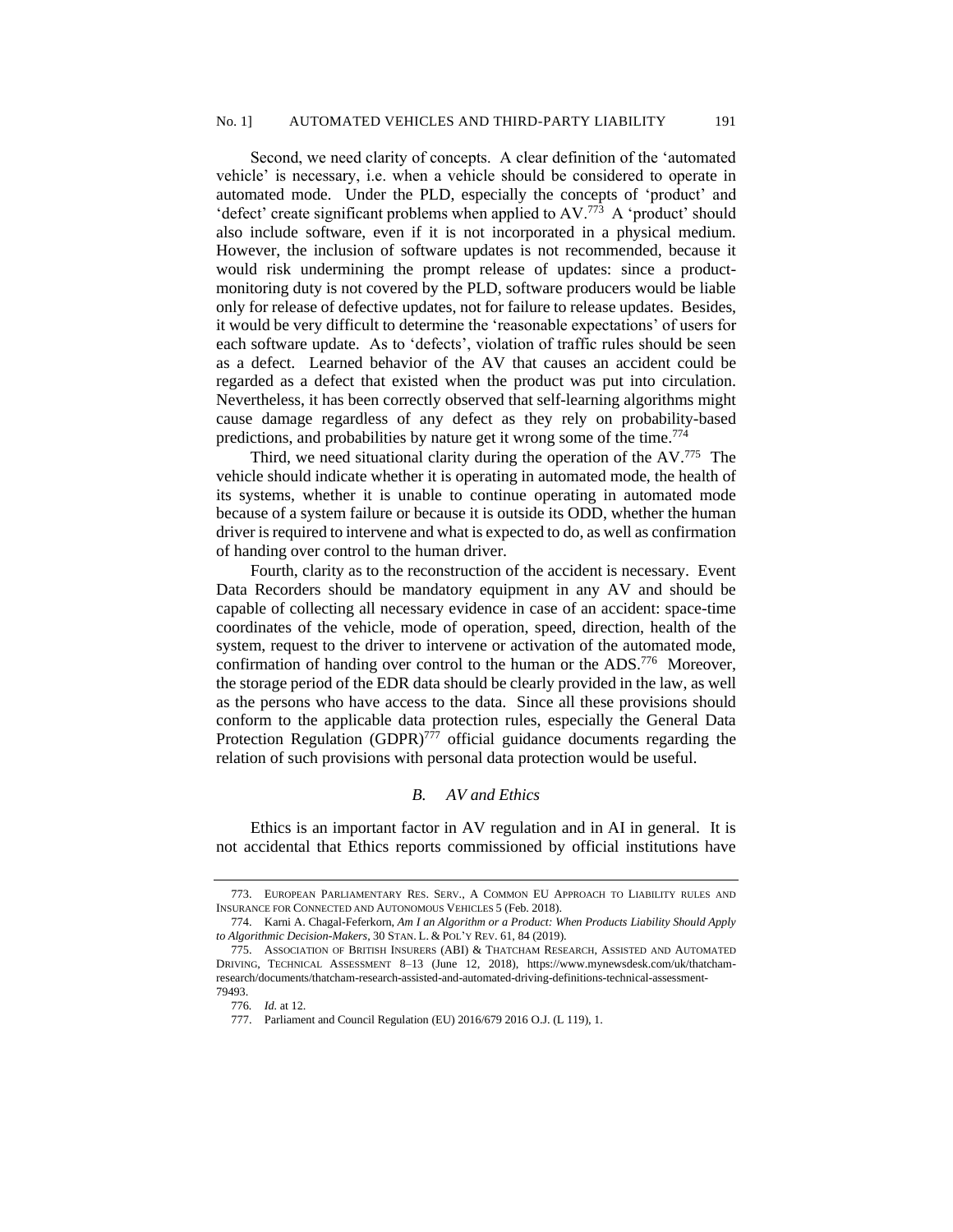Second, we need clarity of concepts. A clear definition of the 'automated vehicle' is necessary, i.e. when a vehicle should be considered to operate in automated mode. Under the PLD, especially the concepts of 'product' and 'defect' create significant problems when applied to AV.[773] A 'product' should also include software, even if it is not incorporated in a physical medium. However, the inclusion of software updates is not recommended, because it would risk undermining the prompt release of updates: since a product-monitoring duty is not covered by the PLD, software producers would be liable only for release of defective updates, not for failure to release updates. Besides, it would be very difficult to determine the 'reasonable expectations' of users for each software update. As to 'defects', violation of traffic rules should be seen as a defect. Learned behavior of the AV that causes an accident could be regarded as a defect that existed when the product was put into circulation. Nevertheless, it has been correctly observed that self-learning algorithms might cause damage regardless of any defect as they rely on probability-based predictions, and probabilities by nature get it wrong some of the time.[774]

Third, we need situational clarity during the operation of the AV.[775] The vehicle should indicate whether it is operating in automated mode, the health of its systems, whether it is unable to continue operating in automated mode because of a system failure or because it is outside its ODD, whether the human driver is required to intervene and what is expected to do, as well as confirmation of handing over control to the human driver.

Fourth, clarity as to the reconstruction of the accident is necessary. Event Data Recorders should be mandatory equipment in any AV and should be capable of collecting all necessary evidence in case of an accident: space-time coordinates of the vehicle, mode of operation, speed, direction, health of the system, request to the driver to intervene or activation of the automated mode, confirmation of handing over control to the human or the ADS.[776] Moreover, the storage period of the EDR data should be clearly provided in the law, as well as the persons who have access to the data. Since all these provisions should conform to the applicable data protection rules, especially the General Data Protection Regulation (GDPR)[777] official guidance documents regarding the relation of such provisions with personal data protection would be useful.

### *B. AV and Ethics*

Ethics is an important factor in AV regulation and in AI in general. It is not accidental that Ethics reports commissioned by official institutions have

---

773. European Parliamentary Res. Serv., A Common EU Approach to Liability rules and Insurance for Connected and Autonomous Vehicles 5 (Feb. 2018).

774. Karni A. Chagal-Feferkorn, *Am I an Algorithm or a Product: When Products Liability Should Apply to Algorithmic Decision-Makers*, 30 Stan. L. & Pol'y Rev. 61, 84 (2019).

775. Association of British Insurers (ABI) & Thatcham Research, Assisted and Automated Driving, Technical Assessment 8–13 (June 12, 2018), https://www.mynewsdesk.com/uk/thatcham-research/documents/thatcham-research-assisted-and-automated-driving-definitions-technical-assessment-79493.

776. *Id.* at 12.

777. Parliament and Council Regulation (EU) 2016/679 2016 O.J. (L 119), 1.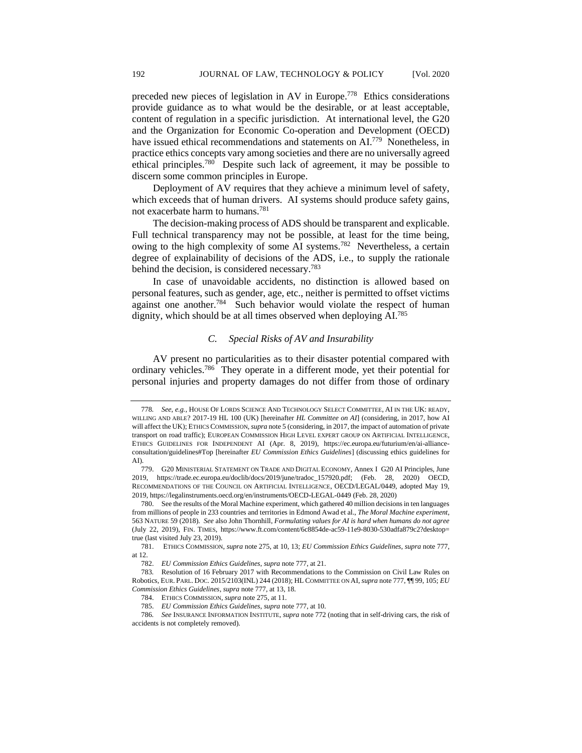preceded new pieces of legislation in AV in Europe.[778] Ethics considerations provide guidance as to what would be the desirable, or at least acceptable, content of regulation in a specific jurisdiction. At international level, the G20 and the Organization for Economic Co-operation and Development (OECD) have issued ethical recommendations and statements on AI.[779] Nonetheless, in practice ethics concepts vary among societies and there are no universally agreed ethical principles.[780] Despite such lack of agreement, it may be possible to discern some common principles in Europe.

Deployment of AV requires that they achieve a minimum level of safety, which exceeds that of human drivers. AI systems should produce safety gains, not exacerbate harm to humans.[781]

The decision-making process of ADS should be transparent and explicable. Full technical transparency may not be possible, at least for the time being, owing to the high complexity of some AI systems.[782] Nevertheless, a certain degree of explainability of decisions of the ADS, i.e., to supply the rationale behind the decision, is considered necessary.[783]

In case of unavoidable accidents, no distinction is allowed based on personal features, such as gender, age, etc., neither is permitted to offset victims against one another.[784] Such behavior would violate the respect of human dignity, which should be at all times observed when deploying AI.[785]

### *C. Special Risks of AV and Insurability*

AV present no particularities as to their disaster potential compared with ordinary vehicles.[786] They operate in a different mode, yet their potential for personal injuries and property damages do not differ from those of ordinary

---

778. *See, e.g.*, HOUSE OF LORDS SCIENCE AND TECHNOLOGY SELECT COMMITTEE, AI IN THE UK: READY, WILLING AND ABLE? 2017-19 HL 100 (UK) [hereinafter *HL Committee on AI*] (considering, in 2017, how AI will affect the UK); ETHICS COMMISSION, *supra* note 5 (considering, in 2017, the impact of automation of private transport on road traffic); EUROPEAN COMMISSION HIGH LEVEL EXPERT GROUP ON ARTIFICIAL INTELLIGENCE, ETHICS GUIDELINES FOR INDEPENDENT AI (Apr. 8, 2019), https://ec.europa.eu/futurium/en/ai-alliance-consultation/guidelines#Top [hereinafter *EU Commission Ethics Guidelines*] (discussing ethics guidelines for AI).

779. G20 MINISTERIAL STATEMENT ON TRADE AND DIGITAL ECONOMY, Annex I G20 AI Principles, June 2019, https://trade.ec.europa.eu/doclib/docs/2019/june/tradoc_157920.pdf; (Feb. 28, 2020) OECD, RECOMMENDATIONS OF THE COUNCIL ON ARTIFICIAL INTELLIGENCE, OECD/LEGAL/0449, adopted May 19, 2019, https://legalinstruments.oecd.org/en/instruments/OECD-LEGAL-0449 (Feb. 28, 2020)

780. See the results of the Moral Machine experiment, which gathered 40 million decisions in ten languages from millions of people in 233 countries and territories in Edmond Awad et al., *The Moral Machine experiment*, 563 NATURE 59 (2018). *See* also John Thornhill, *Formulating values for AI is hard when humans do not agree* (July 22, 2019), FIN. TIMES, https://www.ft.com/content/6c8854de-ac59-11e9-8030-530adfa879c2?desktop=true (last visited July 23, 2019).

781. ETHICS COMMISSION, *supra* note 275, at 10, 13; *EU Commission Ethics Guidelines*, *supra* note 777, at 12.

782. *EU Commission Ethics Guidelines*, *supra* note 777, at 21.

783. Resolution of 16 February 2017 with Recommendations to the Commission on Civil Law Rules on Robotics, EUR. PARL. DOC. 2015/2103(INL) 244 (2018); HL COMMITTEE ON AI, *supra* note 777, ¶¶ 99, 105; *EU Commission Ethics Guidelines*, *supra* note 777, at 13, 18.

784. ETHICS COMMISSION, *supra* note 275, at 11.

785. *EU Commission Ethics Guidelines*, *supra* note 777, at 10.

786. *See* INSURANCE INFORMATION INSTITUTE, *supra* note 772 (noting that in self-driving cars, the risk of accidents is not completely removed).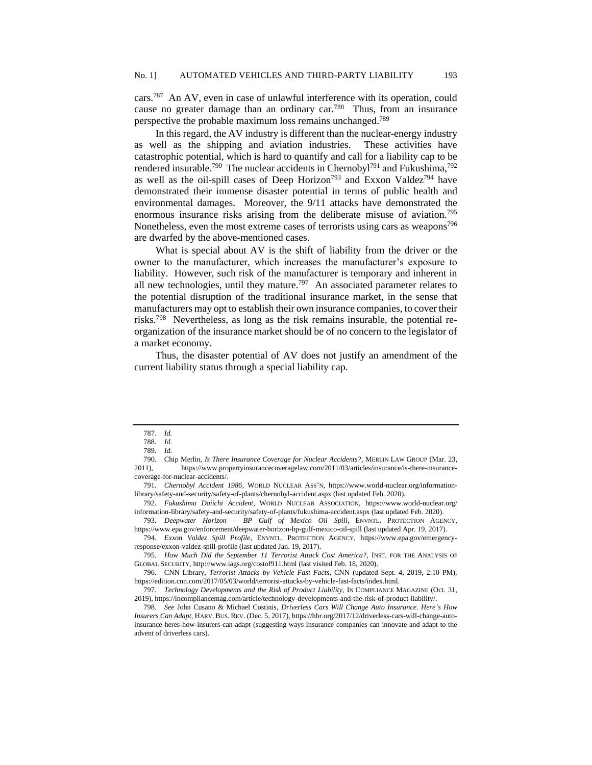cars.[787] An AV, even in case of unlawful interference with its operation, could cause no greater damage than an ordinary car.[788] Thus, from an insurance perspective the probable maximum loss remains unchanged.[789]

In this regard, the AV industry is different than the nuclear-energy industry as well as the shipping and aviation industries. These activities have catastrophic potential, which is hard to quantify and call for a liability cap to be rendered insurable.[790] The nuclear accidents in Chernobyl[791] and Fukushima,[792] as well as the oil-spill cases of Deep Horizon[793] and Exxon Valdez[794] have demonstrated their immense disaster potential in terms of public health and environmental damages. Moreover, the 9/11 attacks have demonstrated the enormous insurance risks arising from the deliberate misuse of aviation.[795] Nonetheless, even the most extreme cases of terrorists using cars as weapons[796] are dwarfed by the above-mentioned cases.

What is special about AV is the shift of liability from the driver or the owner to the manufacturer, which increases the manufacturer's exposure to liability. However, such risk of the manufacturer is temporary and inherent in all new technologies, until they mature.[797] An associated parameter relates to the potential disruption of the traditional insurance market, in the sense that manufacturers may opt to establish their own insurance companies, to cover their risks.[798] Nevertheless, as long as the risk remains insurable, the potential re-organization of the insurance market should be of no concern to the legislator of a market economy.

Thus, the disaster potential of AV does not justify an amendment of the current liability status through a special liability cap.

---

787. *Id.*

788. *Id.*

789. *Id.*

790. Chip Merlin, *Is There Insurance Coverage for Nuclear Accidents?*, MERLIN LAW GROUP (Mar. 23, 2011), https://www.propertyinsurancecoveragelaw.com/2011/03/articles/insurance/is-there-insurance-coverage-for-nuclear-accidents/.

791. *Chernobyl Accident 1986*, WORLD NUCLEAR ASS'N, https://www.world-nuclear.org/information-library/safety-and-security/safety-of-plants/chernobyl-accident.aspx (last updated Feb. 2020).

792. *Fukushima Daiichi Accident*, WORLD NUCLEAR ASSOCIATION, https://www.world-nuclear.org/information-library/safety-and-security/safety-of-plants/fukushima-accident.aspx (last updated Feb. 2020).

793. *Deepwater Horizon – BP Gulf of Mexico Oil Spill*, ENVNTL. PROTECTION AGENCY, https://www.epa.gov/enforcement/deepwater-horizon-bp-gulf-mexico-oil-spill (last updated Apr. 19, 2017).

794. *Exxon Valdez Spill Profile*, ENVNTL. PROTECTION AGENCY, https://www.epa.gov/emergency-response/exxon-valdez-spill-profile (last updated Jan. 19, 2017).

795. *How Much Did the September 11 Terrorist Attack Cost America?*, INST. FOR THE ANALYSIS OF GLOBAL SECURITY, http://www.iags.org/costof911.html (last visited Feb. 18, 2020).

796. CNN Library, *Terrorist Attacks by Vehicle Fast Facts*, CNN (updated Sept. 4, 2019, 2:10 PM), https://edition.cnn.com/2017/05/03/world/terrorist-attacks-by-vehicle-fast-facts/index.html.

797. *Technology Developments and the Risk of Product Liability*, IN COMPLIANCE MAGAZINE (Oct. 31, 2019), https://incompliancemag.com/article/technology-developments-and-the-risk-of-product-liability/.

798. *See* John Cusano & Michael Costinis, *Driverless Cars Will Change Auto Insurance. Here's How Insurers Can Adapt*, HARV. BUS. REV. (Dec. 5, 2017), https://hbr.org/2017/12/driverless-cars-will-change-auto-insurance-heres-how-insurers-can-adapt (suggesting ways insurance companies can innovate and adapt to the advent of driverless cars).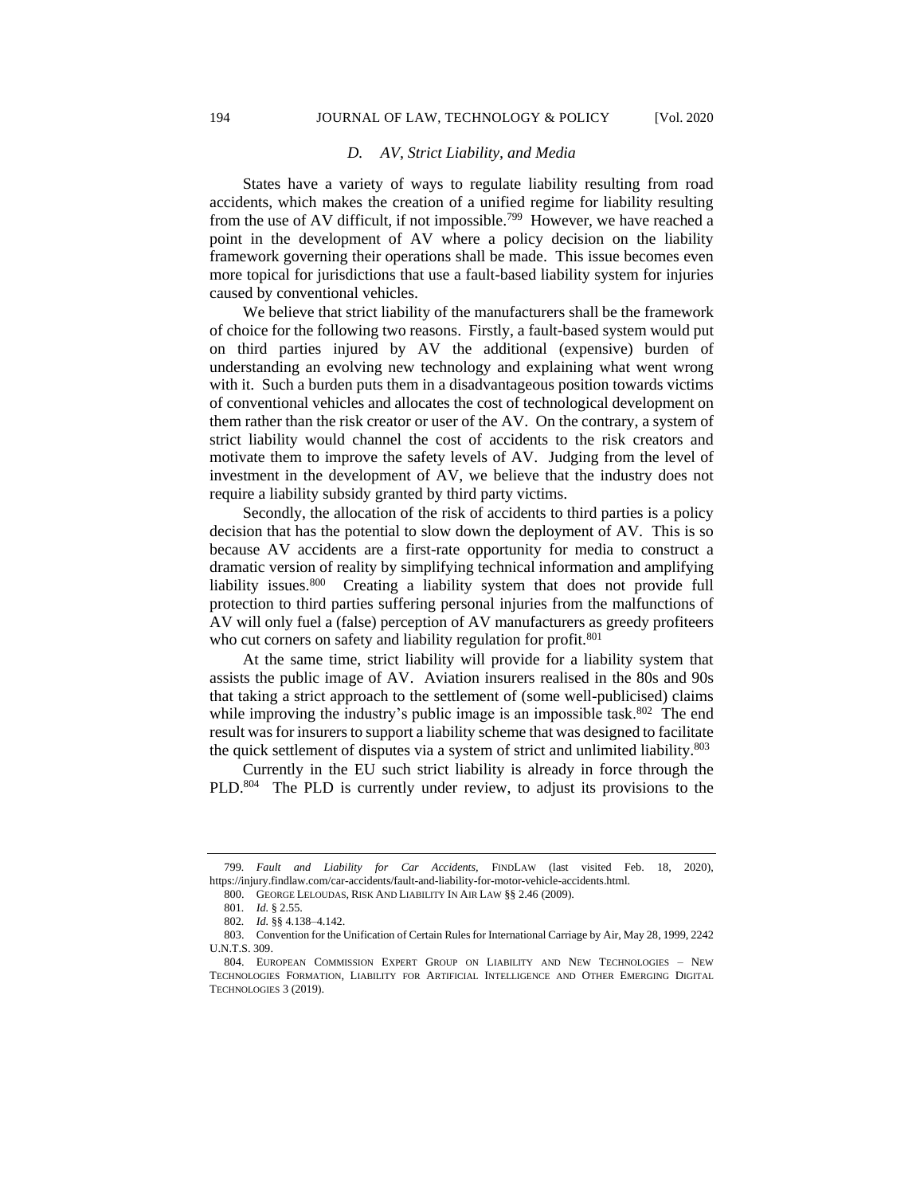### *D. AV, Strict Liability, and Media*

States have a variety of ways to regulate liability resulting from road accidents, which makes the creation of a unified regime for liability resulting from the use of AV difficult, if not impossible.[799] However, we have reached a point in the development of AV where a policy decision on the liability framework governing their operations shall be made. This issue becomes even more topical for jurisdictions that use a fault-based liability system for injuries caused by conventional vehicles.

We believe that strict liability of the manufacturers shall be the framework of choice for the following two reasons. Firstly, a fault-based system would put on third parties injured by AV the additional (expensive) burden of understanding an evolving new technology and explaining what went wrong with it. Such a burden puts them in a disadvantageous position towards victims of conventional vehicles and allocates the cost of technological development on them rather than the risk creator or user of the AV. On the contrary, a system of strict liability would channel the cost of accidents to the risk creators and motivate them to improve the safety levels of AV. Judging from the level of investment in the development of AV, we believe that the industry does not require a liability subsidy granted by third party victims.

Secondly, the allocation of the risk of accidents to third parties is a policy decision that has the potential to slow down the deployment of AV. This is so because AV accidents are a first-rate opportunity for media to construct a dramatic version of reality by simplifying technical information and amplifying liability issues.[800] Creating a liability system that does not provide full protection to third parties suffering personal injuries from the malfunctions of AV will only fuel a (false) perception of AV manufacturers as greedy profiteers who cut corners on safety and liability regulation for profit.[801]

At the same time, strict liability will provide for a liability system that assists the public image of AV. Aviation insurers realised in the 80s and 90s that taking a strict approach to the settlement of (some well-publicised) claims while improving the industry's public image is an impossible task.[802] The end result was for insurers to support a liability scheme that was designed to facilitate the quick settlement of disputes via a system of strict and unlimited liability.[803]

Currently in the EU such strict liability is already in force through the PLD.[804] The PLD is currently under review, to adjust its provisions to the

---

799. *Fault and Liability for Car Accidents*, FINDLAW (last visited Feb. 18, 2020), https://injury.findlaw.com/car-accidents/fault-and-liability-for-motor-vehicle-accidents.html.

800. GEORGE LELOUDAS, RISK AND LIABILITY IN AIR LAW §§ 2.46 (2009).

801. *Id.* § 2.55.

802. *Id.* §§ 4.138–4.142.

803. Convention for the Unification of Certain Rules for International Carriage by Air, May 28, 1999, 2242 U.N.T.S. 309.

804. EUROPEAN COMMISSION EXPERT GROUP ON LIABILITY AND NEW TECHNOLOGIES – NEW TECHNOLOGIES FORMATION, LIABILITY FOR ARTIFICIAL INTELLIGENCE AND OTHER EMERGING DIGITAL TECHNOLOGIES 3 (2019).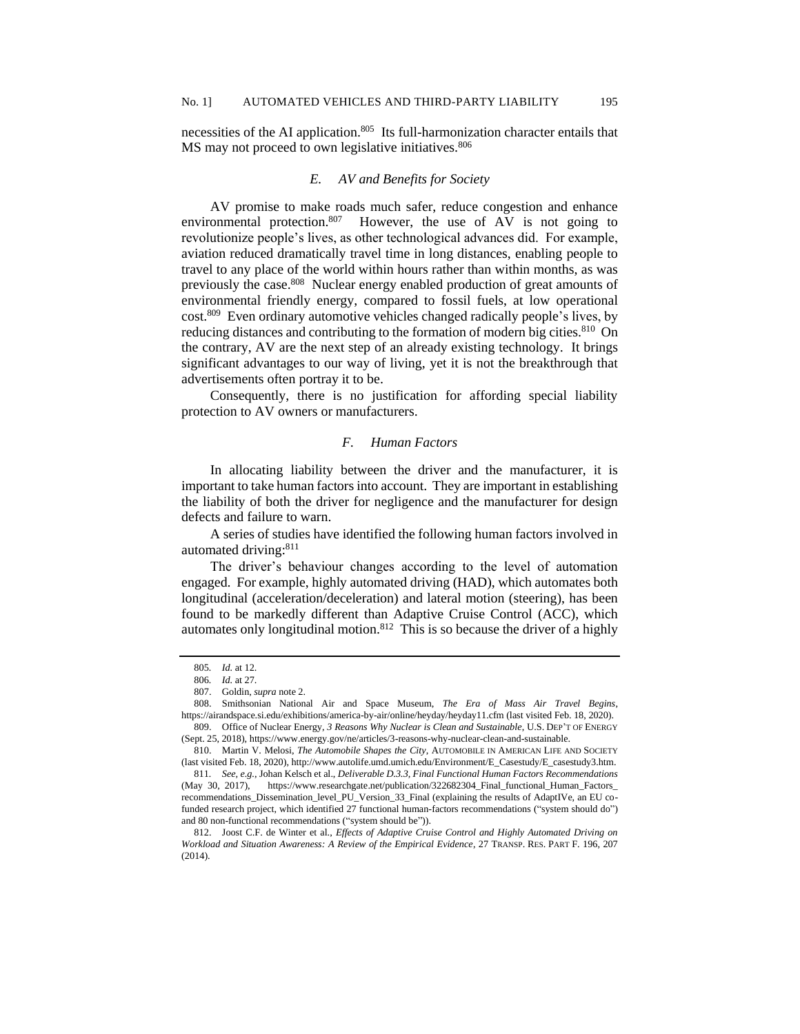necessities of the AI application.[805] Its full-harmonization character entails that MS may not proceed to own legislative initiatives.[806]

### *E. AV and Benefits for Society*

AV promise to make roads much safer, reduce congestion and enhance environmental protection.[807] However, the use of AV is not going to revolutionize people's lives, as other technological advances did. For example, aviation reduced dramatically travel time in long distances, enabling people to travel to any place of the world within hours rather than within months, as was previously the case.[808] Nuclear energy enabled production of great amounts of environmental friendly energy, compared to fossil fuels, at low operational cost.[809] Even ordinary automotive vehicles changed radically people's lives, by reducing distances and contributing to the formation of modern big cities.[810] On the contrary, AV are the next step of an already existing technology. It brings significant advantages to our way of living, yet it is not the breakthrough that advertisements often portray it to be.

Consequently, there is no justification for affording special liability protection to AV owners or manufacturers.

### *F. Human Factors*

In allocating liability between the driver and the manufacturer, it is important to take human factors into account. They are important in establishing the liability of both the driver for negligence and the manufacturer for design defects and failure to warn.

A series of studies have identified the following human factors involved in automated driving:[811]

The driver's behaviour changes according to the level of automation engaged. For example, highly automated driving (HAD), which automates both longitudinal (acceleration/deceleration) and lateral motion (steering), has been found to be markedly different than Adaptive Cruise Control (ACC), which automates only longitudinal motion.[812] This is so because the driver of a highly

---

805. *Id.* at 12.

806. *Id.* at 27.

807. Goldin, *supra* note 2.

808. Smithsonian National Air and Space Museum, *The Era of Mass Air Travel Begins*, https://airandspace.si.edu/exhibitions/america-by-air/online/heyday/heyday11.cfm (last visited Feb. 18, 2020).

809. Office of Nuclear Energy, *3 Reasons Why Nuclear is Clean and Sustainable*, U.S. DEP'T OF ENERGY (Sept. 25, 2018), https://www.energy.gov/ne/articles/3-reasons-why-nuclear-clean-and-sustainable.

810. Martin V. Melosi, *The Automobile Shapes the City*, AUTOMOBILE IN AMERICAN LIFE AND SOCIETY (last visited Feb. 18, 2020), http://www.autolife.umd.umich.edu/Environment/E_Casestudy/E_casestudy3.htm.

811. *See, e.g.*, Johan Kelsch et al., *Deliverable D.3.3, Final Functional Human Factors Recommendations* (May 30, 2017), https://www.researchgate.net/publication/322682304_Final_functional_Human_Factors_recommendations_Dissemination_level_PU_Version_33_Final (explaining the results of AdaptIVe, an EU co-funded research project, which identified 27 functional human-factors recommendations ("system should do") and 80 non-functional recommendations ("system should be")).

812. Joost C.F. de Winter et al., *Effects of Adaptive Cruise Control and Highly Automated Driving on Workload and Situation Awareness: A Review of the Empirical Evidence*, 27 TRANSP. RES. PART F. 196, 207 (2014).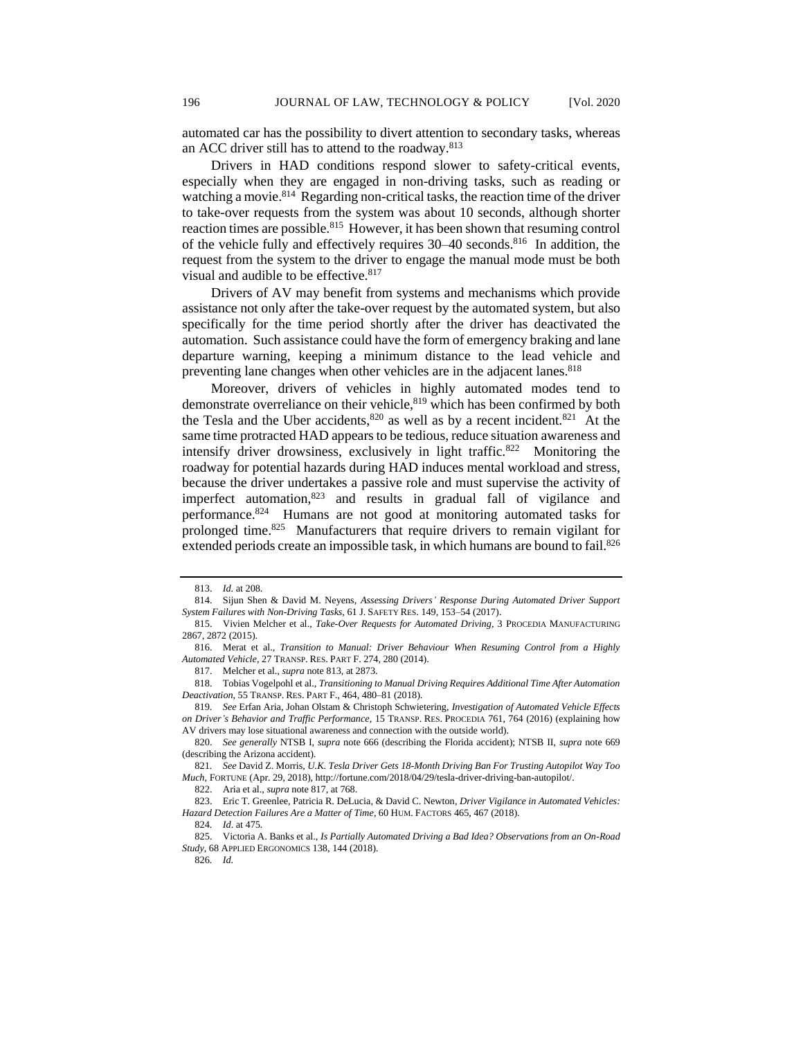automated car has the possibility to divert attention to secondary tasks, whereas an ACC driver still has to attend to the roadway.[813]

Drivers in HAD conditions respond slower to safety-critical events, especially when they are engaged in non-driving tasks, such as reading or watching a movie.[814] Regarding non-critical tasks, the reaction time of the driver to take-over requests from the system was about 10 seconds, although shorter reaction times are possible.[815] However, it has been shown that resuming control of the vehicle fully and effectively requires 30–40 seconds.[816] In addition, the request from the system to the driver to engage the manual mode must be both visual and audible to be effective.[817]

Drivers of AV may benefit from systems and mechanisms which provide assistance not only after the take-over request by the automated system, but also specifically for the time period shortly after the driver has deactivated the automation. Such assistance could have the form of emergency braking and lane departure warning, keeping a minimum distance to the lead vehicle and preventing lane changes when other vehicles are in the adjacent lanes.[818]

Moreover, drivers of vehicles in highly automated modes tend to demonstrate overreliance on their vehicle,[819] which has been confirmed by both the Tesla and the Uber accidents,[820] as well as by a recent incident.[821] At the same time protracted HAD appears to be tedious, reduce situation awareness and intensify driver drowsiness, exclusively in light traffic.[822] Monitoring the roadway for potential hazards during HAD induces mental workload and stress, because the driver undertakes a passive role and must supervise the activity of imperfect automation,[823] and results in gradual fall of vigilance and performance.[824] Humans are not good at monitoring automated tasks for prolonged time.[825] Manufacturers that require drivers to remain vigilant for extended periods create an impossible task, in which humans are bound to fail.[826]

---

813. *Id.* at 208.

814. Sijun Shen & David M. Neyens, *Assessing Drivers' Response During Automated Driver Support System Failures with Non-Driving Tasks*, 61 J. SAFETY RES. 149, 153–54 (2017).

815. Vivien Melcher et al., *Take-Over Requests for Automated Driving*, 3 PROCEDIA MANUFACTURING 2867, 2872 (2015).

816. Merat et al., *Transition to Manual: Driver Behaviour When Resuming Control from a Highly Automated Vehicle*, 27 TRANSP. RES. PART F. 274, 280 (2014).

817. Melcher et al., *supra* note 813, at 2873.

818. Tobias Vogelpohl et al., *Transitioning to Manual Driving Requires Additional Time After Automation Deactivation*, 55 TRANSP. RES. PART F., 464, 480–81 (2018).

819. *See* Erfan Aria, Johan Olstam & Christoph Schwietering, *Investigation of Automated Vehicle Effects on Driver's Behavior and Traffic Performance*, 15 TRANSP. RES. PROCEDIA 761, 764 (2016) (explaining how AV drivers may lose situational awareness and connection with the outside world).

820. *See generally* NTSB I, *supra* note 666 (describing the Florida accident); NTSB II, *supra* note 669 (describing the Arizona accident).

821. *See* David Z. Morris, *U.K. Tesla Driver Gets 18-Month Driving Ban For Trusting Autopilot Way Too Much*, FORTUNE (Apr. 29, 2018), http://fortune.com/2018/04/29/tesla-driver-driving-ban-autopilot/.

822. Aria et al., *supra* note 817, at 768.

823. Eric T. Greenlee, Patricia R. DeLucia, & David C. Newton, *Driver Vigilance in Automated Vehicles: Hazard Detection Failures Are a Matter of Time*, 60 HUM. FACTORS 465, 467 (2018).

824. *Id*. at 475.

825. Victoria A. Banks et al., *Is Partially Automated Driving a Bad Idea? Observations from an On-Road Study*, 68 APPLIED ERGONOMICS 138, 144 (2018).

826. *Id.*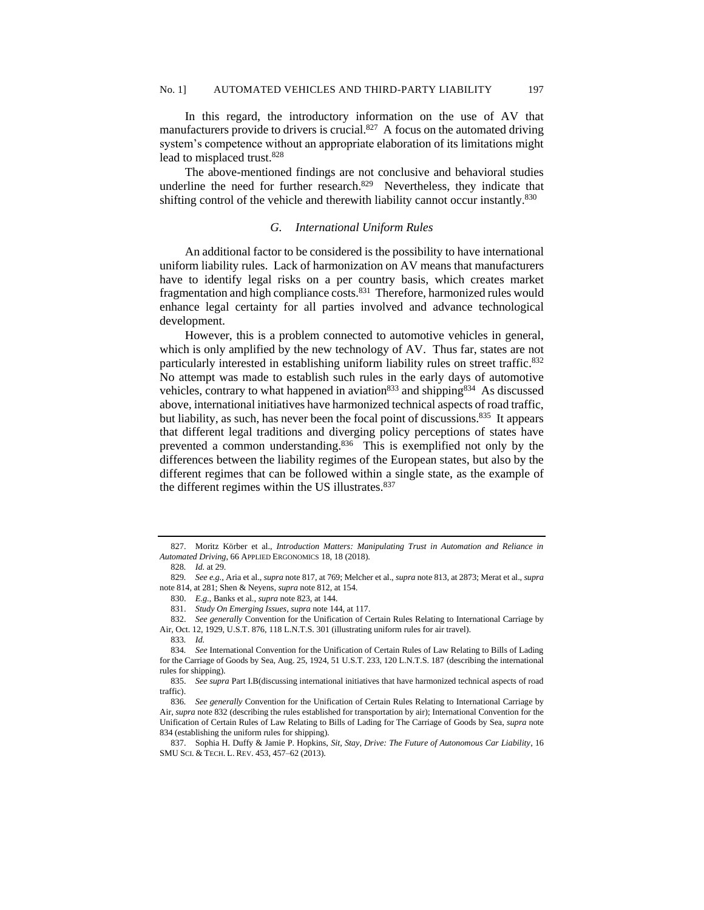In this regard, the introductory information on the use of AV that manufacturers provide to drivers is crucial.[827] A focus on the automated driving system's competence without an appropriate elaboration of its limitations might lead to misplaced trust.[828]

The above-mentioned findings are not conclusive and behavioral studies underline the need for further research.[829] Nevertheless, they indicate that shifting control of the vehicle and therewith liability cannot occur instantly.[830]

### *G. International Uniform Rules*

An additional factor to be considered is the possibility to have international uniform liability rules. Lack of harmonization on AV means that manufacturers have to identify legal risks on a per country basis, which creates market fragmentation and high compliance costs.[831] Therefore, harmonized rules would enhance legal certainty for all parties involved and advance technological development.

However, this is a problem connected to automotive vehicles in general, which is only amplified by the new technology of AV. Thus far, states are not particularly interested in establishing uniform liability rules on street traffic.[832] No attempt was made to establish such rules in the early days of automotive vehicles, contrary to what happened in aviation[833] and shipping[834] As discussed above, international initiatives have harmonized technical aspects of road traffic, but liability, as such, has never been the focal point of discussions.[835] It appears that different legal traditions and diverging policy perceptions of states have prevented a common understanding.[836] This is exemplified not only by the differences between the liability regimes of the European states, but also by the different regimes that can be followed within a single state, as the example of the different regimes within the US illustrates.[837]

---

827. Moritz Körber et al., *Introduction Matters: Manipulating Trust in Automation and Reliance in Automated Driving*, 66 APPLIED ERGONOMICS 18, 18 (2018).

828. *Id.* at 29.

829. *See e.g.*, Aria et al., *supra* note 817, at 769; Melcher et al., *supra* note 813, at 2873; Merat et al., *supra* note 814, at 281; Shen & Neyens, *supra* note 812, at 154.

830. *E.g.*, Banks et al., *supra* note 823, at 144.

831. *Study On Emerging Issues*, *supra* note 144, at 117.

832. *See generally* Convention for the Unification of Certain Rules Relating to International Carriage by Air, Oct. 12, 1929, U.S.T. 876, 118 L.N.T.S. 301 (illustrating uniform rules for air travel).

833. *Id.*

834. *See* International Convention for the Unification of Certain Rules of Law Relating to Bills of Lading for the Carriage of Goods by Sea, Aug. 25, 1924, 51 U.S.T. 233, 120 L.N.T.S. 187 (describing the international rules for shipping).

835. *See supra* Part I.B(discussing international initiatives that have harmonized technical aspects of road traffic).

836. *See generally* Convention for the Unification of Certain Rules Relating to International Carriage by Air, *supra* note 832 (describing the rules established for transportation by air); International Convention for the Unification of Certain Rules of Law Relating to Bills of Lading for The Carriage of Goods by Sea, *supra* note 834 (establishing the uniform rules for shipping).

837. Sophia H. Duffy & Jamie P. Hopkins, *Sit, Stay, Drive: The Future of Autonomous Car Liability*, 16 SMU SCI. & TECH. L. REV. 453, 457–62 (2013).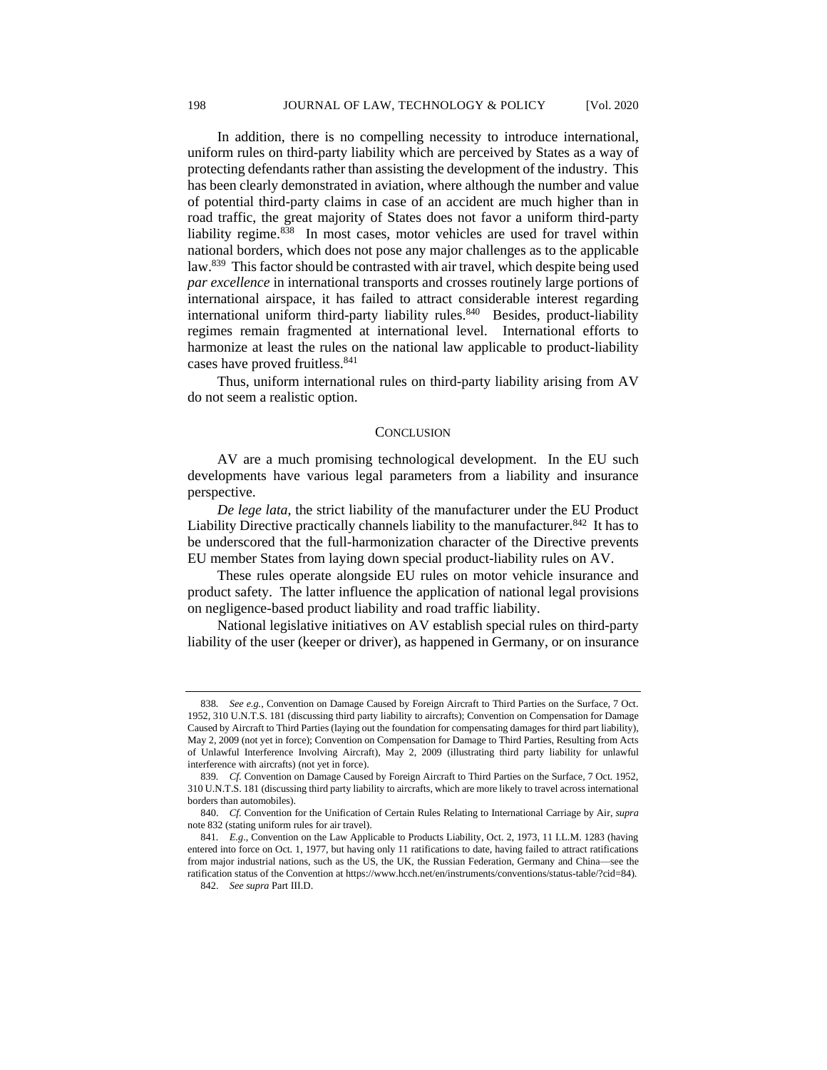In addition, there is no compelling necessity to introduce international, uniform rules on third-party liability which are perceived by States as a way of protecting defendants rather than assisting the development of the industry. This has been clearly demonstrated in aviation, where although the number and value of potential third-party claims in case of an accident are much higher than in road traffic, the great majority of States does not favor a uniform third-party liability regime.[838] In most cases, motor vehicles are used for travel within national borders, which does not pose any major challenges as to the applicable law.[839] This factor should be contrasted with air travel, which despite being used *par excellence* in international transports and crosses routinely large portions of international airspace, it has failed to attract considerable interest regarding international uniform third-party liability rules.[840] Besides, product-liability regimes remain fragmented at international level. International efforts to harmonize at least the rules on the national law applicable to product-liability cases have proved fruitless.[841]

Thus, uniform international rules on third-party liability arising from AV do not seem a realistic option.

## CONCLUSION

AV are a much promising technological development. In the EU such developments have various legal parameters from a liability and insurance perspective.

*De lege lata*, the strict liability of the manufacturer under the EU Product Liability Directive practically channels liability to the manufacturer.[842] It has to be underscored that the full-harmonization character of the Directive prevents EU member States from laying down special product-liability rules on AV.

These rules operate alongside EU rules on motor vehicle insurance and product safety. The latter influence the application of national legal provisions on negligence-based product liability and road traffic liability.

National legislative initiatives on AV establish special rules on third-party liability of the user (keeper or driver), as happened in Germany, or on insurance

---

838. *See e.g.*, Convention on Damage Caused by Foreign Aircraft to Third Parties on the Surface, 7 Oct. 1952, 310 U.N.T.S. 181 (discussing third party liability to aircrafts); Convention on Compensation for Damage Caused by Aircraft to Third Parties (laying out the foundation for compensating damages for third part liability), May 2, 2009 (not yet in force); Convention on Compensation for Damage to Third Parties, Resulting from Acts of Unlawful Interference Involving Aircraft), May 2, 2009 (illustrating third party liability for unlawful interference with aircrafts) (not yet in force).

839. *Cf.* Convention on Damage Caused by Foreign Aircraft to Third Parties on the Surface, 7 Oct. 1952, 310 U.N.T.S. 181 (discussing third party liability to aircrafts, which are more likely to travel across international borders than automobiles).

840. *Cf.* Convention for the Unification of Certain Rules Relating to International Carriage by Air, *supra* note 832 (stating uniform rules for air travel).

841. *E.g.*, Convention on the Law Applicable to Products Liability, Oct. 2, 1973, 11 I.L.M. 1283 (having entered into force on Oct. 1, 1977, but having only 11 ratifications to date, having failed to attract ratifications from major industrial nations, such as the US, the UK, the Russian Federation, Germany and China—see the ratification status of the Convention at https://www.hcch.net/en/instruments/conventions/status-table/?cid=84).

842. *See supra* Part III.D.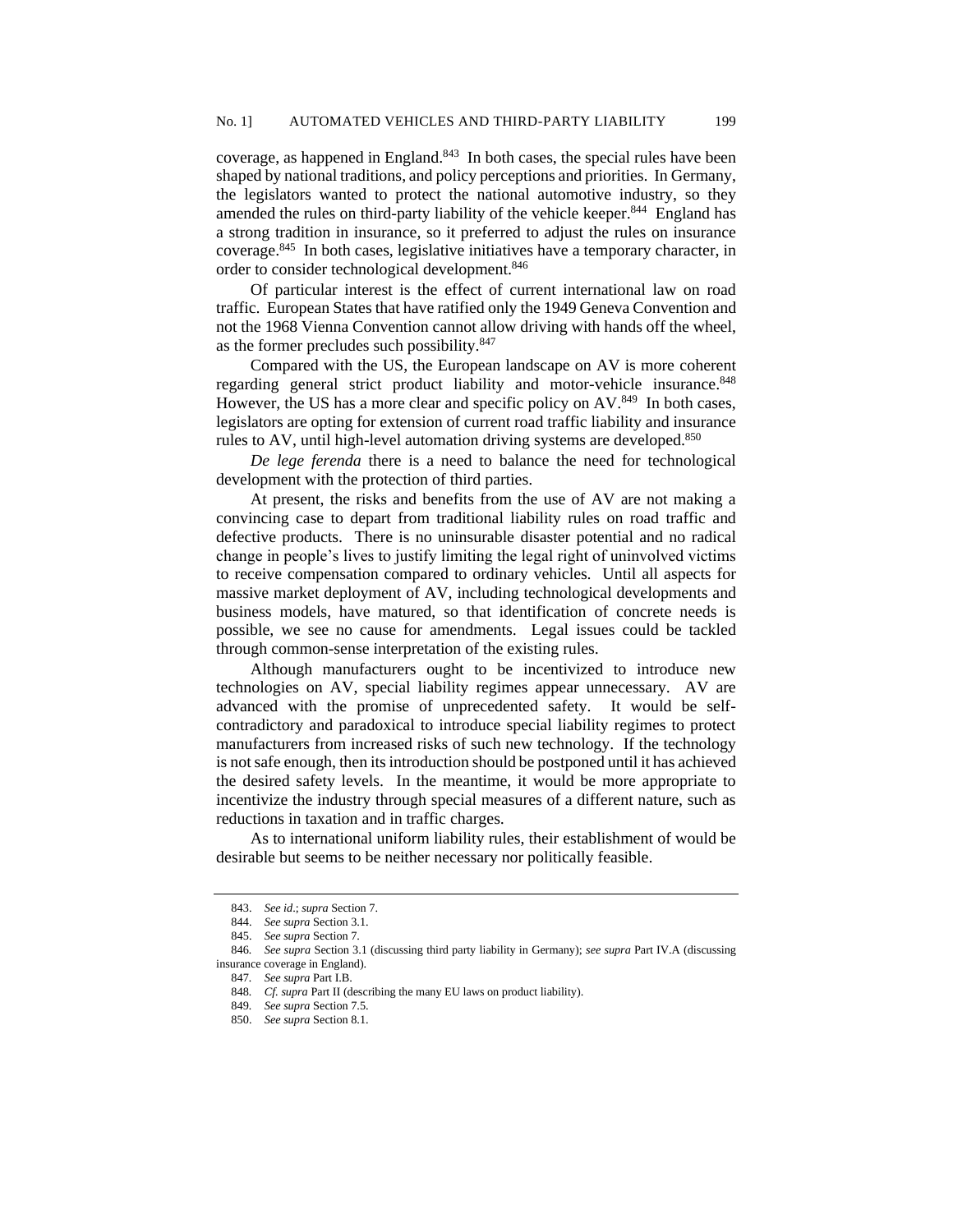coverage, as happened in England.[843] In both cases, the special rules have been shaped by national traditions, and policy perceptions and priorities. In Germany, the legislators wanted to protect the national automotive industry, so they amended the rules on third-party liability of the vehicle keeper.[844] England has a strong tradition in insurance, so it preferred to adjust the rules on insurance coverage.[845] In both cases, legislative initiatives have a temporary character, in order to consider technological development.[846]

Of particular interest is the effect of current international law on road traffic. European States that have ratified only the 1949 Geneva Convention and not the 1968 Vienna Convention cannot allow driving with hands off the wheel, as the former precludes such possibility.[847]

Compared with the US, the European landscape on AV is more coherent regarding general strict product liability and motor-vehicle insurance.[848] However, the US has a more clear and specific policy on AV.[849] In both cases, legislators are opting for extension of current road traffic liability and insurance rules to AV, until high-level automation driving systems are developed.[850]

*De lege ferenda* there is a need to balance the need for technological development with the protection of third parties.

At present, the risks and benefits from the use of AV are not making a convincing case to depart from traditional liability rules on road traffic and defective products. There is no uninsurable disaster potential and no radical change in people's lives to justify limiting the legal right of uninvolved victims to receive compensation compared to ordinary vehicles. Until all aspects for massive market deployment of AV, including technological developments and business models, have matured, so that identification of concrete needs is possible, we see no cause for amendments. Legal issues could be tackled through common-sense interpretation of the existing rules.

Although manufacturers ought to be incentivized to introduce new technologies on AV, special liability regimes appear unnecessary. AV are advanced with the promise of unprecedented safety. It would be self-contradictory and paradoxical to introduce special liability regimes to protect manufacturers from increased risks of such new technology. If the technology is not safe enough, then its introduction should be postponed until it has achieved the desired safety levels. In the meantime, it would be more appropriate to incentivize the industry through special measures of a different nature, such as reductions in taxation and in traffic charges.

As to international uniform liability rules, their establishment of would be desirable but seems to be neither necessary nor politically feasible.

---

843. *See id.*; *supra* Section 7.

844. *See supra* Section 3.1.

845. *See supra* Section 7.

846. *See supra* Section 3.1 (discussing third party liability in Germany); *see supra* Part IV.A (discussing insurance coverage in England).

847. *See supra* Part I.B.

848. *Cf. supra* Part II (describing the many EU laws on product liability).

849. *See supra* Section 7.5.

850. *See supra* Section 8.1.